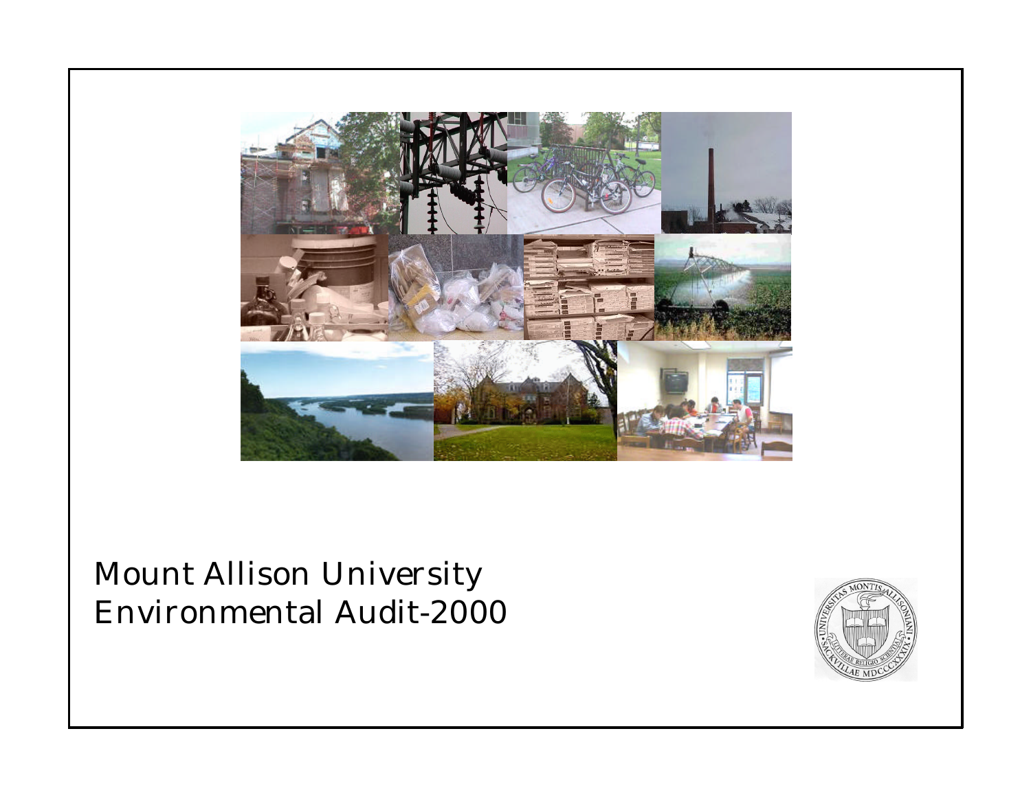# Mount Allison University
# Environmental Audit-2000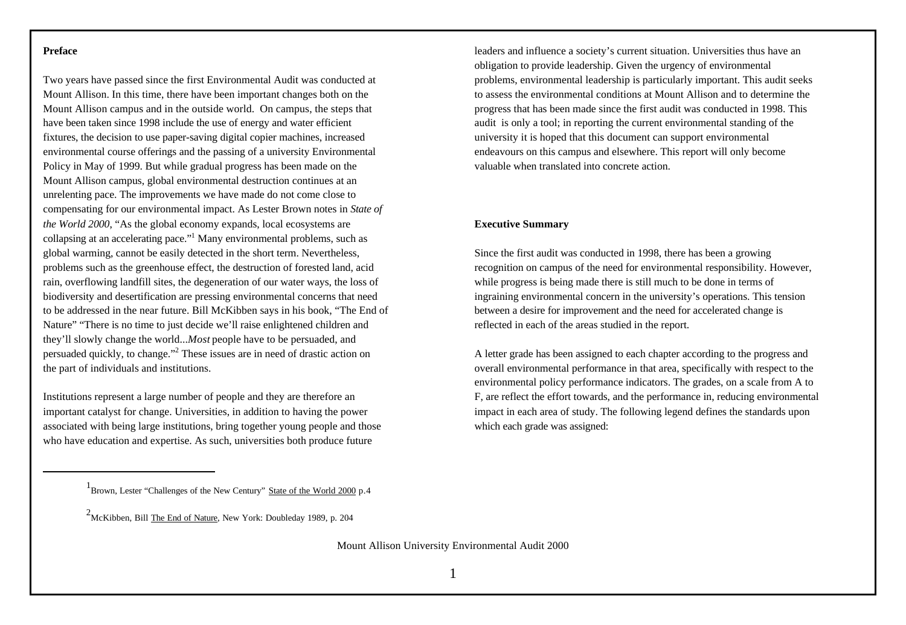## Preface

Two years have passed since the first Environmental Audit was conducted at Mount Allison. In this time, there have been important changes both on the Mount Allison campus and in the outside world. On campus, the steps that have been taken since 1998 include the use of energy and water efficient fixtures, the decision to use paper-saving digital copier machines, increased environmental course offerings and the passing of a university Environmental Policy in May of 1999. But while gradual progress has been made on the Mount Allison campus, global environmental destruction continues at an unrelenting pace. The improvements we have made do not come close to compensating for our environmental impact. As Lester Brown notes in *State of the World 2000*, "As the global economy expands, local ecosystems are collapsing at an accelerating pace."[1] Many environmental problems, such as global warming, cannot be easily detected in the short term. Nevertheless, problems such as the greenhouse effect, the destruction of forested land, acid rain, overflowing landfill sites, the degeneration of our water ways, the loss of biodiversity and desertification are pressing environmental concerns that need to be addressed in the near future. Bill McKibben says in his book, "The End of Nature" "There is no time to just decide we'll raise enlightened children and they'll slowly change the world...*Most* people have to be persuaded, and persuaded quickly, to change."[2] These issues are in need of drastic action on the part of individuals and institutions.

Institutions represent a large number of people and they are therefore an important catalyst for change. Universities, in addition to having the power associated with being large institutions, bring together young people and those who have education and expertise. As such, universities both produce future leaders and influence a society's current situation. Universities thus have an obligation to provide leadership. Given the urgency of environmental problems, environmental leadership is particularly important. This audit seeks to assess the environmental conditions at Mount Allison and to determine the progress that has been made since the first audit was conducted in 1998. This audit is only a tool; in reporting the current environmental standing of the university it is hoped that this document can support environmental endeavours on this campus and elsewhere. This report will only become valuable when translated into concrete action.

[1] Brown, Lester "Challenges of the New Century" State of the World 2000 p.4

[2] McKibben, Bill The End of Nature, New York: Doubleday 1989, p. 204

## Executive Summary

Since the first audit was conducted in 1998, there has been a growing recognition on campus of the need for environmental responsibility. However, while progress is being made there is still much to be done in terms of ingraining environmental concern in the university's operations. This tension between a desire for improvement and the need for accelerated change is reflected in each of the areas studied in the report.

A letter grade has been assigned to each chapter according to the progress and overall environmental performance in that area, specifically with respect to the environmental policy performance indicators. The grades, on a scale from A to F, are reflect the effort towards, and the performance in, reducing environmental impact in each area of study. The following legend defines the standards upon which each grade was assigned: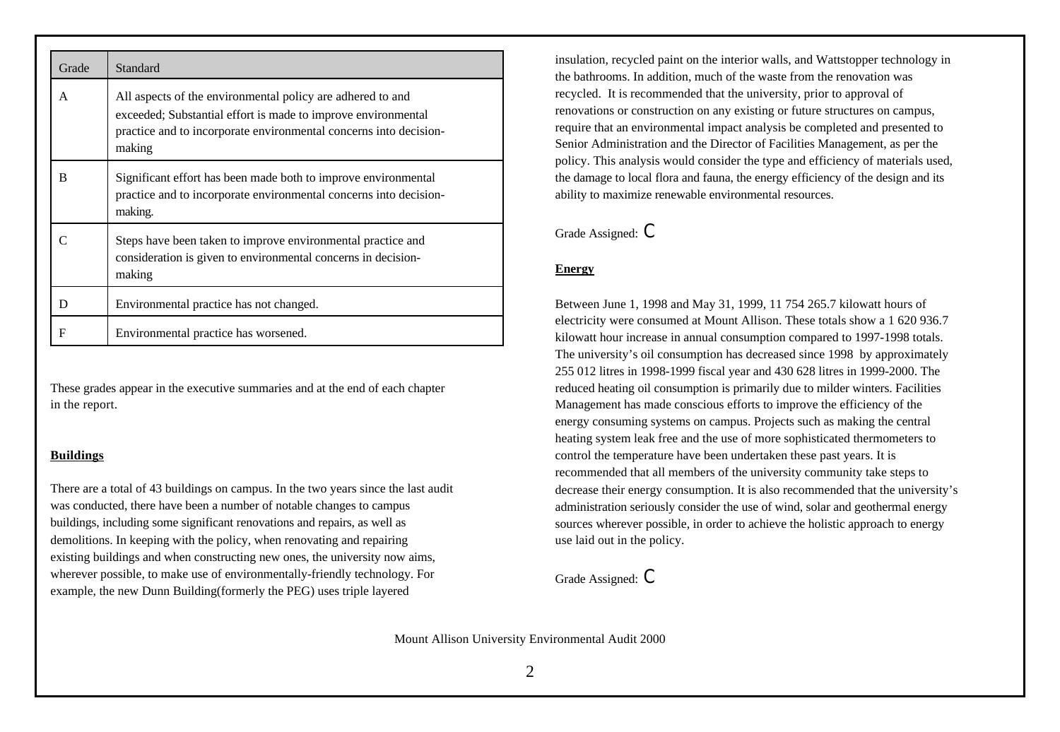| Grade | Standard |
| --- | --- |
| A | All aspects of the environmental policy are adhered to and exceeded; Substantial effort is made to improve environmental practice and to incorporate environmental concerns into decision-making |
| B | Significant effort has been made both to improve environmental practice and to incorporate environmental concerns into decision-making. |
| C | Steps have been taken to improve environmental practice and consideration is given to environmental concerns in decision-making |
| D | Environmental practice has not changed. |
| F | Environmental practice has worsened. |

These grades appear in the executive summaries and at the end of each chapter in the report.

**Buildings**

There are a total of 43 buildings on campus. In the two years since the last audit was conducted, there have been a number of notable changes to campus buildings, including some significant renovations and repairs, as well as demolitions. In keeping with the policy, when renovating and repairing existing buildings and when constructing new ones, the university now aims, wherever possible, to make use of environmentally-friendly technology. For example, the new Dunn Building(formerly the PEG) uses triple layered insulation, recycled paint on the interior walls, and Wattstopper technology in the bathrooms. In addition, much of the waste from the renovation was recycled. It is recommended that the university, prior to approval of renovations or construction on any existing or future structures on campus, require that an environmental impact analysis be completed and presented to Senior Administration and the Director of Facilities Management, as per the policy. This analysis would consider the type and efficiency of materials used, the damage to local flora and fauna, the energy efficiency of the design and its ability to maximize renewable environmental resources.

Grade Assigned: C

**Energy**

Between June 1, 1998 and May 31, 1999, 11 754 265.7 kilowatt hours of electricity were consumed at Mount Allison. These totals show a 1 620 936.7 kilowatt hour increase in annual consumption compared to 1997-1998 totals. The university's oil consumption has decreased since 1998 by approximately 255 012 litres in 1998-1999 fiscal year and 430 628 litres in 1999-2000. The reduced heating oil consumption is primarily due to milder winters. Facilities Management has made conscious efforts to improve the efficiency of the energy consuming systems on campus. Projects such as making the central heating system leak free and the use of more sophisticated thermometers to control the temperature have been undertaken these past years. It is recommended that all members of the university community take steps to decrease their energy consumption. It is also recommended that the university's administration seriously consider the use of wind, solar and geothermal energy sources wherever possible, in order to achieve the holistic approach to energy use laid out in the policy.

Grade Assigned: C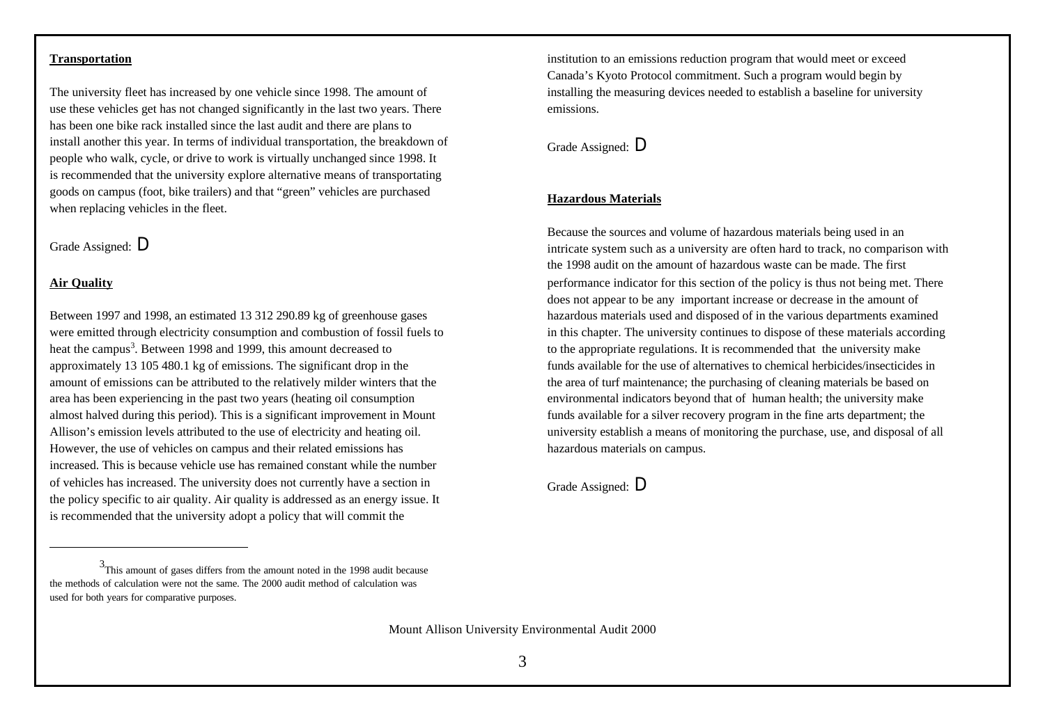**Transportation**

The university fleet has increased by one vehicle since 1998. The amount of use these vehicles get has not changed significantly in the last two years. There has been one bike rack installed since the last audit and there are plans to install another this year. In terms of individual transportation, the breakdown of people who walk, cycle, or drive to work is virtually unchanged since 1998. It is recommended that the university explore alternative means of transportating goods on campus (foot, bike trailers) and that "green" vehicles are purchased when replacing vehicles in the fleet.

Grade Assigned: D

**Air Quality**

Between 1997 and 1998, an estimated 13 312 290.89 kg of greenhouse gases were emitted through electricity consumption and combustion of fossil fuels to heat the campus[3]. Between 1998 and 1999, this amount decreased to approximately 13 105 480.1 kg of emissions. The significant drop in the amount of emissions can be attributed to the relatively milder winters that the area has been experiencing in the past two years (heating oil consumption almost halved during this period). This is a significant improvement in Mount Allison's emission levels attributed to the use of electricity and heating oil. However, the use of vehicles on campus and their related emissions has increased. This is because vehicle use has remained constant while the number of vehicles has increased. The university does not currently have a section in the policy specific to air quality. Air quality is addressed as an energy issue. It is recommended that the university adopt a policy that will commit the institution to an emissions reduction program that would meet or exceed Canada's Kyoto Protocol commitment. Such a program would begin by installing the measuring devices needed to establish a baseline for university emissions.

Grade Assigned: D

**Hazardous Materials**

Because the sources and volume of hazardous materials being used in an intricate system such as a university are often hard to track, no comparison with the 1998 audit on the amount of hazardous waste can be made. The first performance indicator for this section of the policy is thus not being met. There does not appear to be any important increase or decrease in the amount of hazardous materials used and disposed of in the various departments examined in this chapter. The university continues to dispose of these materials according to the appropriate regulations. It is recommended that the university make funds available for the use of alternatives to chemical herbicides/insecticides in the area of turf maintenance; the purchasing of cleaning materials be based on environmental indicators beyond that of human health; the university make funds available for a silver recovery program in the fine arts department; the university establish a means of monitoring the purchase, use, and disposal of all hazardous materials on campus.

Grade Assigned: D

---

[3] This amount of gases differs from the amount noted in the 1998 audit because the methods of calculation were not the same. The 2000 audit method of calculation was used for both years for comparative purposes.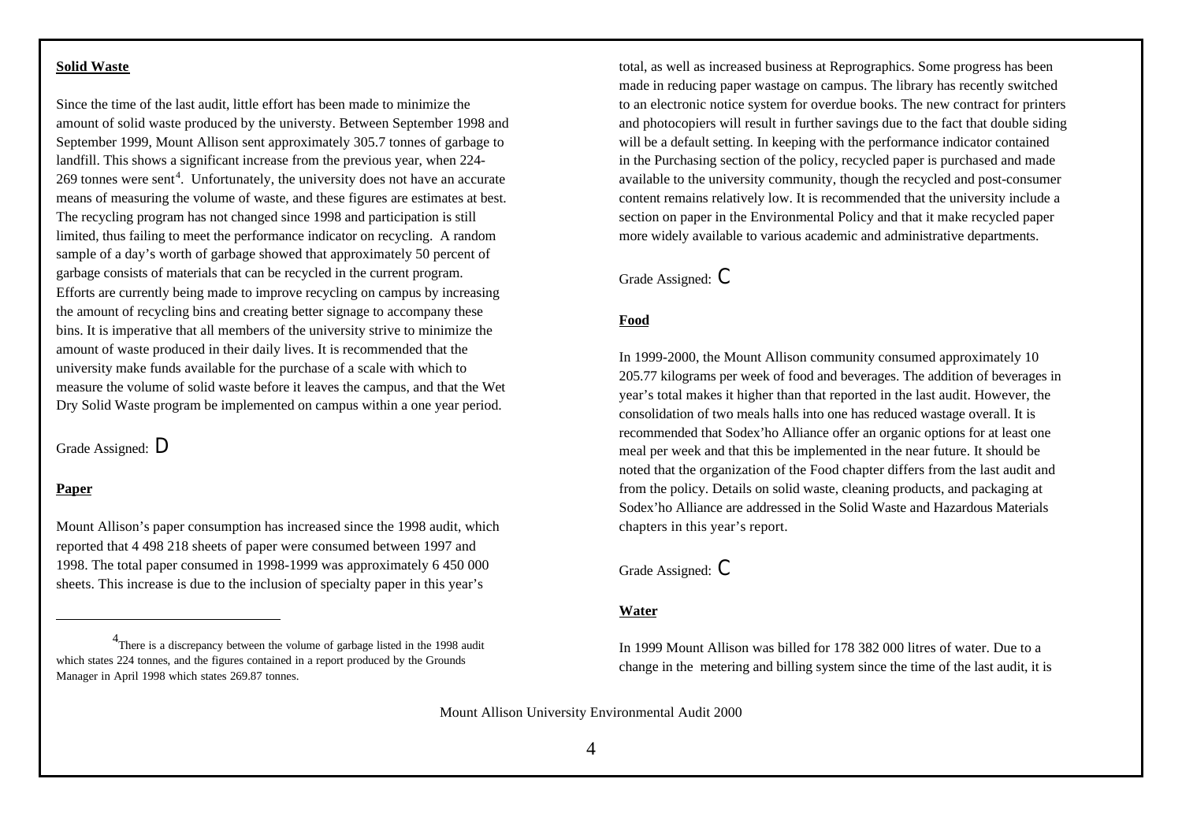**Solid Waste**

Since the time of the last audit, little effort has been made to minimize the amount of solid waste produced by the universty. Between September 1998 and September 1999, Mount Allison sent approximately 305.7 tonnes of garbage to landfill. This shows a significant increase from the previous year, when 224-269 tonnes were sent[4]. Unfortunately, the university does not have an accurate means of measuring the volume of waste, and these figures are estimates at best. The recycling program has not changed since 1998 and participation is still limited, thus failing to meet the performance indicator on recycling. A random sample of a day's worth of garbage showed that approximately 50 percent of garbage consists of materials that can be recycled in the current program. Efforts are currently being made to improve recycling on campus by increasing the amount of recycling bins and creating better signage to accompany these bins. It is imperative that all members of the university strive to minimize the amount of waste produced in their daily lives. It is recommended that the university make funds available for the purchase of a scale with which to measure the volume of solid waste before it leaves the campus, and that the Wet Dry Solid Waste program be implemented on campus within a one year period.

Grade Assigned: D

**Paper**

Mount Allison's paper consumption has increased since the 1998 audit, which reported that 4 498 218 sheets of paper were consumed between 1997 and 1998. The total paper consumed in 1998-1999 was approximately 6 450 000 sheets. This increase is due to the inclusion of specialty paper in this year's total, as well as increased business at Reprographics. Some progress has been made in reducing paper wastage on campus. The library has recently switched to an electronic notice system for overdue books. The new contract for printers and photocopiers will result in further savings due to the fact that double siding will be a default setting. In keeping with the performance indicator contained in the Purchasing section of the policy, recycled paper is purchased and made available to the university community, though the recycled and post-consumer content remains relatively low. It is recommended that the university include a section on paper in the Environmental Policy and that it make recycled paper more widely available to various academic and administrative departments.

Grade Assigned: C

**Food**

In 1999-2000, the Mount Allison community consumed approximately 10 205.77 kilograms per week of food and beverages. The addition of beverages in year's total makes it higher than that reported in the last audit. However, the consolidation of two meals halls into one has reduced wastage overall. It is recommended that Sodex'ho Alliance offer an organic options for at least one meal per week and that this be implemented in the near future. It should be noted that the organization of the Food chapter differs from the last audit and from the policy. Details on solid waste, cleaning products, and packaging at Sodex'ho Alliance are addressed in the Solid Waste and Hazardous Materials chapters in this year's report.

Grade Assigned: C

**Water**

In 1999 Mount Allison was billed for 178 382 000 litres of water. Due to a change in the metering and billing system since the time of the last audit, it is

---

[4] There is a discrepancy between the volume of garbage listed in the 1998 audit which states 224 tonnes, and the figures contained in a report produced by the Grounds Manager in April 1998 which states 269.87 tonnes.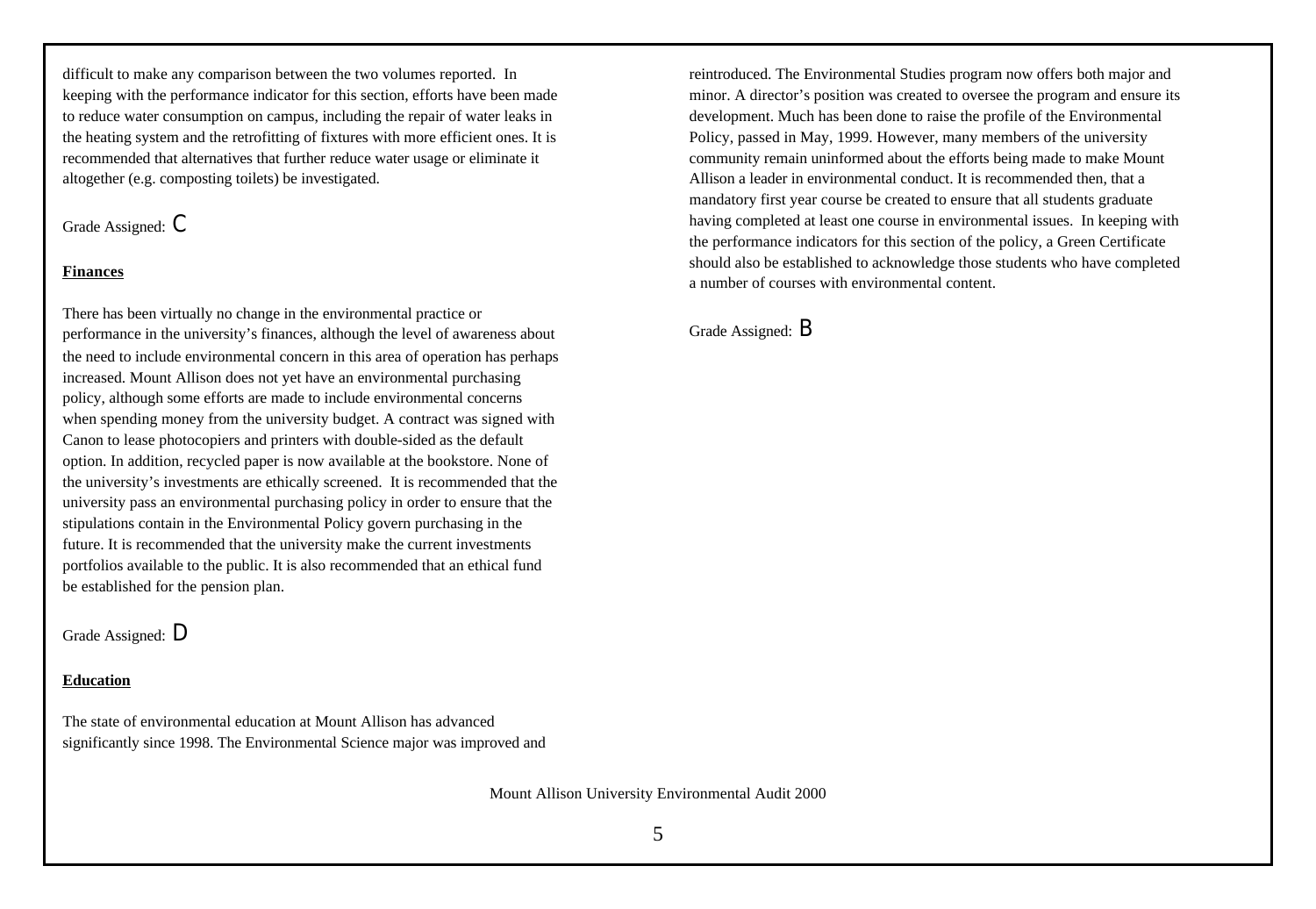difficult to make any comparison between the two volumes reported. In keeping with the performance indicator for this section, efforts have been made to reduce water consumption on campus, including the repair of water leaks in the heating system and the retrofitting of fixtures with more efficient ones. It is recommended that alternatives that further reduce water usage or eliminate it altogether (e.g. composting toilets) be investigated.

Grade Assigned: C

**Finances**

There has been virtually no change in the environmental practice or performance in the university's finances, although the level of awareness about the need to include environmental concern in this area of operation has perhaps increased. Mount Allison does not yet have an environmental purchasing policy, although some efforts are made to include environmental concerns when spending money from the university budget. A contract was signed with Canon to lease photocopiers and printers with double-sided as the default option. In addition, recycled paper is now available at the bookstore. None of the university's investments are ethically screened. It is recommended that the university pass an environmental purchasing policy in order to ensure that the stipulations contain in the Environmental Policy govern purchasing in the future. It is recommended that the university make the current investments portfolios available to the public. It is also recommended that an ethical fund be established for the pension plan.

Grade Assigned: D

**Education**

The state of environmental education at Mount Allison has advanced significantly since 1998. The Environmental Science major was improved and reintroduced. The Environmental Studies program now offers both major and minor. A director's position was created to oversee the program and ensure its development. Much has been done to raise the profile of the Environmental Policy, passed in May, 1999. However, many members of the university community remain uninformed about the efforts being made to make Mount Allison a leader in environmental conduct. It is recommended then, that a mandatory first year course be created to ensure that all students graduate having completed at least one course in environmental issues. In keeping with the performance indicators for this section of the policy, a Green Certificate should also be established to acknowledge those students who have completed a number of courses with environmental content.

Grade Assigned: B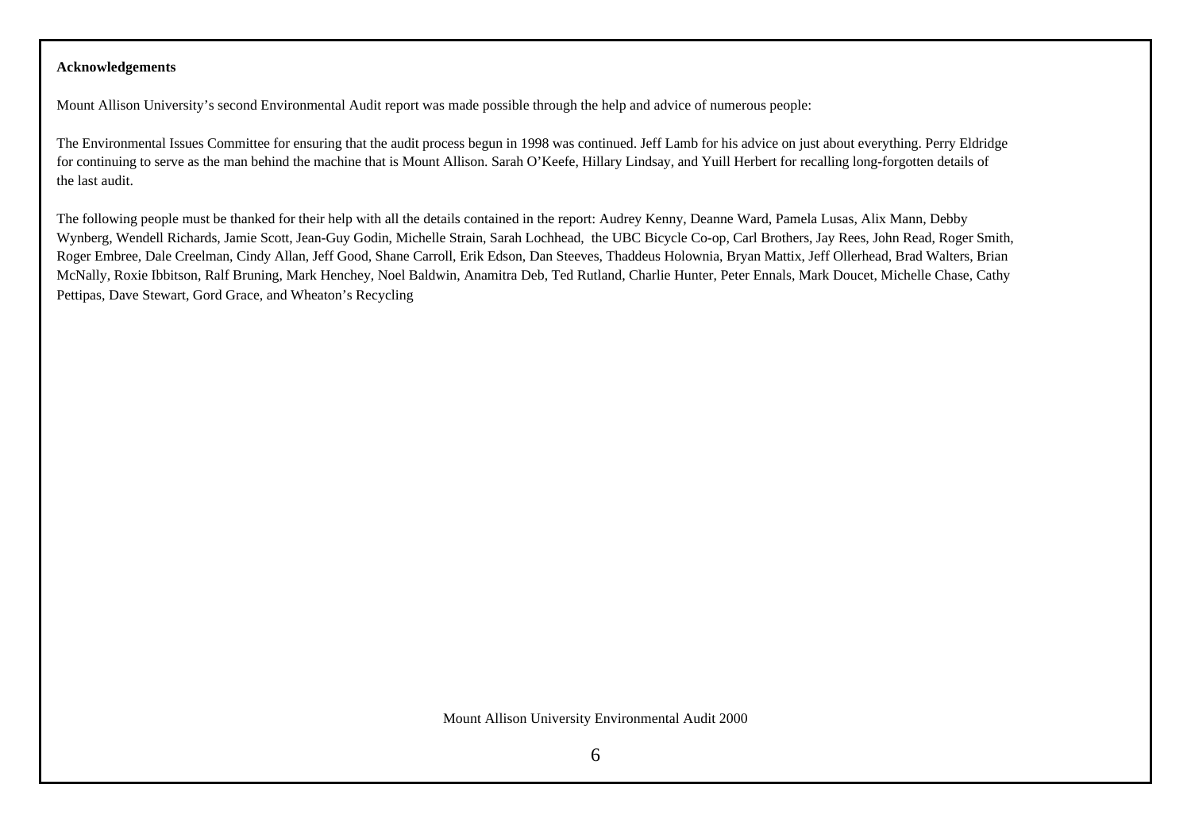**Acknowledgements**

Mount Allison University's second Environmental Audit report was made possible through the help and advice of numerous people:

The Environmental Issues Committee for ensuring that the audit process begun in 1998 was continued. Jeff Lamb for his advice on just about everything. Perry Eldridge for continuing to serve as the man behind the machine that is Mount Allison. Sarah O'Keefe, Hillary Lindsay, and Yuill Herbert for recalling long-forgotten details of the last audit.

The following people must be thanked for their help with all the details contained in the report: Audrey Kenny, Deanne Ward, Pamela Lusas, Alix Mann, Debby Wynberg, Wendell Richards, Jamie Scott, Jean-Guy Godin, Michelle Strain, Sarah Lochhead, the UBC Bicycle Co-op, Carl Brothers, Jay Rees, John Read, Roger Smith, Roger Embree, Dale Creelman, Cindy Allan, Jeff Good, Shane Carroll, Erik Edson, Dan Steeves, Thaddeus Holownia, Bryan Mattix, Jeff Ollerhead, Brad Walters, Brian McNally, Roxie Ibbitson, Ralf Bruning, Mark Henchey, Noel Baldwin, Anamitra Deb, Ted Rutland, Charlie Hunter, Peter Ennals, Mark Doucet, Michelle Chase, Cathy Pettipas, Dave Stewart, Gord Grace, and Wheaton's Recycling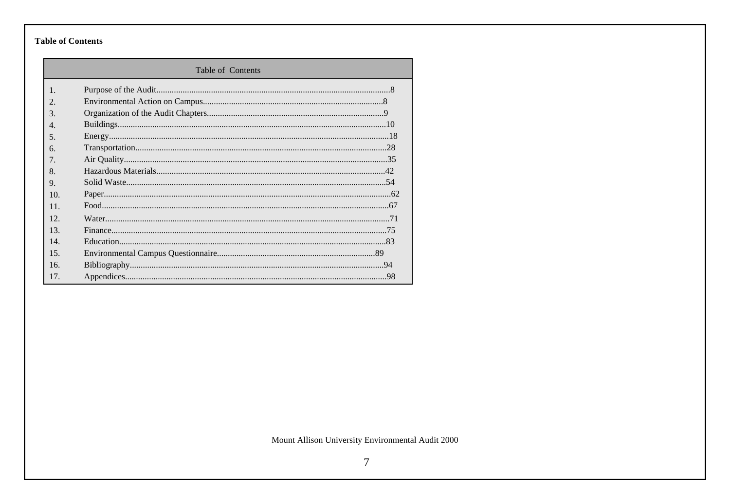**Table of Contents**

| Table of Contents | | |
|---|---|---|
| 1. | Purpose of the Audit | 8 |
| 2. | Environmental Action on Campus | 8 |
| 3. | Organization of the Audit Chapters | 9 |
| 4. | Buildings | 10 |
| 5. | Energy | 18 |
| 6. | Transportation | 28 |
| 7. | Air Quality | 35 |
| 8. | Hazardous Materials | 42 |
| 9. | Solid Waste | 54 |
| 10. | Paper | 62 |
| 11. | Food | 67 |
| 12. | Water | 71 |
| 13. | Finance | 75 |
| 14. | Education | 83 |
| 15. | Environmental Campus Questionnaire | 89 |
| 16. | Bibliography | 94 |
| 17. | Appendices | 98 |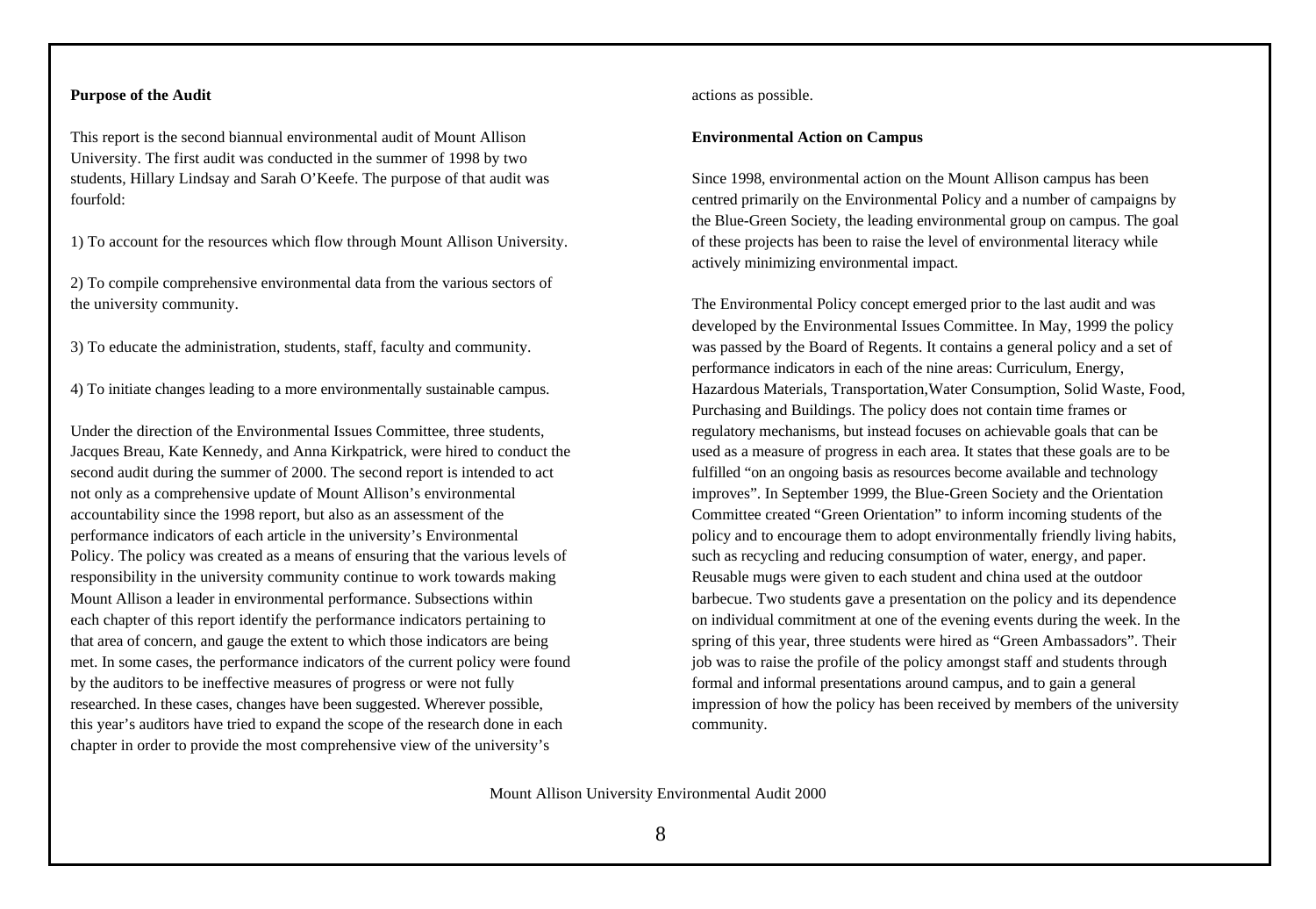## Purpose of the Audit

This report is the second biannual environmental audit of Mount Allison University. The first audit was conducted in the summer of 1998 by two students, Hillary Lindsay and Sarah O'Keefe. The purpose of that audit was fourfold:

1) To account for the resources which flow through Mount Allison University.

2) To compile comprehensive environmental data from the various sectors of the university community.

3) To educate the administration, students, staff, faculty and community.

4) To initiate changes leading to a more environmentally sustainable campus.

Under the direction of the Environmental Issues Committee, three students, Jacques Breau, Kate Kennedy, and Anna Kirkpatrick, were hired to conduct the second audit during the summer of 2000. The second report is intended to act not only as a comprehensive update of Mount Allison's environmental accountability since the 1998 report, but also as an assessment of the performance indicators of each article in the university's Environmental Policy. The policy was created as a means of ensuring that the various levels of responsibility in the university community continue to work towards making Mount Allison a leader in environmental performance. Subsections within each chapter of this report identify the performance indicators pertaining to that area of concern, and gauge the extent to which those indicators are being met. In some cases, the performance indicators of the current policy were found by the auditors to be ineffective measures of progress or were not fully researched. In these cases, changes have been suggested. Wherever possible, this year's auditors have tried to expand the scope of the research done in each chapter in order to provide the most comprehensive view of the university's actions as possible.

## Environmental Action on Campus

Since 1998, environmental action on the Mount Allison campus has been centred primarily on the Environmental Policy and a number of campaigns by the Blue-Green Society, the leading environmental group on campus. The goal of these projects has been to raise the level of environmental literacy while actively minimizing environmental impact.

The Environmental Policy concept emerged prior to the last audit and was developed by the Environmental Issues Committee. In May, 1999 the policy was passed by the Board of Regents. It contains a general policy and a set of performance indicators in each of the nine areas: Curriculum, Energy, Hazardous Materials, Transportation,Water Consumption, Solid Waste, Food, Purchasing and Buildings. The policy does not contain time frames or regulatory mechanisms, but instead focuses on achievable goals that can be used as a measure of progress in each area. It states that these goals are to be fulfilled "on an ongoing basis as resources become available and technology improves". In September 1999, the Blue-Green Society and the Orientation Committee created "Green Orientation" to inform incoming students of the policy and to encourage them to adopt environmentally friendly living habits, such as recycling and reducing consumption of water, energy, and paper. Reusable mugs were given to each student and china used at the outdoor barbecue. Two students gave a presentation on the policy and its dependence on individual commitment at one of the evening events during the week. In the spring of this year, three students were hired as "Green Ambassadors". Their job was to raise the profile of the policy amongst staff and students through formal and informal presentations around campus, and to gain a general impression of how the policy has been received by members of the university community.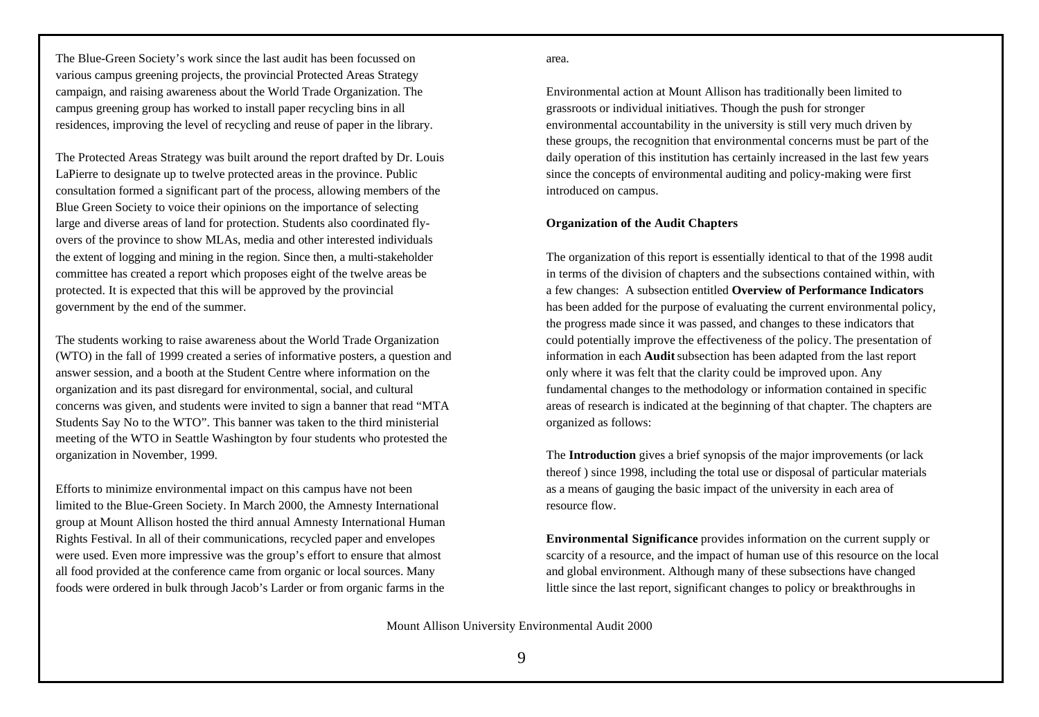The Blue-Green Society's work since the last audit has been focussed on various campus greening projects, the provincial Protected Areas Strategy campaign, and raising awareness about the World Trade Organization. The campus greening group has worked to install paper recycling bins in all residences, improving the level of recycling and reuse of paper in the library.

The Protected Areas Strategy was built around the report drafted by Dr. Louis LaPierre to designate up to twelve protected areas in the province. Public consultation formed a significant part of the process, allowing members of the Blue Green Society to voice their opinions on the importance of selecting large and diverse areas of land for protection. Students also coordinated fly-overs of the province to show MLAs, media and other interested individuals the extent of logging and mining in the region. Since then, a multi-stakeholder committee has created a report which proposes eight of the twelve areas be protected. It is expected that this will be approved by the provincial government by the end of the summer.

The students working to raise awareness about the World Trade Organization (WTO) in the fall of 1999 created a series of informative posters, a question and answer session, and a booth at the Student Centre where information on the organization and its past disregard for environmental, social, and cultural concerns was given, and students were invited to sign a banner that read "MTA Students Say No to the WTO". This banner was taken to the third ministerial meeting of the WTO in Seattle Washington by four students who protested the organization in November, 1999.

Efforts to minimize environmental impact on this campus have not been limited to the Blue-Green Society. In March 2000, the Amnesty International group at Mount Allison hosted the third annual Amnesty International Human Rights Festival. In all of their communications, recycled paper and envelopes were used. Even more impressive was the group's effort to ensure that almost all food provided at the conference came from organic or local sources. Many foods were ordered in bulk through Jacob's Larder or from organic farms in the area.

Environmental action at Mount Allison has traditionally been limited to grassroots or individual initiatives. Though the push for stronger environmental accountability in the university is still very much driven by these groups, the recognition that environmental concerns must be part of the daily operation of this institution has certainly increased in the last few years since the concepts of environmental auditing and policy-making were first introduced on campus.

**Organization of the Audit Chapters**

The organization of this report is essentially identical to that of the 1998 audit in terms of the division of chapters and the subsections contained within, with a few changes: A subsection entitled **Overview of Performance Indicators** has been added for the purpose of evaluating the current environmental policy, the progress made since it was passed, and changes to these indicators that could potentially improve the effectiveness of the policy. The presentation of information in each **Audit** subsection has been adapted from the last report only where it was felt that the clarity could be improved upon. Any fundamental changes to the methodology or information contained in specific areas of research is indicated at the beginning of that chapter. The chapters are organized as follows:

The **Introduction** gives a brief synopsis of the major improvements (or lack thereof ) since 1998, including the total use or disposal of particular materials as a means of gauging the basic impact of the university in each area of resource flow.

**Environmental Significance** provides information on the current supply or scarcity of a resource, and the impact of human use of this resource on the local and global environment. Although many of these subsections have changed little since the last report, significant changes to policy or breakthroughs in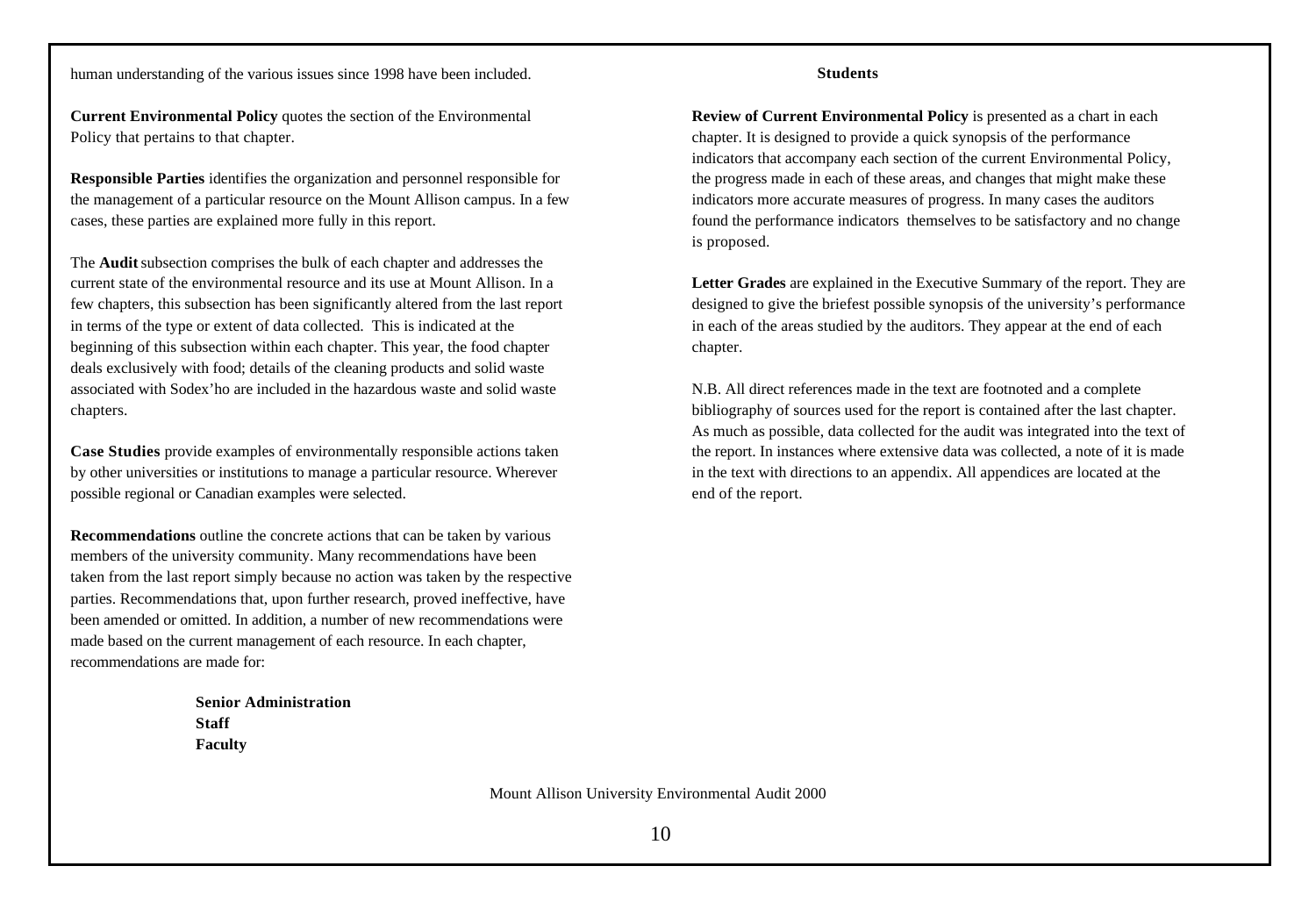human understanding of the various issues since 1998 have been included.

**Current Environmental Policy** quotes the section of the Environmental Policy that pertains to that chapter.

**Responsible Parties** identifies the organization and personnel responsible for the management of a particular resource on the Mount Allison campus. In a few cases, these parties are explained more fully in this report.

The **Audit** subsection comprises the bulk of each chapter and addresses the current state of the environmental resource and its use at Mount Allison. In a few chapters, this subsection has been significantly altered from the last report in terms of the type or extent of data collected. This is indicated at the beginning of this subsection within each chapter. This year, the food chapter deals exclusively with food; details of the cleaning products and solid waste associated with Sodex'ho are included in the hazardous waste and solid waste chapters.

**Case Studies** provide examples of environmentally responsible actions taken by other universities or institutions to manage a particular resource. Wherever possible regional or Canadian examples were selected.

**Recommendations** outline the concrete actions that can be taken by various members of the university community. Many recommendations have been taken from the last report simply because no action was taken by the respective parties. Recommendations that, upon further research, proved ineffective, have been amended or omitted. In addition, a number of new recommendations were made based on the current management of each resource. In each chapter, recommendations are made for:

**Senior Administration**
**Staff**
**Faculty**
**Students**

**Review of Current Environmental Policy** is presented as a chart in each chapter. It is designed to provide a quick synopsis of the performance indicators that accompany each section of the current Environmental Policy, the progress made in each of these areas, and changes that might make these indicators more accurate measures of progress. In many cases the auditors found the performance indicators themselves to be satisfactory and no change is proposed.

**Letter Grades** are explained in the Executive Summary of the report. They are designed to give the briefest possible synopsis of the university's performance in each of the areas studied by the auditors. They appear at the end of each chapter.

N.B. All direct references made in the text are footnoted and a complete bibliography of sources used for the report is contained after the last chapter. As much as possible, data collected for the audit was integrated into the text of the report. In instances where extensive data was collected, a note of it is made in the text with directions to an appendix. All appendices are located at the end of the report.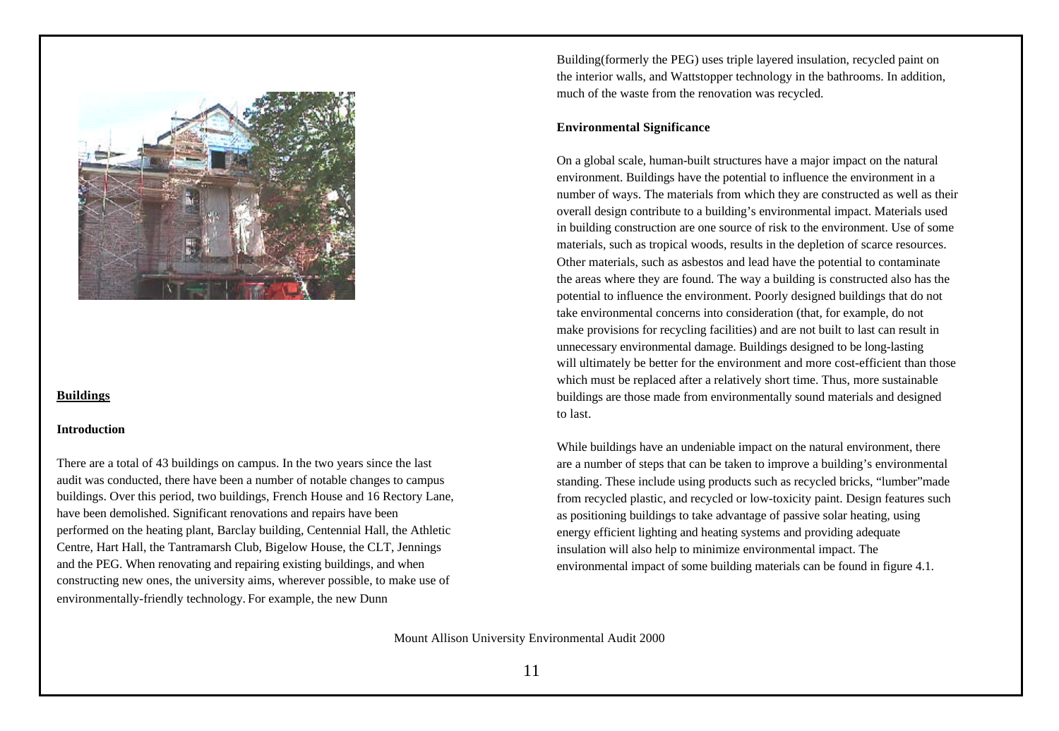## Buildings

### Introduction

There are a total of 43 buildings on campus. In the two years since the last audit was conducted, there have been a number of notable changes to campus buildings. Over this period, two buildings, French House and 16 Rectory Lane, have been demolished. Significant renovations and repairs have been performed on the heating plant, Barclay building, Centennial Hall, the Athletic Centre, Hart Hall, the Tantramarsh Club, Bigelow House, the CLT, Jennings and the PEG. When renovating and repairing existing buildings, and when constructing new ones, the university aims, wherever possible, to make use of environmentally-friendly technology. For example, the new Dunn Building(formerly the PEG) uses triple layered insulation, recycled paint on the interior walls, and Wattstopper technology in the bathrooms. In addition, much of the waste from the renovation was recycled.

### Environmental Significance

On a global scale, human-built structures have a major impact on the natural environment. Buildings have the potential to influence the environment in a number of ways. The materials from which they are constructed as well as their overall design contribute to a building's environmental impact. Materials used in building construction are one source of risk to the environment. Use of some materials, such as tropical woods, results in the depletion of scarce resources. Other materials, such as asbestos and lead have the potential to contaminate the areas where they are found. The way a building is constructed also has the potential to influence the environment. Poorly designed buildings that do not take environmental concerns into consideration (that, for example, do not make provisions for recycling facilities) and are not built to last can result in unnecessary environmental damage. Buildings designed to be long-lasting will ultimately be better for the environment and more cost-efficient than those which must be replaced after a relatively short time. Thus, more sustainable buildings are those made from environmentally sound materials and designed to last.

While buildings have an undeniable impact on the natural environment, there are a number of steps that can be taken to improve a building's environmental standing. These include using products such as recycled bricks, "lumber"made from recycled plastic, and recycled or low-toxicity paint. Design features such as positioning buildings to take advantage of passive solar heating, using energy efficient lighting and heating systems and providing adequate insulation will also help to minimize environmental impact. The environmental impact of some building materials can be found in figure 4.1.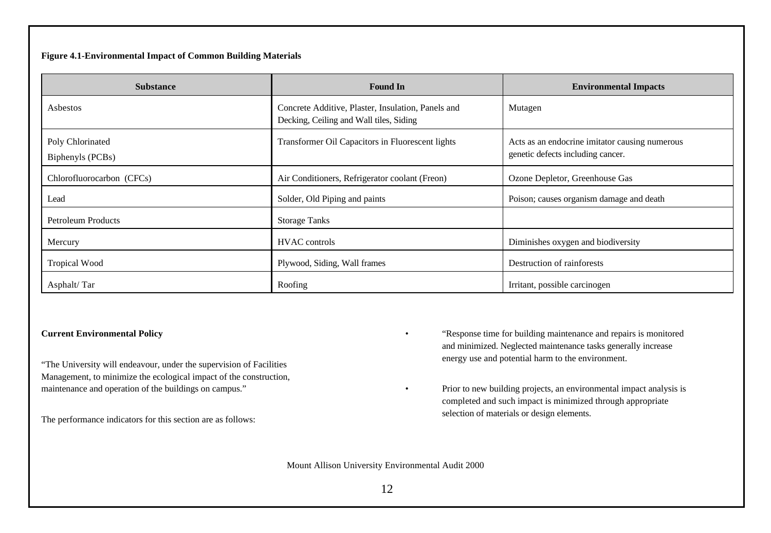**Figure 4.1-Environmental Impact of Common Building Materials**

| Substance | Found In | Environmental Impacts |
| --- | --- | --- |
| Asbestos | Concrete Additive, Plaster, Insulation, Panels and Decking, Ceiling and Wall tiles, Siding | Mutagen |
| Poly Chlorinated Biphenyls (PCBs) | Transformer Oil Capacitors in Fluorescent lights | Acts as an endocrine imitator causing numerous genetic defects including cancer. |
| Chlorofluorocarbon (CFCs) | Air Conditioners, Refrigerator coolant (Freon) | Ozone Depletor, Greenhouse Gas |
| Lead | Solder, Old Piping and paints | Poison; causes organism damage and death |
| Petroleum Products | Storage Tanks | |
| Mercury | HVAC controls | Diminishes oxygen and biodiversity |
| Tropical Wood | Plywood, Siding, Wall frames | Destruction of rainforests |
| Asphalt/ Tar | Roofing | Irritant, possible carcinogen |

**Current Environmental Policy**

"The University will endeavour, under the supervision of Facilities Management, to minimize the ecological impact of the construction, maintenance and operation of the buildings on campus."

The performance indicators for this section are as follows:

- "Response time for building maintenance and repairs is monitored and minimized. Neglected maintenance tasks generally increase energy use and potential harm to the environment.
- Prior to new building projects, an environmental impact analysis is completed and such impact is minimized through appropriate selection of materials or design elements.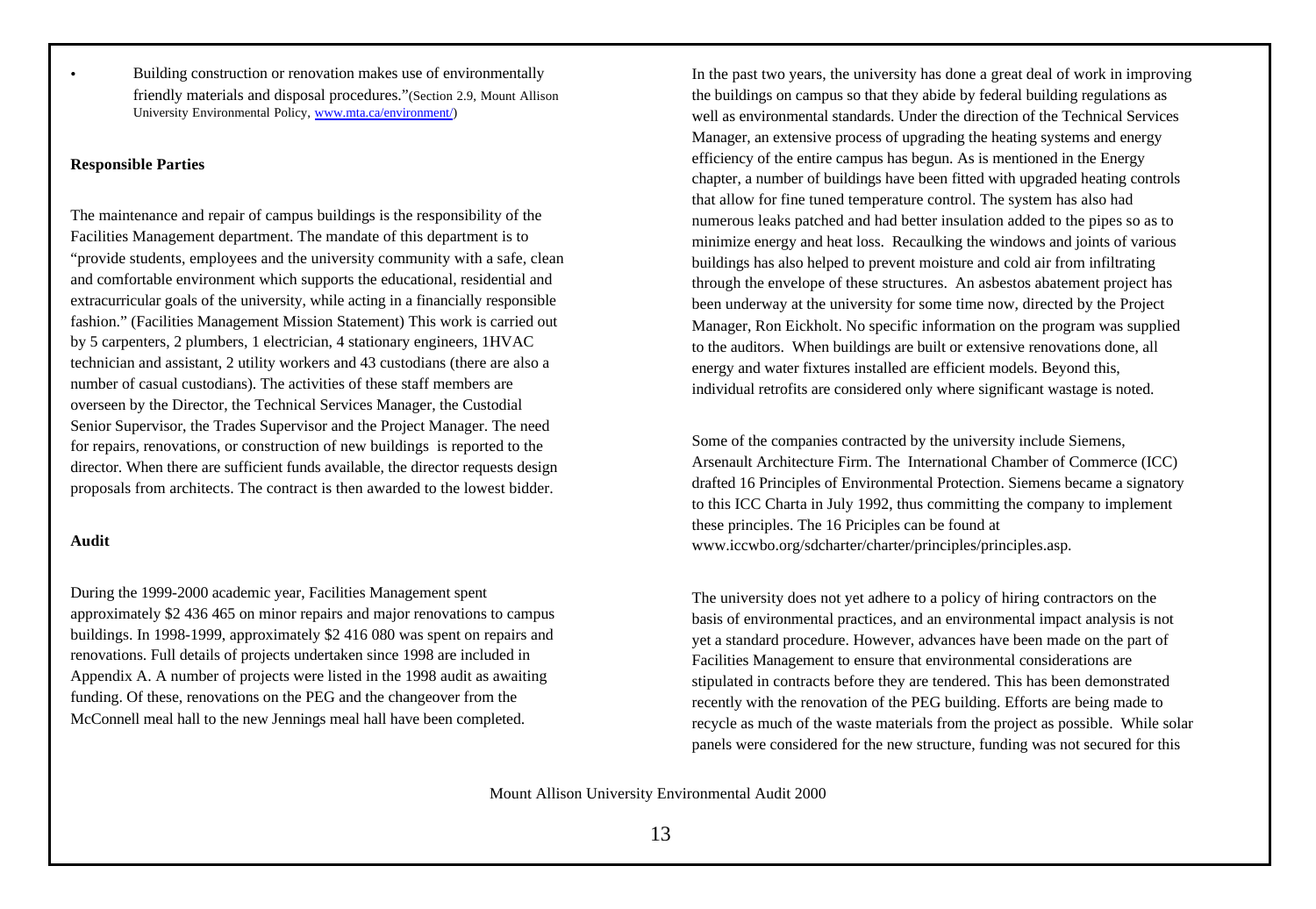- Building construction or renovation makes use of environmentally friendly materials and disposal procedures."(Section 2.9, Mount Allison University Environmental Policy, [www.mta.ca/environment/](www.mta.ca/environment/))

**Responsible Parties**

The maintenance and repair of campus buildings is the responsibility of the Facilities Management department. The mandate of this department is to "provide students, employees and the university community with a safe, clean and comfortable environment which supports the educational, residential and extracurricular goals of the university, while acting in a financially responsible fashion." (Facilities Management Mission Statement) This work is carried out by 5 carpenters, 2 plumbers, 1 electrician, 4 stationary engineers, 1HVAC technician and assistant, 2 utility workers and 43 custodians (there are also a number of casual custodians). The activities of these staff members are overseen by the Director, the Technical Services Manager, the Custodial Senior Supervisor, the Trades Supervisor and the Project Manager. The need for repairs, renovations, or construction of new buildings is reported to the director. When there are sufficient funds available, the director requests design proposals from architects. The contract is then awarded to the lowest bidder.

**Audit**

During the 1999-2000 academic year, Facilities Management spent approximately $2 436 465 on minor repairs and major renovations to campus buildings. In 1998-1999, approximately $2 416 080 was spent on repairs and renovations. Full details of projects undertaken since 1998 are included in Appendix A. A number of projects were listed in the 1998 audit as awaiting funding. Of these, renovations on the PEG and the changeover from the McConnell meal hall to the new Jennings meal hall have been completed.

In the past two years, the university has done a great deal of work in improving the buildings on campus so that they abide by federal building regulations as well as environmental standards. Under the direction of the Technical Services Manager, an extensive process of upgrading the heating systems and energy efficiency of the entire campus has begun. As is mentioned in the Energy chapter, a number of buildings have been fitted with upgraded heating controls that allow for fine tuned temperature control. The system has also had numerous leaks patched and had better insulation added to the pipes so as to minimize energy and heat loss. Recaulking the windows and joints of various buildings has also helped to prevent moisture and cold air from infiltrating through the envelope of these structures. An asbestos abatement project has been underway at the university for some time now, directed by the Project Manager, Ron Eickholt. No specific information on the program was supplied to the auditors. When buildings are built or extensive renovations done, all energy and water fixtures installed are efficient models. Beyond this, individual retrofits are considered only where significant wastage is noted.

Some of the companies contracted by the university include Siemens, Arsenault Architecture Firm. The International Chamber of Commerce (ICC) drafted 16 Principles of Environmental Protection. Siemens became a signatory to this ICC Charta in July 1992, thus committing the company to implement these principles. The 16 Priciples can be found at www.iccwbo.org/sdcharter/charter/principles/principles.asp.

The university does not yet adhere to a policy of hiring contractors on the basis of environmental practices, and an environmental impact analysis is not yet a standard procedure. However, advances have been made on the part of Facilities Management to ensure that environmental considerations are stipulated in contracts before they are tendered. This has been demonstrated recently with the renovation of the PEG building. Efforts are being made to recycle as much of the waste materials from the project as possible. While solar panels were considered for the new structure, funding was not secured for this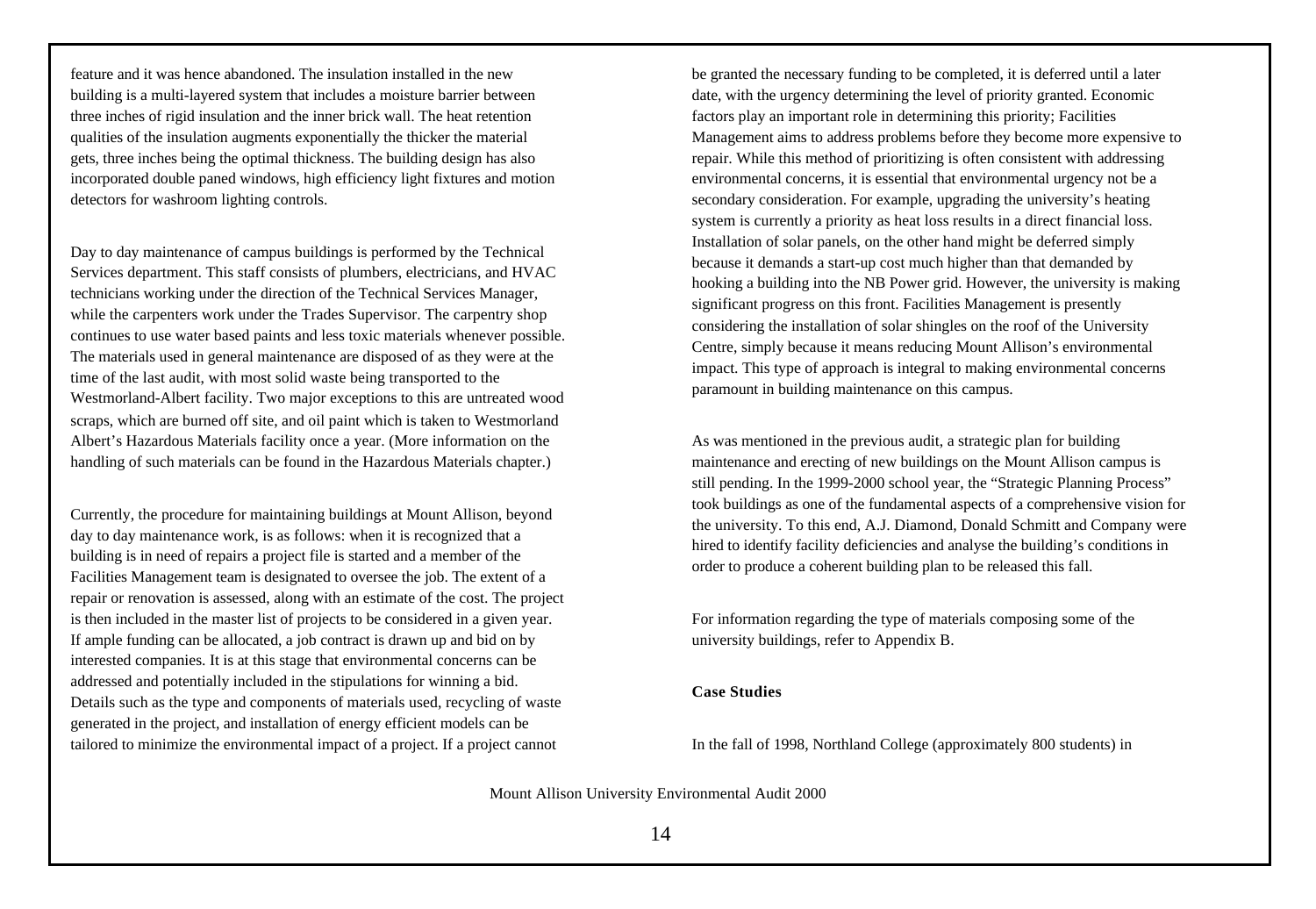feature and it was hence abandoned. The insulation installed in the new building is a multi-layered system that includes a moisture barrier between three inches of rigid insulation and the inner brick wall. The heat retention qualities of the insulation augments exponentially the thicker the material gets, three inches being the optimal thickness. The building design has also incorporated double paned windows, high efficiency light fixtures and motion detectors for washroom lighting controls.

Day to day maintenance of campus buildings is performed by the Technical Services department. This staff consists of plumbers, electricians, and HVAC technicians working under the direction of the Technical Services Manager, while the carpenters work under the Trades Supervisor. The carpentry shop continues to use water based paints and less toxic materials whenever possible. The materials used in general maintenance are disposed of as they were at the time of the last audit, with most solid waste being transported to the Westmorland-Albert facility. Two major exceptions to this are untreated wood scraps, which are burned off site, and oil paint which is taken to Westmorland Albert's Hazardous Materials facility once a year. (More information on the handling of such materials can be found in the Hazardous Materials chapter.)

Currently, the procedure for maintaining buildings at Mount Allison, beyond day to day maintenance work, is as follows: when it is recognized that a building is in need of repairs a project file is started and a member of the Facilities Management team is designated to oversee the job. The extent of a repair or renovation is assessed, along with an estimate of the cost. The project is then included in the master list of projects to be considered in a given year. If ample funding can be allocated, a job contract is drawn up and bid on by interested companies. It is at this stage that environmental concerns can be addressed and potentially included in the stipulations for winning a bid. Details such as the type and components of materials used, recycling of waste generated in the project, and installation of energy efficient models can be tailored to minimize the environmental impact of a project. If a project cannot be granted the necessary funding to be completed, it is deferred until a later date, with the urgency determining the level of priority granted. Economic factors play an important role in determining this priority; Facilities Management aims to address problems before they become more expensive to repair. While this method of prioritizing is often consistent with addressing environmental concerns, it is essential that environmental urgency not be a secondary consideration. For example, upgrading the university's heating system is currently a priority as heat loss results in a direct financial loss. Installation of solar panels, on the other hand might be deferred simply because it demands a start-up cost much higher than that demanded by hooking a building into the NB Power grid. However, the university is making significant progress on this front. Facilities Management is presently considering the installation of solar shingles on the roof of the University Centre, simply because it means reducing Mount Allison's environmental impact. This type of approach is integral to making environmental concerns paramount in building maintenance on this campus.

As was mentioned in the previous audit, a strategic plan for building maintenance and erecting of new buildings on the Mount Allison campus is still pending. In the 1999-2000 school year, the "Strategic Planning Process" took buildings as one of the fundamental aspects of a comprehensive vision for the university. To this end, A.J. Diamond, Donald Schmitt and Company were hired to identify facility deficiencies and analyse the building's conditions in order to produce a coherent building plan to be released this fall.

For information regarding the type of materials composing some of the university buildings, refer to Appendix B.

**Case Studies**

In the fall of 1998, Northland College (approximately 800 students) in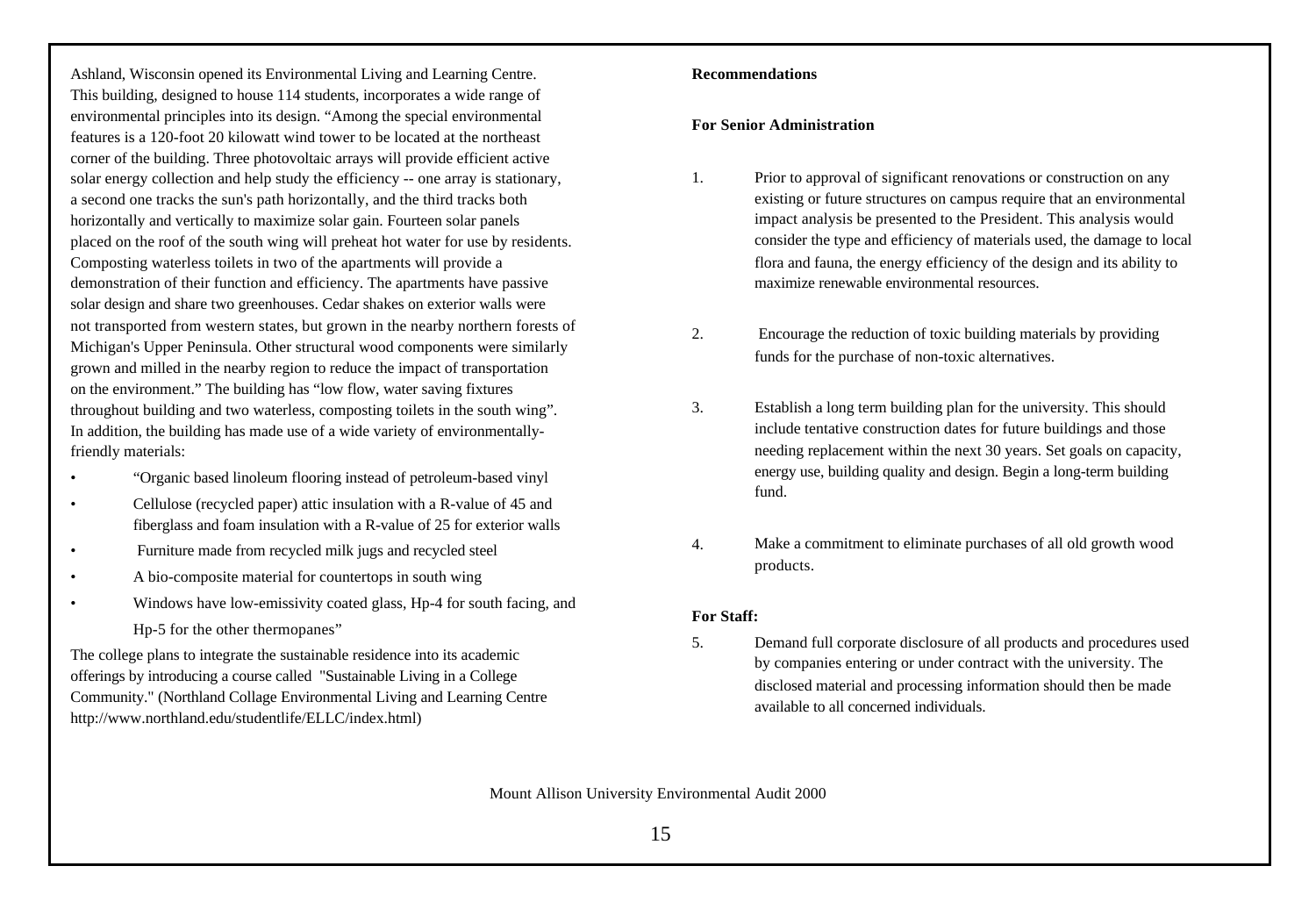Ashland, Wisconsin opened its Environmental Living and Learning Centre. This building, designed to house 114 students, incorporates a wide range of environmental principles into its design. "Among the special environmental features is a 120-foot 20 kilowatt wind tower to be located at the northeast corner of the building. Three photovoltaic arrays will provide efficient active solar energy collection and help study the efficiency -- one array is stationary, a second one tracks the sun's path horizontally, and the third tracks both horizontally and vertically to maximize solar gain. Fourteen solar panels placed on the roof of the south wing will preheat hot water for use by residents. Composting waterless toilets in two of the apartments will provide a demonstration of their function and efficiency. The apartments have passive solar design and share two greenhouses. Cedar shakes on exterior walls were not transported from western states, but grown in the nearby northern forests of Michigan's Upper Peninsula. Other structural wood components were similarly grown and milled in the nearby region to reduce the impact of transportation on the environment." The building has "low flow, water saving fixtures throughout building and two waterless, composting toilets in the south wing". In addition, the building has made use of a wide variety of environmentally-friendly materials:

- "Organic based linoleum flooring instead of petroleum-based vinyl
- Cellulose (recycled paper) attic insulation with a R-value of 45 and fiberglass and foam insulation with a R-value of 25 for exterior walls
- Furniture made from recycled milk jugs and recycled steel
- A bio-composite material for countertops in south wing
- Windows have low-emissivity coated glass, Hp-4 for south facing, and Hp-5 for the other thermopanes"

The college plans to integrate the sustainable residence into its academic offerings by introducing a course called "Sustainable Living in a College Community." (Northland Collage Environmental Living and Learning Centre http://www.northland.edu/studentlife/ELLC/index.html)

**Recommendations**

**For Senior Administration**

1. Prior to approval of significant renovations or construction on any existing or future structures on campus require that an environmental impact analysis be presented to the President. This analysis would consider the type and efficiency of materials used, the damage to local flora and fauna, the energy efficiency of the design and its ability to maximize renewable environmental resources.

2. Encourage the reduction of toxic building materials by providing funds for the purchase of non-toxic alternatives.

3. Establish a long term building plan for the university. This should include tentative construction dates for future buildings and those needing replacement within the next 30 years. Set goals on capacity, energy use, building quality and design. Begin a long-term building fund.

4. Make a commitment to eliminate purchases of all old growth wood products.

**For Staff:**

5. Demand full corporate disclosure of all products and procedures used by companies entering or under contract with the university. The disclosed material and processing information should then be made available to all concerned individuals.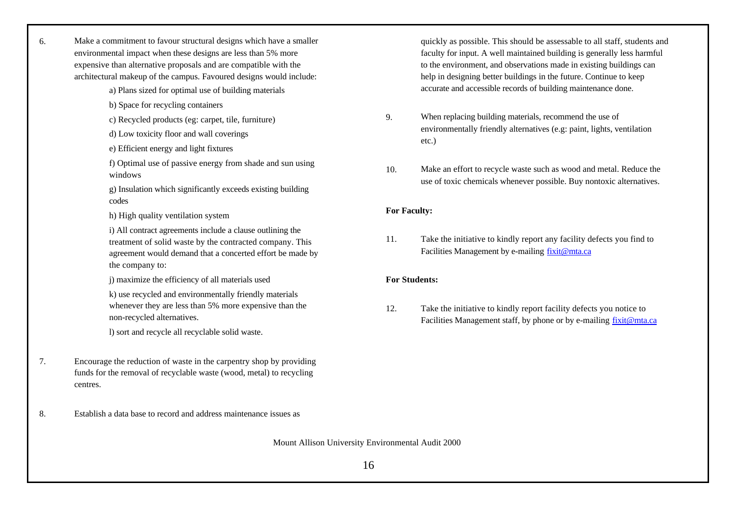6. Make a commitment to favour structural designs which have a smaller environmental impact when these designs are less than 5% more expensive than alternative proposals and are compatible with the architectural makeup of the campus. Favoured designs would include:

   a) Plans sized for optimal use of building materials

   b) Space for recycling containers

   c) Recycled products (eg: carpet, tile, furniture)

   d) Low toxicity floor and wall coverings

   e) Efficient energy and light fixtures

   f) Optimal use of passive energy from shade and sun using windows

   g) Insulation which significantly exceeds existing building codes

   h) High quality ventilation system

   i) All contract agreements include a clause outlining the treatment of solid waste by the contracted company. This agreement would demand that a concerted effort be made by the company to:

   j) maximize the efficiency of all materials used

   k) use recycled and environmentally friendly materials whenever they are less than 5% more expensive than the non-recycled alternatives.

   l) sort and recycle all recyclable solid waste.

7. Encourage the reduction of waste in the carpentry shop by providing funds for the removal of recyclable waste (wood, metal) to recycling centres.

8. Establish a data base to record and address maintenance issues as quickly as possible. This should be assessable to all staff, students and faculty for input. A well maintained building is generally less harmful to the environment, and observations made in existing buildings can help in designing better buildings in the future. Continue to keep accurate and accessible records of building maintenance done.

9. When replacing building materials, recommend the use of environmentally friendly alternatives (e.g: paint, lights, ventilation etc.)

10. Make an effort to recycle waste such as wood and metal. Reduce the use of toxic chemicals whenever possible. Buy nontoxic alternatives.

**For Faculty:**

11. Take the initiative to kindly report any facility defects you find to Facilities Management by e-mailing fixit@mta.ca

**For Students:**

12. Take the initiative to kindly report facility defects you notice to Facilities Management staff, by phone or by e-mailing fixit@mta.ca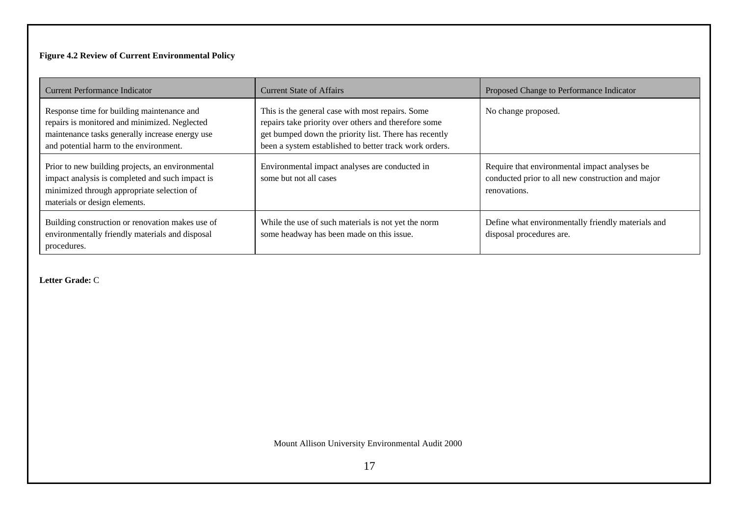**Figure 4.2 Review of Current Environmental Policy**

| Current Performance Indicator | Current State of Affairs | Proposed Change to Performance Indicator |
|---|---|---|
| Response time for building maintenance and repairs is monitored and minimized. Neglected maintenance tasks generally increase energy use and potential harm to the environment. | This is the general case with most repairs. Some repairs take priority over others and therefore some get bumped down the priority list. There has recently been a system established to better track work orders. | No change proposed. |
| Prior to new building projects, an environmental impact analysis is completed and such impact is minimized through appropriate selection of materials or design elements. | Environmental impact analyses are conducted in some but not all cases | Require that environmental impact analyses be conducted prior to all new construction and major renovations. |
| Building construction or renovation makes use of environmentally friendly materials and disposal procedures. | While the use of such materials is not yet the norm some headway has been made on this issue. | Define what environmentally friendly materials and disposal procedures are. |

**Letter Grade:** C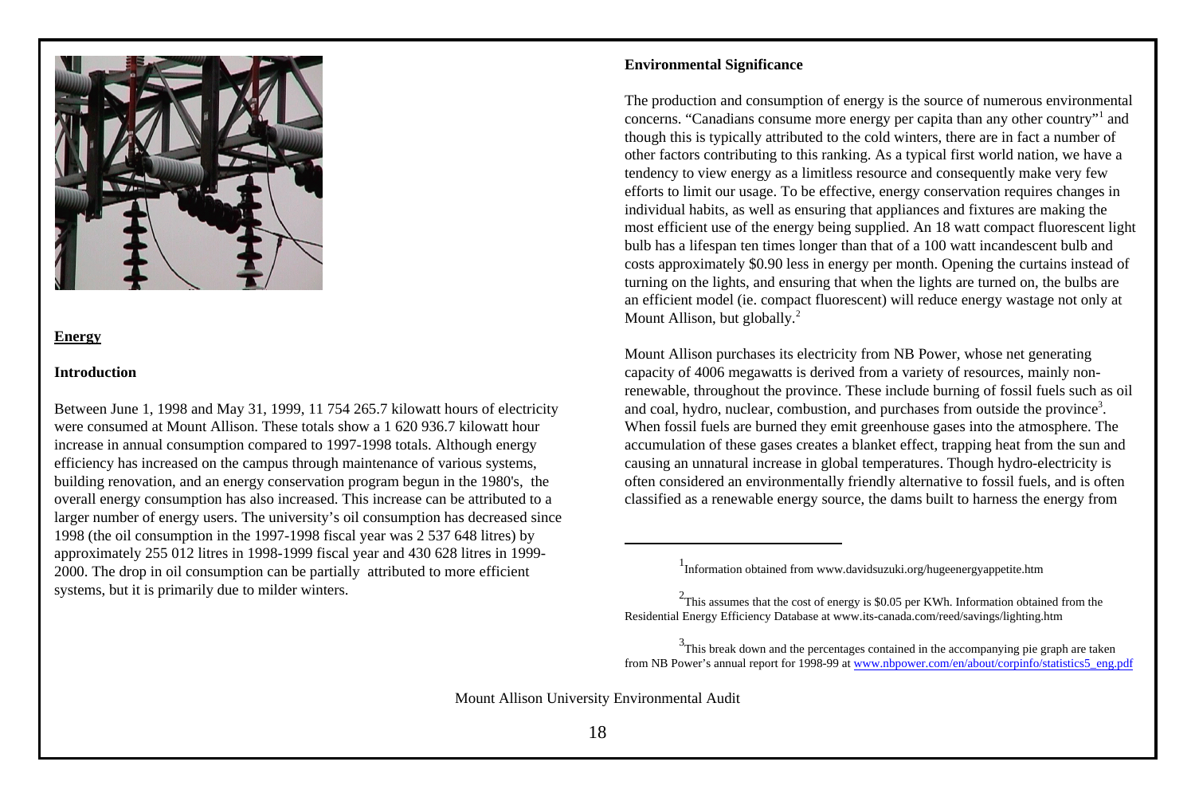## Energy

### Introduction

Between June 1, 1998 and May 31, 1999, 11 754 265.7 kilowatt hours of electricity were consumed at Mount Allison. These totals show a 1 620 936.7 kilowatt hour increase in annual consumption compared to 1997-1998 totals. Although energy efficiency has increased on the campus through maintenance of various systems, building renovation, and an energy conservation program begun in the 1980's, the overall energy consumption has also increased. This increase can be attributed to a larger number of energy users. The university's oil consumption has decreased since 1998 (the oil consumption in the 1997-1998 fiscal year was 2 537 648 litres) by approximately 255 012 litres in 1998-1999 fiscal year and 430 628 litres in 1999-2000. The drop in oil consumption can be partially attributed to more efficient systems, but it is primarily due to milder winters.

### Environmental Significance

The production and consumption of energy is the source of numerous environmental concerns. "Canadians consume more energy per capita than any other country"[1] and though this is typically attributed to the cold winters, there are in fact a number of other factors contributing to this ranking. As a typical first world nation, we have a tendency to view energy as a limitless resource and consequently make very few efforts to limit our usage. To be effective, energy conservation requires changes in individual habits, as well as ensuring that appliances and fixtures are making the most efficient use of the energy being supplied. An 18 watt compact fluorescent light bulb has a lifespan ten times longer than that of a 100 watt incandescent bulb and costs approximately $0.90 less in energy per month. Opening the curtains instead of turning on the lights, and ensuring that when the lights are turned on, the bulbs are an efficient model (ie. compact fluorescent) will reduce energy wastage not only at Mount Allison, but globally.[2]

Mount Allison purchases its electricity from NB Power, whose net generating capacity of 4006 megawatts is derived from a variety of resources, mainly non-renewable, throughout the province. These include burning of fossil fuels such as oil and coal, hydro, nuclear, combustion, and purchases from outside the province[3]. When fossil fuels are burned they emit greenhouse gases into the atmosphere. The accumulation of these gases creates a blanket effect, trapping heat from the sun and causing an unnatural increase in global temperatures. Though hydro-electricity is often considered an environmentally friendly alternative to fossil fuels, and is often classified as a renewable energy source, the dams built to harness the energy from

---

[1] Information obtained from www.davidsuzuki.org/hugeenergyappetite.htm

[2] This assumes that the cost of energy is $0.05 per KWh. Information obtained from the Residential Energy Efficiency Database at www.its-canada.com/reed/savings/lighting.htm

[3] This break down and the percentages contained in the accompanying pie graph are taken from NB Power's annual report for 1998-99 at www.nbpower.com/en/about/corpinfo/statistics5_eng.pdf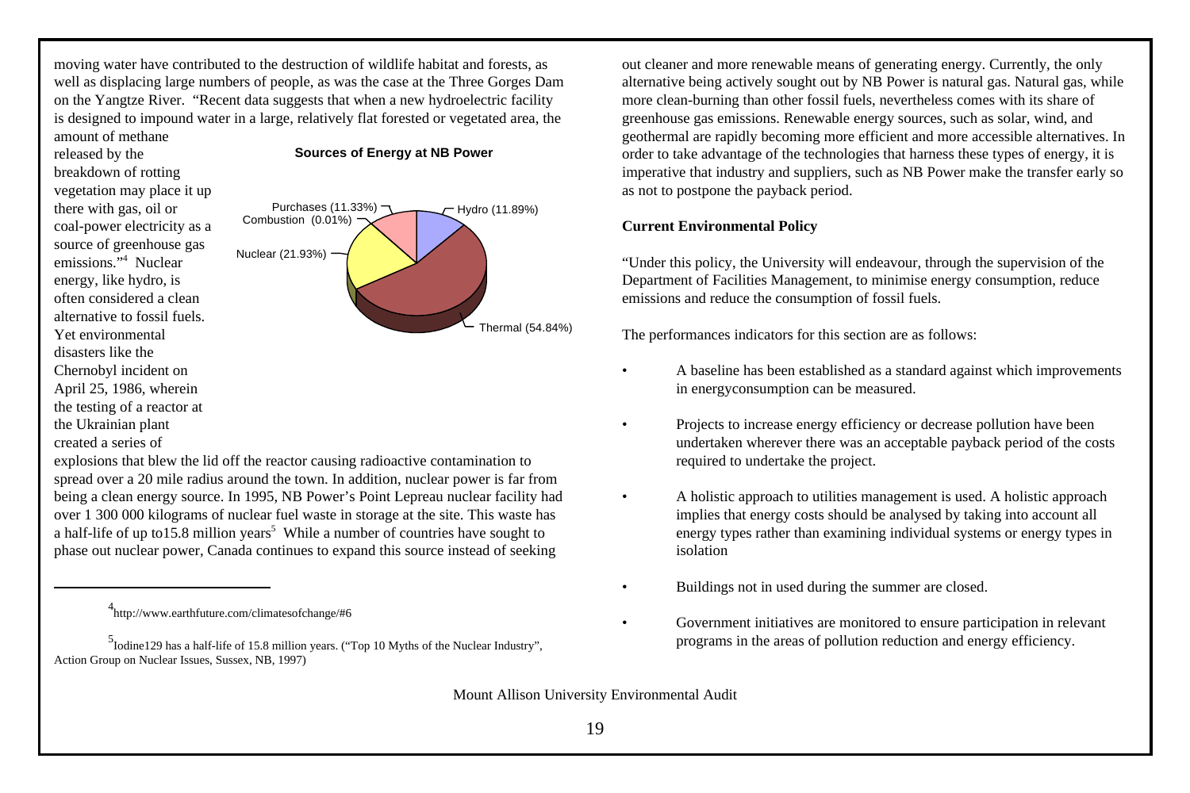moving water have contributed to the destruction of wildlife habitat and forests, as well as displacing large numbers of people, as was the case at the Three Gorges Dam on the Yangtze River. "Recent data suggests that when a new hydroelectric facility is designed to impound water in a large, relatively flat forested or vegetated area, the amount of methane released by the breakdown of rotting vegetation may place it up there with gas, oil or coal-power electricity as a source of greenhouse gas emissions."[4] Nuclear energy, like hydro, is often considered a clean alternative to fossil fuels. Yet environmental disasters like the Chernobyl incident on April 25, 1986, wherein the testing of a reactor at the Ukrainian plant created a series of explosions that blew the lid off the reactor causing radioactive contamination to spread over a 20 mile radius around the town. In addition, nuclear power is far from being a clean energy source. In 1995, NB Power's Point Lepreau nuclear facility had over 1 300 000 kilograms of nuclear fuel waste in storage at the site. This waste has a half-life of up to15.8 million years[5] While a number of countries have sought to phase out nuclear power, Canada continues to expand this source instead of seeking out cleaner and more renewable means of generating energy. Currently, the only alternative being actively sought out by NB Power is natural gas. Natural gas, while more clean-burning than other fossil fuels, nevertheless comes with its share of greenhouse gas emissions. Renewable energy sources, such as solar, wind, and geothermal are rapidly becoming more efficient and more accessible alternatives. In order to take advantage of the technologies that harness these types of energy, it is imperative that industry and suppliers, such as NB Power make the transfer early so as not to postpone the payback period.

**Sources of Energy at NB Power**

| Source | Percentage |
|---|---|
| Thermal | 54.84% |
| Nuclear | 21.93% |
| Hydro | 11.89% |
| Purchases | 11.33% |
| Combustion | 0.01% |

[4] http://www.earthfuture.com/climatesofchange/#6

[5] Iodine129 has a half-life of 15.8 million years. ("Top 10 Myths of the Nuclear Industry", Action Group on Nuclear Issues, Sussex, NB, 1997)

**Current Environmental Policy**

"Under this policy, the University will endeavour, through the supervision of the Department of Facilities Management, to minimise energy consumption, reduce emissions and reduce the consumption of fossil fuels.

The performances indicators for this section are as follows:

- A baseline has been established as a standard against which improvements in energyconsumption can be measured.
- Projects to increase energy efficiency or decrease pollution have been undertaken wherever there was an acceptable payback period of the costs required to undertake the project.
- A holistic approach to utilities management is used. A holistic approach implies that energy costs should be analysed by taking into account all energy types rather than examining individual systems or energy types in isolation
- Buildings not in used during the summer are closed.
- Government initiatives are monitored to ensure participation in relevant programs in the areas of pollution reduction and energy efficiency.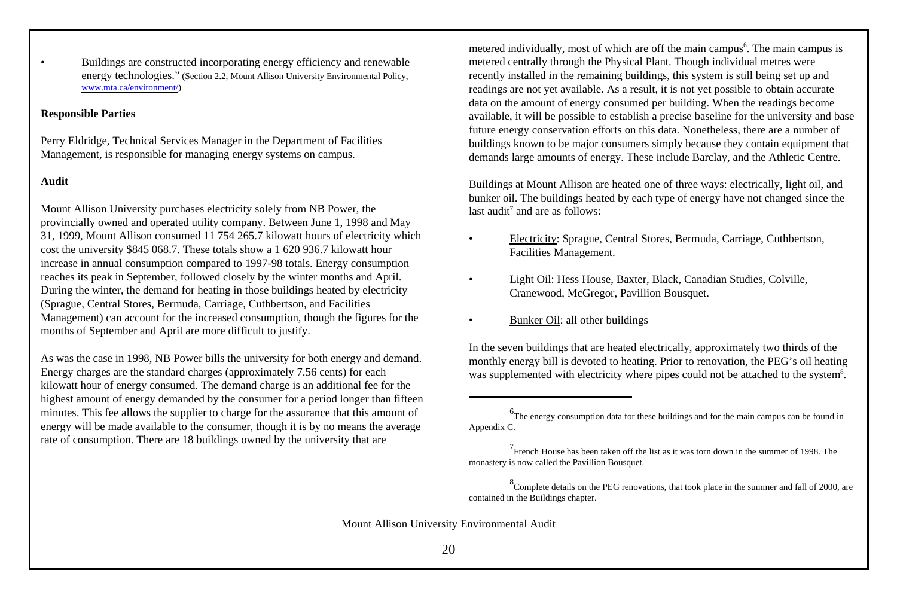- Buildings are constructed incorporating energy efficiency and renewable energy technologies." (Section 2.2, Mount Allison University Environmental Policy, www.mta.ca/environment/)

**Responsible Parties**

Perry Eldridge, Technical Services Manager in the Department of Facilities Management, is responsible for managing energy systems on campus.

**Audit**

Mount Allison University purchases electricity solely from NB Power, the provincially owned and operated utility company. Between June 1, 1998 and May 31, 1999, Mount Allison consumed 11 754 265.7 kilowatt hours of electricity which cost the university $845 068.7. These totals show a 1 620 936.7 kilowatt hour increase in annual consumption compared to 1997-98 totals. Energy consumption reaches its peak in September, followed closely by the winter months and April. During the winter, the demand for heating in those buildings heated by electricity (Sprague, Central Stores, Bermuda, Carriage, Cuthbertson, and Facilities Management) can account for the increased consumption, though the figures for the months of September and April are more difficult to justify.

As was the case in 1998, NB Power bills the university for both energy and demand. Energy charges are the standard charges (approximately 7.56 cents) for each kilowatt hour of energy consumed. The demand charge is an additional fee for the highest amount of energy demanded by the consumer for a period longer than fifteen minutes. This fee allows the supplier to charge for the assurance that this amount of energy will be made available to the consumer, though it is by no means the average rate of consumption. There are 18 buildings owned by the university that are metered individually, most of which are off the main campus[6]. The main campus is metered centrally through the Physical Plant. Though individual metres were recently installed in the remaining buildings, this system is still being set up and readings are not yet available. As a result, it is not yet possible to obtain accurate data on the amount of energy consumed per building. When the readings become available, it will be possible to establish a precise baseline for the university and base future energy conservation efforts on this data. Nonetheless, there are a number of buildings known to be major consumers simply because they contain equipment that demands large amounts of energy. These include Barclay, and the Athletic Centre.

Buildings at Mount Allison are heated one of three ways: electrically, light oil, and bunker oil. The buildings heated by each type of energy have not changed since the last audit[7] and are as follows:

- Electricity: Sprague, Central Stores, Bermuda, Carriage, Cuthbertson, Facilities Management.
- Light Oil: Hess House, Baxter, Black, Canadian Studies, Colville, Cranewood, McGregor, Pavillion Bousquet.
- Bunker Oil: all other buildings

In the seven buildings that are heated electrically, approximately two thirds of the monthly energy bill is devoted to heating. Prior to renovation, the PEG's oil heating was supplemented with electricity where pipes could not be attached to the system[8].

---

[6] The energy consumption data for these buildings and for the main campus can be found in Appendix C.

[7] French House has been taken off the list as it was torn down in the summer of 1998. The monastery is now called the Pavillion Bousquet.

[8] Complete details on the PEG renovations, that took place in the summer and fall of 2000, are contained in the Buildings chapter.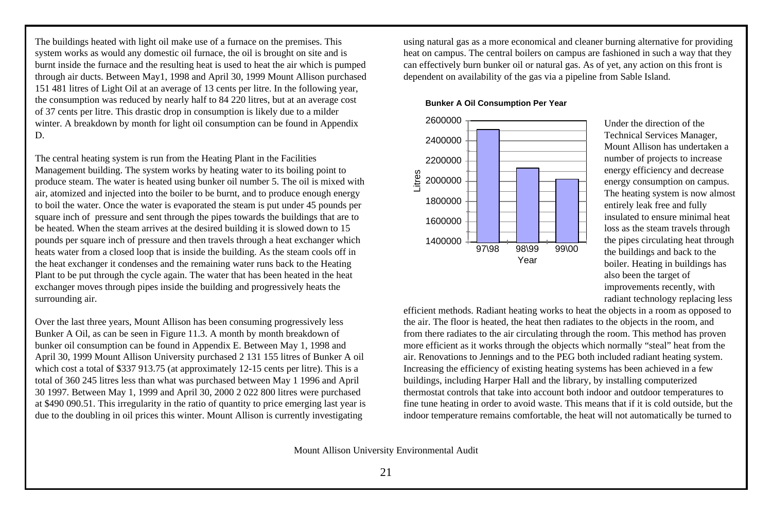The buildings heated with light oil make use of a furnace on the premises. This system works as would any domestic oil furnace, the oil is brought on site and is burnt inside the furnace and the resulting heat is used to heat the air which is pumped through air ducts. Between May1, 1998 and April 30, 1999 Mount Allison purchased 151 481 litres of Light Oil at an average of 13 cents per litre. In the following year, the consumption was reduced by nearly half to 84 220 litres, but at an average cost of 37 cents per litre. This drastic drop in consumption is likely due to a milder winter. A breakdown by month for light oil consumption can be found in Appendix D.

The central heating system is run from the Heating Plant in the Facilities Management building. The system works by heating water to its boiling point to produce steam. The water is heated using bunker oil number 5. The oil is mixed with air, atomized and injected into the boiler to be burnt, and to produce enough energy to boil the water. Once the water is evaporated the steam is put under 45 pounds per square inch of pressure and sent through the pipes towards the buildings that are to be heated. When the steam arrives at the desired building it is slowed down to 15 pounds per square inch of pressure and then travels through a heat exchanger which heats water from a closed loop that is inside the building. As the steam cools off in the heat exchanger it condenses and the remaining water runs back to the Heating Plant to be put through the cycle again. The water that has been heated in the heat exchanger moves through pipes inside the building and progressively heats the surrounding air.

Over the last three years, Mount Allison has been consuming progressively less Bunker A Oil, as can be seen in Figure 11.3. A month by month breakdown of bunker oil consumption can be found in Appendix E. Between May 1, 1998 and April 30, 1999 Mount Allison University purchased 2 131 155 litres of Bunker A oil which cost a total of $337 913.75 (at approximately 12-15 cents per litre). This is a total of 360 245 litres less than what was purchased between May 1 1996 and April 30 1997. Between May 1, 1999 and April 30, 2000 2 022 800 litres were purchased at $490 090.51. This irregularity in the ratio of quantity to price emerging last year is due to the doubling in oil prices this winter. Mount Allison is currently investigating using natural gas as a more economical and cleaner burning alternative for providing heat on campus. The central boilers on campus are fashioned in such a way that they can effectively burn bunker oil or natural gas. As of yet, any action on this front is dependent on availability of the gas via a pipeline from Sable Island.

**Bunker A Oil Consumption Per Year**

Under the direction of the Technical Services Manager, Mount Allison has undertaken a number of projects to increase energy efficiency and decrease energy consumption on campus. The heating system is now almost entirely leak free and fully insulated to ensure minimal heat loss as the steam travels through the pipes circulating heat through the buildings and back to the boiler. Heating in buildings has also been the target of improvements recently, with radiant technology replacing less efficient methods. Radiant heating works to heat the objects in a room as opposed to the air. The floor is heated, the heat then radiates to the objects in the room, and from there radiates to the air circulating through the room. This method has proven more efficient as it works through the objects which normally "steal" heat from the air. Renovations to Jennings and to the PEG both included radiant heating system. Increasing the efficiency of existing heating systems has been achieved in a few buildings, including Harper Hall and the library, by installing computerized thermostat controls that take into account both indoor and outdoor temperatures to fine tune heating in order to avoid waste. This means that if it is cold outside, but the indoor temperature remains comfortable, the heat will not automatically be turned to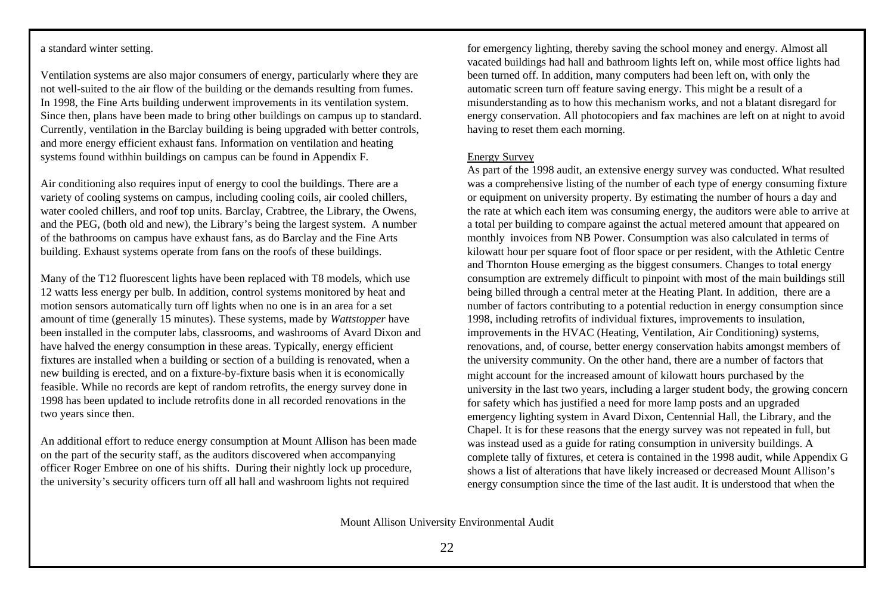a standard winter setting.

Ventilation systems are also major consumers of energy, particularly where they are not well-suited to the air flow of the building or the demands resulting from fumes. In 1998, the Fine Arts building underwent improvements in its ventilation system. Since then, plans have been made to bring other buildings on campus up to standard. Currently, ventilation in the Barclay building is being upgraded with better controls, and more energy efficient exhaust fans. Information on ventilation and heating systems found withhin buildings on campus can be found in Appendix F.

Air conditioning also requires input of energy to cool the buildings. There are a variety of cooling systems on campus, including cooling coils, air cooled chillers, water cooled chillers, and roof top units. Barclay, Crabtree, the Library, the Owens, and the PEG, (both old and new), the Library's being the largest system. A number of the bathrooms on campus have exhaust fans, as do Barclay and the Fine Arts building. Exhaust systems operate from fans on the roofs of these buildings.

Many of the T12 fluorescent lights have been replaced with T8 models, which use 12 watts less energy per bulb. In addition, control systems monitored by heat and motion sensors automatically turn off lights when no one is in an area for a set amount of time (generally 15 minutes). These systems, made by *Wattstopper* have been installed in the computer labs, classrooms, and washrooms of Avard Dixon and have halved the energy consumption in these areas. Typically, energy efficient fixtures are installed when a building or section of a building is renovated, when a new building is erected, and on a fixture-by-fixture basis when it is economically feasible. While no records are kept of random retrofits, the energy survey done in 1998 has been updated to include retrofits done in all recorded renovations in the two years since then.

An additional effort to reduce energy consumption at Mount Allison has been made on the part of the security staff, as the auditors discovered when accompanying officer Roger Embree on one of his shifts. During their nightly lock up procedure, the university's security officers turn off all hall and washroom lights not required for emergency lighting, thereby saving the school money and energy. Almost all vacated buildings had hall and bathroom lights left on, while most office lights had been turned off. In addition, many computers had been left on, with only the automatic screen turn off feature saving energy. This might be a result of a misunderstanding as to how this mechanism works, and not a blatant disregard for energy conservation. All photocopiers and fax machines are left on at night to avoid having to reset them each morning.

Energy Survey

As part of the 1998 audit, an extensive energy survey was conducted. What resulted was a comprehensive listing of the number of each type of energy consuming fixture or equipment on university property. By estimating the number of hours a day and the rate at which each item was consuming energy, the auditors were able to arrive at a total per building to compare against the actual metered amount that appeared on monthly invoices from NB Power. Consumption was also calculated in terms of kilowatt hour per square foot of floor space or per resident, with the Athletic Centre and Thornton House emerging as the biggest consumers. Changes to total energy consumption are extremely difficult to pinpoint with most of the main buildings still being billed through a central meter at the Heating Plant. In addition, there are a number of factors contributing to a potential reduction in energy consumption since 1998, including retrofits of individual fixtures, improvements to insulation, improvements in the HVAC (Heating, Ventilation, Air Conditioning) systems, renovations, and, of course, better energy conservation habits amongst members of the university community. On the other hand, there are a number of factors that might account for the increased amount of kilowatt hours purchased by the university in the last two years, including a larger student body, the growing concern for safety which has justified a need for more lamp posts and an upgraded emergency lighting system in Avard Dixon, Centennial Hall, the Library, and the Chapel. It is for these reasons that the energy survey was not repeated in full, but was instead used as a guide for rating consumption in university buildings. A complete tally of fixtures, et cetera is contained in the 1998 audit, while Appendix G shows a list of alterations that have likely increased or decreased Mount Allison's energy consumption since the time of the last audit. It is understood that when the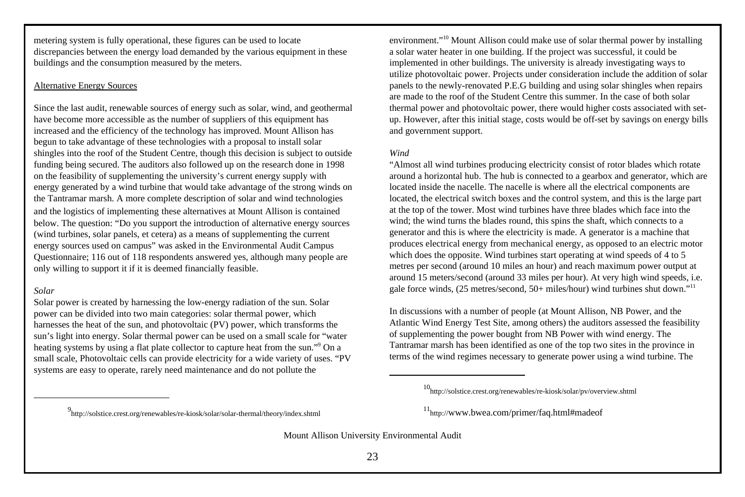metering system is fully operational, these figures can be used to locate discrepancies between the energy load demanded by the various equipment in these buildings and the consumption measured by the meters.

## Alternative Energy Sources

Since the last audit, renewable sources of energy such as solar, wind, and geothermal have become more accessible as the number of suppliers of this equipment has increased and the efficiency of the technology has improved. Mount Allison has begun to take advantage of these technologies with a proposal to install solar shingles into the roof of the Student Centre, though this decision is subject to outside funding being secured. The auditors also followed up on the research done in 1998 on the feasibility of supplementing the university's current energy supply with energy generated by a wind turbine that would take advantage of the strong winds on the Tantramar marsh. A more complete description of solar and wind technologies and the logistics of implementing these alternatives at Mount Allison is contained below. The question: "Do you support the introduction of alternative energy sources (wind turbines, solar panels, et cetera) as a means of supplementing the current energy sources used on campus" was asked in the Environmental Audit Campus Questionnaire; 116 out of 118 respondents answered yes, although many people are only willing to support it if it is deemed financially feasible.

### *Solar*

Solar power is created by harnessing the low-energy radiation of the sun. Solar power can be divided into two main categories: solar thermal power, which harnesses the heat of the sun, and photovoltaic (PV) power, which transforms the sun's light into energy. Solar thermal power can be used on a small scale for "water heating systems by using a flat plate collector to capture heat from the sun."[9] On a small scale, Photovoltaic cells can provide electricity for a wide variety of uses. "PV systems are easy to operate, rarely need maintenance and do not pollute the environment."[10] Mount Allison could make use of solar thermal power by installing a solar water heater in one building. If the project was successful, it could be implemented in other buildings. The university is already investigating ways to utilize photovoltaic power. Projects under consideration include the addition of solar panels to the newly-renovated P.E.G building and using solar shingles when repairs are made to the roof of the Student Centre this summer. In the case of both solar thermal power and photovoltaic power, there would higher costs associated with set-up. However, after this initial stage, costs would be off-set by savings on energy bills and government support.

### *Wind*

"Almost all wind turbines producing electricity consist of rotor blades which rotate around a horizontal hub. The hub is connected to a gearbox and generator, which are located inside the nacelle. The nacelle is where all the electrical components are located, the electrical switch boxes and the control system, and this is the large part at the top of the tower. Most wind turbines have three blades which face into the wind; the wind turns the blades round, this spins the shaft, which connects to a generator and this is where the electricity is made. A generator is a machine that produces electrical energy from mechanical energy, as opposed to an electric motor which does the opposite. Wind turbines start operating at wind speeds of 4 to 5 metres per second (around 10 miles an hour) and reach maximum power output at around 15 meters/second (around 33 miles per hour). At very high wind speeds, i.e. gale force winds, (25 metres/second, 50+ miles/hour) wind turbines shut down."[11]

In discussions with a number of people (at Mount Allison, NB Power, and the Atlantic Wind Energy Test Site, among others) the auditors assessed the feasibility of supplementing the power bought from NB Power with wind energy. The Tantramar marsh has been identified as one of the top two sites in the province in terms of the wind regimes necessary to generate power using a wind turbine. The

---

[9] http://solstice.crest.org/renewables/re-kiosk/solar/solar-thermal/theory/index.shtml

[10] http://solstice.crest.org/renewables/re-kiosk/solar/pv/overview.shtml

[11] http://www.bwea.com/primer/faq.html#madeof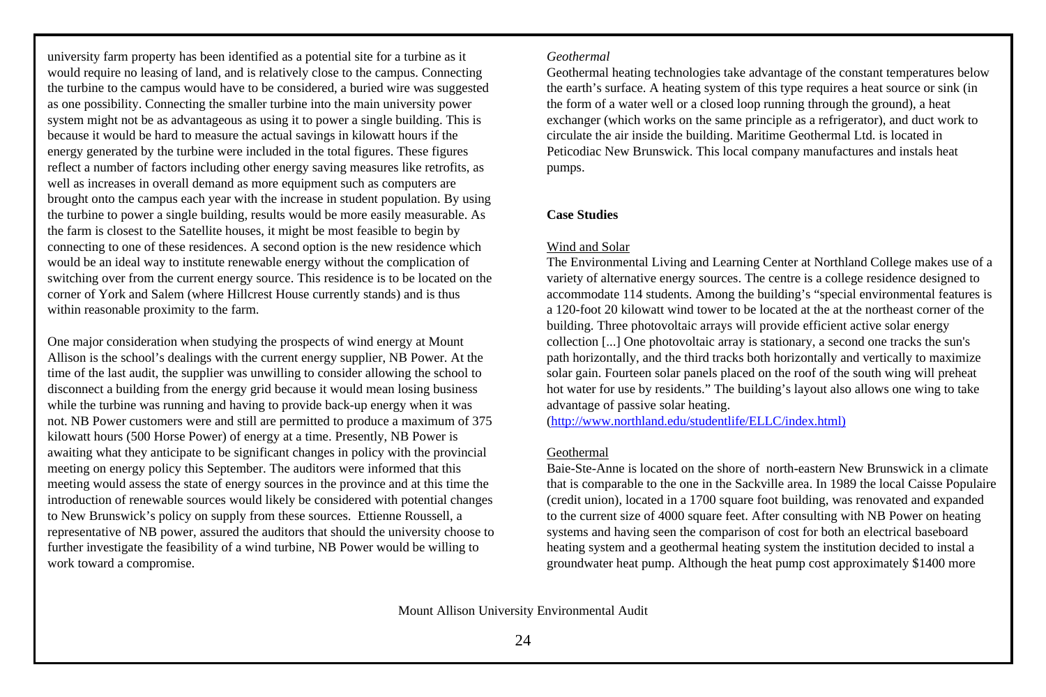university farm property has been identified as a potential site for a turbine as it would require no leasing of land, and is relatively close to the campus. Connecting the turbine to the campus would have to be considered, a buried wire was suggested as one possibility. Connecting the smaller turbine into the main university power system might not be as advantageous as using it to power a single building. This is because it would be hard to measure the actual savings in kilowatt hours if the energy generated by the turbine were included in the total figures. These figures reflect a number of factors including other energy saving measures like retrofits, as well as increases in overall demand as more equipment such as computers are brought onto the campus each year with the increase in student population. By using the turbine to power a single building, results would be more easily measurable. As the farm is closest to the Satellite houses, it might be most feasible to begin by connecting to one of these residences. A second option is the new residence which would be an ideal way to institute renewable energy without the complication of switching over from the current energy source. This residence is to be located on the corner of York and Salem (where Hillcrest House currently stands) and is thus within reasonable proximity to the farm.

One major consideration when studying the prospects of wind energy at Mount Allison is the school's dealings with the current energy supplier, NB Power. At the time of the last audit, the supplier was unwilling to consider allowing the school to disconnect a building from the energy grid because it would mean losing business while the turbine was running and having to provide back-up energy when it was not. NB Power customers were and still are permitted to produce a maximum of 375 kilowatt hours (500 Horse Power) of energy at a time. Presently, NB Power is awaiting what they anticipate to be significant changes in policy with the provincial meeting on energy policy this September. The auditors were informed that this meeting would assess the state of energy sources in the province and at this time the introduction of renewable sources would likely be considered with potential changes to New Brunswick's policy on supply from these sources. Ettienne Roussell, a representative of NB power, assured the auditors that should the university choose to further investigate the feasibility of a wind turbine, NB Power would be willing to work toward a compromise.

*Geothermal*

Geothermal heating technologies take advantage of the constant temperatures below the earth's surface. A heating system of this type requires a heat source or sink (in the form of a water well or a closed loop running through the ground), a heat exchanger (which works on the same principle as a refrigerator), and duct work to circulate the air inside the building. Maritime Geothermal Ltd. is located in Peticodiac New Brunswick. This local company manufactures and instals heat pumps.

**Case Studies**

Wind and Solar

The Environmental Living and Learning Center at Northland College makes use of a variety of alternative energy sources. The centre is a college residence designed to accommodate 114 students. Among the building's "special environmental features is a 120-foot 20 kilowatt wind tower to be located at the at the northeast corner of the building. Three photovoltaic arrays will provide efficient active solar energy collection [...] One photovoltaic array is stationary, a second one tracks the sun's path horizontally, and the third tracks both horizontally and vertically to maximize solar gain. Fourteen solar panels placed on the roof of the south wing will preheat hot water for use by residents." The building's layout also allows one wing to take advantage of passive solar heating.
(http://www.northland.edu/studentlife/ELLC/index.html)

Geothermal

Baie-Ste-Anne is located on the shore of north-eastern New Brunswick in a climate that is comparable to the one in the Sackville area. In 1989 the local Caisse Populaire (credit union), located in a 1700 square foot building, was renovated and expanded to the current size of 4000 square feet. After consulting with NB Power on heating systems and having seen the comparison of cost for both an electrical baseboard heating system and a geothermal heating system the institution decided to instal a groundwater heat pump. Although the heat pump cost approximately $1400 more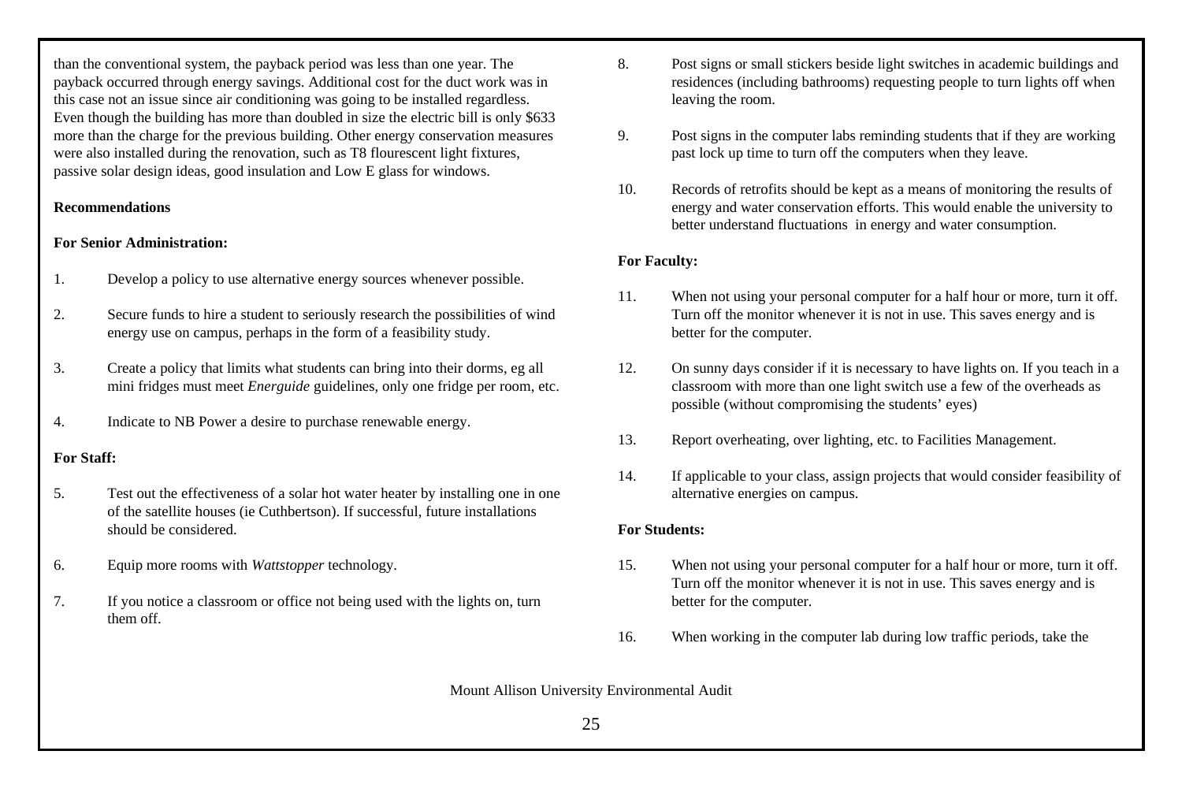than the conventional system, the payback period was less than one year. The payback occurred through energy savings. Additional cost for the duct work was in this case not an issue since air conditioning was going to be installed regardless. Even though the building has more than doubled in size the electric bill is only $633 more than the charge for the previous building. Other energy conservation measures were also installed during the renovation, such as T8 flourescent light fixtures, passive solar design ideas, good insulation and Low E glass for windows.

**Recommendations**

**For Senior Administration:**

1. Develop a policy to use alternative energy sources whenever possible.

2. Secure funds to hire a student to seriously research the possibilities of wind energy use on campus, perhaps in the form of a feasibility study.

3. Create a policy that limits what students can bring into their dorms, eg all mini fridges must meet *Energuide* guidelines, only one fridge per room, etc.

4. Indicate to NB Power a desire to purchase renewable energy.

**For Staff:**

5. Test out the effectiveness of a solar hot water heater by installing one in one of the satellite houses (ie Cuthbertson). If successful, future installations should be considered.

6. Equip more rooms with *Wattstopper* technology.

7. If you notice a classroom or office not being used with the lights on, turn them off.

8. Post signs or small stickers beside light switches in academic buildings and residences (including bathrooms) requesting people to turn lights off when leaving the room.

9. Post signs in the computer labs reminding students that if they are working past lock up time to turn off the computers when they leave.

10. Records of retrofits should be kept as a means of monitoring the results of energy and water conservation efforts. This would enable the university to better understand fluctuations in energy and water consumption.

**For Faculty:**

11. When not using your personal computer for a half hour or more, turn it off. Turn off the monitor whenever it is not in use. This saves energy and is better for the computer.

12. On sunny days consider if it is necessary to have lights on. If you teach in a classroom with more than one light switch use a few of the overheads as possible (without compromising the students' eyes)

13. Report overheating, over lighting, etc. to Facilities Management.

14. If applicable to your class, assign projects that would consider feasibility of alternative energies on campus.

**For Students:**

15. When not using your personal computer for a half hour or more, turn it off. Turn off the monitor whenever it is not in use. This saves energy and is better for the computer.

16. When working in the computer lab during low traffic periods, take the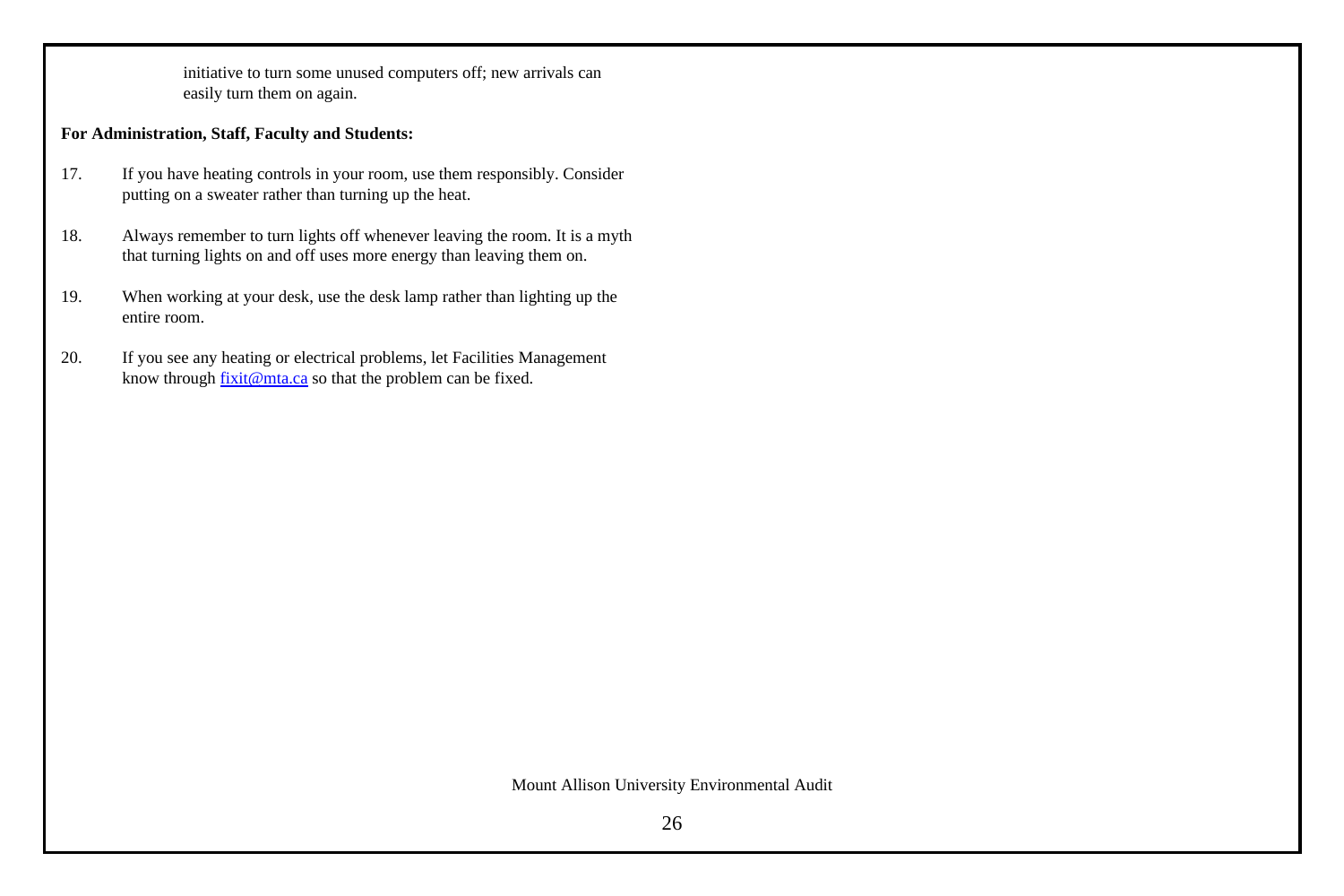initiative to turn some unused computers off; new arrivals can easily turn them on again.

**For Administration, Staff, Faculty and Students:**

17. If you have heating controls in your room, use them responsibly. Consider putting on a sweater rather than turning up the heat.

18. Always remember to turn lights off whenever leaving the room. It is a myth that turning lights on and off uses more energy than leaving them on.

19. When working at your desk, use the desk lamp rather than lighting up the entire room.

20. If you see any heating or electrical problems, let Facilities Management know through [fixit@mta.ca](mailto:fixit@mta.ca) so that the problem can be fixed.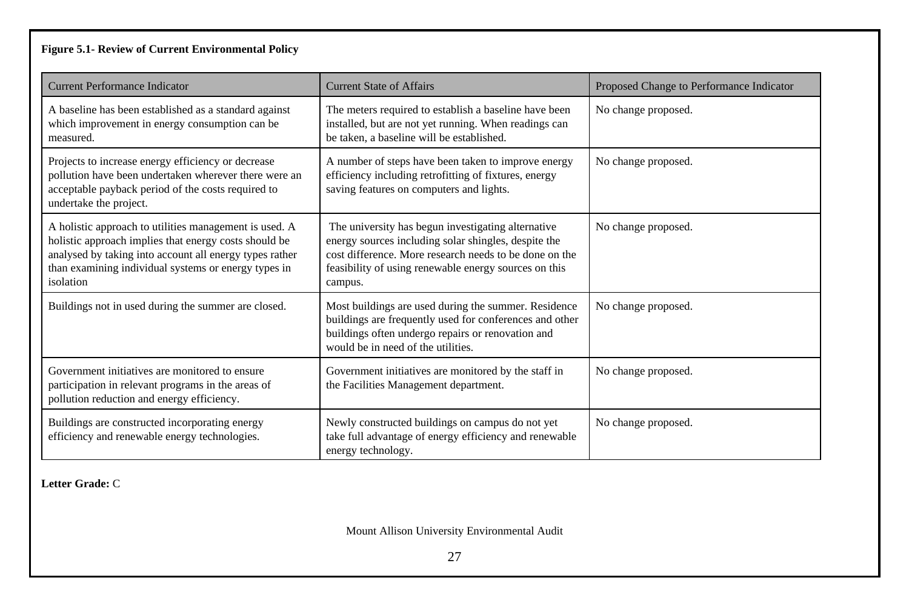**Figure 5.1- Review of Current Environmental Policy**

| Current Performance Indicator | Current State of Affairs | Proposed Change to Performance Indicator |
| --- | --- | --- |
| A baseline has been established as a standard against which improvement in energy consumption can be measured. | The meters required to establish a baseline have been installed, but are not yet running. When readings can be taken, a baseline will be established. | No change proposed. |
| Projects to increase energy efficiency or decrease pollution have been undertaken wherever there were an acceptable payback period of the costs required to undertake the project. | A number of steps have been taken to improve energy efficiency including retrofitting of fixtures, energy saving features on computers and lights. | No change proposed. |
| A holistic approach to utilities management is used. A holistic approach implies that energy costs should be analysed by taking into account all energy types rather than examining individual systems or energy types in isolation | The university has begun investigating alternative energy sources including solar shingles, despite the cost difference. More research needs to be done on the feasibility of using renewable energy sources on this campus. | No change proposed. |
| Buildings not in used during the summer are closed. | Most buildings are used during the summer. Residence buildings are frequently used for conferences and other buildings often undergo repairs or renovation and would be in need of the utilities. | No change proposed. |
| Government initiatives are monitored to ensure participation in relevant programs in the areas of pollution reduction and energy efficiency. | Government initiatives are monitored by the staff in the Facilities Management department. | No change proposed. |
| Buildings are constructed incorporating energy efficiency and renewable energy technologies. | Newly constructed buildings on campus do not yet take full advantage of energy efficiency and renewable energy technology. | No change proposed. |

**Letter Grade:** C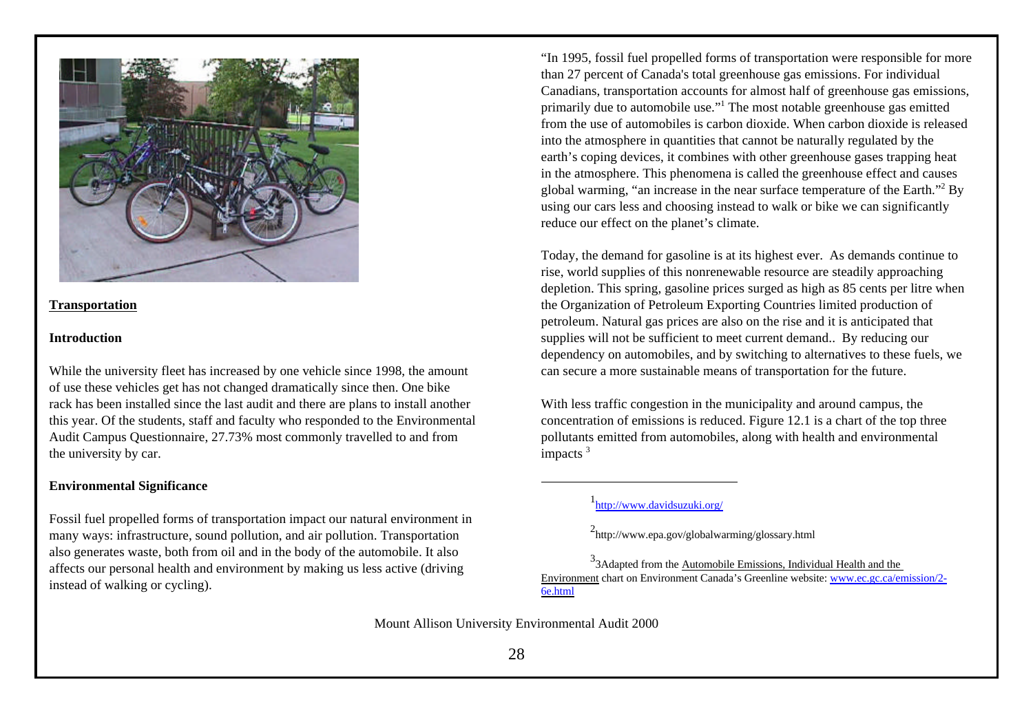## Transportation

### Introduction

While the university fleet has increased by one vehicle since 1998, the amount of use these vehicles get has not changed dramatically since then. One bike rack has been installed since the last audit and there are plans to install another this year. Of the students, staff and faculty who responded to the Environmental Audit Campus Questionnaire, 27.73% most commonly travelled to and from the university by car.

### Environmental Significance

Fossil fuel propelled forms of transportation impact our natural environment in many ways: infrastructure, sound pollution, and air pollution. Transportation also generates waste, both from oil and in the body of the automobile. It also affects our personal health and environment by making us less active (driving instead of walking or cycling).

"In 1995, fossil fuel propelled forms of transportation were responsible for more than 27 percent of Canada's total greenhouse gas emissions. For individual Canadians, transportation accounts for almost half of greenhouse gas emissions, primarily due to automobile use."[1] The most notable greenhouse gas emitted from the use of automobiles is carbon dioxide. When carbon dioxide is released into the atmosphere in quantities that cannot be naturally regulated by the earth's coping devices, it combines with other greenhouse gases trapping heat in the atmosphere. This phenomena is called the greenhouse effect and causes global warming, "an increase in the near surface temperature of the Earth."[2] By using our cars less and choosing instead to walk or bike we can significantly reduce our effect on the planet's climate.

Today, the demand for gasoline is at its highest ever. As demands continue to rise, world supplies of this nonrenewable resource are steadily approaching depletion. This spring, gasoline prices surged as high as 85 cents per litre when the Organization of Petroleum Exporting Countries limited production of petroleum. Natural gas prices are also on the rise and it is anticipated that supplies will not be sufficient to meet current demand.. By reducing our dependency on automobiles, and by switching to alternatives to these fuels, we can secure a more sustainable means of transportation for the future.

With less traffic congestion in the municipality and around campus, the concentration of emissions is reduced. Figure 12.1 is a chart of the top three pollutants emitted from automobiles, along with health and environmental impacts [3]

---

[1] http://www.davidsuzuki.org/

[2] http://www.epa.gov/globalwarming/glossary.html

[3] 3Adapted from the Automobile Emissions, Individual Health and the Environment chart on Environment Canada's Greenline website: www.ec.gc.ca/emission/2-6e.html

Mount Allison University Environmental Audit 2000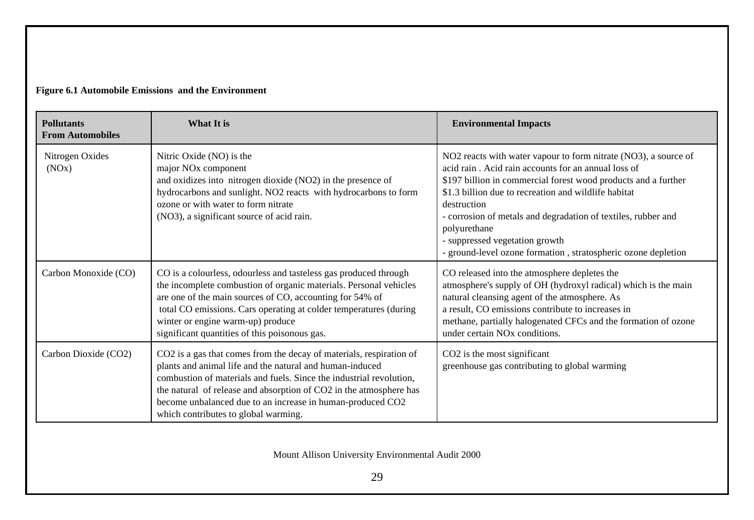**Figure 6.1 Automobile Emissions and the Environment**

| Pollutants From Automobiles | What It is | Environmental Impacts |
|---|---|---|
| Nitrogen Oxides ($NO_x$) | Nitric Oxide (NO) is the major $NO_x$ component and oxidizes into nitrogen dioxide ($NO_2$) in the presence of hydrocarbons and sunlight. $NO_2$ reacts with hydrocarbons to form ozone or with water to form nitrate ($NO_3$), a significant source of acid rain. | $NO_2$ reacts with water vapour to form nitrate ($NO_3$), a source of acid rain . Acid rain accounts for an annual loss of \$197 billion in commercial forest wood products and a further \$1.3 billion due to recreation and wildlife habitat destruction<br>- corrosion of metals and degradation of textiles, rubber and polyurethane<br>- suppressed vegetation growth<br>- ground-level ozone formation , stratospheric ozone depletion |
| Carbon Monoxide (CO) | CO is a colourless, odourless and tasteless gas produced through the incomplete combustion of organic materials. Personal vehicles are one of the main sources of CO, accounting for 54% of total CO emissions. Cars operating at colder temperatures (during winter or engine warm-up) produce significant quantities of this poisonous gas. | CO released into the atmosphere depletes the atmosphere's supply of OH (hydroxyl radical) which is the main natural cleansing agent of the atmosphere. As a result, CO emissions contribute to increases in methane, partially halogenated CFCs and the formation of ozone under certain $NO_x$ conditions. |
| Carbon Dioxide ($CO_2$) | $CO_2$ is a gas that comes from the decay of materials, respiration of plants and animal life and the natural and human-induced combustion of materials and fuels. Since the industrial revolution, the natural of release and absorption of $CO_2$ in the atmosphere has become unbalanced due to an increase in human-produced $CO_2$ which contributes to global warming. | $CO_2$ is the most significant greenhouse gas contributing to global warming |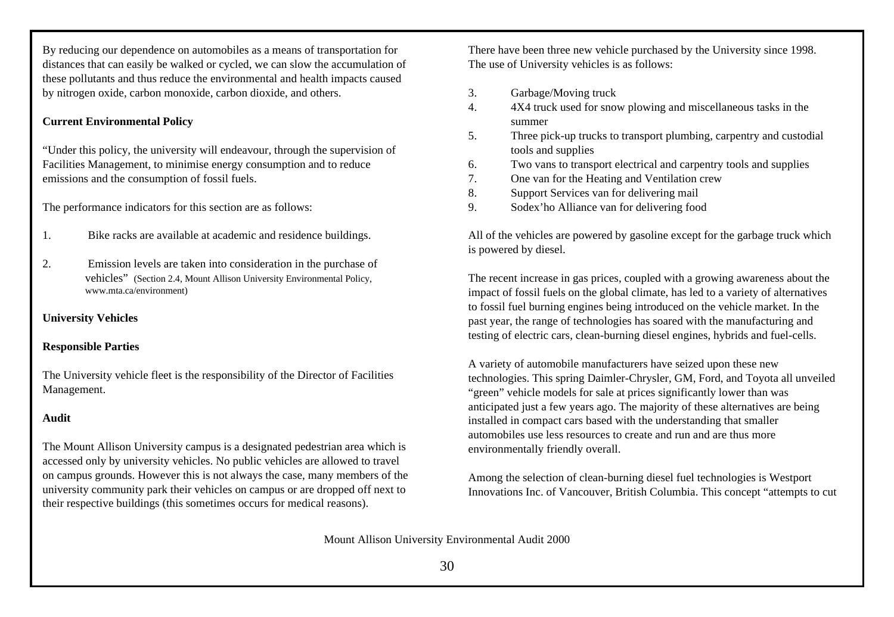By reducing our dependence on automobiles as a means of transportation for distances that can easily be walked or cycled, we can slow the accumulation of these pollutants and thus reduce the environmental and health impacts caused by nitrogen oxide, carbon monoxide, carbon dioxide, and others.

**Current Environmental Policy**

"Under this policy, the university will endeavour, through the supervision of Facilities Management, to minimise energy consumption and to reduce emissions and the consumption of fossil fuels.

The performance indicators for this section are as follows:

1. Bike racks are available at academic and residence buildings.

2. Emission levels are taken into consideration in the purchase of vehicles" (Section 2.4, Mount Allison University Environmental Policy, www.mta.ca/environment)

**University Vehicles**

**Responsible Parties**

The University vehicle fleet is the responsibility of the Director of Facilities Management.

**Audit**

The Mount Allison University campus is a designated pedestrian area which is accessed only by university vehicles. No public vehicles are allowed to travel on campus grounds. However this is not always the case, many members of the university community park their vehicles on campus or are dropped off next to their respective buildings (this sometimes occurs for medical reasons).

There have been three new vehicle purchased by the University since 1998. The use of University vehicles is as follows:

3. Garbage/Moving truck
4. 4X4 truck used for snow plowing and miscellaneous tasks in the summer
5. Three pick-up trucks to transport plumbing, carpentry and custodial tools and supplies
6. Two vans to transport electrical and carpentry tools and supplies
7. One van for the Heating and Ventilation crew
8. Support Services van for delivering mail
9. Sodex'ho Alliance van for delivering food

All of the vehicles are powered by gasoline except for the garbage truck which is powered by diesel.

The recent increase in gas prices, coupled with a growing awareness about the impact of fossil fuels on the global climate, has led to a variety of alternatives to fossil fuel burning engines being introduced on the vehicle market. In the past year, the range of technologies has soared with the manufacturing and testing of electric cars, clean-burning diesel engines, hybrids and fuel-cells.

A variety of automobile manufacturers have seized upon these new technologies. This spring Daimler-Chrysler, GM, Ford, and Toyota all unveiled "green" vehicle models for sale at prices significantly lower than was anticipated just a few years ago. The majority of these alternatives are being installed in compact cars based with the understanding that smaller automobiles use less resources to create and run and are thus more environmentally friendly overall.

Among the selection of clean-burning diesel fuel technologies is Westport Innovations Inc. of Vancouver, British Columbia. This concept "attempts to cut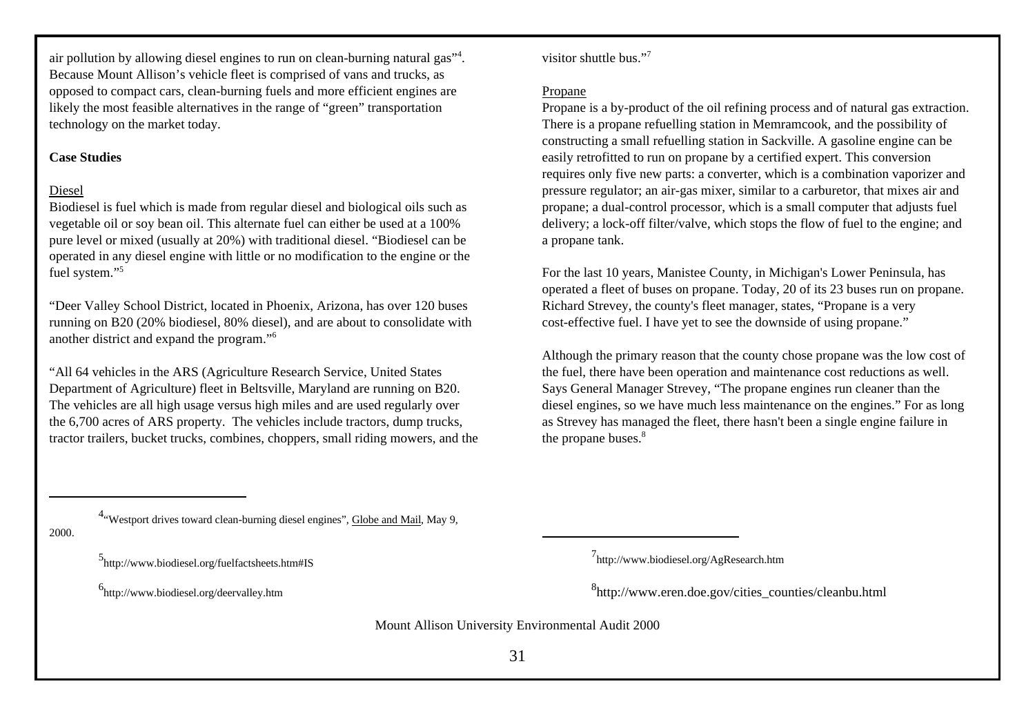air pollution by allowing diesel engines to run on clean-burning natural gas"[4]. Because Mount Allison's vehicle fleet is comprised of vans and trucks, as opposed to compact cars, clean-burning fuels and more efficient engines are likely the most feasible alternatives in the range of "green" transportation technology on the market today.

**Case Studies**

Diesel

Biodiesel is fuel which is made from regular diesel and biological oils such as vegetable oil or soy bean oil. This alternate fuel can either be used at a 100% pure level or mixed (usually at 20%) with traditional diesel. "Biodiesel can be operated in any diesel engine with little or no modification to the engine or the fuel system."[5]

"Deer Valley School District, located in Phoenix, Arizona, has over 120 buses running on B20 (20% biodiesel, 80% diesel), and are about to consolidate with another district and expand the program."[6]

"All 64 vehicles in the ARS (Agriculture Research Service, United States Department of Agriculture) fleet in Beltsville, Maryland are running on B20. The vehicles are all high usage versus high miles and are used regularly over the 6,700 acres of ARS property. The vehicles include tractors, dump trucks, tractor trailers, bucket trucks, combines, choppers, small riding mowers, and the visitor shuttle bus."[7]

Propane

Propane is a by-product of the oil refining process and of natural gas extraction. There is a propane refuelling station in Memramcook, and the possibility of constructing a small refuelling station in Sackville. A gasoline engine can be easily retrofitted to run on propane by a certified expert. This conversion requires only five new parts: a converter, which is a combination vaporizer and pressure regulator; an air-gas mixer, similar to a carburetor, that mixes air and propane; a dual-control processor, which is a small computer that adjusts fuel delivery; a lock-off filter/valve, which stops the flow of fuel to the engine; and a propane tank.

For the last 10 years, Manistee County, in Michigan's Lower Peninsula, has operated a fleet of buses on propane. Today, 20 of its 23 buses run on propane. Richard Strevey, the county's fleet manager, states, "Propane is a very cost-effective fuel. I have yet to see the downside of using propane."

Although the primary reason that the county chose propane was the low cost of the fuel, there have been operation and maintenance cost reductions as well. Says General Manager Strevey, "The propane engines run cleaner than the diesel engines, so we have much less maintenance on the engines." For as long as Strevey has managed the fleet, there hasn't been a single engine failure in the propane buses.[8]

---

[4] "Westport drives toward clean-burning diesel engines", Globe and Mail, May 9, 2000.

[5] http://www.biodiesel.org/fuelfactsheets.htm#IS

[6] http://www.biodiesel.org/deervalley.htm

[7] http://www.biodiesel.org/AgResearch.htm

[8] http://www.eren.doe.gov/cities_counties/cleanbu.html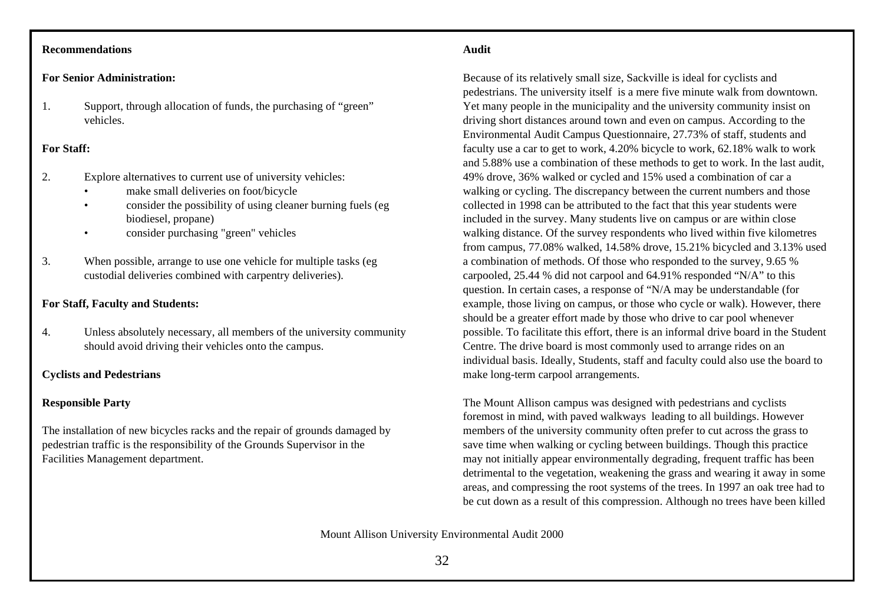**Recommendations**

**For Senior Administration:**

1. Support, through allocation of funds, the purchasing of "green" vehicles.

**For Staff:**

2. Explore alternatives to current use of university vehicles:
   - make small deliveries on foot/bicycle
   - consider the possibility of using cleaner burning fuels (eg biodiesel, propane)
   - consider purchasing "green" vehicles

3. When possible, arrange to use one vehicle for multiple tasks (eg custodial deliveries combined with carpentry deliveries).

**For Staff, Faculty and Students:**

4. Unless absolutely necessary, all members of the university community should avoid driving their vehicles onto the campus.

**Cyclists and Pedestrians**

**Responsible Party**

The installation of new bicycles racks and the repair of grounds damaged by pedestrian traffic is the responsibility of the Grounds Supervisor in the Facilities Management department.

**Audit**

Because of its relatively small size, Sackville is ideal for cyclists and pedestrians. The university itself is a mere five minute walk from downtown. Yet many people in the municipality and the university community insist on driving short distances around town and even on campus. According to the Environmental Audit Campus Questionnaire, 27.73% of staff, students and faculty use a car to get to work, 4.20% bicycle to work, 62.18% walk to work and 5.88% use a combination of these methods to get to work. In the last audit, 49% drove, 36% walked or cycled and 15% used a combination of car a walking or cycling. The discrepancy between the current numbers and those collected in 1998 can be attributed to the fact that this year students were included in the survey. Many students live on campus or are within close walking distance. Of the survey respondents who lived within five kilometres from campus, 77.08% walked, 14.58% drove, 15.21% bicycled and 3.13% used a combination of methods. Of those who responded to the survey, 9.65 % carpooled, 25.44 % did not carpool and 64.91% responded "N/A" to this question. In certain cases, a response of "N/A may be understandable (for example, those living on campus, or those who cycle or walk). However, there should be a greater effort made by those who drive to car pool whenever possible. To facilitate this effort, there is an informal drive board in the Student Centre. The drive board is most commonly used to arrange rides on an individual basis. Ideally, Students, staff and faculty could also use the board to make long-term carpool arrangements.

The Mount Allison campus was designed with pedestrians and cyclists foremost in mind, with paved walkways leading to all buildings. However members of the university community often prefer to cut across the grass to save time when walking or cycling between buildings. Though this practice may not initially appear environmentally degrading, frequent traffic has been detrimental to the vegetation, weakening the grass and wearing it away in some areas, and compressing the root systems of the trees. In 1997 an oak tree had to be cut down as a result of this compression. Although no trees have been killed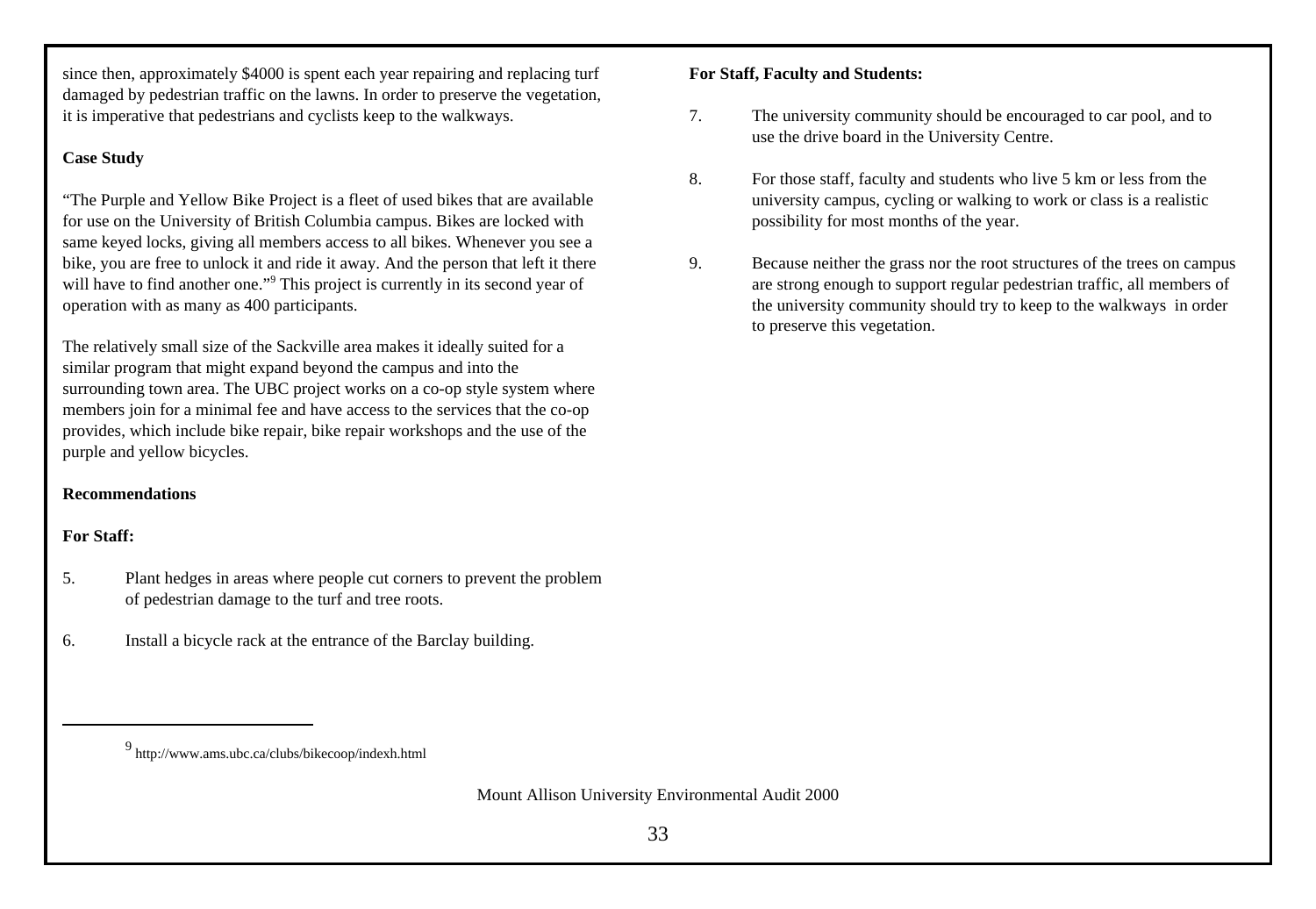since then, approximately $4000 is spent each year repairing and replacing turf damaged by pedestrian traffic on the lawns. In order to preserve the vegetation, it is imperative that pedestrians and cyclists keep to the walkways.

**Case Study**

"The Purple and Yellow Bike Project is a fleet of used bikes that are available for use on the University of British Columbia campus. Bikes are locked with same keyed locks, giving all members access to all bikes. Whenever you see a bike, you are free to unlock it and ride it away. And the person that left it there will have to find another one."[9] This project is currently in its second year of operation with as many as 400 participants.

The relatively small size of the Sackville area makes it ideally suited for a similar program that might expand beyond the campus and into the surrounding town area. The UBC project works on a co-op style system where members join for a minimal fee and have access to the services that the co-op provides, which include bike repair, bike repair workshops and the use of the purple and yellow bicycles.

**Recommendations**

**For Staff:**

5. Plant hedges in areas where people cut corners to prevent the problem of pedestrian damage to the turf and tree roots.

6. Install a bicycle rack at the entrance of the Barclay building.

**For Staff, Faculty and Students:**

7. The university community should be encouraged to car pool, and to use the drive board in the University Centre.

8. For those staff, faculty and students who live 5 km or less from the university campus, cycling or walking to work or class is a realistic possibility for most months of the year.

9. Because neither the grass nor the root structures of the trees on campus are strong enough to support regular pedestrian traffic, all members of the university community should try to keep to the walkways in order to preserve this vegetation.

---

[9] http://www.ams.ubc.ca/clubs/bikecoop/indexh.html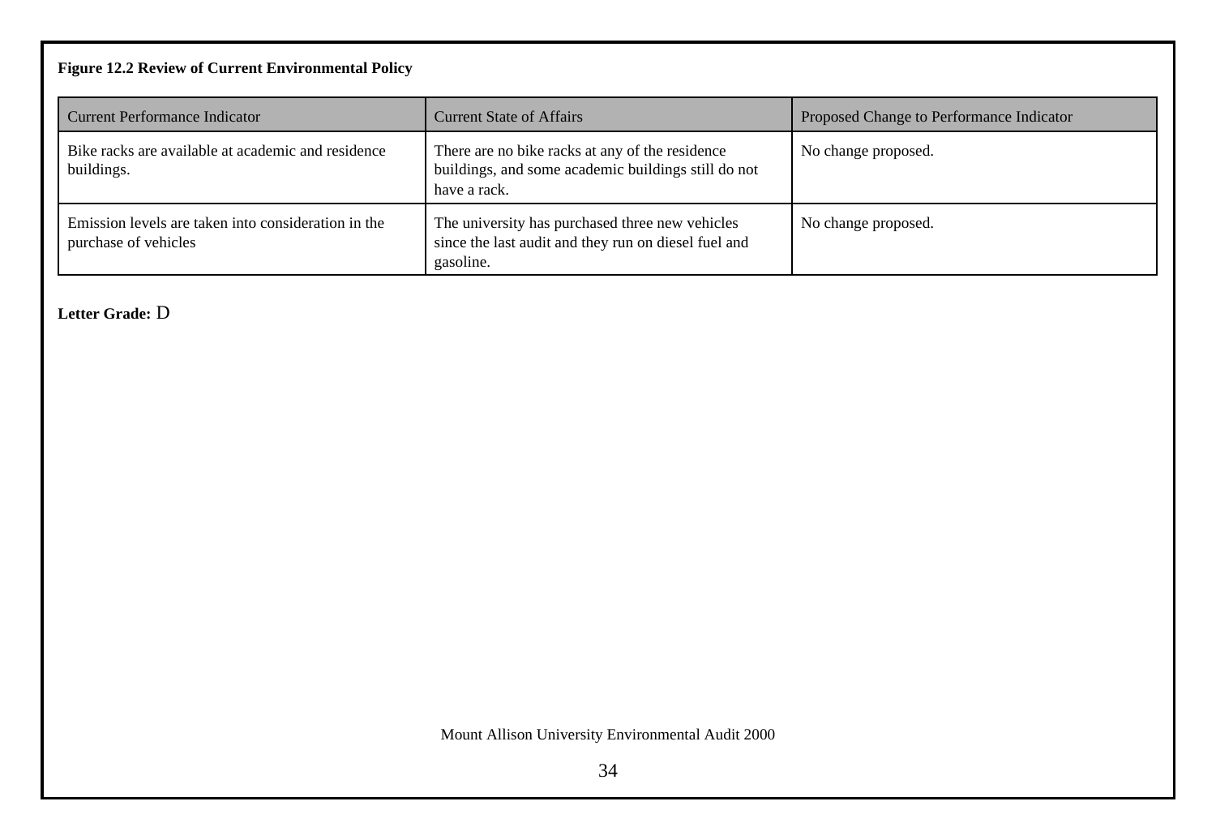**Figure 12.2 Review of Current Environmental Policy**

| Current Performance Indicator | Current State of Affairs | Proposed Change to Performance Indicator |
| --- | --- | --- |
| Bike racks are available at academic and residence buildings. | There are no bike racks at any of the residence buildings, and some academic buildings still do not have a rack. | No change proposed. |
| Emission levels are taken into consideration in the purchase of vehicles | The university has purchased three new vehicles since the last audit and they run on diesel fuel and gasoline. | No change proposed. |

**Letter Grade:** D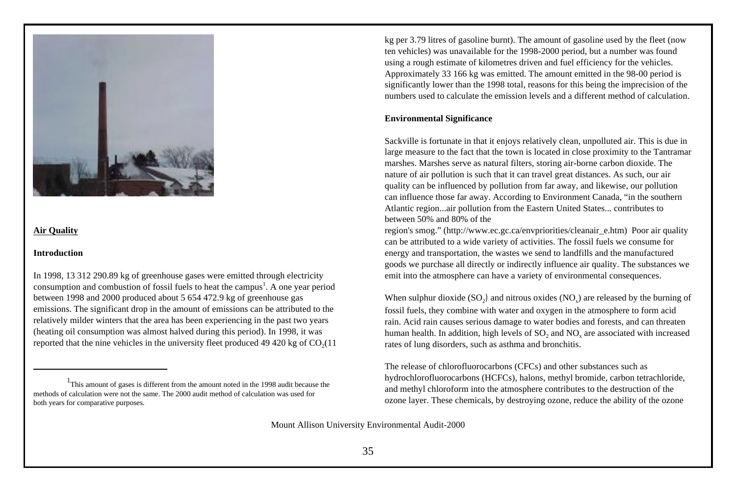## Air Quality

### Introduction

In 1998, 13 312 290.89 kg of greenhouse gases were emitted through electricity consumption and combustion of fossil fuels to heat the campus[1]. A one year period between 1998 and 2000 produced about 5 654 472.9 kg of greenhouse gas emissions. The significant drop in the amount of emissions can be attributed to the relatively milder winters that the area has been experiencing in the past two years (heating oil consumption was almost halved during this period). In 1998, it was reported that the nine vehicles in the university fleet produced 49 420 kg of $CO_2$(11 kg per 3.79 litres of gasoline burnt). The amount of gasoline used by the fleet (now ten vehicles) was unavailable for the 1998-2000 period, but a number was found using a rough estimate of kilometres driven and fuel efficiency for the vehicles. Approximately 33 166 kg was emitted. The amount emitted in the 98-00 period is significantly lower than the 1998 total, reasons for this being the imprecision of the numbers used to calculate the emission levels and a different method of calculation.

[1] This amount of gases is different from the amount noted in the 1998 audit because the methods of calculation were not the same. The 2000 audit method of calculation was used for both years for comparative purposes.

### Environmental Significance

Sackville is fortunate in that it enjoys relatively clean, unpolluted air. This is due in large measure to the fact that the town is located in close proximity to the Tantramar marshes. Marshes serve as natural filters, storing air-borne carbon dioxide. The nature of air pollution is such that it can travel great distances. As such, our air quality can be influenced by pollution from far away, and likewise, our pollution can influence those far away. According to Environment Canada, "in the southern Atlantic region...air pollution from the Eastern United States... contributes to between 50% and 80% of the region's smog." (http://www.ec.gc.ca/envpriorities/cleanair_e.htm) Poor air quality can be attributed to a wide variety of activities. The fossil fuels we consume for energy and transportation, the wastes we send to landfills and the manufactured goods we purchase all directly or indirectly influence air quality. The substances we emit into the atmosphere can have a variety of environmental consequences.

When sulphur dioxide ($SO_2$) and nitrous oxides ($NO_x$) are released by the burning of fossil fuels, they combine with water and oxygen in the atmosphere to form acid rain. Acid rain causes serious damage to water bodies and forests, and can threaten human health. In addition, high levels of $SO_2$ and $NO_x$ are associated with increased rates of lung disorders, such as asthma and bronchitis.

The release of chlorofluorocarbons (CFCs) and other substances such as hydrochlorofluorocarbons (HCFCs), halons, methyl bromide, carbon tetrachloride, and methyl chloroform into the atmosphere contributes to the destruction of the ozone layer. These chemicals, by destroying ozone, reduce the ability of the ozone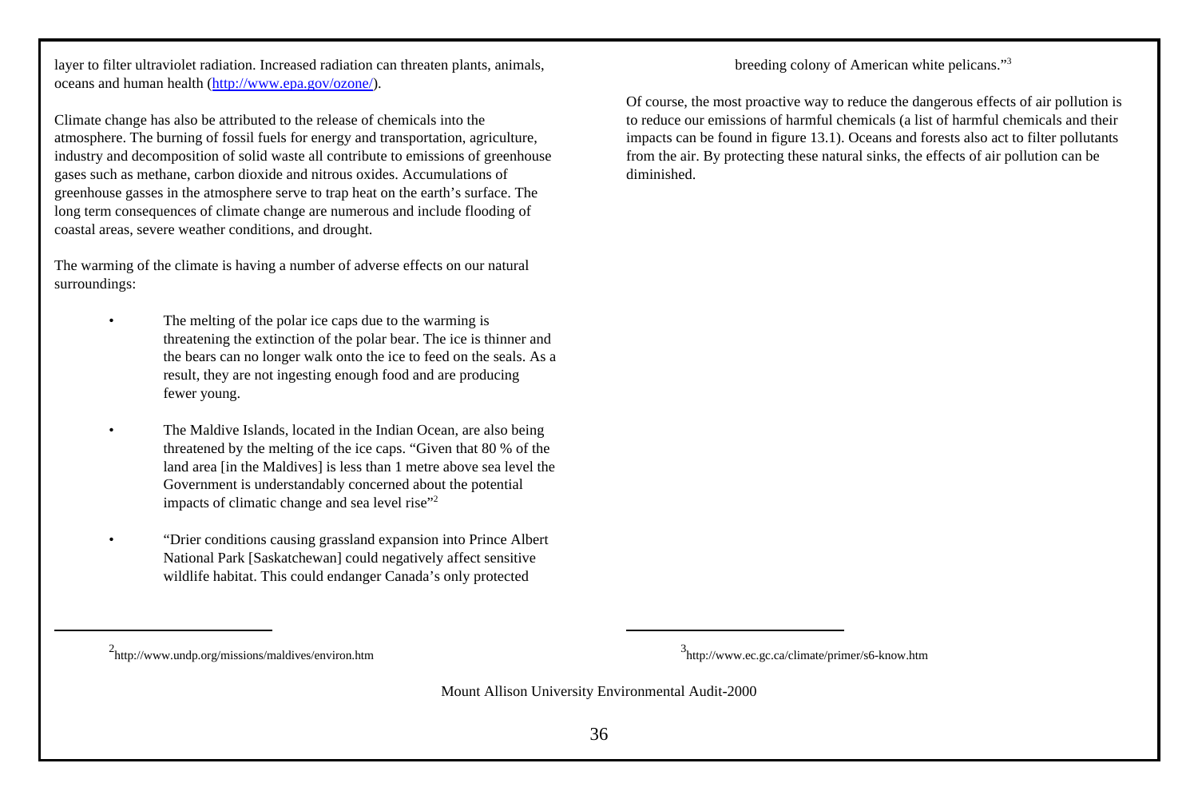layer to filter ultraviolet radiation. Increased radiation can threaten plants, animals, oceans and human health (http://www.epa.gov/ozone/).

Climate change has also be attributed to the release of chemicals into the atmosphere. The burning of fossil fuels for energy and transportation, agriculture, industry and decomposition of solid waste all contribute to emissions of greenhouse gases such as methane, carbon dioxide and nitrous oxides. Accumulations of greenhouse gasses in the atmosphere serve to trap heat on the earth's surface. The long term consequences of climate change are numerous and include flooding of coastal areas, severe weather conditions, and drought.

The warming of the climate is having a number of adverse effects on our natural surroundings:

- The melting of the polar ice caps due to the warming is threatening the extinction of the polar bear. The ice is thinner and the bears can no longer walk onto the ice to feed on the seals. As a result, they are not ingesting enough food and are producing fewer young.

- The Maldive Islands, located in the Indian Ocean, are also being threatened by the melting of the ice caps. "Given that 80 % of the land area [in the Maldives] is less than 1 metre above sea level the Government is understandably concerned about the potential impacts of climatic change and sea level rise"[2]

- "Drier conditions causing grassland expansion into Prince Albert National Park [Saskatchewan] could negatively affect sensitive wildlife habitat. This could endanger Canada's only protected breeding colony of American white pelicans."[3]

Of course, the most proactive way to reduce the dangerous effects of air pollution is to reduce our emissions of harmful chemicals (a list of harmful chemicals and their impacts can be found in figure 13.1). Oceans and forests also act to filter pollutants from the air. By protecting these natural sinks, the effects of air pollution can be diminished.

---

[2] http://www.undp.org/missions/maldives/environ.htm

[3] http://www.ec.gc.ca/climate/primer/s6-know.htm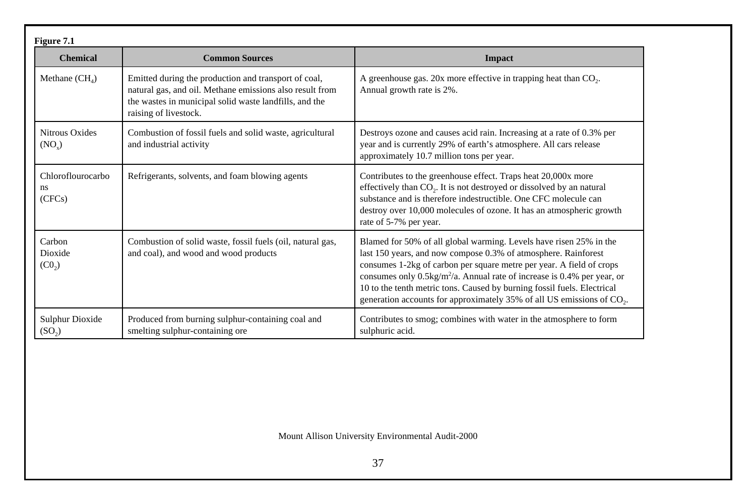**Figure 7.1**

| Chemical | Common Sources | Impact |
|---|---|---|
| Methane ($CH_4$) | Emitted during the production and transport of coal, natural gas, and oil. Methane emissions also result from the wastes in municipal solid waste landfills, and the raising of livestock. | A greenhouse gas. 20x more effective in trapping heat than $CO_2$. Annual growth rate is 2%. |
| Nitrous Oxides ($NO_x$) | Combustion of fossil fuels and solid waste, agricultural and industrial activity | Destroys ozone and causes acid rain. Increasing at a rate of 0.3% per year and is currently 29% of earth's atmosphere. All cars release approximately 10.7 million tons per year. |
| Chloroflourocarbons (CFCs) | Refrigerants, solvents, and foam blowing agents | Contributes to the greenhouse effect. Traps heat 20,000x more effectively than $CO_2$. It is not destroyed or dissolved by an natural substance and is therefore indestructible. One CFC molecule can destroy over 10,000 molecules of ozone. It has an atmospheric growth rate of 5-7% per year. |
| Carbon Dioxide ($C0_2$) | Combustion of solid waste, fossil fuels (oil, natural gas, and coal), and wood and wood products | Blamed for 50% of all global warming. Levels have risen 25% in the last 150 years, and now compose 0.3% of atmosphere. Rainforest consumes 1-2kg of carbon per square metre per year. A field of crops consumes only $0.5kg/m^2/a$. Annual rate of increase is 0.4% per year, or 10 to the tenth metric tons. Caused by burning fossil fuels. Electrical generation accounts for approximately 35% of all US emissions of $CO_2$. |
| Sulphur Dioxide ($SO_2$) | Produced from burning sulphur-containing coal and smelting sulphur-containing ore | Contributes to smog; combines with water in the atmosphere to form sulphuric acid. |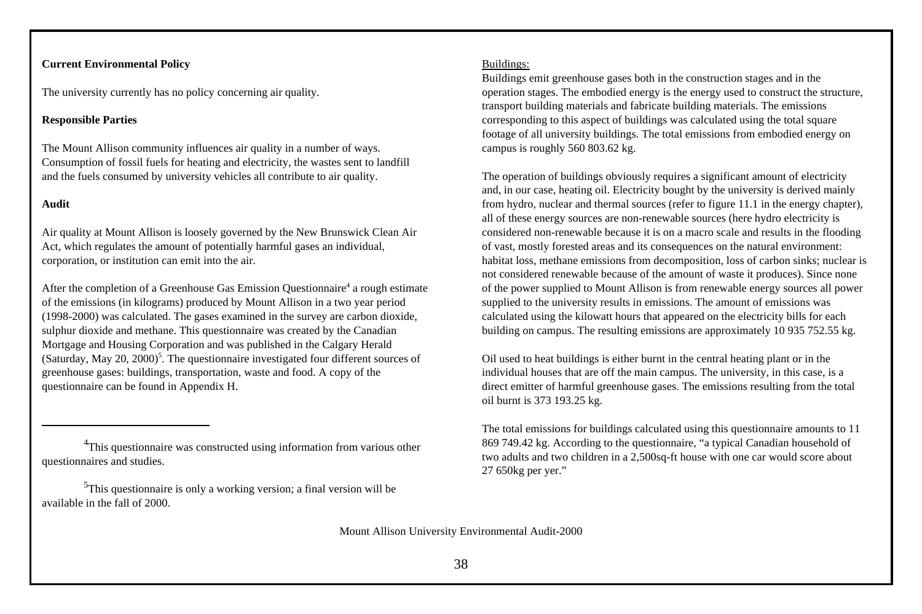**Current Environmental Policy**

The university currently has no policy concerning air quality.

**Responsible Parties**

The Mount Allison community influences air quality in a number of ways. Consumption of fossil fuels for heating and electricity, the wastes sent to landfill and the fuels consumed by university vehicles all contribute to air quality.

**Audit**

Air quality at Mount Allison is loosely governed by the New Brunswick Clean Air Act, which regulates the amount of potentially harmful gases an individual, corporation, or institution can emit into the air.

After the completion of a Greenhouse Gas Emission Questionnaire[4] a rough estimate of the emissions (in kilograms) produced by Mount Allison in a two year period (1998-2000) was calculated. The gases examined in the survey are carbon dioxide, sulphur dioxide and methane. This questionnaire was created by the Canadian Mortgage and Housing Corporation and was published in the Calgary Herald (Saturday, May 20, 2000)[5]. The questionnaire investigated four different sources of greenhouse gases: buildings, transportation, waste and food. A copy of the questionnaire can be found in Appendix H.

---

[4]This questionnaire was constructed using information from various other questionnaires and studies.

[5]This questionnaire is only a working version; a final version will be available in the fall of 2000.

Buildings:

Buildings emit greenhouse gases both in the construction stages and in the operation stages. The embodied energy is the energy used to construct the structure, transport building materials and fabricate building materials. The emissions corresponding to this aspect of buildings was calculated using the total square footage of all university buildings. The total emissions from embodied energy on campus is roughly 560 803.62 kg.

The operation of buildings obviously requires a significant amount of electricity and, in our case, heating oil. Electricity bought by the university is derived mainly from hydro, nuclear and thermal sources (refer to figure 11.1 in the energy chapter), all of these energy sources are non-renewable sources (here hydro electricity is considered non-renewable because it is on a macro scale and results in the flooding of vast, mostly forested areas and its consequences on the natural environment: habitat loss, methane emissions from decomposition, loss of carbon sinks; nuclear is not considered renewable because of the amount of waste it produces). Since none of the power supplied to Mount Allison is from renewable energy sources all power supplied to the university results in emissions. The amount of emissions was calculated using the kilowatt hours that appeared on the electricity bills for each building on campus. The resulting emissions are approximately 10 935 752.55 kg.

Oil used to heat buildings is either burnt in the central heating plant or in the individual houses that are off the main campus. The university, in this case, is a direct emitter of harmful greenhouse gases. The emissions resulting from the total oil burnt is 373 193.25 kg.

The total emissions for buildings calculated using this questionnaire amounts to 11 869 749.42 kg. According to the questionnaire, "a typical Canadian household of two adults and two children in a 2,500sq-ft house with one car would score about 27 650kg per yer."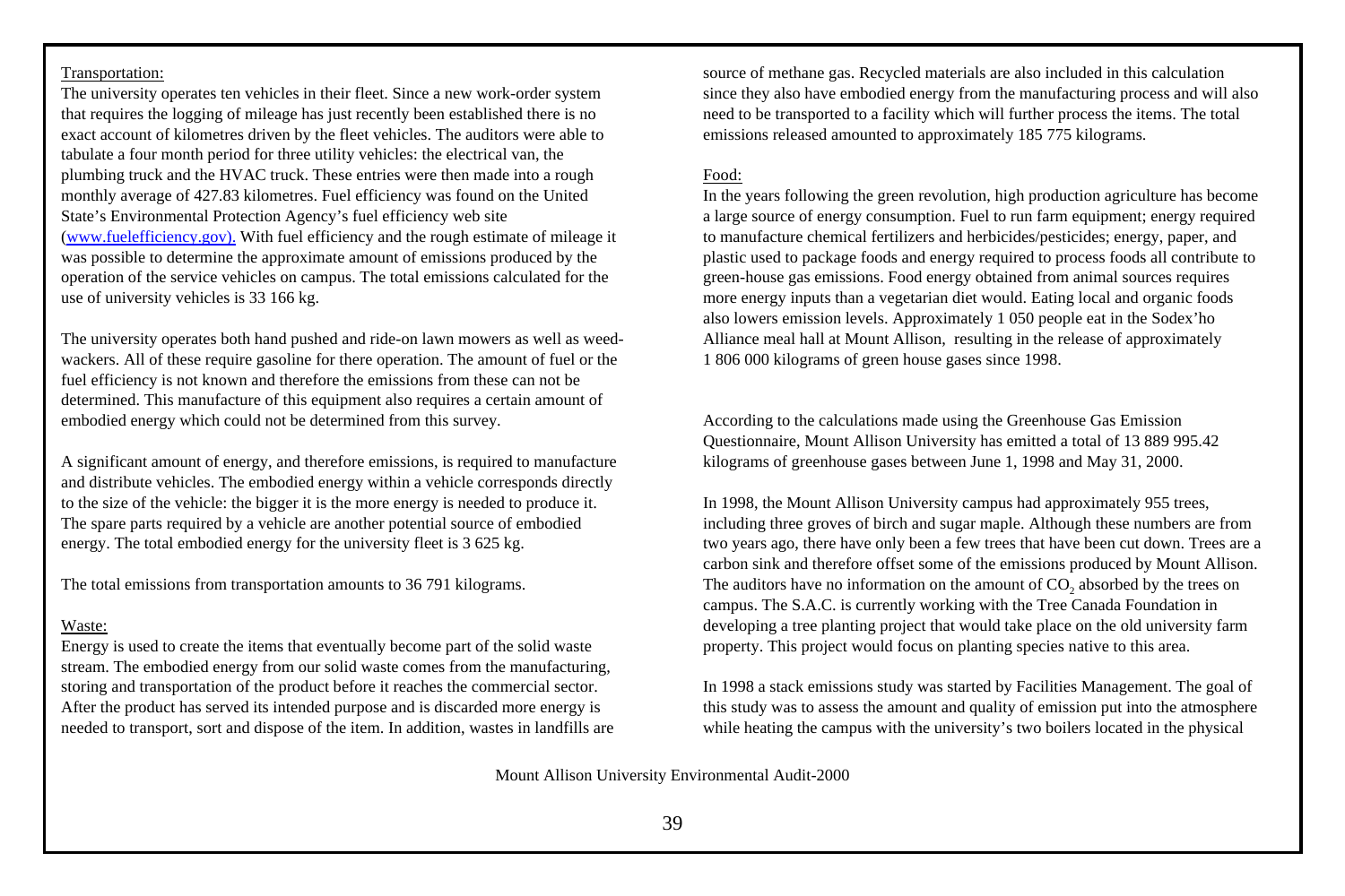Transportation:

The university operates ten vehicles in their fleet. Since a new work-order system that requires the logging of mileage has just recently been established there is no exact account of kilometres driven by the fleet vehicles. The auditors were able to tabulate a four month period for three utility vehicles: the electrical van, the plumbing truck and the HVAC truck. These entries were then made into a rough monthly average of 427.83 kilometres. Fuel efficiency was found on the United State's Environmental Protection Agency's fuel efficiency web site (www.fuelefficiency.gov). With fuel efficiency and the rough estimate of mileage it was possible to determine the approximate amount of emissions produced by the operation of the service vehicles on campus. The total emissions calculated for the use of university vehicles is 33 166 kg.

The university operates both hand pushed and ride-on lawn mowers as well as weed-wackers. All of these require gasoline for there operation. The amount of fuel or the fuel efficiency is not known and therefore the emissions from these can not be determined. This manufacture of this equipment also requires a certain amount of embodied energy which could not be determined from this survey.

A significant amount of energy, and therefore emissions, is required to manufacture and distribute vehicles. The embodied energy within a vehicle corresponds directly to the size of the vehicle: the bigger it is the more energy is needed to produce it. The spare parts required by a vehicle are another potential source of embodied energy. The total embodied energy for the university fleet is 3 625 kg.

The total emissions from transportation amounts to 36 791 kilograms.

Waste:

Energy is used to create the items that eventually become part of the solid waste stream. The embodied energy from our solid waste comes from the manufacturing, storing and transportation of the product before it reaches the commercial sector. After the product has served its intended purpose and is discarded more energy is needed to transport, sort and dispose of the item. In addition, wastes in landfills are source of methane gas. Recycled materials are also included in this calculation since they also have embodied energy from the manufacturing process and will also need to be transported to a facility which will further process the items. The total emissions released amounted to approximately 185 775 kilograms.

Food:

In the years following the green revolution, high production agriculture has become a large source of energy consumption. Fuel to run farm equipment; energy required to manufacture chemical fertilizers and herbicides/pesticides; energy, paper, and plastic used to package foods and energy required to process foods all contribute to green-house gas emissions. Food energy obtained from animal sources requires more energy inputs than a vegetarian diet would. Eating local and organic foods also lowers emission levels. Approximately 1 050 people eat in the Sodex'ho Alliance meal hall at Mount Allison, resulting in the release of approximately 1 806 000 kilograms of green house gases since 1998.

According to the calculations made using the Greenhouse Gas Emission Questionnaire, Mount Allison University has emitted a total of 13 889 995.42 kilograms of greenhouse gases between June 1, 1998 and May 31, 2000.

In 1998, the Mount Allison University campus had approximately 955 trees, including three groves of birch and sugar maple. Although these numbers are from two years ago, there have only been a few trees that have been cut down. Trees are a carbon sink and therefore offset some of the emissions produced by Mount Allison. The auditors have no information on the amount of $CO_2$ absorbed by the trees on campus. The S.A.C. is currently working with the Tree Canada Foundation in developing a tree planting project that would take place on the old university farm property. This project would focus on planting species native to this area.

In 1998 a stack emissions study was started by Facilities Management. The goal of this study was to assess the amount and quality of emission put into the atmosphere while heating the campus with the university's two boilers located in the physical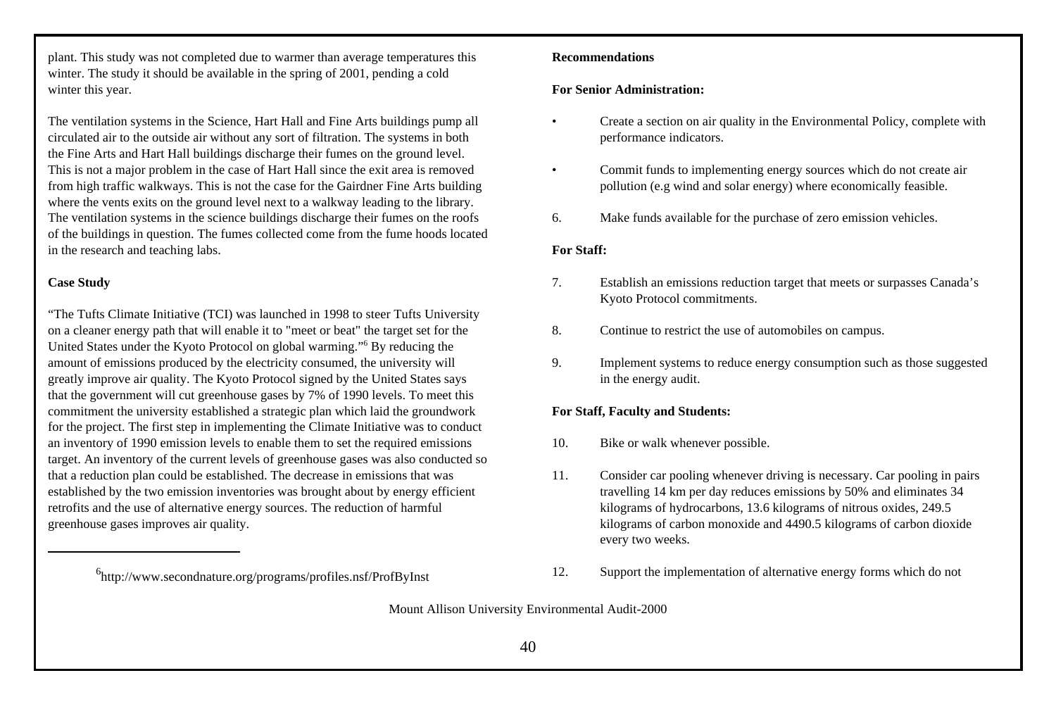plant. This study was not completed due to warmer than average temperatures this winter. The study it should be available in the spring of 2001, pending a cold winter this year.

The ventilation systems in the Science, Hart Hall and Fine Arts buildings pump all circulated air to the outside air without any sort of filtration. The systems in both the Fine Arts and Hart Hall buildings discharge their fumes on the ground level. This is not a major problem in the case of Hart Hall since the exit area is removed from high traffic walkways. This is not the case for the Gairdner Fine Arts building where the vents exits on the ground level next to a walkway leading to the library. The ventilation systems in the science buildings discharge their fumes on the roofs of the buildings in question. The fumes collected come from the fume hoods located in the research and teaching labs.

**Case Study**

"The Tufts Climate Initiative (TCI) was launched in 1998 to steer Tufts University on a cleaner energy path that will enable it to "meet or beat" the target set for the United States under the Kyoto Protocol on global warming."[6] By reducing the amount of emissions produced by the electricity consumed, the university will greatly improve air quality. The Kyoto Protocol signed by the United States says that the government will cut greenhouse gases by 7% of 1990 levels. To meet this commitment the university established a strategic plan which laid the groundwork for the project. The first step in implementing the Climate Initiative was to conduct an inventory of 1990 emission levels to enable them to set the required emissions target. An inventory of the current levels of greenhouse gases was also conducted so that a reduction plan could be established. The decrease in emissions that was established by the two emission inventories was brought about by energy efficient retrofits and the use of alternative energy sources. The reduction of harmful greenhouse gases improves air quality.

[6] http://www.secondnature.org/programs/profiles.nsf/ProfByInst

**Recommendations**

**For Senior Administration:**

- Create a section on air quality in the Environmental Policy, complete with performance indicators.
- Commit funds to implementing energy sources which do not create air pollution (e.g wind and solar energy) where economically feasible.

6. Make funds available for the purchase of zero emission vehicles.

**For Staff:**

7. Establish an emissions reduction target that meets or surpasses Canada's Kyoto Protocol commitments.
8. Continue to restrict the use of automobiles on campus.
9. Implement systems to reduce energy consumption such as those suggested in the energy audit.

**For Staff, Faculty and Students:**

10. Bike or walk whenever possible.
11. Consider car pooling whenever driving is necessary. Car pooling in pairs travelling 14 km per day reduces emissions by 50% and eliminates 34 kilograms of hydrocarbons, 13.6 kilograms of nitrous oxides, 249.5 kilograms of carbon monoxide and 4490.5 kilograms of carbon dioxide every two weeks.
12. Support the implementation of alternative energy forms which do not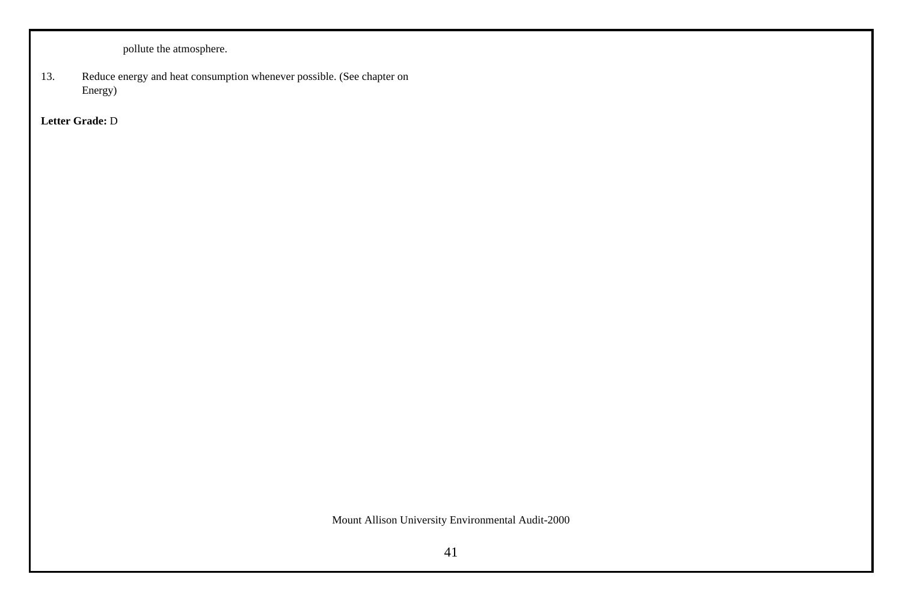pollute the atmosphere.

13. Reduce energy and heat consumption whenever possible. (See chapter on Energy)

**Letter Grade:** D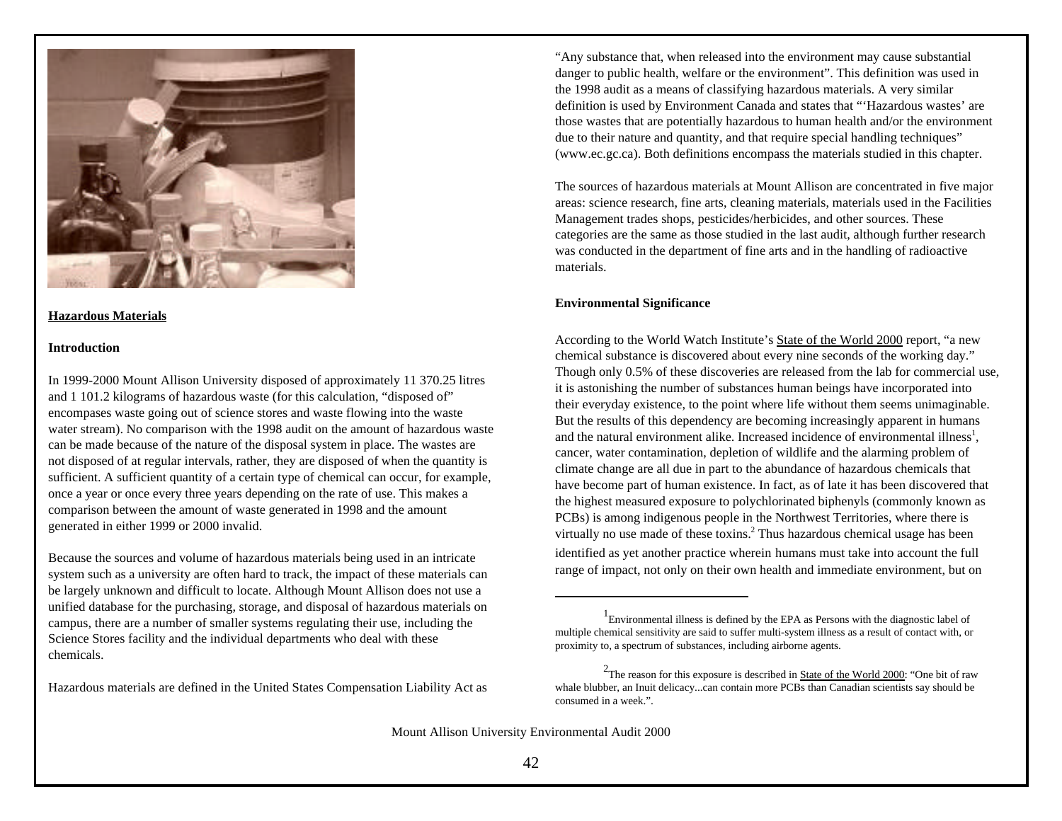**Hazardous Materials**

**Introduction**

In 1999-2000 Mount Allison University disposed of approximately 11 370.25 litres and 1 101.2 kilograms of hazardous waste (for this calculation, "disposed of" encompases waste going out of science stores and waste flowing into the waste water stream). No comparison with the 1998 audit on the amount of hazardous waste can be made because of the nature of the disposal system in place. The wastes are not disposed of at regular intervals, rather, they are disposed of when the quantity is sufficient. A sufficient quantity of a certain type of chemical can occur, for example, once a year or once every three years depending on the rate of use. This makes a comparison between the amount of waste generated in 1998 and the amount generated in either 1999 or 2000 invalid.

Because the sources and volume of hazardous materials being used in an intricate system such as a university are often hard to track, the impact of these materials can be largely unknown and difficult to locate. Although Mount Allison does not use a unified database for the purchasing, storage, and disposal of hazardous materials on campus, there are a number of smaller systems regulating their use, including the Science Stores facility and the individual departments who deal with these chemicals.

Hazardous materials are defined in the United States Compensation Liability Act as "Any substance that, when released into the environment may cause substantial danger to public health, welfare or the environment". This definition was used in the 1998 audit as a means of classifying hazardous materials. A very similar definition is used by Environment Canada and states that "'Hazardous wastes' are those wastes that are potentially hazardous to human health and/or the environment due to their nature and quantity, and that require special handling techniques" (www.ec.gc.ca). Both definitions encompass the materials studied in this chapter.

The sources of hazardous materials at Mount Allison are concentrated in five major areas: science research, fine arts, cleaning materials, materials used in the Facilities Management trades shops, pesticides/herbicides, and other sources. These categories are the same as those studied in the last audit, although further research was conducted in the department of fine arts and in the handling of radioactive materials.

**Environmental Significance**

According to the World Watch Institute's State of the World 2000 report, "a new chemical substance is discovered about every nine seconds of the working day." Though only 0.5% of these discoveries are released from the lab for commercial use, it is astonishing the number of substances human beings have incorporated into their everyday existence, to the point where life without them seems unimaginable. But the results of this dependency are becoming increasingly apparent in humans and the natural environment alike. Increased incidence of environmental illness[1], cancer, water contamination, depletion of wildlife and the alarming problem of climate change are all due in part to the abundance of hazardous chemicals that have become part of human existence. In fact, as of late it has been discovered that the highest measured exposure to polychlorinated biphenyls (commonly known as PCBs) is among indigenous people in the Northwest Territories, where there is virtually no use made of these toxins.[2] Thus hazardous chemical usage has been identified as yet another practice wherein humans must take into account the full range of impact, not only on their own health and immediate environment, but on

---

[1] Environmental illness is defined by the EPA as Persons with the diagnostic label of multiple chemical sensitivity are said to suffer multi-system illness as a result of contact with, or proximity to, a spectrum of substances, including airborne agents.

[2] The reason for this exposure is described in State of the World 2000: "One bit of raw whale blubber, an Inuit delicacy...can contain more PCBs than Canadian scientists say should be consumed in a week.".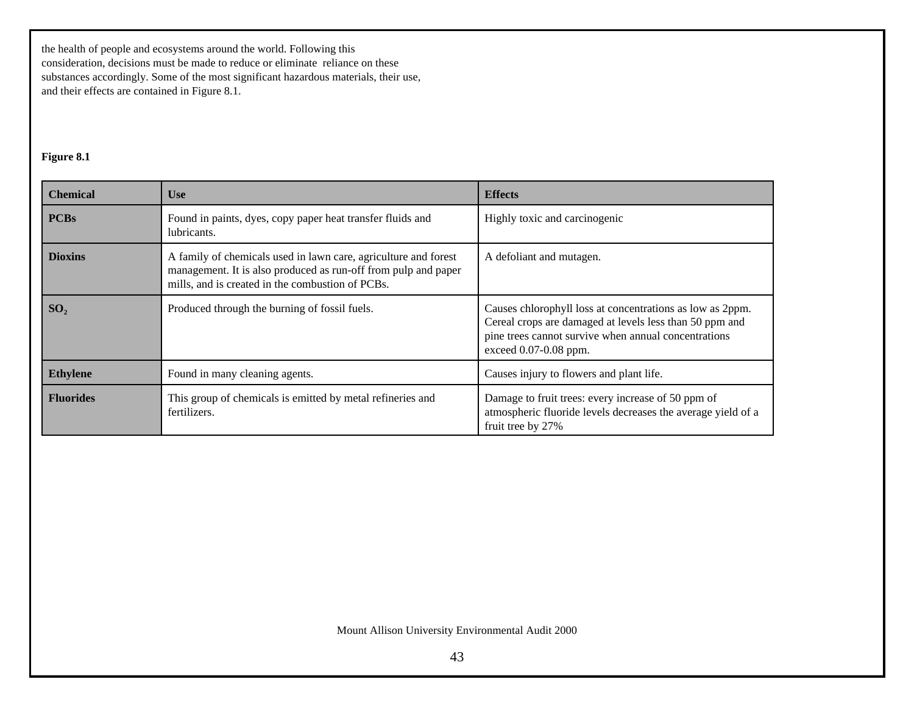the health of people and ecosystems around the world. Following this consideration, decisions must be made to reduce or eliminate reliance on these substances accordingly. Some of the most significant hazardous materials, their use, and their effects are contained in Figure 8.1.

**Figure 8.1**

| Chemical | Use | Effects |
|---|---|---|
| **PCBs** | Found in paints, dyes, copy paper heat transfer fluids and lubricants. | Highly toxic and carcinogenic |
| **Dioxins** | A family of chemicals used in lawn care, agriculture and forest management. It is also produced as run-off from pulp and paper mills, and is created in the combustion of PCBs. | A defoliant and mutagen. |
| **$SO_2$** | Produced through the burning of fossil fuels. | Causes chlorophyll loss at concentrations as low as 2ppm. Cereal crops are damaged at levels less than 50 ppm and pine trees cannot survive when annual concentrations exceed 0.07-0.08 ppm. |
| **Ethylene** | Found in many cleaning agents. | Causes injury to flowers and plant life. |
| **Fluorides** | This group of chemicals is emitted by metal refineries and fertilizers. | Damage to fruit trees: every increase of 50 ppm of atmospheric fluoride levels decreases the average yield of a fruit tree by 27% |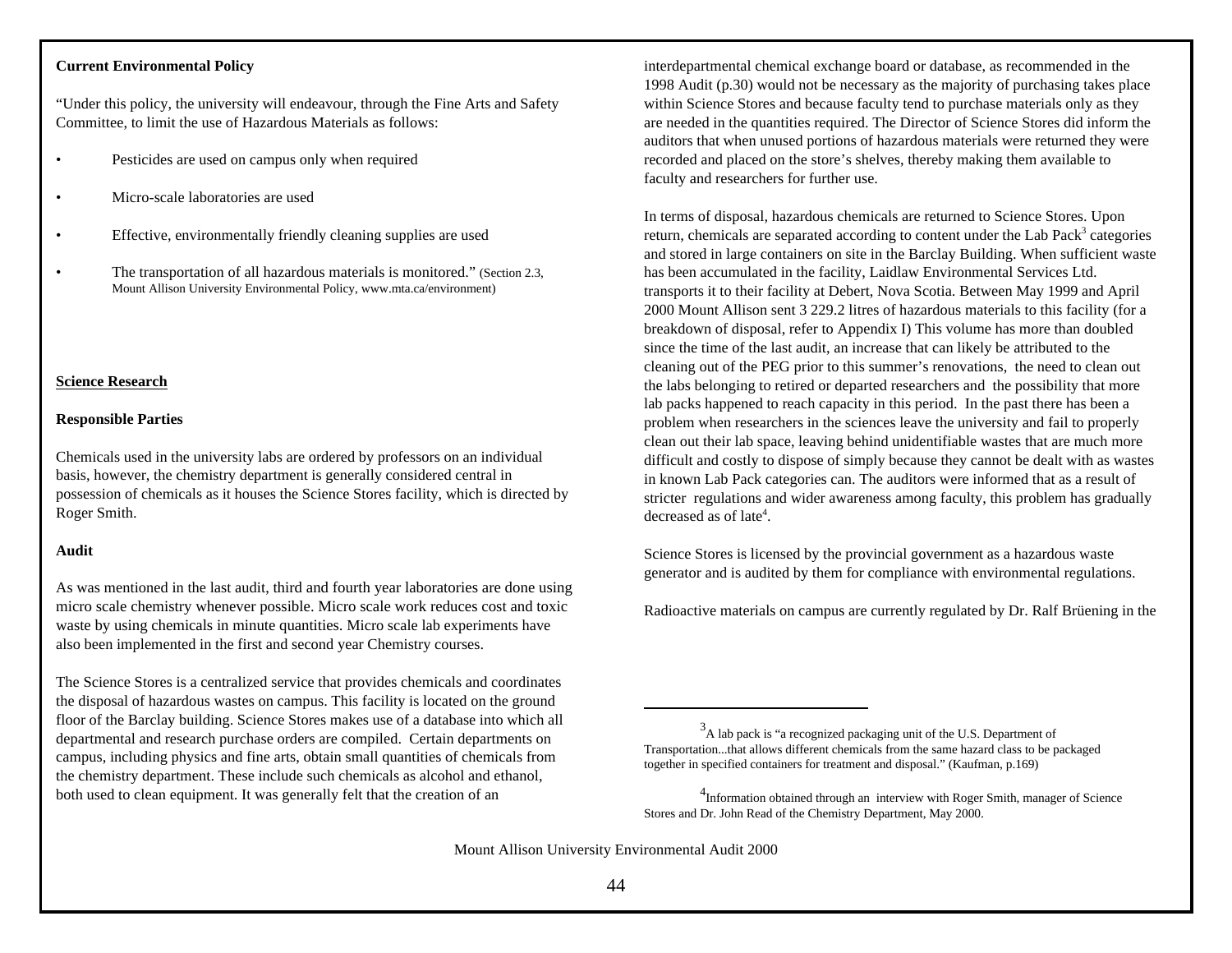**Current Environmental Policy**

"Under this policy, the university will endeavour, through the Fine Arts and Safety Committee, to limit the use of Hazardous Materials as follows:

- Pesticides are used on campus only when required
- Micro-scale laboratories are used
- Effective, environmentally friendly cleaning supplies are used
- The transportation of all hazardous materials is monitored." (Section 2.3, Mount Allison University Environmental Policy, www.mta.ca/environment)

## Science Research

**Responsible Parties**

Chemicals used in the university labs are ordered by professors on an individual basis, however, the chemistry department is generally considered central in possession of chemicals as it houses the Science Stores facility, which is directed by Roger Smith.

**Audit**

As was mentioned in the last audit, third and fourth year laboratories are done using micro scale chemistry whenever possible. Micro scale work reduces cost and toxic waste by using chemicals in minute quantities. Micro scale lab experiments have also been implemented in the first and second year Chemistry courses.

The Science Stores is a centralized service that provides chemicals and coordinates the disposal of hazardous wastes on campus. This facility is located on the ground floor of the Barclay building. Science Stores makes use of a database into which all departmental and research purchase orders are compiled. Certain departments on campus, including physics and fine arts, obtain small quantities of chemicals from the chemistry department. These include such chemicals as alcohol and ethanol, both used to clean equipment. It was generally felt that the creation of an interdepartmental chemical exchange board or database, as recommended in the 1998 Audit (p.30) would not be necessary as the majority of purchasing takes place within Science Stores and because faculty tend to purchase materials only as they are needed in the quantities required. The Director of Science Stores did inform the auditors that when unused portions of hazardous materials were returned they were recorded and placed on the store's shelves, thereby making them available to faculty and researchers for further use.

In terms of disposal, hazardous chemicals are returned to Science Stores. Upon return, chemicals are separated according to content under the Lab Pack[3] categories and stored in large containers on site in the Barclay Building. When sufficient waste has been accumulated in the facility, Laidlaw Environmental Services Ltd. transports it to their facility at Debert, Nova Scotia. Between May 1999 and April 2000 Mount Allison sent 3 229.2 litres of hazardous materials to this facility (for a breakdown of disposal, refer to Appendix I) This volume has more than doubled since the time of the last audit, an increase that can likely be attributed to the cleaning out of the PEG prior to this summer's renovations, the need to clean out the labs belonging to retired or departed researchers and the possibility that more lab packs happened to reach capacity in this period. In the past there has been a problem when researchers in the sciences leave the university and fail to properly clean out their lab space, leaving behind unidentifiable wastes that are much more difficult and costly to dispose of simply because they cannot be dealt with as wastes in known Lab Pack categories can. The auditors were informed that as a result of stricter regulations and wider awareness among faculty, this problem has gradually decreased as of late[4].

Science Stores is licensed by the provincial government as a hazardous waste generator and is audited by them for compliance with environmental regulations.

Radioactive materials on campus are currently regulated by Dr. Ralf Brüening in the

---

[3] A lab pack is "a recognized packaging unit of the U.S. Department of Transportation...that allows different chemicals from the same hazard class to be packaged together in specified containers for treatment and disposal." (Kaufman, p.169)

[4] Information obtained through an interview with Roger Smith, manager of Science Stores and Dr. John Read of the Chemistry Department, May 2000.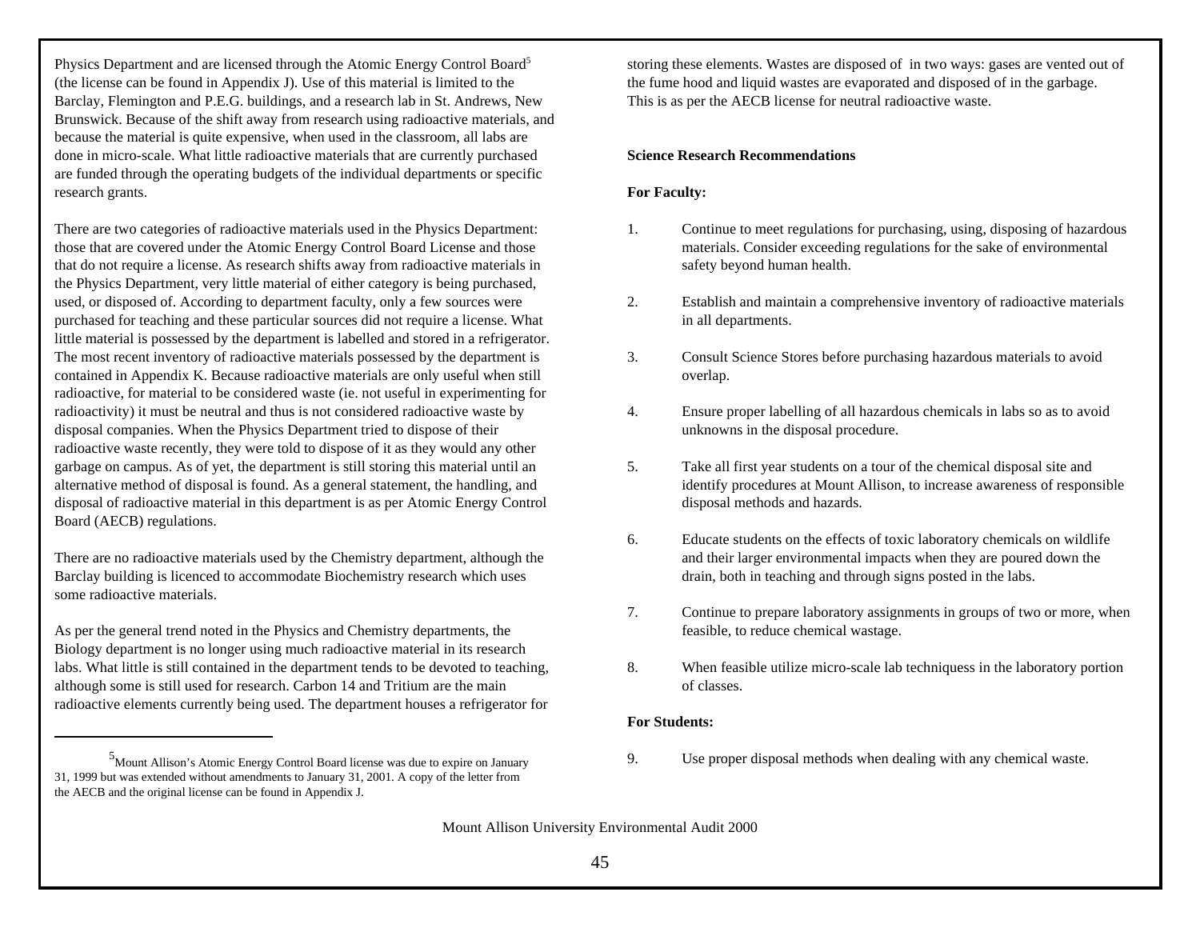Physics Department and are licensed through the Atomic Energy Control Board[5] (the license can be found in Appendix J). Use of this material is limited to the Barclay, Flemington and P.E.G. buildings, and a research lab in St. Andrews, New Brunswick. Because of the shift away from research using radioactive materials, and because the material is quite expensive, when used in the classroom, all labs are done in micro-scale. What little radioactive materials that are currently purchased are funded through the operating budgets of the individual departments or specific research grants.

There are two categories of radioactive materials used in the Physics Department: those that are covered under the Atomic Energy Control Board License and those that do not require a license. As research shifts away from radioactive materials in the Physics Department, very little material of either category is being purchased, used, or disposed of. According to department faculty, only a few sources were purchased for teaching and these particular sources did not require a license. What little material is possessed by the department is labelled and stored in a refrigerator. The most recent inventory of radioactive materials possessed by the department is contained in Appendix K. Because radioactive materials are only useful when still radioactive, for material to be considered waste (ie. not useful in experimenting for radioactivity) it must be neutral and thus is not considered radioactive waste by disposal companies. When the Physics Department tried to dispose of their radioactive waste recently, they were told to dispose of it as they would any other garbage on campus. As of yet, the department is still storing this material until an alternative method of disposal is found. As a general statement, the handling, and disposal of radioactive material in this department is as per Atomic Energy Control Board (AECB) regulations.

There are no radioactive materials used by the Chemistry department, although the Barclay building is licenced to accommodate Biochemistry research which uses some radioactive materials.

As per the general trend noted in the Physics and Chemistry departments, the Biology department is no longer using much radioactive material in its research labs. What little is still contained in the department tends to be devoted to teaching, although some is still used for research. Carbon 14 and Tritium are the main radioactive elements currently being used. The department houses a refrigerator for storing these elements. Wastes are disposed of in two ways: gases are vented out of the fume hood and liquid wastes are evaporated and disposed of in the garbage. This is as per the AECB license for neutral radioactive waste.

[5] Mount Allison's Atomic Energy Control Board license was due to expire on January 31, 1999 but was extended without amendments to January 31, 2001. A copy of the letter from the AECB and the original license can be found in Appendix J.

**Science Research Recommendations**

**For Faculty:**

1. Continue to meet regulations for purchasing, using, disposing of hazardous materials. Consider exceeding regulations for the sake of environmental safety beyond human health.

2. Establish and maintain a comprehensive inventory of radioactive materials in all departments.

3. Consult Science Stores before purchasing hazardous materials to avoid overlap.

4. Ensure proper labelling of all hazardous chemicals in labs so as to avoid unknowns in the disposal procedure.

5. Take all first year students on a tour of the chemical disposal site and identify procedures at Mount Allison, to increase awareness of responsible disposal methods and hazards.

6. Educate students on the effects of toxic laboratory chemicals on wildlife and their larger environmental impacts when they are poured down the drain, both in teaching and through signs posted in the labs.

7. Continue to prepare laboratory assignments in groups of two or more, when feasible, to reduce chemical wastage.

8. When feasible utilize micro-scale lab techniquess in the laboratory portion of classes.

**For Students:**

9. Use proper disposal methods when dealing with any chemical waste.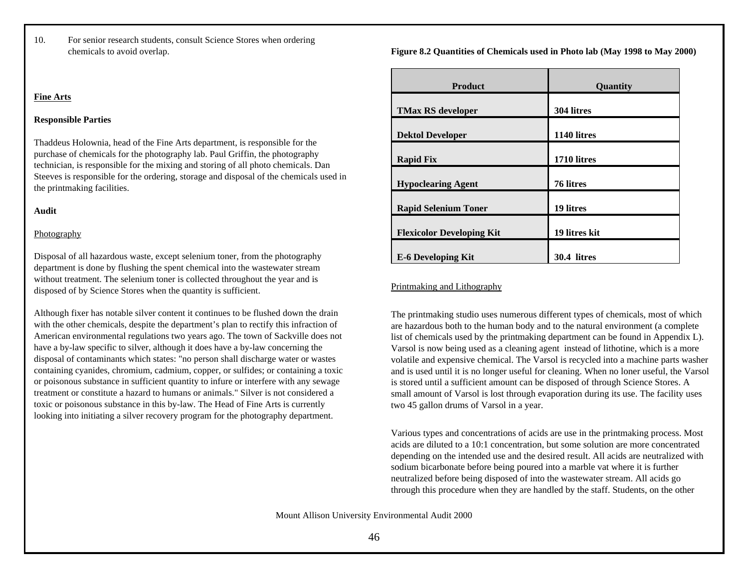10. For senior research students, consult Science Stores when ordering chemicals to avoid overlap.

**Fine Arts**

**Responsible Parties**

Thaddeus Holownia, head of the Fine Arts department, is responsible for the purchase of chemicals for the photography lab. Paul Griffin, the photography technician, is responsible for the mixing and storing of all photo chemicals. Dan Steeves is responsible for the ordering, storage and disposal of the chemicals used in the printmaking facilities.

**Audit**

Photography

Disposal of all hazardous waste, except selenium toner, from the photography department is done by flushing the spent chemical into the wastewater stream without treatment. The selenium toner is collected throughout the year and is disposed of by Science Stores when the quantity is sufficient.

Although fixer has notable silver content it continues to be flushed down the drain with the other chemicals, despite the department's plan to rectify this infraction of American environmental regulations two years ago. The town of Sackville does not have a by-law specific to silver, although it does have a by-law concerning the disposal of contaminants which states: "no person shall discharge water or wastes containing cyanides, chromium, cadmium, copper, or sulfides; or containing a toxic or poisonous substance in sufficient quantity to infure or interfere with any sewage treatment or constitute a hazard to humans or animals." Silver is not considered a toxic or poisonous substance in this by-law. The Head of Fine Arts is currently looking into initiating a silver recovery program for the photography department.

**Figure 8.2 Quantities of Chemicals used in Photo lab (May 1998 to May 2000)**

| Product | Quantity |
|---|---|
| **TMax RS developer** | **304 litres** |
| **Dektol Developer** | **1140 litres** |
| **Rapid Fix** | **1710 litres** |
| **Hypoclearing Agent** | **76 litres** |
| **Rapid Selenium Toner** | **19 litres** |
| **Flexicolor Developing Kit** | **19 litres kit** |
| **E-6 Developing Kit** | **30.4 litres** |

Printmaking and Lithography

The printmaking studio uses numerous different types of chemicals, most of which are hazardous both to the human body and to the natural environment (a complete list of chemicals used by the printmaking department can be found in Appendix L). Varsol is now being used as a cleaning agent instead of lithotine, which is a more volatile and expensive chemical. The Varsol is recycled into a machine parts washer and is used until it is no longer useful for cleaning. When no loner useful, the Varsol is stored until a sufficient amount can be disposed of through Science Stores. A small amount of Varsol is lost through evaporation during its use. The facility uses two 45 gallon drums of Varsol in a year.

Various types and concentrations of acids are use in the printmaking process. Most acids are diluted to a 10:1 concentration, but some solution are more concentrated depending on the intended use and the desired result. All acids are neutralized with sodium bicarbonate before being poured into a marble vat where it is further neutralized before being disposed of into the wastewater stream. All acids go through this procedure when they are handled by the staff. Students, on the other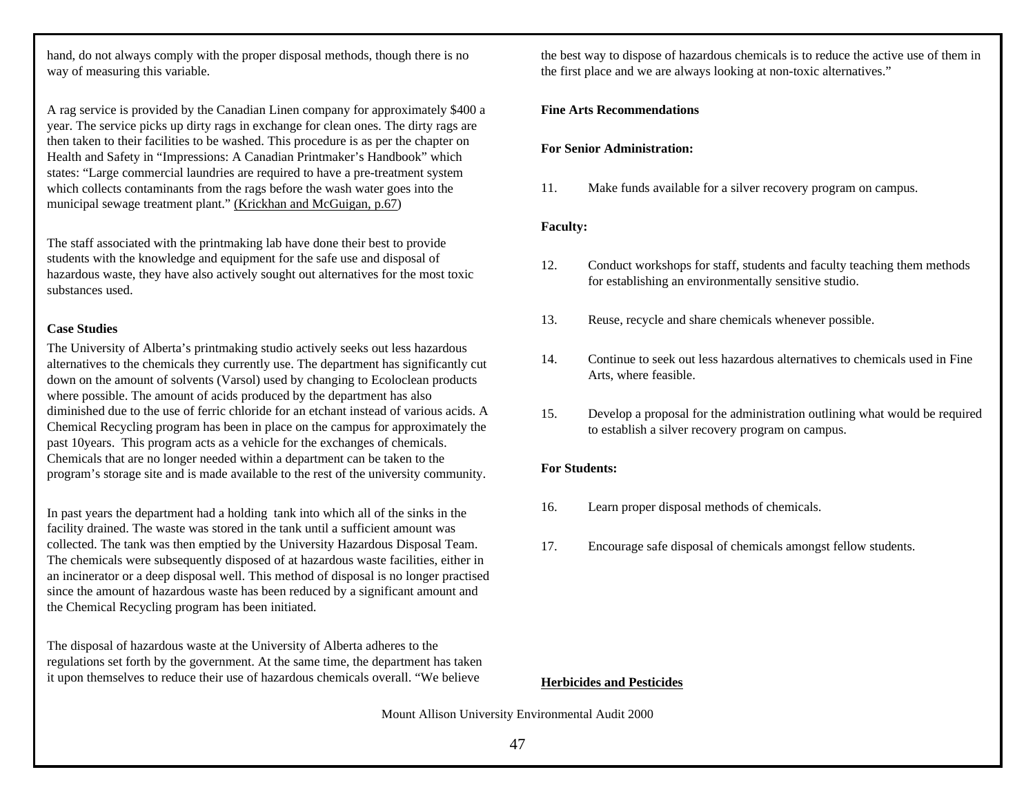hand, do not always comply with the proper disposal methods, though there is no way of measuring this variable.

A rag service is provided by the Canadian Linen company for approximately $400 a year. The service picks up dirty rags in exchange for clean ones. The dirty rags are then taken to their facilities to be washed. This procedure is as per the chapter on Health and Safety in "Impressions: A Canadian Printmaker's Handbook" which states: "Large commercial laundries are required to have a pre-treatment system which collects contaminants from the rags before the wash water goes into the municipal sewage treatment plant." (Krickhan and McGuigan, p.67)

The staff associated with the printmaking lab have done their best to provide students with the knowledge and equipment for the safe use and disposal of hazardous waste, they have also actively sought out alternatives for the most toxic substances used.

**Case Studies**

The University of Alberta's printmaking studio actively seeks out less hazardous alternatives to the chemicals they currently use. The department has significantly cut down on the amount of solvents (Varsol) used by changing to Ecoloclean products where possible. The amount of acids produced by the department has also diminished due to the use of ferric chloride for an etchant instead of various acids. A Chemical Recycling program has been in place on the campus for approximately the past 10years. This program acts as a vehicle for the exchanges of chemicals. Chemicals that are no longer needed within a department can be taken to the program's storage site and is made available to the rest of the university community.

In past years the department had a holding tank into which all of the sinks in the facility drained. The waste was stored in the tank until a sufficient amount was collected. The tank was then emptied by the University Hazardous Disposal Team. The chemicals were subsequently disposed of at hazardous waste facilities, either in an incinerator or a deep disposal well. This method of disposal is no longer practised since the amount of hazardous waste has been reduced by a significant amount and the Chemical Recycling program has been initiated.

The disposal of hazardous waste at the University of Alberta adheres to the regulations set forth by the government. At the same time, the department has taken it upon themselves to reduce their use of hazardous chemicals overall. "We believe the best way to dispose of hazardous chemicals is to reduce the active use of them in the first place and we are always looking at non-toxic alternatives."

**Fine Arts Recommendations**

**For Senior Administration:**

11. Make funds available for a silver recovery program on campus.

**Faculty:**

12. Conduct workshops for staff, students and faculty teaching them methods for establishing an environmentally sensitive studio.

13. Reuse, recycle and share chemicals whenever possible.

14. Continue to seek out less hazardous alternatives to chemicals used in Fine Arts, where feasible.

15. Develop a proposal for the administration outlining what would be required to establish a silver recovery program on campus.

**For Students:**

16. Learn proper disposal methods of chemicals.

17. Encourage safe disposal of chemicals amongst fellow students.

## Herbicides and Pesticides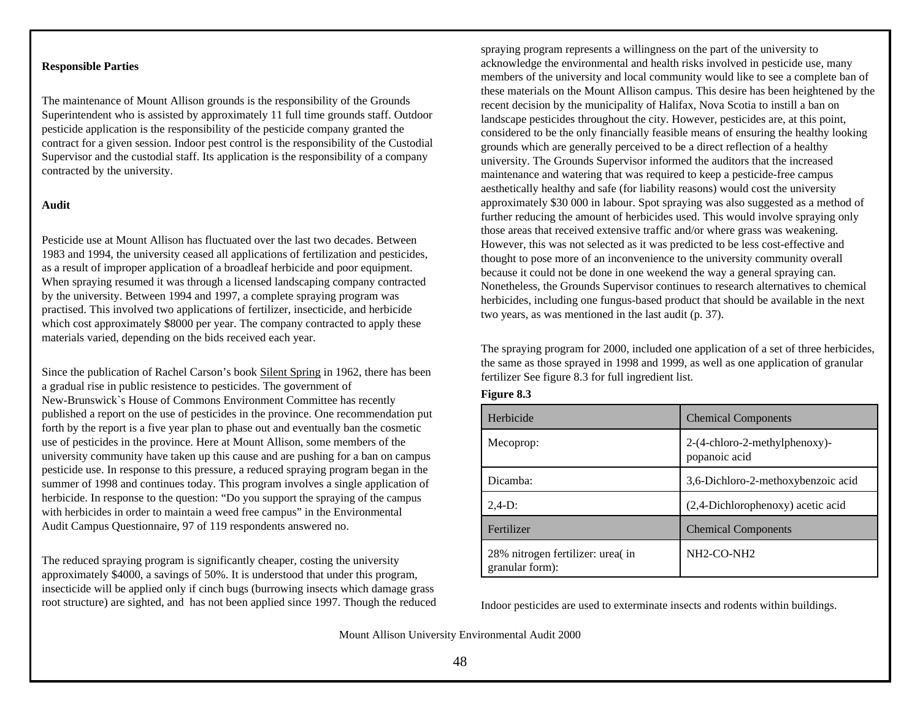**Responsible Parties**

The maintenance of Mount Allison grounds is the responsibility of the Grounds Superintendent who is assisted by approximately 11 full time grounds staff. Outdoor pesticide application is the responsibility of the pesticide company granted the contract for a given session. Indoor pest control is the responsibility of the Custodial Supervisor and the custodial staff. Its application is the responsibility of a company contracted by the university.

**Audit**

Pesticide use at Mount Allison has fluctuated over the last two decades. Between 1983 and 1994, the university ceased all applications of fertilization and pesticides, as a result of improper application of a broadleaf herbicide and poor equipment. When spraying resumed it was through a licensed landscaping company contracted by the university. Between 1994 and 1997, a complete spraying program was practised. This involved two applications of fertilizer, insecticide, and herbicide which cost approximately $8000 per year. The company contracted to apply these materials varied, depending on the bids received each year.

Since the publication of Rachel Carson's book Silent Spring in 1962, there has been a gradual rise in public resistence to pesticides. The government of New-Brunswick`s House of Commons Environment Committee has recently published a report on the use of pesticides in the province. One recommendation put forth by the report is a five year plan to phase out and eventually ban the cosmetic use of pesticides in the province. Here at Mount Allison, some members of the university community have taken up this cause and are pushing for a ban on campus pesticide use. In response to this pressure, a reduced spraying program began in the summer of 1998 and continues today. This program involves a single application of herbicide. In response to the question: "Do you support the spraying of the campus with herbicides in order to maintain a weed free campus" in the Environmental Audit Campus Questionnaire, 97 of 119 respondents answered no.

The reduced spraying program is significantly cheaper, costing the university approximately $4000, a savings of 50%. It is understood that under this program, insecticide will be applied only if cinch bugs (burrowing insects which damage grass root structure) are sighted, and has not been applied since 1997. Though the reduced spraying program represents a willingness on the part of the university to acknowledge the environmental and health risks involved in pesticide use, many members of the university and local community would like to see a complete ban of these materials on the Mount Allison campus. This desire has been heightened by the recent decision by the municipality of Halifax, Nova Scotia to instill a ban on landscape pesticides throughout the city. However, pesticides are, at this point, considered to be the only financially feasible means of ensuring the healthy looking grounds which are generally perceived to be a direct reflection of a healthy university. The Grounds Supervisor informed the auditors that the increased maintenance and watering that was required to keep a pesticide-free campus aesthetically healthy and safe (for liability reasons) would cost the university approximately $30 000 in labour. Spot spraying was also suggested as a method of further reducing the amount of herbicides used. This would involve spraying only those areas that received extensive traffic and/or where grass was weakening. However, this was not selected as it was predicted to be less cost-effective and thought to pose more of an inconvenience to the university community overall because it could not be done in one weekend the way a general spraying can. Nonetheless, the Grounds Supervisor continues to research alternatives to chemical herbicides, including one fungus-based product that should be available in the next two years, as was mentioned in the last audit (p. 37).

The spraying program for 2000, included one application of a set of three herbicides, the same as those sprayed in 1998 and 1999, as well as one application of granular fertilizer See figure 8.3 for full ingredient list.

**Figure 8.3**

| Herbicide | Chemical Components |
|---|---|
| Mecoprop: | 2-(4-chloro-2-methylphenoxy)-popanoic acid |
| Dicamba: | 3,6-Dichloro-2-methoxybenzoic acid |
| 2,4-D: | (2,4-Dichlorophenoxy) acetic acid |
| **Fertilizer** | **Chemical Components** |
| 28% nitrogen fertilizer: urea( in granular form): | $NH_2$-CO-$NH_2$ |

Indoor pesticides are used to exterminate insects and rodents within buildings.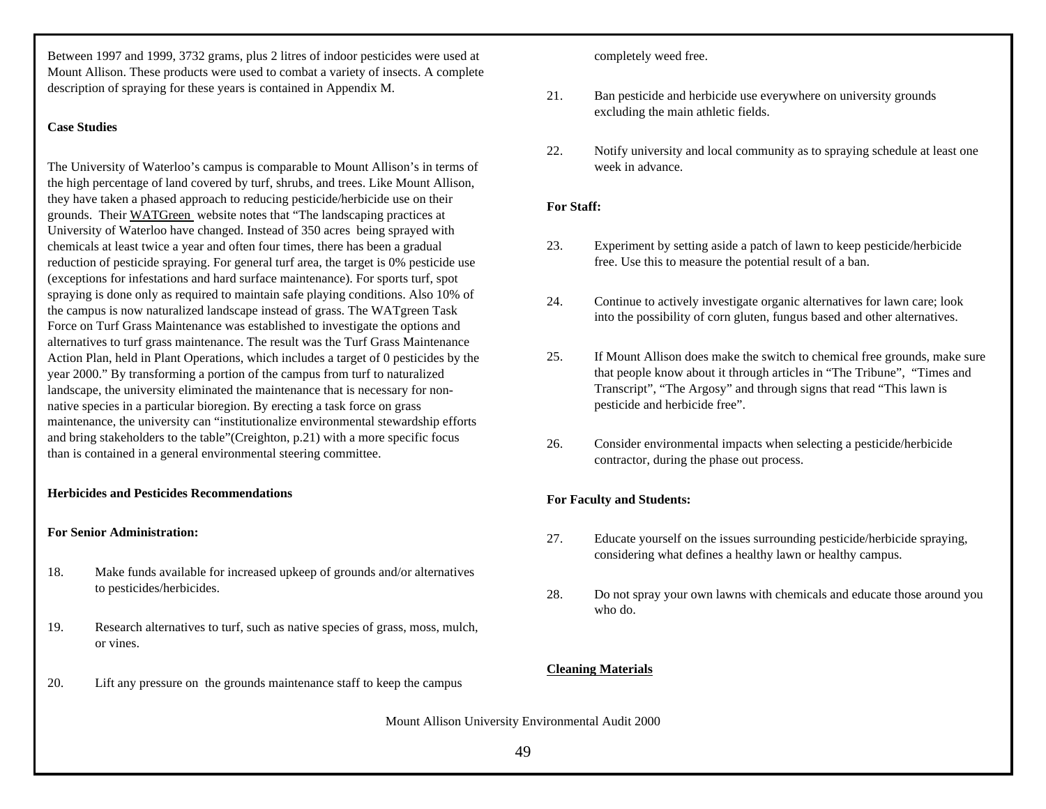Between 1997 and 1999, 3732 grams, plus 2 litres of indoor pesticides were used at Mount Allison. These products were used to combat a variety of insects. A complete description of spraying for these years is contained in Appendix M.

**Case Studies**

The University of Waterloo's campus is comparable to Mount Allison's in terms of the high percentage of land covered by turf, shrubs, and trees. Like Mount Allison, they have taken a phased approach to reducing pesticide/herbicide use on their grounds. Their WATGreen website notes that "The landscaping practices at University of Waterloo have changed. Instead of 350 acres being sprayed with chemicals at least twice a year and often four times, there has been a gradual reduction of pesticide spraying. For general turf area, the target is 0% pesticide use (exceptions for infestations and hard surface maintenance). For sports turf, spot spraying is done only as required to maintain safe playing conditions. Also 10% of the campus is now naturalized landscape instead of grass. The WATgreen Task Force on Turf Grass Maintenance was established to investigate the options and alternatives to turf grass maintenance. The result was the Turf Grass Maintenance Action Plan, held in Plant Operations, which includes a target of 0 pesticides by the year 2000." By transforming a portion of the campus from turf to naturalized landscape, the university eliminated the maintenance that is necessary for non-native species in a particular bioregion. By erecting a task force on grass maintenance, the university can "institutionalize environmental stewardship efforts and bring stakeholders to the table"(Creighton, p.21) with a more specific focus than is contained in a general environmental steering committee.

**Herbicides and Pesticides Recommendations**

**For Senior Administration:**

18. Make funds available for increased upkeep of grounds and/or alternatives to pesticides/herbicides.

19. Research alternatives to turf, such as native species of grass, moss, mulch, or vines.

20. Lift any pressure on the grounds maintenance staff to keep the campus completely weed free.

21. Ban pesticide and herbicide use everywhere on university grounds excluding the main athletic fields.

22. Notify university and local community as to spraying schedule at least one week in advance.

**For Staff:**

23. Experiment by setting aside a patch of lawn to keep pesticide/herbicide free. Use this to measure the potential result of a ban.

24. Continue to actively investigate organic alternatives for lawn care; look into the possibility of corn gluten, fungus based and other alternatives.

25. If Mount Allison does make the switch to chemical free grounds, make sure that people know about it through articles in "The Tribune", "Times and Transcript", "The Argosy" and through signs that read "This lawn is pesticide and herbicide free".

26. Consider environmental impacts when selecting a pesticide/herbicide contractor, during the phase out process.

**For Faculty and Students:**

27. Educate yourself on the issues surrounding pesticide/herbicide spraying, considering what defines a healthy lawn or healthy campus.

28. Do not spray your own lawns with chemicals and educate those around you who do.

**Cleaning Materials**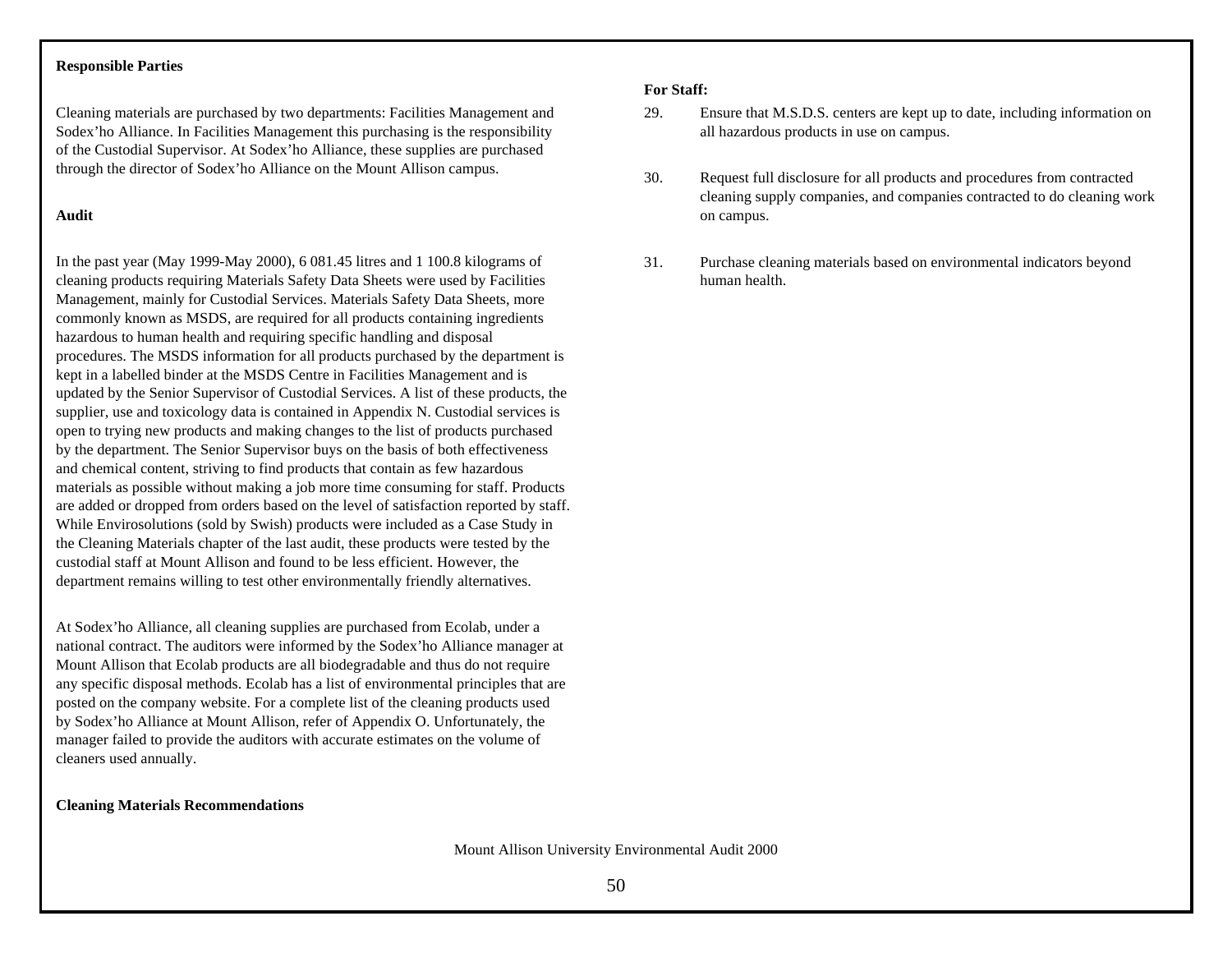**Responsible Parties**

Cleaning materials are purchased by two departments: Facilities Management and Sodex'ho Alliance. In Facilities Management this purchasing is the responsibility of the Custodial Supervisor. At Sodex'ho Alliance, these supplies are purchased through the director of Sodex'ho Alliance on the Mount Allison campus.

**Audit**

In the past year (May 1999-May 2000), 6 081.45 litres and 1 100.8 kilograms of cleaning products requiring Materials Safety Data Sheets were used by Facilities Management, mainly for Custodial Services. Materials Safety Data Sheets, more commonly known as MSDS, are required for all products containing ingredients hazardous to human health and requiring specific handling and disposal procedures. The MSDS information for all products purchased by the department is kept in a labelled binder at the MSDS Centre in Facilities Management and is updated by the Senior Supervisor of Custodial Services. A list of these products, the supplier, use and toxicology data is contained in Appendix N. Custodial services is open to trying new products and making changes to the list of products purchased by the department. The Senior Supervisor buys on the basis of both effectiveness and chemical content, striving to find products that contain as few hazardous materials as possible without making a job more time consuming for staff. Products are added or dropped from orders based on the level of satisfaction reported by staff. While Envirosolutions (sold by Swish) products were included as a Case Study in the Cleaning Materials chapter of the last audit, these products were tested by the custodial staff at Mount Allison and found to be less efficient. However, the department remains willing to test other environmentally friendly alternatives.

At Sodex'ho Alliance, all cleaning supplies are purchased from Ecolab, under a national contract. The auditors were informed by the Sodex'ho Alliance manager at Mount Allison that Ecolab products are all biodegradable and thus do not require any specific disposal methods. Ecolab has a list of environmental principles that are posted on the company website. For a complete list of the cleaning products used by Sodex'ho Alliance at Mount Allison, refer of Appendix O. Unfortunately, the manager failed to provide the auditors with accurate estimates on the volume of cleaners used annually.

**Cleaning Materials Recommendations**

**For Staff:**

29. Ensure that M.S.D.S. centers are kept up to date, including information on all hazardous products in use on campus.

30. Request full disclosure for all products and procedures from contracted cleaning supply companies, and companies contracted to do cleaning work on campus.

31. Purchase cleaning materials based on environmental indicators beyond human health.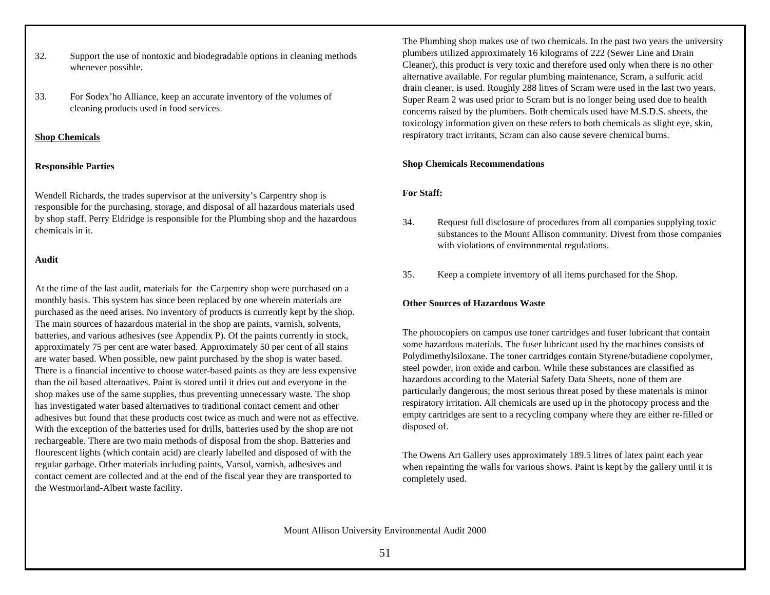32. Support the use of nontoxic and biodegradable options in cleaning methods whenever possible.

33. For Sodex'ho Alliance, keep an accurate inventory of the volumes of cleaning products used in food services.

## Shop Chemicals

### Responsible Parties

Wendell Richards, the trades supervisor at the university's Carpentry shop is responsible for the purchasing, storage, and disposal of all hazardous materials used by shop staff. Perry Eldridge is responsible for the Plumbing shop and the hazardous chemicals in it.

### Audit

At the time of the last audit, materials for the Carpentry shop were purchased on a monthly basis. This system has since been replaced by one wherein materials are purchased as the need arises. No inventory of products is currently kept by the shop. The main sources of hazardous material in the shop are paints, varnish, solvents, batteries, and various adhesives (see Appendix P). Of the paints currently in stock, approximately 75 per cent are water based. Approximately 50 per cent of all stains are water based. When possible, new paint purchased by the shop is water based. There is a financial incentive to choose water-based paints as they are less expensive than the oil based alternatives. Paint is stored until it dries out and everyone in the shop makes use of the same supplies, thus preventing unnecessary waste. The shop has investigated water based alternatives to traditional contact cement and other adhesives but found that these products cost twice as much and were not as effective. With the exception of the batteries used for drills, batteries used by the shop are not rechargeable. There are two main methods of disposal from the shop. Batteries and flourescent lights (which contain acid) are clearly labelled and disposed of with the regular garbage. Other materials including paints, Varsol, varnish, adhesives and contact cement are collected and at the end of the fiscal year they are transported to the Westmorland-Albert waste facility.

The Plumbing shop makes use of two chemicals. In the past two years the university plumbers utilized approximately 16 kilograms of 222 (Sewer Line and Drain Cleaner), this product is very toxic and therefore used only when there is no other alternative available. For regular plumbing maintenance, Scram, a sulfuric acid drain cleaner, is used. Roughly 288 litres of Scram were used in the last two years. Super Ream 2 was used prior to Scram but is no longer being used due to health concerns raised by the plumbers. Both chemicals used have M.S.D.S. sheets, the toxicology information given on these refers to both chemicals as slight eye, skin, respiratory tract irritants, Scram can also cause severe chemical burns.

### Shop Chemicals Recommendations

**For Staff:**

34. Request full disclosure of procedures from all companies supplying toxic substances to the Mount Allison community. Divest from those companies with violations of environmental regulations.

35. Keep a complete inventory of all items purchased for the Shop.

## Other Sources of Hazardous Waste

The photocopiers on campus use toner cartridges and fuser lubricant that contain some hazardous materials. The fuser lubricant used by the machines consists of Polydimethylsiloxane. The toner cartridges contain Styrene/butadiene copolymer, steel powder, iron oxide and carbon. While these substances are classified as hazardous according to the Material Safety Data Sheets, none of them are particularly dangerous; the most serious threat posed by these materials is minor respiratory irritation. All chemicals are used up in the photocopy process and the empty cartridges are sent to a recycling company where they are either re-filled or disposed of.

The Owens Art Gallery uses approximately 189.5 litres of latex paint each year when repainting the walls for various shows. Paint is kept by the gallery until it is completely used.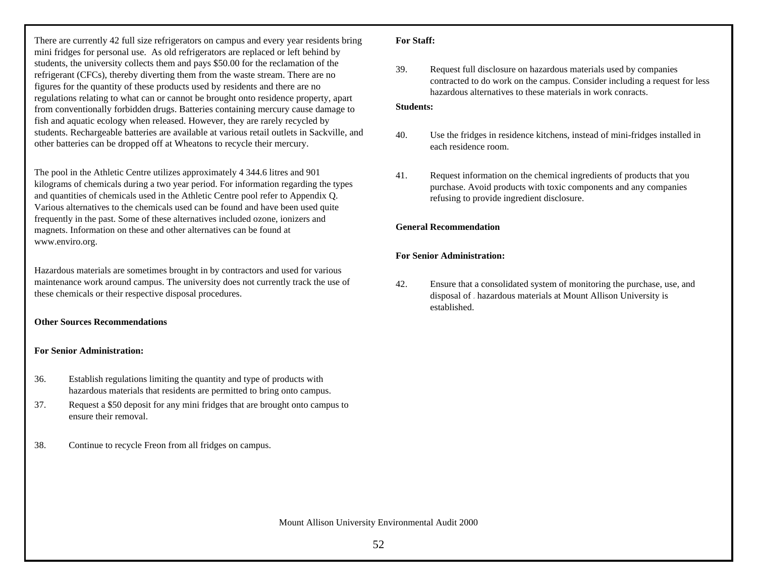There are currently 42 full size refrigerators on campus and every year residents bring mini fridges for personal use. As old refrigerators are replaced or left behind by students, the university collects them and pays $50.00 for the reclamation of the refrigerant (CFCs), thereby diverting them from the waste stream. There are no figures for the quantity of these products used by residents and there are no regulations relating to what can or cannot be brought onto residence property, apart from conventionally forbidden drugs. Batteries containing mercury cause damage to fish and aquatic ecology when released. However, they are rarely recycled by students. Rechargeable batteries are available at various retail outlets in Sackville, and other batteries can be dropped off at Wheatons to recycle their mercury.

The pool in the Athletic Centre utilizes approximately 4 344.6 litres and 901 kilograms of chemicals during a two year period. For information regarding the types and quantities of chemicals used in the Athletic Centre pool refer to Appendix Q. Various alternatives to the chemicals used can be found and have been used quite frequently in the past. Some of these alternatives included ozone, ionizers and magnets. Information on these and other alternatives can be found at www.enviro.org.

Hazardous materials are sometimes brought in by contractors and used for various maintenance work around campus. The university does not currently track the use of these chemicals or their respective disposal procedures.

**Other Sources Recommendations**

**For Senior Administration:**

36. Establish regulations limiting the quantity and type of products with hazardous materials that residents are permitted to bring onto campus.
37. Request a $50 deposit for any mini fridges that are brought onto campus to ensure their removal.
38. Continue to recycle Freon from all fridges on campus.

**For Staff:**

39. Request full disclosure on hazardous materials used by companies contracted to do work on the campus. Consider including a request for less hazardous alternatives to these materials in work conracts.

**Students:**

40. Use the fridges in residence kitchens, instead of mini-fridges installed in each residence room.
41. Request information on the chemical ingredients of products that you purchase. Avoid products with toxic components and any companies refusing to provide ingredient disclosure.

**General Recommendation**

**For Senior Administration:**

42. Ensure that a consolidated system of monitoring the purchase, use, and disposal of hazardous materials at Mount Allison University is established.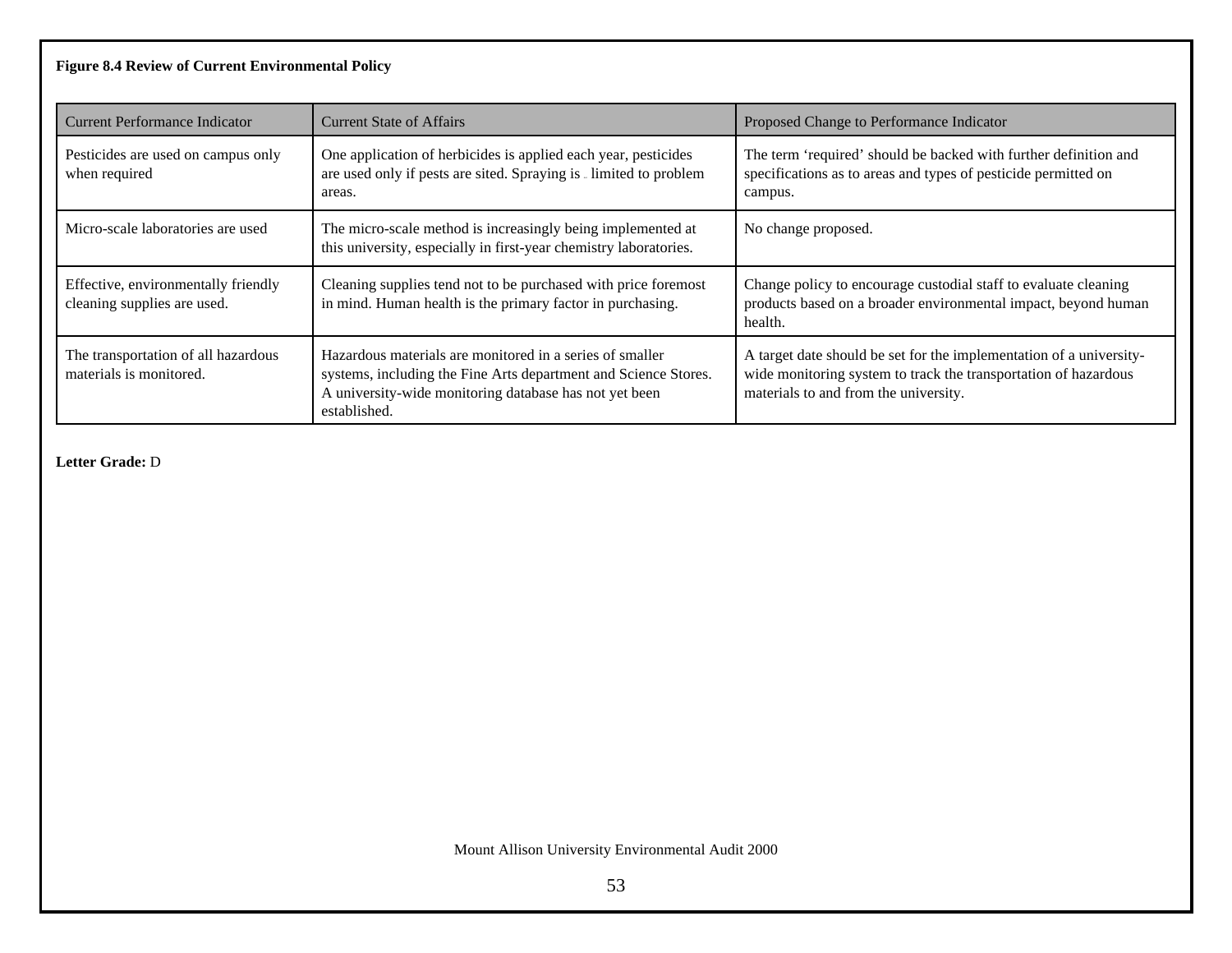**Figure 8.4 Review of Current Environmental Policy**

| Current Performance Indicator | Current State of Affairs | Proposed Change to Performance Indicator |
|---|---|---|
| Pesticides are used on campus only when required | One application of herbicides is applied each year, pesticides are used only if pests are sited. Spraying is limited to problem areas. | The term 'required' should be backed with further definition and specifications as to areas and types of pesticide permitted on campus. |
| Micro-scale laboratories are used | The micro-scale method is increasingly being implemented at this university, especially in first-year chemistry laboratories. | No change proposed. |
| Effective, environmentally friendly cleaning supplies are used. | Cleaning supplies tend not to be purchased with price foremost in mind. Human health is the primary factor in purchasing. | Change policy to encourage custodial staff to evaluate cleaning products based on a broader environmental impact, beyond human health. |
| The transportation of all hazardous materials is monitored. | Hazardous materials are monitored in a series of smaller systems, including the Fine Arts department and Science Stores. A university-wide monitoring database has not yet been established. | A target date should be set for the implementation of a university-wide monitoring system to track the transportation of hazardous materials to and from the university. |

**Letter Grade:** D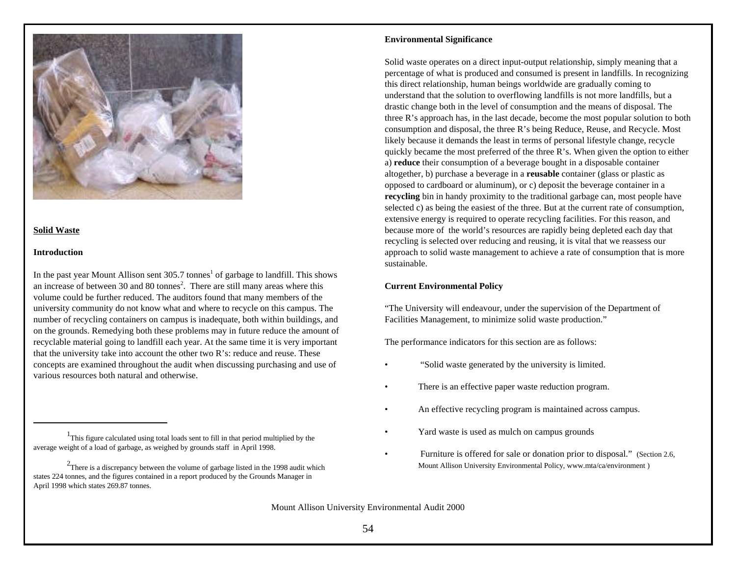## Solid Waste

### Introduction

In the past year Mount Allison sent 305.7 tonnes[1] of garbage to landfill. This shows an increase of between 30 and 80 tonnes[2]. There are still many areas where this volume could be further reduced. The auditors found that many members of the university community do not know what and where to recycle on this campus. The number of recycling containers on campus is inadequate, both within buildings, and on the grounds. Remedying both these problems may in future reduce the amount of recyclable material going to landfill each year. At the same time it is very important that the university take into account the other two R's: reduce and reuse. These concepts are examined throughout the audit when discussing purchasing and use of various resources both natural and otherwise.

[1] This figure calculated using total loads sent to fill in that period multiplied by the average weight of a load of garbage, as weighed by grounds staff in April 1998.

[2] There is a discrepancy between the volume of garbage listed in the 1998 audit which states 224 tonnes, and the figures contained in a report produced by the Grounds Manager in April 1998 which states 269.87 tonnes.

### Environmental Significance

Solid waste operates on a direct input-output relationship, simply meaning that a percentage of what is produced and consumed is present in landfills. In recognizing this direct relationship, human beings worldwide are gradually coming to understand that the solution to overflowing landfills is not more landfills, but a drastic change both in the level of consumption and the means of disposal. The three R's approach has, in the last decade, become the most popular solution to both consumption and disposal, the three R's being Reduce, Reuse, and Recycle. Most likely because it demands the least in terms of personal lifestyle change, recycle quickly became the most preferred of the three R's. When given the option to either a) **reduce** their consumption of a beverage bought in a disposable container altogether, b) purchase a beverage in a **reusable** container (glass or plastic as opposed to cardboard or aluminum), or c) deposit the beverage container in a **recycling** bin in handy proximity to the traditional garbage can, most people have selected c) as being the easiest of the three. But at the current rate of consumption, extensive energy is required to operate recycling facilities. For this reason, and because more of the world's resources are rapidly being depleted each day that recycling is selected over reducing and reusing, it is vital that we reassess our approach to solid waste management to achieve a rate of consumption that is more sustainable.

### Current Environmental Policy

"The University will endeavour, under the supervision of the Department of Facilities Management, to minimize solid waste production."

The performance indicators for this section are as follows:

- "Solid waste generated by the university is limited.
- There is an effective paper waste reduction program.
- An effective recycling program is maintained across campus.
- Yard waste is used as mulch on campus grounds
- Furniture is offered for sale or donation prior to disposal." (Section 2.6, Mount Allison University Environmental Policy, www.mta/ca/environment )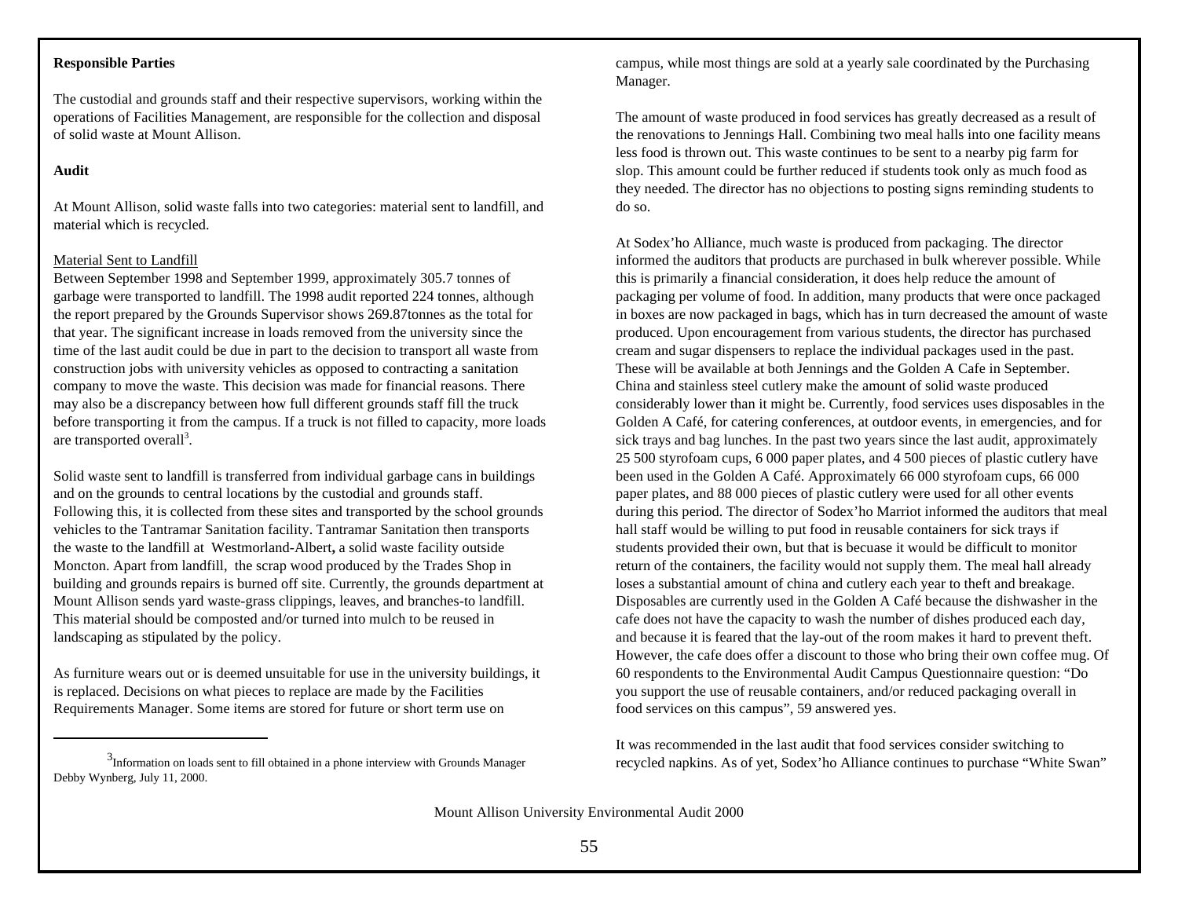**Responsible Parties**

The custodial and grounds staff and their respective supervisors, working within the operations of Facilities Management, are responsible for the collection and disposal of solid waste at Mount Allison.

**Audit**

At Mount Allison, solid waste falls into two categories: material sent to landfill, and material which is recycled.

Material Sent to Landfill

Between September 1998 and September 1999, approximately 305.7 tonnes of garbage were transported to landfill. The 1998 audit reported 224 tonnes, although the report prepared by the Grounds Supervisor shows 269.87tonnes as the total for that year. The significant increase in loads removed from the university since the time of the last audit could be due in part to the decision to transport all waste from construction jobs with university vehicles as opposed to contracting a sanitation company to move the waste. This decision was made for financial reasons. There may also be a discrepancy between how full different grounds staff fill the truck before transporting it from the campus. If a truck is not filled to capacity, more loads are transported overall[3].

Solid waste sent to landfill is transferred from individual garbage cans in buildings and on the grounds to central locations by the custodial and grounds staff. Following this, it is collected from these sites and transported by the school grounds vehicles to the Tantramar Sanitation facility. Tantramar Sanitation then transports the waste to the landfill at Westmorland-Albert**,** a solid waste facility outside Moncton. Apart from landfill, the scrap wood produced by the Trades Shop in building and grounds repairs is burned off site. Currently, the grounds department at Mount Allison sends yard waste-grass clippings, leaves, and branches-to landfill. This material should be composted and/or turned into mulch to be reused in landscaping as stipulated by the policy.

As furniture wears out or is deemed unsuitable for use in the university buildings, it is replaced. Decisions on what pieces to replace are made by the Facilities Requirements Manager. Some items are stored for future or short term use on campus, while most things are sold at a yearly sale coordinated by the Purchasing Manager.

The amount of waste produced in food services has greatly decreased as a result of the renovations to Jennings Hall. Combining two meal halls into one facility means less food is thrown out. This waste continues to be sent to a nearby pig farm for slop. This amount could be further reduced if students took only as much food as they needed. The director has no objections to posting signs reminding students to do so.

At Sodex'ho Alliance, much waste is produced from packaging. The director informed the auditors that products are purchased in bulk wherever possible. While this is primarily a financial consideration, it does help reduce the amount of packaging per volume of food. In addition, many products that were once packaged in boxes are now packaged in bags, which has in turn decreased the amount of waste produced. Upon encouragement from various students, the director has purchased cream and sugar dispensers to replace the individual packages used in the past. These will be available at both Jennings and the Golden A Cafe in September. China and stainless steel cutlery make the amount of solid waste produced considerably lower than it might be. Currently, food services uses disposables in the Golden A Café, for catering conferences, at outdoor events, in emergencies, and for sick trays and bag lunches. In the past two years since the last audit, approximately 25 500 styrofoam cups, 6 000 paper plates, and 4 500 pieces of plastic cutlery have been used in the Golden A Café. Approximately 66 000 styrofoam cups, 66 000 paper plates, and 88 000 pieces of plastic cutlery were used for all other events during this period. The director of Sodex'ho Marriot informed the auditors that meal hall staff would be willing to put food in reusable containers for sick trays if students provided their own, but that is becuase it would be difficult to monitor return of the containers, the facility would not supply them. The meal hall already loses a substantial amount of china and cutlery each year to theft and breakage. Disposables are currently used in the Golden A Café because the dishwasher in the cafe does not have the capacity to wash the number of dishes produced each day, and because it is feared that the lay-out of the room makes it hard to prevent theft. However, the cafe does offer a discount to those who bring their own coffee mug. Of 60 respondents to the Environmental Audit Campus Questionnaire question: "Do you support the use of reusable containers, and/or reduced packaging overall in food services on this campus", 59 answered yes.

It was recommended in the last audit that food services consider switching to recycled napkins. As of yet, Sodex'ho Alliance continues to purchase "White Swan"

[3] Information on loads sent to fill obtained in a phone interview with Grounds Manager Debby Wynberg, July 11, 2000.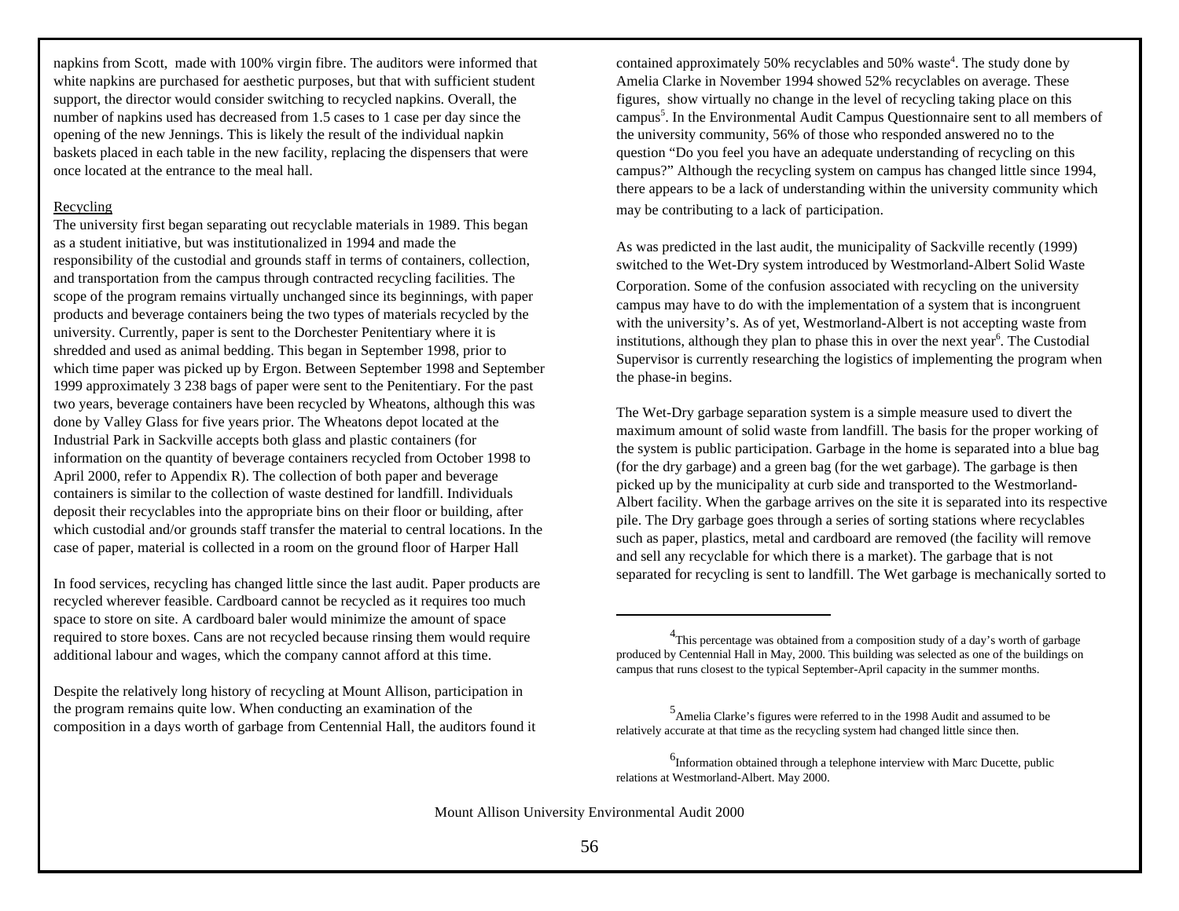napkins from Scott, made with 100% virgin fibre. The auditors were informed that white napkins are purchased for aesthetic purposes, but that with sufficient student support, the director would consider switching to recycled napkins. Overall, the number of napkins used has decreased from 1.5 cases to 1 case per day since the opening of the new Jennings. This is likely the result of the individual napkin baskets placed in each table in the new facility, replacing the dispensers that were once located at the entrance to the meal hall.

## Recycling

The university first began separating out recyclable materials in 1989. This began as a student initiative, but was institutionalized in 1994 and made the responsibility of the custodial and grounds staff in terms of containers, collection, and transportation from the campus through contracted recycling facilities. The scope of the program remains virtually unchanged since its beginnings, with paper products and beverage containers being the two types of materials recycled by the university. Currently, paper is sent to the Dorchester Penitentiary where it is shredded and used as animal bedding. This began in September 1998, prior to which time paper was picked up by Ergon. Between September 1998 and September 1999 approximately 3 238 bags of paper were sent to the Penitentiary. For the past two years, beverage containers have been recycled by Wheatons, although this was done by Valley Glass for five years prior. The Wheatons depot located at the Industrial Park in Sackville accepts both glass and plastic containers (for information on the quantity of beverage containers recycled from October 1998 to April 2000, refer to Appendix R). The collection of both paper and beverage containers is similar to the collection of waste destined for landfill. Individuals deposit their recyclables into the appropriate bins on their floor or building, after which custodial and/or grounds staff transfer the material to central locations. In the case of paper, material is collected in a room on the ground floor of Harper Hall

In food services, recycling has changed little since the last audit. Paper products are recycled wherever feasible. Cardboard cannot be recycled as it requires too much space to store on site. A cardboard baler would minimize the amount of space required to store boxes. Cans are not recycled because rinsing them would require additional labour and wages, which the company cannot afford at this time.

Despite the relatively long history of recycling at Mount Allison, participation in the program remains quite low. When conducting an examination of the composition in a days worth of garbage from Centennial Hall, the auditors found it contained approximately 50% recyclables and 50% waste[4]. The study done by Amelia Clarke in November 1994 showed 52% recyclables on average. These figures, show virtually no change in the level of recycling taking place on this campus[5]. In the Environmental Audit Campus Questionnaire sent to all members of the university community, 56% of those who responded answered no to the question "Do you feel you have an adequate understanding of recycling on this campus?" Although the recycling system on campus has changed little since 1994, there appears to be a lack of understanding within the university community which may be contributing to a lack of participation.

As was predicted in the last audit, the municipality of Sackville recently (1999) switched to the Wet-Dry system introduced by Westmorland-Albert Solid Waste Corporation. Some of the confusion associated with recycling on the university campus may have to do with the implementation of a system that is incongruent with the university's. As of yet, Westmorland-Albert is not accepting waste from institutions, although they plan to phase this in over the next year[6]. The Custodial Supervisor is currently researching the logistics of implementing the program when the phase-in begins.

The Wet-Dry garbage separation system is a simple measure used to divert the maximum amount of solid waste from landfill. The basis for the proper working of the system is public participation. Garbage in the home is separated into a blue bag (for the dry garbage) and a green bag (for the wet garbage). The garbage is then picked up by the municipality at curb side and transported to the Westmorland-Albert facility. When the garbage arrives on the site it is separated into its respective pile. The Dry garbage goes through a series of sorting stations where recyclables such as paper, plastics, metal and cardboard are removed (the facility will remove and sell any recyclable for which there is a market). The garbage that is not separated for recycling is sent to landfill. The Wet garbage is mechanically sorted to

---

[4] This percentage was obtained from a composition study of a day's worth of garbage produced by Centennial Hall in May, 2000. This building was selected as one of the buildings on campus that runs closest to the typical September-April capacity in the summer months.

[5] Amelia Clarke's figures were referred to in the 1998 Audit and assumed to be relatively accurate at that time as the recycling system had changed little since then.

[6] Information obtained through a telephone interview with Marc Ducette, public relations at Westmorland-Albert. May 2000.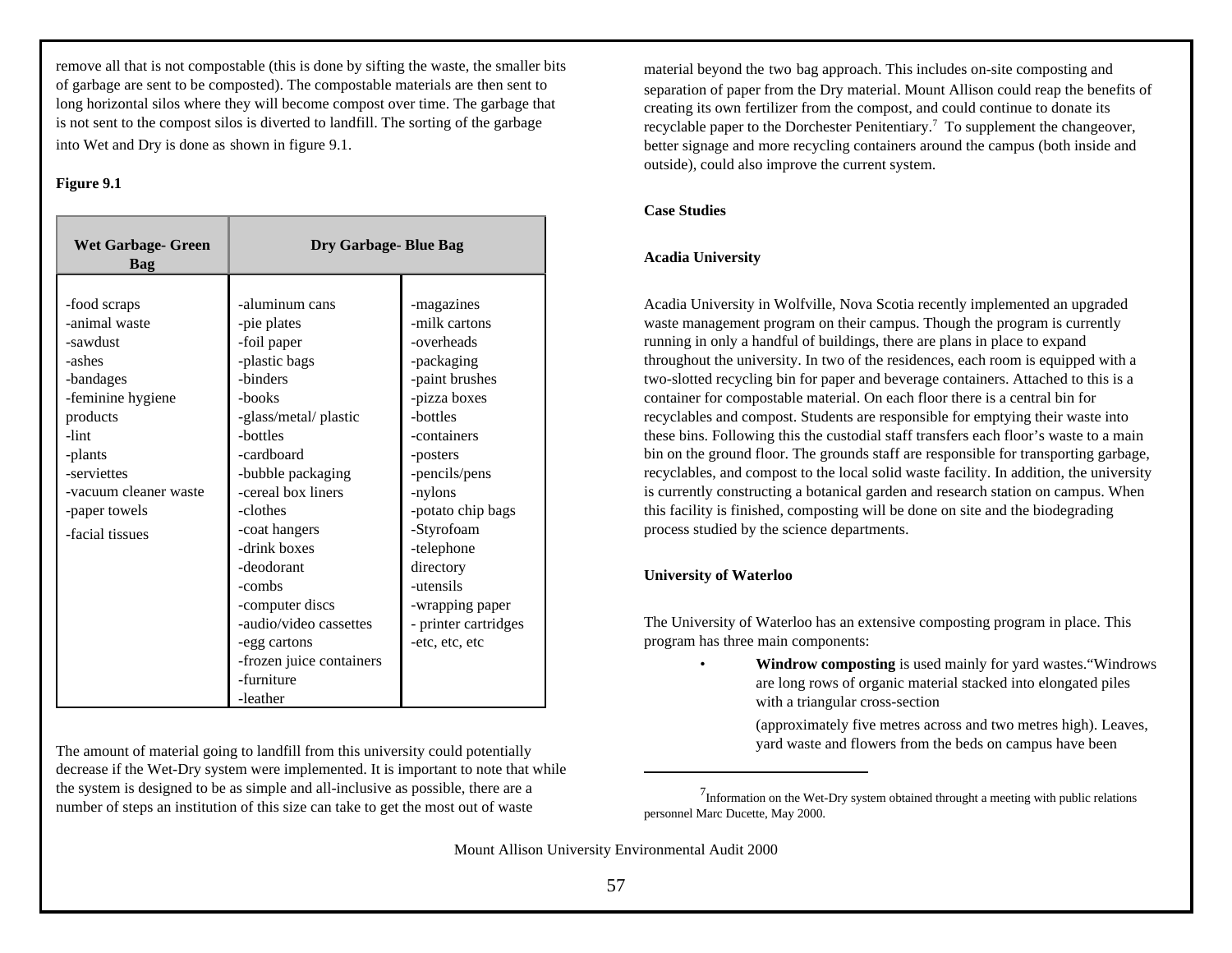remove all that is not compostable (this is done by sifting the waste, the smaller bits of garbage are sent to be composted). The compostable materials are then sent to long horizontal silos where they will become compost over time. The garbage that is not sent to the compost silos is diverted to landfill. The sorting of the garbage into Wet and Dry is done as shown in figure 9.1.

**Figure 9.1**

| Wet Garbage- Green Bag | Dry Garbage- Blue Bag | |
|---|---|---|
| -food scraps<br>-animal waste<br>-sawdust<br>-ashes<br>-bandages<br>-feminine hygiene products<br>-lint<br>-plants<br>-serviettes<br>-vacuum cleaner waste<br>-paper towels<br>-facial tissues | -aluminum cans<br>-pie plates<br>-foil paper<br>-plastic bags<br>-binders<br>-books<br>-glass/metal/ plastic<br>-bottles<br>-cardboard<br>-bubble packaging<br>-cereal box liners<br>-clothes<br>-coat hangers<br>-drink boxes<br>-deodorant<br>-combs<br>-computer discs<br>-audio/video cassettes<br>-egg cartons<br>-frozen juice containers<br>-furniture<br>-leather | -magazines<br>-milk cartons<br>-overheads<br>-packaging<br>-paint brushes<br>-pizza boxes<br>-bottles<br>-containers<br>-posters<br>-pencils/pens<br>-nylons<br>-potato chip bags<br>-Styrofoam<br>-telephone directory<br>-utensils<br>-wrapping paper<br>- printer cartridges<br>-etc, etc, etc |

The amount of material going to landfill from this university could potentially decrease if the Wet-Dry system were implemented. It is important to note that while the system is designed to be as simple and all-inclusive as possible, there are a number of steps an institution of this size can take to get the most out of waste material beyond the two bag approach. This includes on-site composting and separation of paper from the Dry material. Mount Allison could reap the benefits of creating its own fertilizer from the compost, and could continue to donate its recyclable paper to the Dorchester Penitentiary.[7] To supplement the changeover, better signage and more recycling containers around the campus (both inside and outside), could also improve the current system.

**Case Studies**

**Acadia University**

Acadia University in Wolfville, Nova Scotia recently implemented an upgraded waste management program on their campus. Though the program is currently running in only a handful of buildings, there are plans in place to expand throughout the university. In two of the residences, each room is equipped with a two-slotted recycling bin for paper and beverage containers. Attached to this is a container for compostable material. On each floor there is a central bin for recyclables and compost. Students are responsible for emptying their waste into these bins. Following this the custodial staff transfers each floor's waste to a main bin on the ground floor. The grounds staff are responsible for transporting garbage, recyclables, and compost to the local solid waste facility. In addition, the university is currently constructing a botanical garden and research station on campus. When this facility is finished, composting will be done on site and the biodegrading process studied by the science departments.

**University of Waterloo**

The University of Waterloo has an extensive composting program in place. This program has three main components:

- **Windrow composting** is used mainly for yard wastes."Windrows are long rows of organic material stacked into elongated piles with a triangular cross-section

  (approximately five metres across and two metres high). Leaves, yard waste and flowers from the beds on campus have been

[7] Information on the Wet-Dry system obtained throught a meeting with public relations personnel Marc Ducette, May 2000.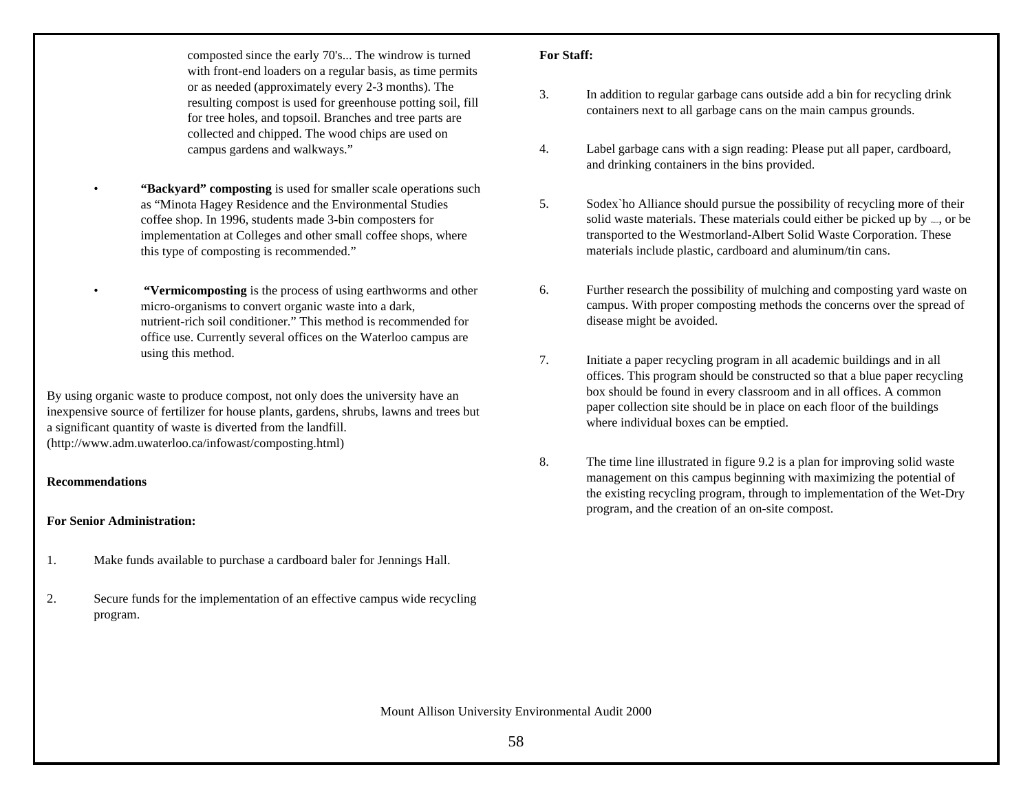composted since the early 70's... The windrow is turned with front-end loaders on a regular basis, as time permits or as needed (approximately every 2-3 months). The resulting compost is used for greenhouse potting soil, fill for tree holes, and topsoil. Branches and tree parts are collected and chipped. The wood chips are used on campus gardens and walkways."

- **"Backyard" composting** is used for smaller scale operations such as "Minota Hagey Residence and the Environmental Studies coffee shop. In 1996, students made 3-bin composters for implementation at Colleges and other small coffee shops, where this type of composting is recommended."

- **"Vermicomposting** is the process of using earthworms and other micro-organisms to convert organic waste into a dark, nutrient-rich soil conditioner." This method is recommended for office use. Currently several offices on the Waterloo campus are using this method.

By using organic waste to produce compost, not only does the university have an inexpensive source of fertilizer for house plants, gardens, shrubs, lawns and trees but a significant quantity of waste is diverted from the landfill. (http://www.adm.uwaterloo.ca/infowast/composting.html)

**Recommendations**

**For Senior Administration:**

1. Make funds available to purchase a cardboard baler for Jennings Hall.

2. Secure funds for the implementation of an effective campus wide recycling program.

**For Staff:**

3. In addition to regular garbage cans outside add a bin for recycling drink containers next to all garbage cans on the main campus grounds.

4. Label garbage cans with a sign reading: Please put all paper, cardboard, and drinking containers in the bins provided.

5. Sodex`ho Alliance should pursue the possibility of recycling more of their solid waste materials. These materials could either be picked up by \_, or be transported to the Westmorland-Albert Solid Waste Corporation. These materials include plastic, cardboard and aluminum/tin cans.

6. Further research the possibility of mulching and composting yard waste on campus. With proper composting methods the concerns over the spread of disease might be avoided.

7. Initiate a paper recycling program in all academic buildings and in all offices. This program should be constructed so that a blue paper recycling box should be found in every classroom and in all offices. A common paper collection site should be in place on each floor of the buildings where individual boxes can be emptied.

8. The time line illustrated in figure 9.2 is a plan for improving solid waste management on this campus beginning with maximizing the potential of the existing recycling program, through to implementation of the Wet-Dry program, and the creation of an on-site compost.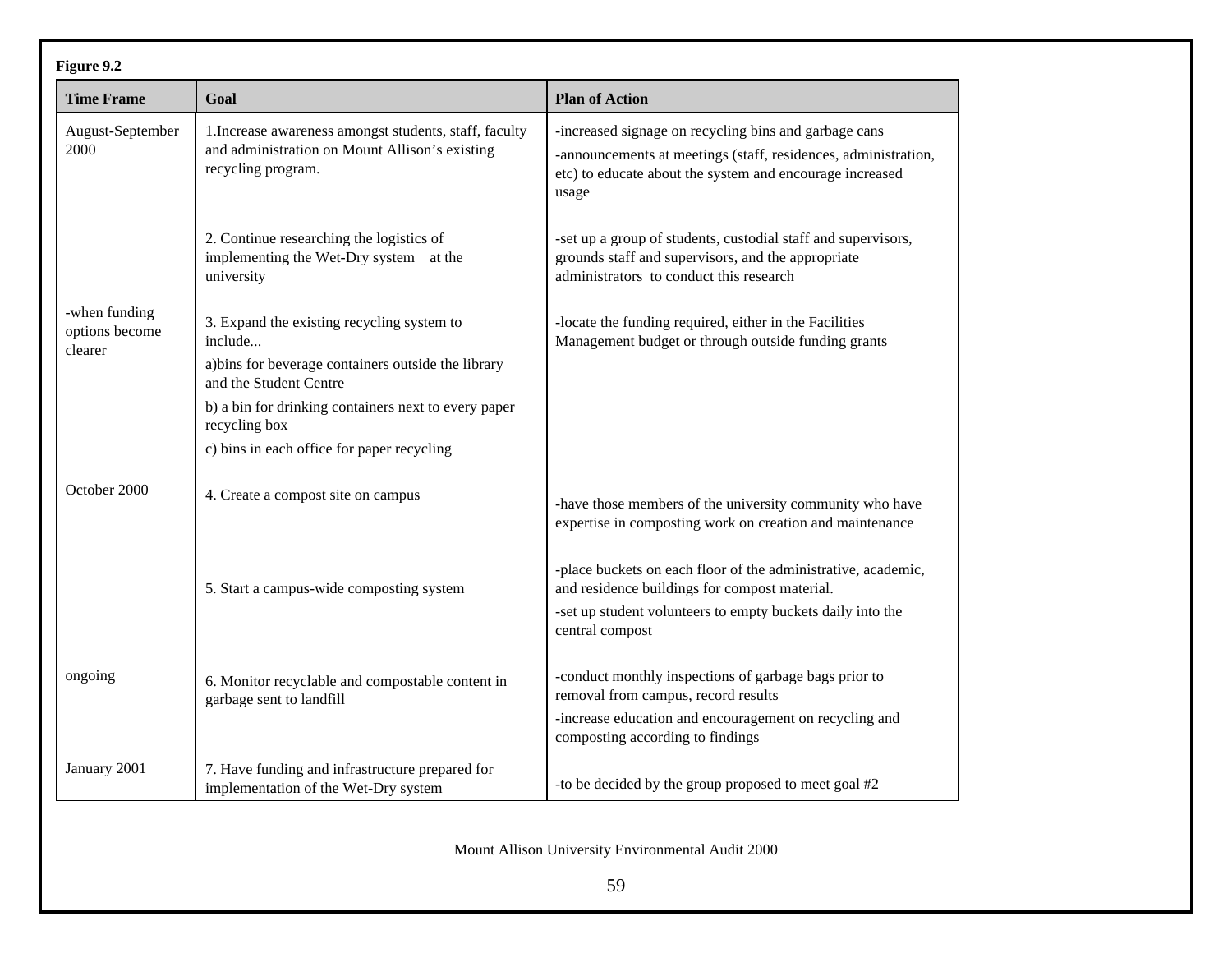**Figure 9.2**

| Time Frame | Goal | Plan of Action |
|---|---|---|
| August-September 2000 | 1.Increase awareness amongst students, staff, faculty and administration on Mount Allison's existing recycling program. | -increased signage on recycling bins and garbage cans<br>-announcements at meetings (staff, residences, administration, etc) to educate about the system and encourage increased usage |
| | 2. Continue researching the logistics of implementing the Wet-Dry system at the university | -set up a group of students, custodial staff and supervisors, grounds staff and supervisors, and the appropriate administrators to conduct this research |
| -when funding options become clearer | 3. Expand the existing recycling system to include...<br>a)bins for beverage containers outside the library and the Student Centre<br>b) a bin for drinking containers next to every paper recycling box<br>c) bins in each office for paper recycling | -locate the funding required, either in the Facilities Management budget or through outside funding grants |
| October 2000 | 4. Create a compost site on campus | -have those members of the university community who have expertise in composting work on creation and maintenance |
| | 5. Start a campus-wide composting system | -place buckets on each floor of the administrative, academic, and residence buildings for compost material.<br>-set up student volunteers to empty buckets daily into the central compost |
| ongoing | 6. Monitor recyclable and compostable content in garbage sent to landfill | -conduct monthly inspections of garbage bags prior to removal from campus, record results<br>-increase education and encouragement on recycling and composting according to findings |
| January 2001 | 7. Have funding and infrastructure prepared for implementation of the Wet-Dry system | -to be decided by the group proposed to meet goal #2 |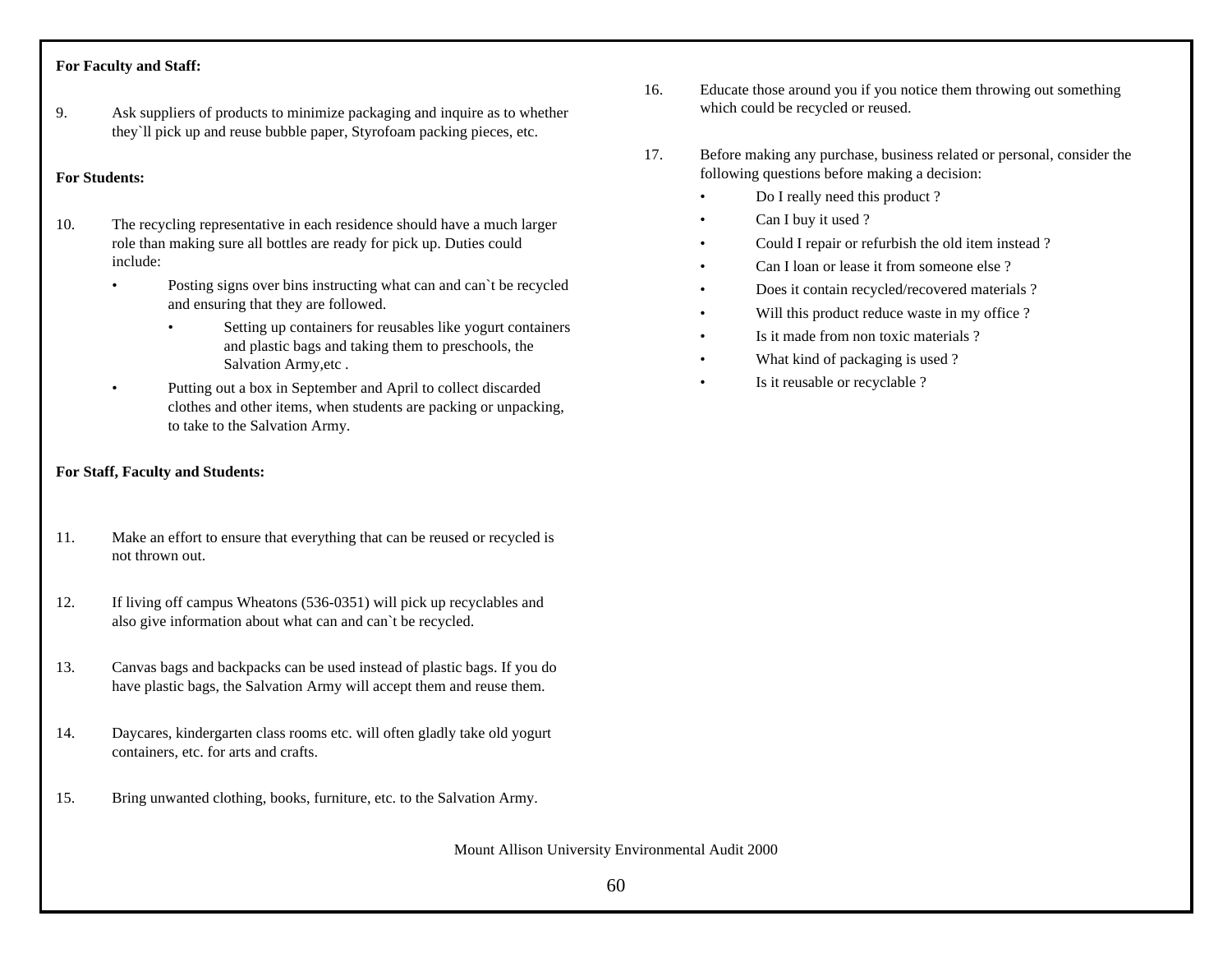**For Faculty and Staff:**

9. Ask suppliers of products to minimize packaging and inquire as to whether they`ll pick up and reuse bubble paper, Styrofoam packing pieces, etc.

**For Students:**

10. The recycling representative in each residence should have a much larger role than making sure all bottles are ready for pick up. Duties could include:
    - Posting signs over bins instructing what can and can`t be recycled and ensuring that they are followed.
        - Setting up containers for reusables like yogurt containers and plastic bags and taking them to preschools, the Salvation Army,etc .
    - Putting out a box in September and April to collect discarded clothes and other items, when students are packing or unpacking, to take to the Salvation Army.

**For Staff, Faculty and Students:**

11. Make an effort to ensure that everything that can be reused or recycled is not thrown out.

12. If living off campus Wheatons (536-0351) will pick up recyclables and also give information about what can and can`t be recycled.

13. Canvas bags and backpacks can be used instead of plastic bags. If you do have plastic bags, the Salvation Army will accept them and reuse them.

14. Daycares, kindergarten class rooms etc. will often gladly take old yogurt containers, etc. for arts and crafts.

15. Bring unwanted clothing, books, furniture, etc. to the Salvation Army.

16. Educate those around you if you notice them throwing out something which could be recycled or reused.

17. Before making any purchase, business related or personal, consider the following questions before making a decision:
    - Do I really need this product ?
    - Can I buy it used ?
    - Could I repair or refurbish the old item instead ?
    - Can I loan or lease it from someone else ?
    - Does it contain recycled/recovered materials ?
    - Will this product reduce waste in my office ?
    - Is it made from non toxic materials ?
    - What kind of packaging is used ?
    - Is it reusable or recyclable ?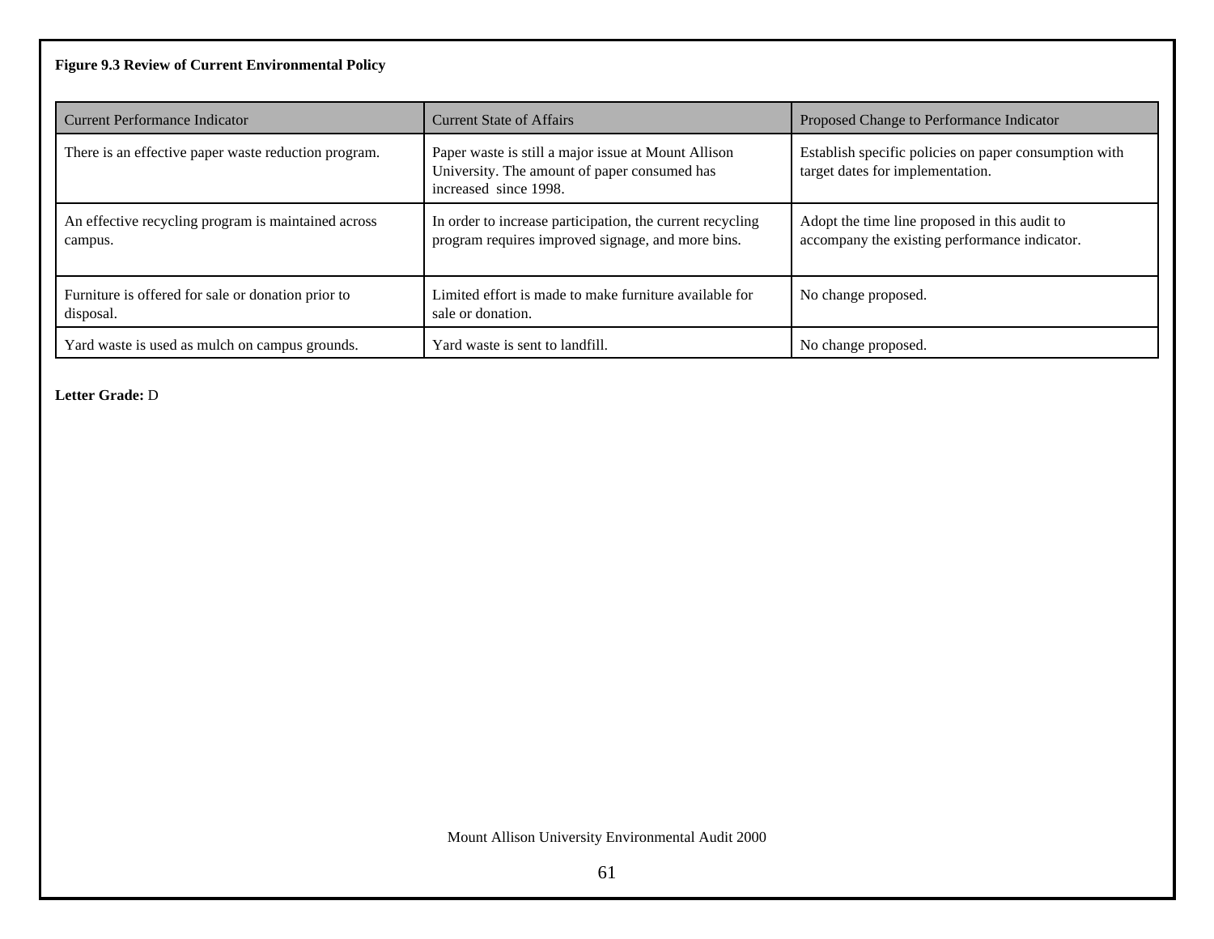**Figure 9.3 Review of Current Environmental Policy**

| Current Performance Indicator | Current State of Affairs | Proposed Change to Performance Indicator |
|---|---|---|
| There is an effective paper waste reduction program. | Paper waste is still a major issue at Mount Allison University. The amount of paper consumed has increased since 1998. | Establish specific policies on paper consumption with target dates for implementation. |
| An effective recycling program is maintained across campus. | In order to increase participation, the current recycling program requires improved signage, and more bins. | Adopt the time line proposed in this audit to accompany the existing performance indicator. |
| Furniture is offered for sale or donation prior to disposal. | Limited effort is made to make furniture available for sale or donation. | No change proposed. |
| Yard waste is used as mulch on campus grounds. | Yard waste is sent to landfill. | No change proposed. |

**Letter Grade:** D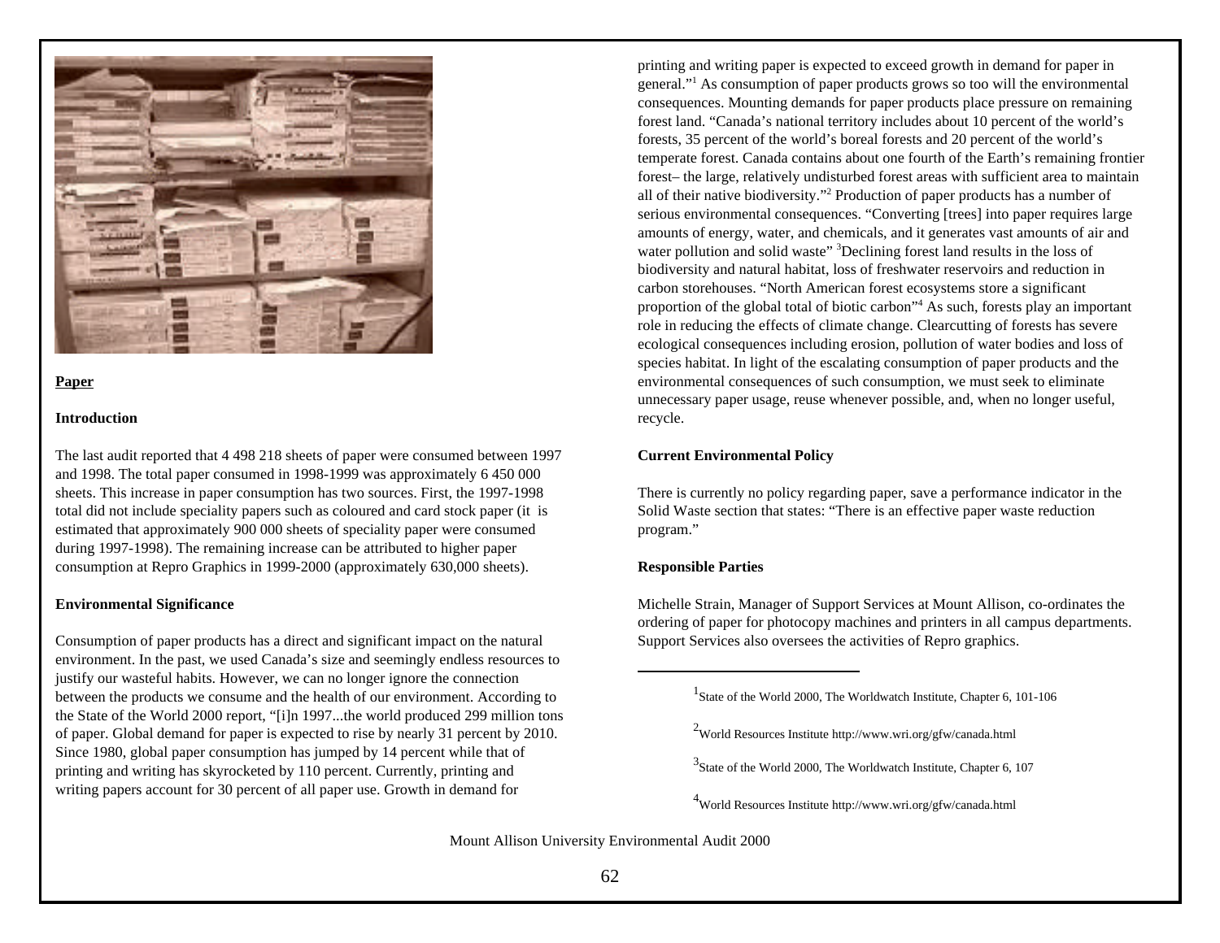**Paper**

**Introduction**

The last audit reported that 4 498 218 sheets of paper were consumed between 1997 and 1998. The total paper consumed in 1998-1999 was approximately 6 450 000 sheets. This increase in paper consumption has two sources. First, the 1997-1998 total did not include speciality papers such as coloured and card stock paper (it is estimated that approximately 900 000 sheets of speciality paper were consumed during 1997-1998). The remaining increase can be attributed to higher paper consumption at Repro Graphics in 1999-2000 (approximately 630,000 sheets).

**Environmental Significance**

Consumption of paper products has a direct and significant impact on the natural environment. In the past, we used Canada's size and seemingly endless resources to justify our wasteful habits. However, we can no longer ignore the connection between the products we consume and the health of our environment. According to the State of the World 2000 report, "[i]n 1997...the world produced 299 million tons of paper. Global demand for paper is expected to rise by nearly 31 percent by 2010. Since 1980, global paper consumption has jumped by 14 percent while that of printing and writing has skyrocketed by 110 percent. Currently, printing and writing papers account for 30 percent of all paper use. Growth in demand for printing and writing paper is expected to exceed growth in demand for paper in general."[1] As consumption of paper products grows so too will the environmental consequences. Mounting demands for paper products place pressure on remaining forest land. "Canada's national territory includes about 10 percent of the world's forests, 35 percent of the world's boreal forests and 20 percent of the world's temperate forest. Canada contains about one fourth of the Earth's remaining frontier forest– the large, relatively undisturbed forest areas with sufficient area to maintain all of their native biodiversity."[2] Production of paper products has a number of serious environmental consequences. "Converting [trees] into paper requires large amounts of energy, water, and chemicals, and it generates vast amounts of air and water pollution and solid waste" [3]Declining forest land results in the loss of biodiversity and natural habitat, loss of freshwater reservoirs and reduction in carbon storehouses. "North American forest ecosystems store a significant proportion of the global total of biotic carbon"[4] As such, forests play an important role in reducing the effects of climate change. Clearcutting of forests has severe ecological consequences including erosion, pollution of water bodies and loss of species habitat. In light of the escalating consumption of paper products and the environmental consequences of such consumption, we must seek to eliminate unnecessary paper usage, reuse whenever possible, and, when no longer useful, recycle.

**Current Environmental Policy**

There is currently no policy regarding paper, save a performance indicator in the Solid Waste section that states: "There is an effective paper waste reduction program."

**Responsible Parties**

Michelle Strain, Manager of Support Services at Mount Allison, co-ordinates the ordering of paper for photocopy machines and printers in all campus departments. Support Services also oversees the activities of Repro graphics.

---

[1] State of the World 2000, The Worldwatch Institute, Chapter 6, 101-106

[2] World Resources Institute http://www.wri.org/gfw/canada.html

[3] State of the World 2000, The Worldwatch Institute, Chapter 6, 107

[4] World Resources Institute http://www.wri.org/gfw/canada.html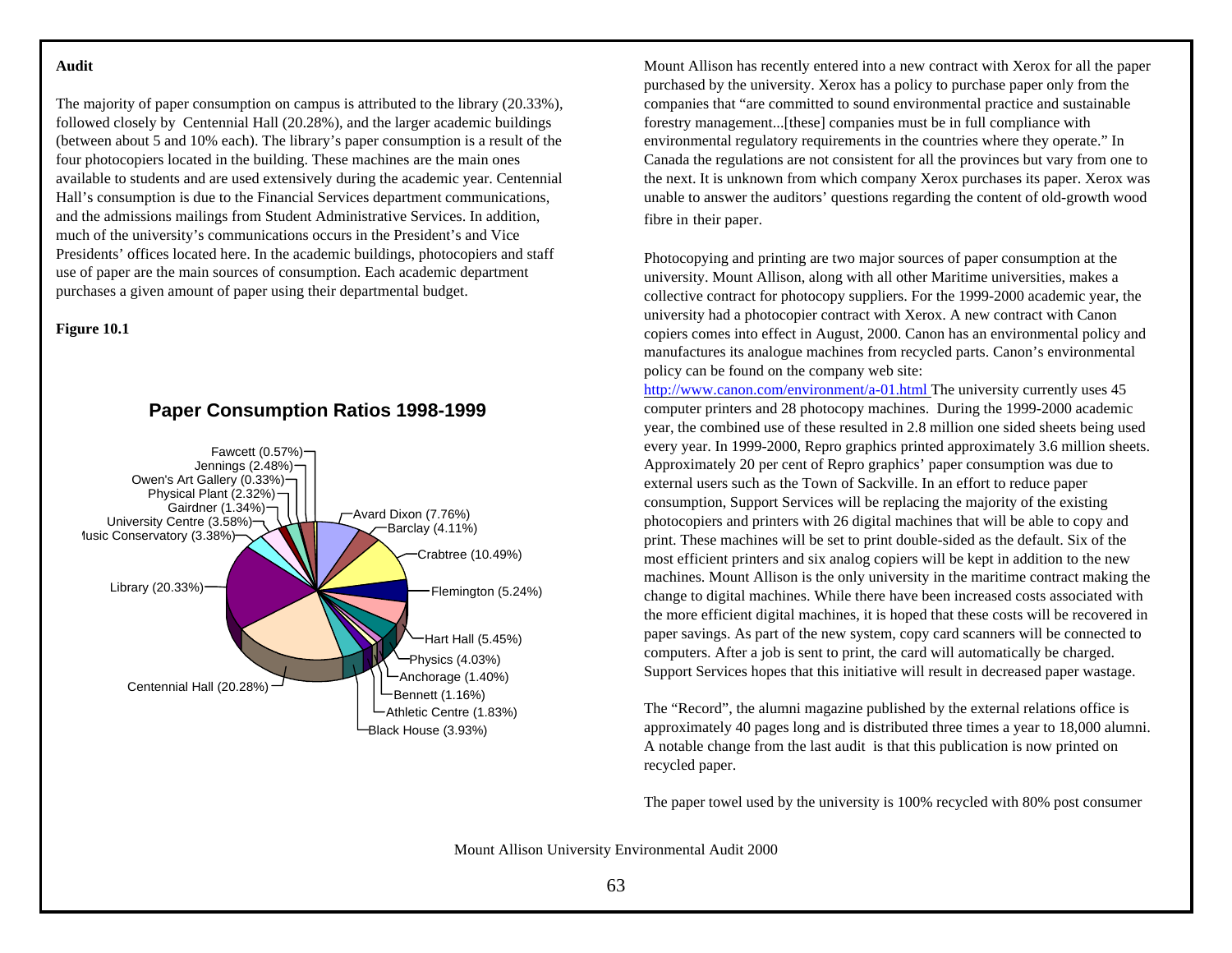**Audit**

The majority of paper consumption on campus is attributed to the library (20.33%), followed closely by Centennial Hall (20.28%), and the larger academic buildings (between about 5 and 10% each). The library's paper consumption is a result of the four photocopiers located in the building. These machines are the main ones available to students and are used extensively during the academic year. Centennial Hall's consumption is due to the Financial Services department communications, and the admissions mailings from Student Administrative Services. In addition, much of the university's communications occurs in the President's and Vice Presidents' offices located here. In the academic buildings, photocopiers and staff use of paper are the main sources of consumption. Each academic department purchases a given amount of paper using their departmental budget.

**Figure 10.1**

**Paper Consumption Ratios 1998-1999**

Fawcett (0.57%), Jennings (2.48%), Owen's Art Gallery (0.33%), Physical Plant (2.32%), Gairdner (1.34%), University Centre (3.58%), Music Conservatory (3.38%), Library (20.33%), Centennial Hall (20.28%), Black House (3.93%), Athletic Centre (1.83%), Bennett (1.16%), Anchorage (1.40%), Physics (4.03%), Hart Hall (5.45%), Flemington (5.24%), Crabtree (10.49%), Barclay (4.11%), Avard Dixon (7.76%)

Mount Allison has recently entered into a new contract with Xerox for all the paper purchased by the university. Xerox has a policy to purchase paper only from the companies that "are committed to sound environmental practice and sustainable forestry management...[these] companies must be in full compliance with environmental regulatory requirements in the countries where they operate." In Canada the regulations are not consistent for all the provinces but vary from one to the next. It is unknown from which company Xerox purchases its paper. Xerox was unable to answer the auditors' questions regarding the content of old-growth wood fibre in their paper.

Photocopying and printing are two major sources of paper consumption at the university. Mount Allison, along with all other Maritime universities, makes a collective contract for photocopy suppliers. For the 1999-2000 academic year, the university had a photocopier contract with Xerox. A new contract with Canon copiers comes into effect in August, 2000. Canon has an environmental policy and manufactures its analogue machines from recycled parts. Canon's environmental policy can be found on the company web site: http://www.canon.com/environment/a-01.html The university currently uses 45 computer printers and 28 photocopy machines. During the 1999-2000 academic year, the combined use of these resulted in 2.8 million one sided sheets being used every year. In 1999-2000, Repro graphics printed approximately 3.6 million sheets. Approximately 20 per cent of Repro graphics' paper consumption was due to external users such as the Town of Sackville. In an effort to reduce paper consumption, Support Services will be replacing the majority of the existing photocopiers and printers with 26 digital machines that will be able to copy and print. These machines will be set to print double-sided as the default. Six of the most efficient printers and six analog copiers will be kept in addition to the new machines. Mount Allison is the only university in the maritime contract making the change to digital machines. While there have been increased costs associated with the more efficient digital machines, it is hoped that these costs will be recovered in paper savings. As part of the new system, copy card scanners will be connected to computers. After a job is sent to print, the card will automatically be charged. Support Services hopes that this initiative will result in decreased paper wastage.

The "Record", the alumni magazine published by the external relations office is approximately 40 pages long and is distributed three times a year to 18,000 alumni. A notable change from the last audit is that this publication is now printed on recycled paper.

The paper towel used by the university is 100% recycled with 80% post consumer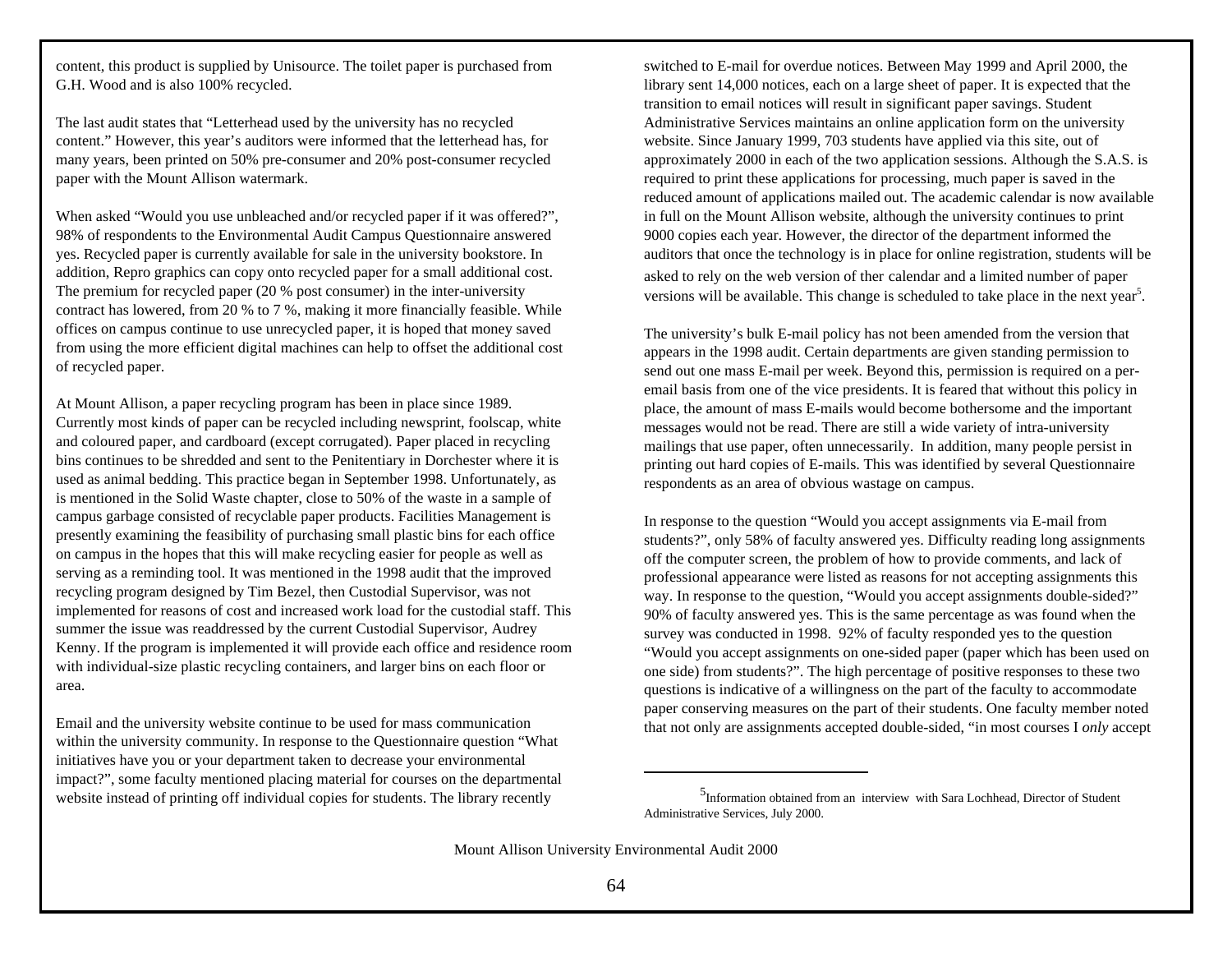content, this product is supplied by Unisource. The toilet paper is purchased from G.H. Wood and is also 100% recycled.

The last audit states that "Letterhead used by the university has no recycled content." However, this year's auditors were informed that the letterhead has, for many years, been printed on 50% pre-consumer and 20% post-consumer recycled paper with the Mount Allison watermark.

When asked "Would you use unbleached and/or recycled paper if it was offered?", 98% of respondents to the Environmental Audit Campus Questionnaire answered yes. Recycled paper is currently available for sale in the university bookstore. In addition, Repro graphics can copy onto recycled paper for a small additional cost. The premium for recycled paper (20 % post consumer) in the inter-university contract has lowered, from 20 % to 7 %, making it more financially feasible. While offices on campus continue to use unrecycled paper, it is hoped that money saved from using the more efficient digital machines can help to offset the additional cost of recycled paper.

At Mount Allison, a paper recycling program has been in place since 1989. Currently most kinds of paper can be recycled including newsprint, foolscap, white and coloured paper, and cardboard (except corrugated). Paper placed in recycling bins continues to be shredded and sent to the Penitentiary in Dorchester where it is used as animal bedding. This practice began in September 1998. Unfortunately, as is mentioned in the Solid Waste chapter, close to 50% of the waste in a sample of campus garbage consisted of recyclable paper products. Facilities Management is presently examining the feasibility of purchasing small plastic bins for each office on campus in the hopes that this will make recycling easier for people as well as serving as a reminding tool. It was mentioned in the 1998 audit that the improved recycling program designed by Tim Bezel, then Custodial Supervisor, was not implemented for reasons of cost and increased work load for the custodial staff. This summer the issue was readdressed by the current Custodial Supervisor, Audrey Kenny. If the program is implemented it will provide each office and residence room with individual-size plastic recycling containers, and larger bins on each floor or area.

Email and the university website continue to be used for mass communication within the university community. In response to the Questionnaire question "What initiatives have you or your department taken to decrease your environmental impact?", some faculty mentioned placing material for courses on the departmental website instead of printing off individual copies for students. The library recently switched to E-mail for overdue notices. Between May 1999 and April 2000, the library sent 14,000 notices, each on a large sheet of paper. It is expected that the transition to email notices will result in significant paper savings. Student Administrative Services maintains an online application form on the university website. Since January 1999, 703 students have applied via this site, out of approximately 2000 in each of the two application sessions. Although the S.A.S. is required to print these applications for processing, much paper is saved in the reduced amount of applications mailed out. The academic calendar is now available in full on the Mount Allison website, although the university continues to print 9000 copies each year. However, the director of the department informed the auditors that once the technology is in place for online registration, students will be asked to rely on the web version of ther calendar and a limited number of paper versions will be available. This change is scheduled to take place in the next year[5].

The university's bulk E-mail policy has not been amended from the version that appears in the 1998 audit. Certain departments are given standing permission to send out one mass E-mail per week. Beyond this, permission is required on a per-email basis from one of the vice presidents. It is feared that without this policy in place, the amount of mass E-mails would become bothersome and the important messages would not be read. There are still a wide variety of intra-university mailings that use paper, often unnecessarily. In addition, many people persist in printing out hard copies of E-mails. This was identified by several Questionnaire respondents as an area of obvious wastage on campus.

In response to the question "Would you accept assignments via E-mail from students?", only 58% of faculty answered yes. Difficulty reading long assignments off the computer screen, the problem of how to provide comments, and lack of professional appearance were listed as reasons for not accepting assignments this way. In response to the question, "Would you accept assignments double-sided?" 90% of faculty answered yes. This is the same percentage as was found when the survey was conducted in 1998. 92% of faculty responded yes to the question "Would you accept assignments on one-sided paper (paper which has been used on one side) from students?". The high percentage of positive responses to these two questions is indicative of a willingness on the part of the faculty to accommodate paper conserving measures on the part of their students. One faculty member noted that not only are assignments accepted double-sided, "in most courses I *only* accept

[5] Information obtained from an interview with Sara Lochhead, Director of Student Administrative Services, July 2000.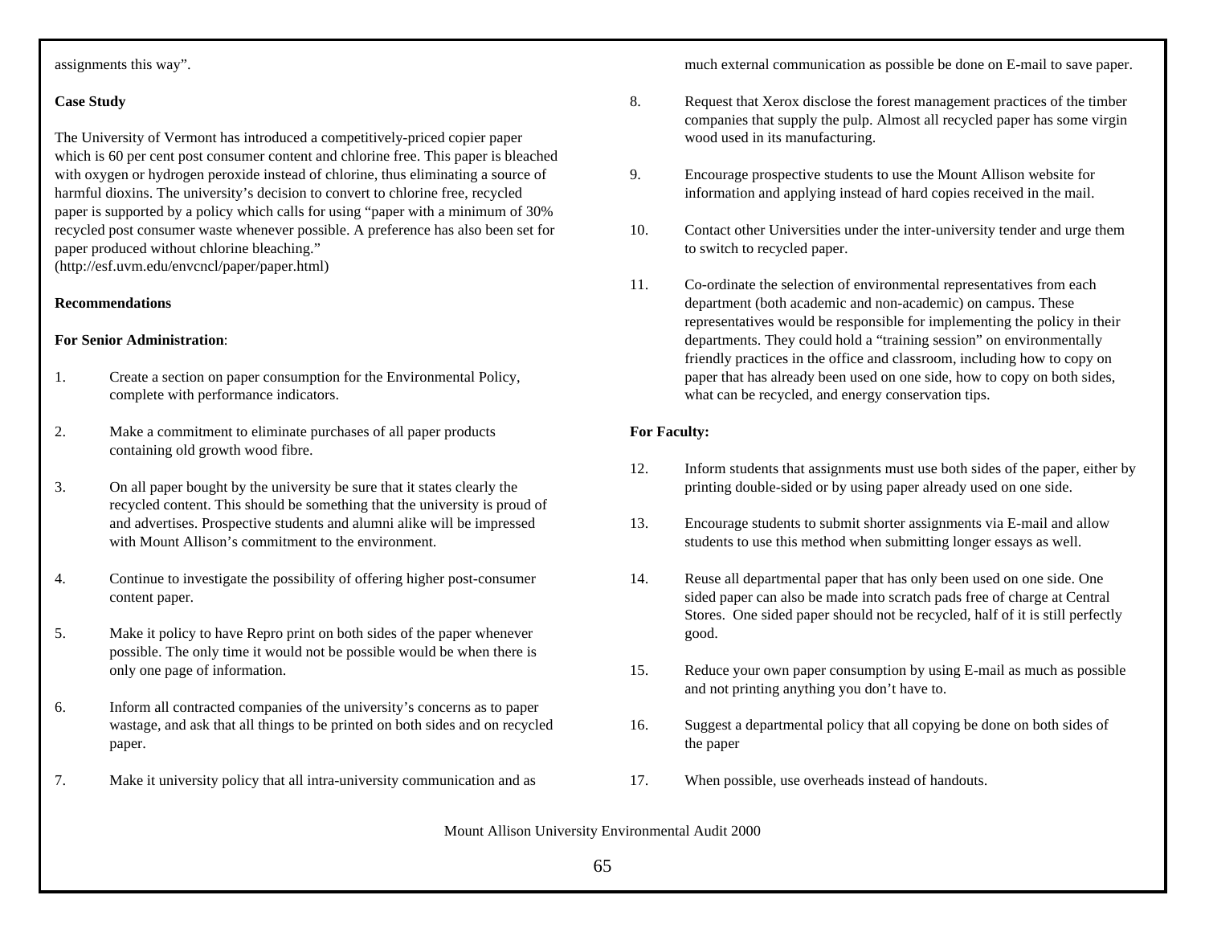assignments this way".

**Case Study**

The University of Vermont has introduced a competitively-priced copier paper which is 60 per cent post consumer content and chlorine free. This paper is bleached with oxygen or hydrogen peroxide instead of chlorine, thus eliminating a source of harmful dioxins. The university's decision to convert to chlorine free, recycled paper is supported by a policy which calls for using "paper with a minimum of 30% recycled post consumer waste whenever possible. A preference has also been set for paper produced without chlorine bleaching." (http://esf.uvm.edu/envcncl/paper/paper.html)

**Recommendations**

**For Senior Administration**:

1. Create a section on paper consumption for the Environmental Policy, complete with performance indicators.

2. Make a commitment to eliminate purchases of all paper products containing old growth wood fibre.

3. On all paper bought by the university be sure that it states clearly the recycled content. This should be something that the university is proud of and advertises. Prospective students and alumni alike will be impressed with Mount Allison's commitment to the environment.

4. Continue to investigate the possibility of offering higher post-consumer content paper.

5. Make it policy to have Repro print on both sides of the paper whenever possible. The only time it would not be possible would be when there is only one page of information.

6. Inform all contracted companies of the university's concerns as to paper wastage, and ask that all things to be printed on both sides and on recycled paper.

7. Make it university policy that all intra-university communication and as much external communication as possible be done on E-mail to save paper.

8. Request that Xerox disclose the forest management practices of the timber companies that supply the pulp. Almost all recycled paper has some virgin wood used in its manufacturing.

9. Encourage prospective students to use the Mount Allison website for information and applying instead of hard copies received in the mail.

10. Contact other Universities under the inter-university tender and urge them to switch to recycled paper.

11. Co-ordinate the selection of environmental representatives from each department (both academic and non-academic) on campus. These representatives would be responsible for implementing the policy in their departments. They could hold a "training session" on environmentally friendly practices in the office and classroom, including how to copy on paper that has already been used on one side, how to copy on both sides, what can be recycled, and energy conservation tips.

**For Faculty:**

12. Inform students that assignments must use both sides of the paper, either by printing double-sided or by using paper already used on one side.

13. Encourage students to submit shorter assignments via E-mail and allow students to use this method when submitting longer essays as well.

14. Reuse all departmental paper that has only been used on one side. One sided paper can also be made into scratch pads free of charge at Central Stores. One sided paper should not be recycled, half of it is still perfectly good.

15. Reduce your own paper consumption by using E-mail as much as possible and not printing anything you don't have to.

16. Suggest a departmental policy that all copying be done on both sides of the paper

17. When possible, use overheads instead of handouts.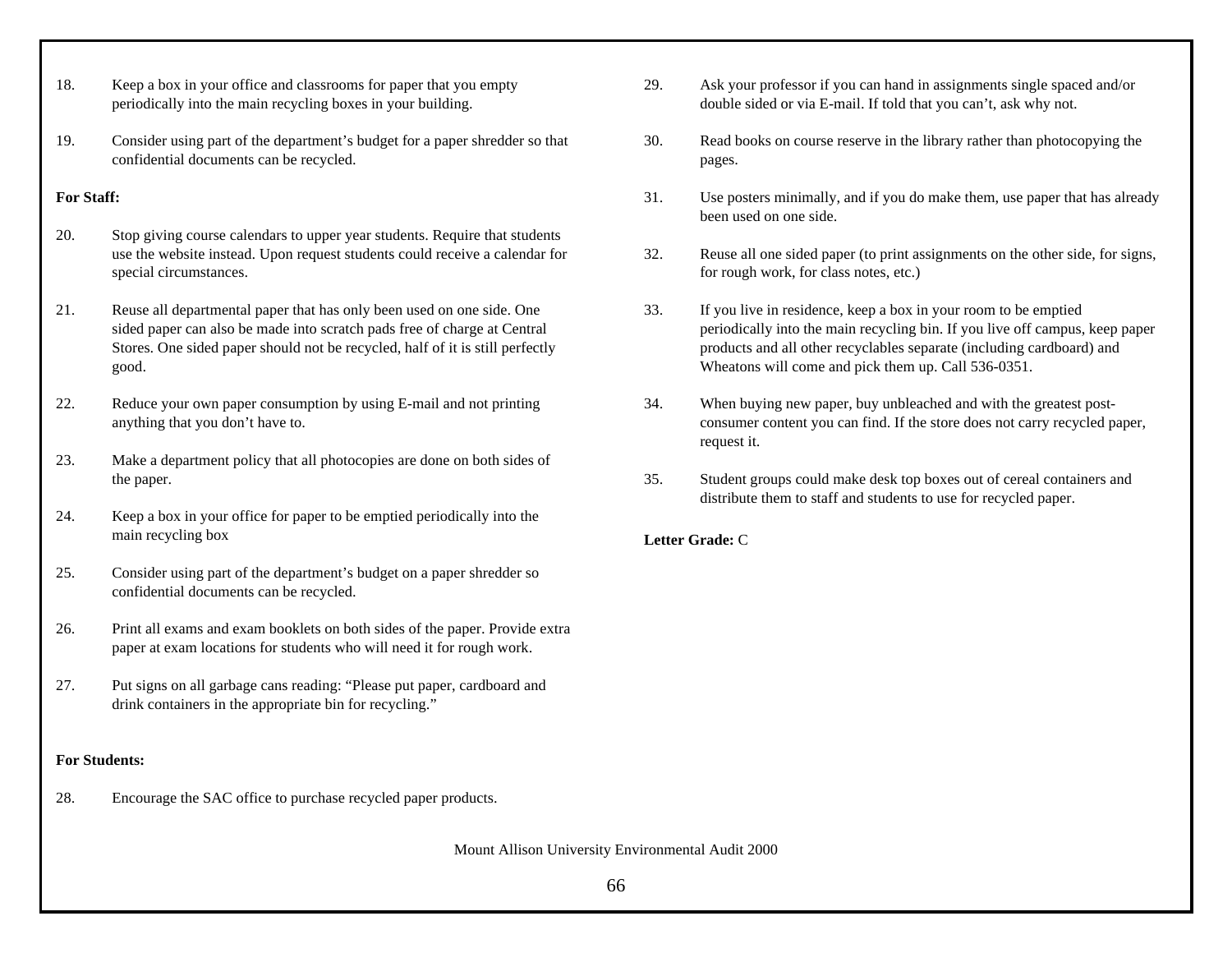18. Keep a box in your office and classrooms for paper that you empty periodically into the main recycling boxes in your building.

19. Consider using part of the department's budget for a paper shredder so that confidential documents can be recycled.

**For Staff:**

20. Stop giving course calendars to upper year students. Require that students use the website instead. Upon request students could receive a calendar for special circumstances.

21. Reuse all departmental paper that has only been used on one side. One sided paper can also be made into scratch pads free of charge at Central Stores. One sided paper should not be recycled, half of it is still perfectly good.

22. Reduce your own paper consumption by using E-mail and not printing anything that you don't have to.

23. Make a department policy that all photocopies are done on both sides of the paper.

24. Keep a box in your office for paper to be emptied periodically into the main recycling box

25. Consider using part of the department's budget on a paper shredder so confidential documents can be recycled.

26. Print all exams and exam booklets on both sides of the paper. Provide extra paper at exam locations for students who will need it for rough work.

27. Put signs on all garbage cans reading: "Please put paper, cardboard and drink containers in the appropriate bin for recycling."

**For Students:**

28. Encourage the SAC office to purchase recycled paper products.

29. Ask your professor if you can hand in assignments single spaced and/or double sided or via E-mail. If told that you can't, ask why not.

30. Read books on course reserve in the library rather than photocopying the pages.

31. Use posters minimally, and if you do make them, use paper that has already been used on one side.

32. Reuse all one sided paper (to print assignments on the other side, for signs, for rough work, for class notes, etc.)

33. If you live in residence, keep a box in your room to be emptied periodically into the main recycling bin. If you live off campus, keep paper products and all other recyclables separate (including cardboard) and Wheatons will come and pick them up. Call 536-0351.

34. When buying new paper, buy unbleached and with the greatest post-consumer content you can find. If the store does not carry recycled paper, request it.

35. Student groups could make desk top boxes out of cereal containers and distribute them to staff and students to use for recycled paper.

**Letter Grade:** C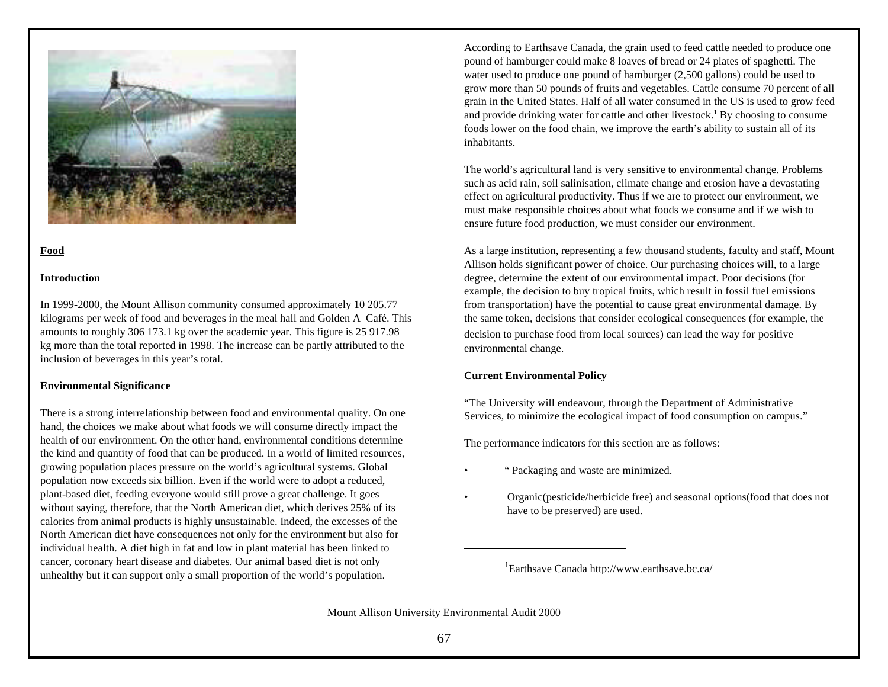**Food**

**Introduction**

In 1999-2000, the Mount Allison community consumed approximately 10 205.77 kilograms per week of food and beverages in the meal hall and Golden A Café. This amounts to roughly 306 173.1 kg over the academic year. This figure is 25 917.98 kg more than the total reported in 1998. The increase can be partly attributed to the inclusion of beverages in this year's total.

**Environmental Significance**

There is a strong interrelationship between food and environmental quality. On one hand, the choices we make about what foods we will consume directly impact the health of our environment. On the other hand, environmental conditions determine the kind and quantity of food that can be produced. In a world of limited resources, growing population places pressure on the world's agricultural systems. Global population now exceeds six billion. Even if the world were to adopt a reduced, plant-based diet, feeding everyone would still prove a great challenge. It goes without saying, therefore, that the North American diet, which derives 25% of its calories from animal products is highly unsustainable. Indeed, the excesses of the North American diet have consequences not only for the environment but also for individual health. A diet high in fat and low in plant material has been linked to cancer, coronary heart disease and diabetes. Our animal based diet is not only unhealthy but it can support only a small proportion of the world's population.

According to Earthsave Canada, the grain used to feed cattle needed to produce one pound of hamburger could make 8 loaves of bread or 24 plates of spaghetti. The water used to produce one pound of hamburger (2,500 gallons) could be used to grow more than 50 pounds of fruits and vegetables. Cattle consume 70 percent of all grain in the United States. Half of all water consumed in the US is used to grow feed and provide drinking water for cattle and other livestock.[1] By choosing to consume foods lower on the food chain, we improve the earth's ability to sustain all of its inhabitants.

The world's agricultural land is very sensitive to environmental change. Problems such as acid rain, soil salinisation, climate change and erosion have a devastating effect on agricultural productivity. Thus if we are to protect our environment, we must make responsible choices about what foods we consume and if we wish to ensure future food production, we must consider our environment.

As a large institution, representing a few thousand students, faculty and staff, Mount Allison holds significant power of choice. Our purchasing choices will, to a large degree, determine the extent of our environmental impact. Poor decisions (for example, the decision to buy tropical fruits, which result in fossil fuel emissions from transportation) have the potential to cause great environmental damage. By the same token, decisions that consider ecological consequences (for example, the decision to purchase food from local sources) can lead the way for positive environmental change.

**Current Environmental Policy**

"The University will endeavour, through the Department of Administrative Services, to minimize the ecological impact of food consumption on campus."

The performance indicators for this section are as follows:

- " Packaging and waste are minimized.
- Organic(pesticide/herbicide free) and seasonal options(food that does not have to be preserved) are used.

---

[1] Earthsave Canada http://www.earthsave.bc.ca/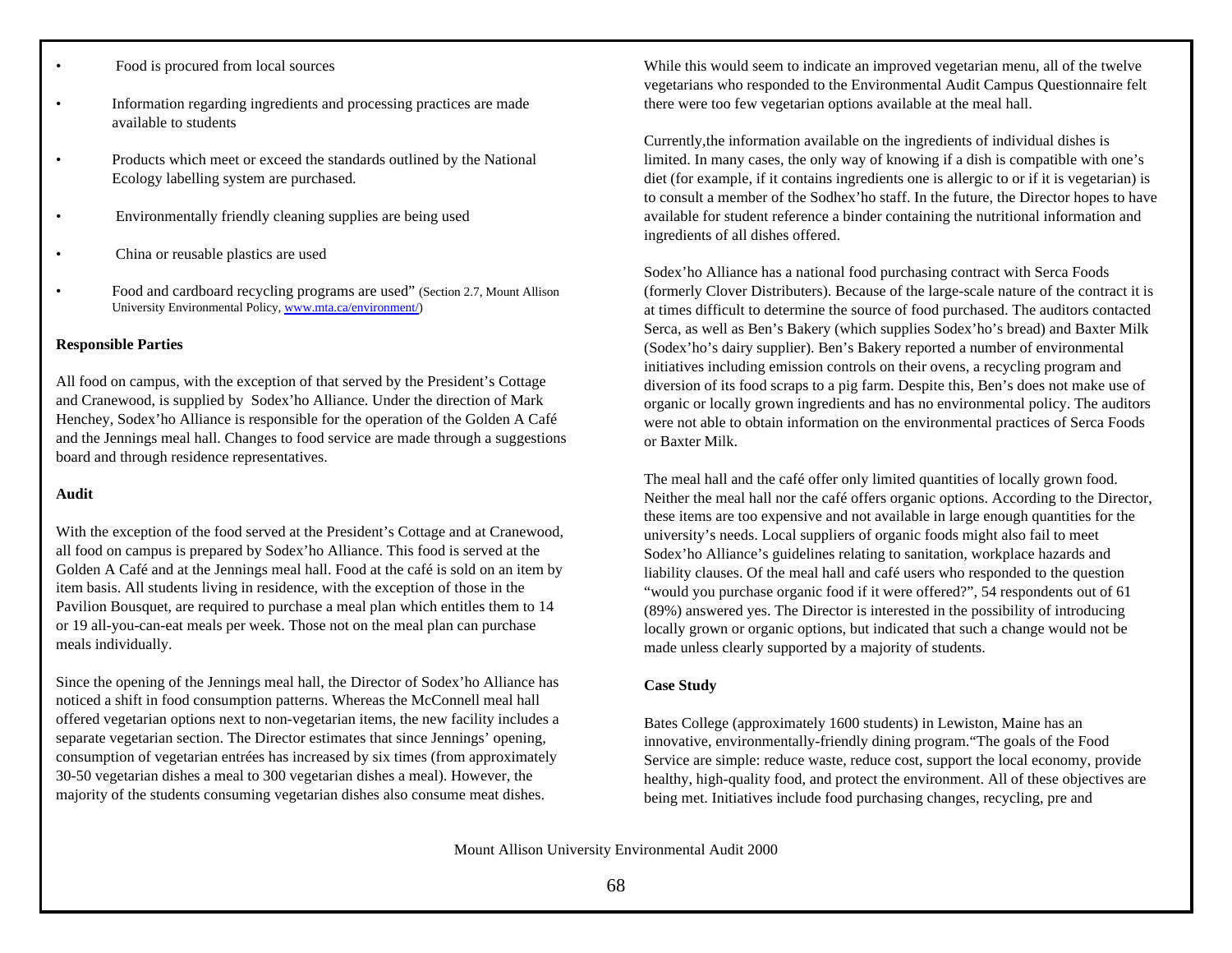- Food is procured from local sources
- Information regarding ingredients and processing practices are made available to students
- Products which meet or exceed the standards outlined by the National Ecology labelling system are purchased.
- Environmentally friendly cleaning supplies are being used
- China or reusable plastics are used
- Food and cardboard recycling programs are used" (Section 2.7, Mount Allison University Environmental Policy, www.mta.ca/environment/)

**Responsible Parties**

All food on campus, with the exception of that served by the President's Cottage and Cranewood, is supplied by Sodex'ho Alliance. Under the direction of Mark Henchey, Sodex'ho Alliance is responsible for the operation of the Golden A Café and the Jennings meal hall. Changes to food service are made through a suggestions board and through residence representatives.

**Audit**

With the exception of the food served at the President's Cottage and at Cranewood, all food on campus is prepared by Sodex'ho Alliance. This food is served at the Golden A Café and at the Jennings meal hall. Food at the café is sold on an item by item basis. All students living in residence, with the exception of those in the Pavilion Bousquet, are required to purchase a meal plan which entitles them to 14 or 19 all-you-can-eat meals per week. Those not on the meal plan can purchase meals individually.

Since the opening of the Jennings meal hall, the Director of Sodex'ho Alliance has noticed a shift in food consumption patterns. Whereas the McConnell meal hall offered vegetarian options next to non-vegetarian items, the new facility includes a separate vegetarian section. The Director estimates that since Jennings' opening, consumption of vegetarian entrées has increased by six times (from approximately 30-50 vegetarian dishes a meal to 300 vegetarian dishes a meal). However, the majority of the students consuming vegetarian dishes also consume meat dishes.

While this would seem to indicate an improved vegetarian menu, all of the twelve vegetarians who responded to the Environmental Audit Campus Questionnaire felt there were too few vegetarian options available at the meal hall.

Currently,the information available on the ingredients of individual dishes is limited. In many cases, the only way of knowing if a dish is compatible with one's diet (for example, if it contains ingredients one is allergic to or if it is vegetarian) is to consult a member of the Sodhex'ho staff. In the future, the Director hopes to have available for student reference a binder containing the nutritional information and ingredients of all dishes offered.

Sodex'ho Alliance has a national food purchasing contract with Serca Foods (formerly Clover Distributers). Because of the large-scale nature of the contract it is at times difficult to determine the source of food purchased. The auditors contacted Serca, as well as Ben's Bakery (which supplies Sodex'ho's bread) and Baxter Milk (Sodex'ho's dairy supplier). Ben's Bakery reported a number of environmental initiatives including emission controls on their ovens, a recycling program and diversion of its food scraps to a pig farm. Despite this, Ben's does not make use of organic or locally grown ingredients and has no environmental policy. The auditors were not able to obtain information on the environmental practices of Serca Foods or Baxter Milk.

The meal hall and the café offer only limited quantities of locally grown food. Neither the meal hall nor the café offers organic options. According to the Director, these items are too expensive and not available in large enough quantities for the university's needs. Local suppliers of organic foods might also fail to meet Sodex'ho Alliance's guidelines relating to sanitation, workplace hazards and liability clauses. Of the meal hall and café users who responded to the question "would you purchase organic food if it were offered?", 54 respondents out of 61 (89%) answered yes. The Director is interested in the possibility of introducing locally grown or organic options, but indicated that such a change would not be made unless clearly supported by a majority of students.

**Case Study**

Bates College (approximately 1600 students) in Lewiston, Maine has an innovative, environmentally-friendly dining program."The goals of the Food Service are simple: reduce waste, reduce cost, support the local economy, provide healthy, high-quality food, and protect the environment. All of these objectives are being met. Initiatives include food purchasing changes, recycling, pre and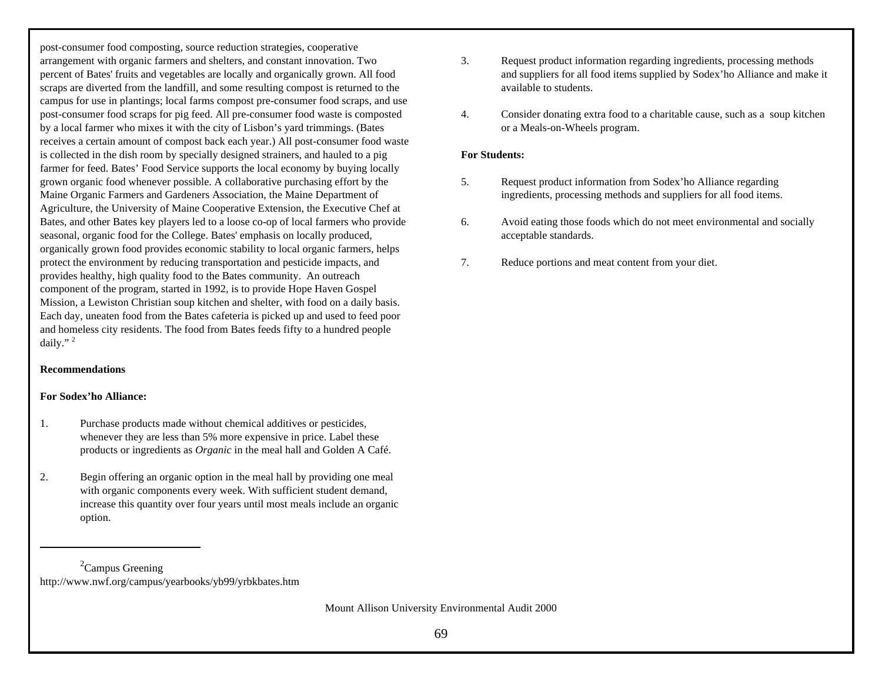post-consumer food composting, source reduction strategies, cooperative arrangement with organic farmers and shelters, and constant innovation. Two percent of Bates' fruits and vegetables are locally and organically grown. All food scraps are diverted from the landfill, and some resulting compost is returned to the campus for use in plantings; local farms compost pre-consumer food scraps, and use post-consumer food scraps for pig feed. All pre-consumer food waste is composted by a local farmer who mixes it with the city of Lisbon's yard trimmings. (Bates receives a certain amount of compost back each year.) All post-consumer food waste is collected in the dish room by specially designed strainers, and hauled to a pig farmer for feed. Bates' Food Service supports the local economy by buying locally grown organic food whenever possible. A collaborative purchasing effort by the Maine Organic Farmers and Gardeners Association, the Maine Department of Agriculture, the University of Maine Cooperative Extension, the Executive Chef at Bates, and other Bates key players led to a loose co-op of local farmers who provide seasonal, organic food for the College. Bates' emphasis on locally produced, organically grown food provides economic stability to local organic farmers, helps protect the environment by reducing transportation and pesticide impacts, and provides healthy, high quality food to the Bates community. An outreach component of the program, started in 1992, is to provide Hope Haven Gospel Mission, a Lewiston Christian soup kitchen and shelter, with food on a daily basis. Each day, uneaten food from the Bates cafeteria is picked up and used to feed poor and homeless city residents. The food from Bates feeds fifty to a hundred people daily." [2]

**Recommendations**

**For Sodex'ho Alliance:**

1. Purchase products made without chemical additives or pesticides, whenever they are less than 5% more expensive in price. Label these products or ingredients as *Organic* in the meal hall and Golden A Café.

2. Begin offering an organic option in the meal hall by providing one meal with organic components every week. With sufficient student demand, increase this quantity over four years until most meals include an organic option.

3. Request product information regarding ingredients, processing methods and suppliers for all food items supplied by Sodex'ho Alliance and make it available to students.

4. Consider donating extra food to a charitable cause, such as a soup kitchen or a Meals-on-Wheels program.

**For Students:**

5. Request product information from Sodex'ho Alliance regarding ingredients, processing methods and suppliers for all food items.

6. Avoid eating those foods which do not meet environmental and socially acceptable standards.

7. Reduce portions and meat content from your diet.

---

[2] Campus Greening http://www.nwf.org/campus/yearbooks/yb99/yrbkbates.htm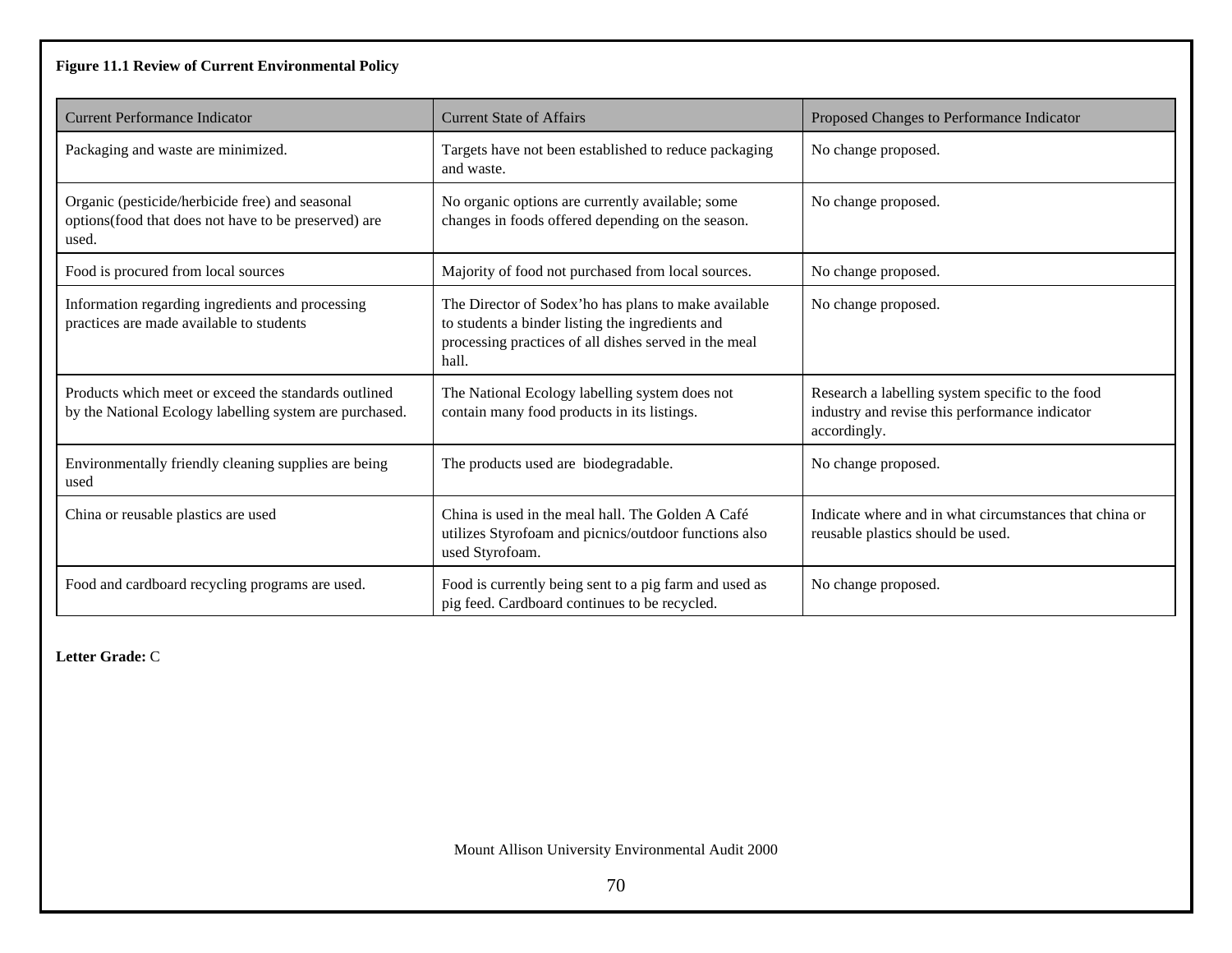**Figure 11.1 Review of Current Environmental Policy**

| Current Performance Indicator | Current State of Affairs | Proposed Changes to Performance Indicator |
|---|---|---|
| Packaging and waste are minimized. | Targets have not been established to reduce packaging and waste. | No change proposed. |
| Organic (pesticide/herbicide free) and seasonal options(food that does not have to be preserved) are used. | No organic options are currently available; some changes in foods offered depending on the season. | No change proposed. |
| Food is procured from local sources | Majority of food not purchased from local sources. | No change proposed. |
| Information regarding ingredients and processing practices are made available to students | The Director of Sodex'ho has plans to make available to students a binder listing the ingredients and processing practices of all dishes served in the meal hall. | No change proposed. |
| Products which meet or exceed the standards outlined by the National Ecology labelling system are purchased. | The National Ecology labelling system does not contain many food products in its listings. | Research a labelling system specific to the food industry and revise this performance indicator accordingly. |
| Environmentally friendly cleaning supplies are being used | The products used are biodegradable. | No change proposed. |
| China or reusable plastics are used | China is used in the meal hall. The Golden A Café utilizes Styrofoam and picnics/outdoor functions also used Styrofoam. | Indicate where and in what circumstances that china or reusable plastics should be used. |
| Food and cardboard recycling programs are used. | Food is currently being sent to a pig farm and used as pig feed. Cardboard continues to be recycled. | No change proposed. |

**Letter Grade:** C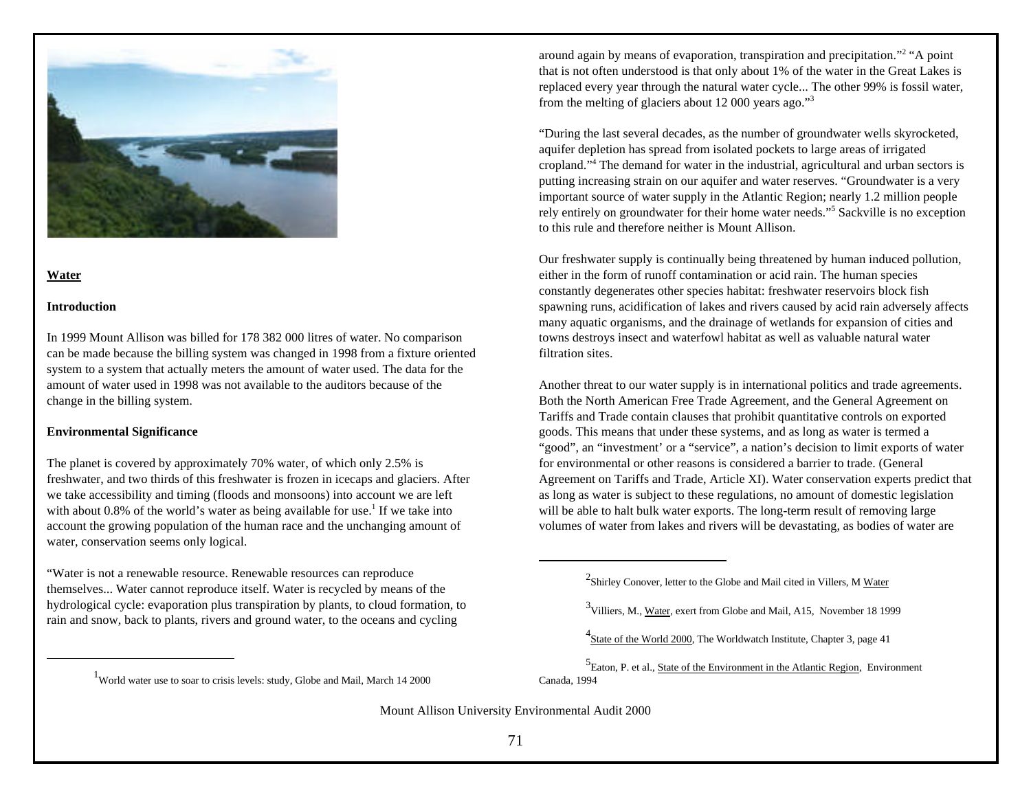## Water

### Introduction

In 1999 Mount Allison was billed for 178 382 000 litres of water. No comparison can be made because the billing system was changed in 1998 from a fixture oriented system to a system that actually meters the amount of water used. The data for the amount of water used in 1998 was not available to the auditors because of the change in the billing system.

### Environmental Significance

The planet is covered by approximately 70% water, of which only 2.5% is freshwater, and two thirds of this freshwater is frozen in icecaps and glaciers. After we take accessibility and timing (floods and monsoons) into account we are left with about 0.8% of the world's water as being available for use.[1] If we take into account the growing population of the human race and the unchanging amount of water, conservation seems only logical.

"Water is not a renewable resource. Renewable resources can reproduce themselves... Water cannot reproduce itself. Water is recycled by means of the hydrological cycle: evaporation plus transpiration by plants, to cloud formation, to rain and snow, back to plants, rivers and ground water, to the oceans and cycling around again by means of evaporation, transpiration and precipitation."[2] "A point that is not often understood is that only about 1% of the water in the Great Lakes is replaced every year through the natural water cycle... The other 99% is fossil water, from the melting of glaciers about 12 000 years ago."[3]

"During the last several decades, as the number of groundwater wells skyrocketed, aquifer depletion has spread from isolated pockets to large areas of irrigated cropland."[4] The demand for water in the industrial, agricultural and urban sectors is putting increasing strain on our aquifer and water reserves. "Groundwater is a very important source of water supply in the Atlantic Region; nearly 1.2 million people rely entirely on groundwater for their home water needs."[5] Sackville is no exception to this rule and therefore neither is Mount Allison.

Our freshwater supply is continually being threatened by human induced pollution, either in the form of runoff contamination or acid rain. The human species constantly degenerates other species habitat: freshwater reservoirs block fish spawning runs, acidification of lakes and rivers caused by acid rain adversely affects many aquatic organisms, and the drainage of wetlands for expansion of cities and towns destroys insect and waterfowl habitat as well as valuable natural water filtration sites.

Another threat to our water supply is in international politics and trade agreements. Both the North American Free Trade Agreement, and the General Agreement on Tariffs and Trade contain clauses that prohibit quantitative controls on exported goods. This means that under these systems, and as long as water is termed a "good", an "investment' or a "service", a nation's decision to limit exports of water for environmental or other reasons is considered a barrier to trade. (General Agreement on Tariffs and Trade, Article XI). Water conservation experts predict that as long as water is subject to these regulations, no amount of domestic legislation will be able to halt bulk water exports. The long-term result of removing large volumes of water from lakes and rivers will be devastating, as bodies of water are

---

[1] World water use to soar to crisis levels: study, Globe and Mail, March 14 2000

[2] Shirley Conover, letter to the Globe and Mail cited in Villers, M Water

[3] Villiers, M., Water, exert from Globe and Mail, A15, November 18 1999

[4] State of the World 2000, The Worldwatch Institute, Chapter 3, page 41

[5] Eaton, P. et al., State of the Environment in the Atlantic Region, Environment Canada, 1994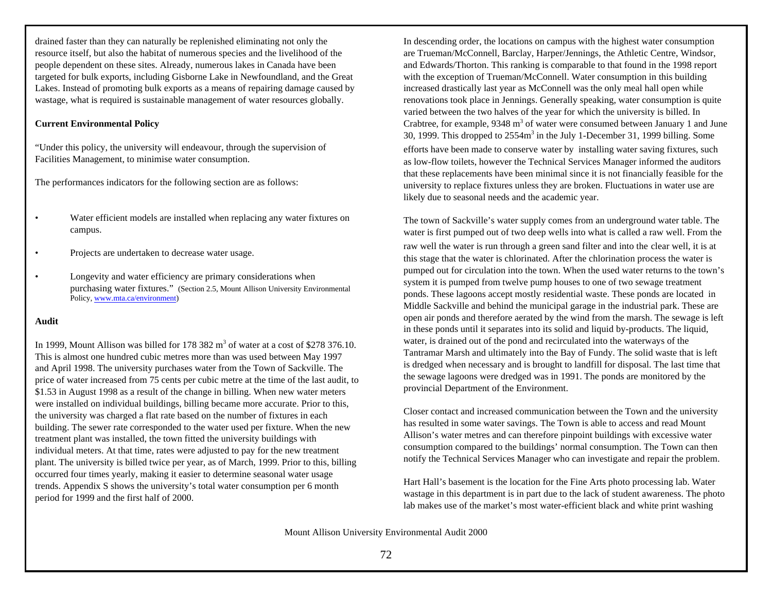drained faster than they can naturally be replenished eliminating not only the resource itself, but also the habitat of numerous species and the livelihood of the people dependent on these sites. Already, numerous lakes in Canada have been targeted for bulk exports, including Gisborne Lake in Newfoundland, and the Great Lakes. Instead of promoting bulk exports as a means of repairing damage caused by wastage, what is required is sustainable management of water resources globally.

**Current Environmental Policy**

"Under this policy, the university will endeavour, through the supervision of Facilities Management, to minimise water consumption.

The performances indicators for the following section are as follows:

- Water efficient models are installed when replacing any water fixtures on campus.
- Projects are undertaken to decrease water usage.
- Longevity and water efficiency are primary considerations when purchasing water fixtures." (Section 2.5, Mount Allison University Environmental Policy, www.mta.ca/environment)

**Audit**

In 1999, Mount Allison was billed for 178 382 $m^3$ of water at a cost of $278 376.10. This is almost one hundred cubic metres more than was used between May 1997 and April 1998. The university purchases water from the Town of Sackville. The price of water increased from 75 cents per cubic metre at the time of the last audit, to $1.53 in August 1998 as a result of the change in billing. When new water meters were installed on individual buildings, billing became more accurate. Prior to this, the university was charged a flat rate based on the number of fixtures in each building. The sewer rate corresponded to the water used per fixture. When the new treatment plant was installed, the town fitted the university buildings with individual meters. At that time, rates were adjusted to pay for the new treatment plant. The university is billed twice per year, as of March, 1999. Prior to this, billing occurred four times yearly, making it easier to determine seasonal water usage trends. Appendix S shows the university's total water consumption per 6 month period for 1999 and the first half of 2000.

In descending order, the locations on campus with the highest water consumption are Trueman/McConnell, Barclay, Harper/Jennings, the Athletic Centre, Windsor, and Edwards/Thorton. This ranking is comparable to that found in the 1998 report with the exception of Trueman/McConnell. Water consumption in this building increased drastically last year as McConnell was the only meal hall open while renovations took place in Jennings. Generally speaking, water consumption is quite varied between the two halves of the year for which the university is billed. In Crabtree, for example, 9348 $m^3$ of water were consumed between January 1 and June 30, 1999. This dropped to 2554$m^3$ in the July 1-December 31, 1999 billing. Some efforts have been made to conserve water by installing water saving fixtures, such as low-flow toilets, however the Technical Services Manager informed the auditors that these replacements have been minimal since it is not financially feasible for the university to replace fixtures unless they are broken. Fluctuations in water use are likely due to seasonal needs and the academic year.

The town of Sackville's water supply comes from an underground water table. The water is first pumped out of two deep wells into what is called a raw well. From the raw well the water is run through a green sand filter and into the clear well, it is at this stage that the water is chlorinated. After the chlorination process the water is pumped out for circulation into the town. When the used water returns to the town's system it is pumped from twelve pump houses to one of two sewage treatment ponds. These lagoons accept mostly residential waste. These ponds are located in Middle Sackville and behind the municipal garage in the industrial park. These are open air ponds and therefore aerated by the wind from the marsh. The sewage is left in these ponds until it separates into its solid and liquid by-products. The liquid, water, is drained out of the pond and recirculated into the waterways of the Tantramar Marsh and ultimately into the Bay of Fundy. The solid waste that is left is dredged when necessary and is brought to landfill for disposal. The last time that the sewage lagoons were dredged was in 1991. The ponds are monitored by the provincial Department of the Environment.

Closer contact and increased communication between the Town and the university has resulted in some water savings. The Town is able to access and read Mount Allison's water metres and can therefore pinpoint buildings with excessive water consumption compared to the buildings' normal consumption. The Town can then notify the Technical Services Manager who can investigate and repair the problem.

Hart Hall's basement is the location for the Fine Arts photo processing lab. Water wastage in this department is in part due to the lack of student awareness. The photo lab makes use of the market's most water-efficient black and white print washing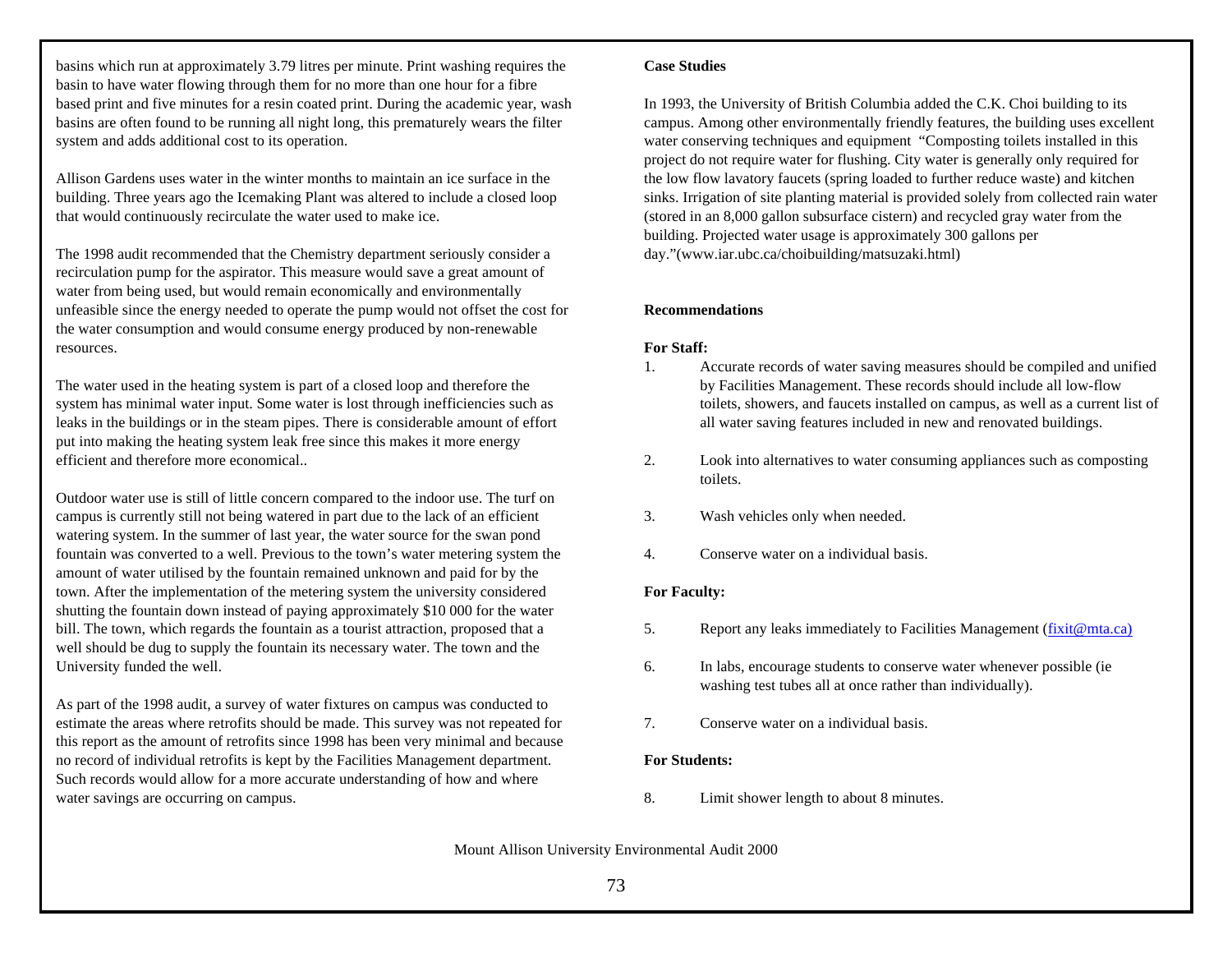basins which run at approximately 3.79 litres per minute. Print washing requires the basin to have water flowing through them for no more than one hour for a fibre based print and five minutes for a resin coated print. During the academic year, wash basins are often found to be running all night long, this prematurely wears the filter system and adds additional cost to its operation.

Allison Gardens uses water in the winter months to maintain an ice surface in the building. Three years ago the Icemaking Plant was altered to include a closed loop that would continuously recirculate the water used to make ice.

The 1998 audit recommended that the Chemistry department seriously consider a recirculation pump for the aspirator. This measure would save a great amount of water from being used, but would remain economically and environmentally unfeasible since the energy needed to operate the pump would not offset the cost for the water consumption and would consume energy produced by non-renewable resources.

The water used in the heating system is part of a closed loop and therefore the system has minimal water input. Some water is lost through inefficiencies such as leaks in the buildings or in the steam pipes. There is considerable amount of effort put into making the heating system leak free since this makes it more energy efficient and therefore more economical..

Outdoor water use is still of little concern compared to the indoor use. The turf on campus is currently still not being watered in part due to the lack of an efficient watering system. In the summer of last year, the water source for the swan pond fountain was converted to a well. Previous to the town's water metering system the amount of water utilised by the fountain remained unknown and paid for by the town. After the implementation of the metering system the university considered shutting the fountain down instead of paying approximately $10 000 for the water bill. The town, which regards the fountain as a tourist attraction, proposed that a well should be dug to supply the fountain its necessary water. The town and the University funded the well.

As part of the 1998 audit, a survey of water fixtures on campus was conducted to estimate the areas where retrofits should be made. This survey was not repeated for this report as the amount of retrofits since 1998 has been very minimal and because no record of individual retrofits is kept by the Facilities Management department. Such records would allow for a more accurate understanding of how and where water savings are occurring on campus.

**Case Studies**

In 1993, the University of British Columbia added the C.K. Choi building to its campus. Among other environmentally friendly features, the building uses excellent water conserving techniques and equipment "Composting toilets installed in this project do not require water for flushing. City water is generally only required for the low flow lavatory faucets (spring loaded to further reduce waste) and kitchen sinks. Irrigation of site planting material is provided solely from collected rain water (stored in an 8,000 gallon subsurface cistern) and recycled gray water from the building. Projected water usage is approximately 300 gallons per day."(www.iar.ubc.ca/choibuilding/matsuzaki.html)

**Recommendations**

**For Staff:**

1. Accurate records of water saving measures should be compiled and unified by Facilities Management. These records should include all low-flow toilets, showers, and faucets installed on campus, as well as a current list of all water saving features included in new and renovated buildings.
2. Look into alternatives to water consuming appliances such as composting toilets.
3. Wash vehicles only when needed.
4. Conserve water on a individual basis.

**For Faculty:**

5. Report any leaks immediately to Facilities Management (fixit@mta.ca)
6. In labs, encourage students to conserve water whenever possible (ie washing test tubes all at once rather than individually).
7. Conserve water on a individual basis.

**For Students:**

8. Limit shower length to about 8 minutes.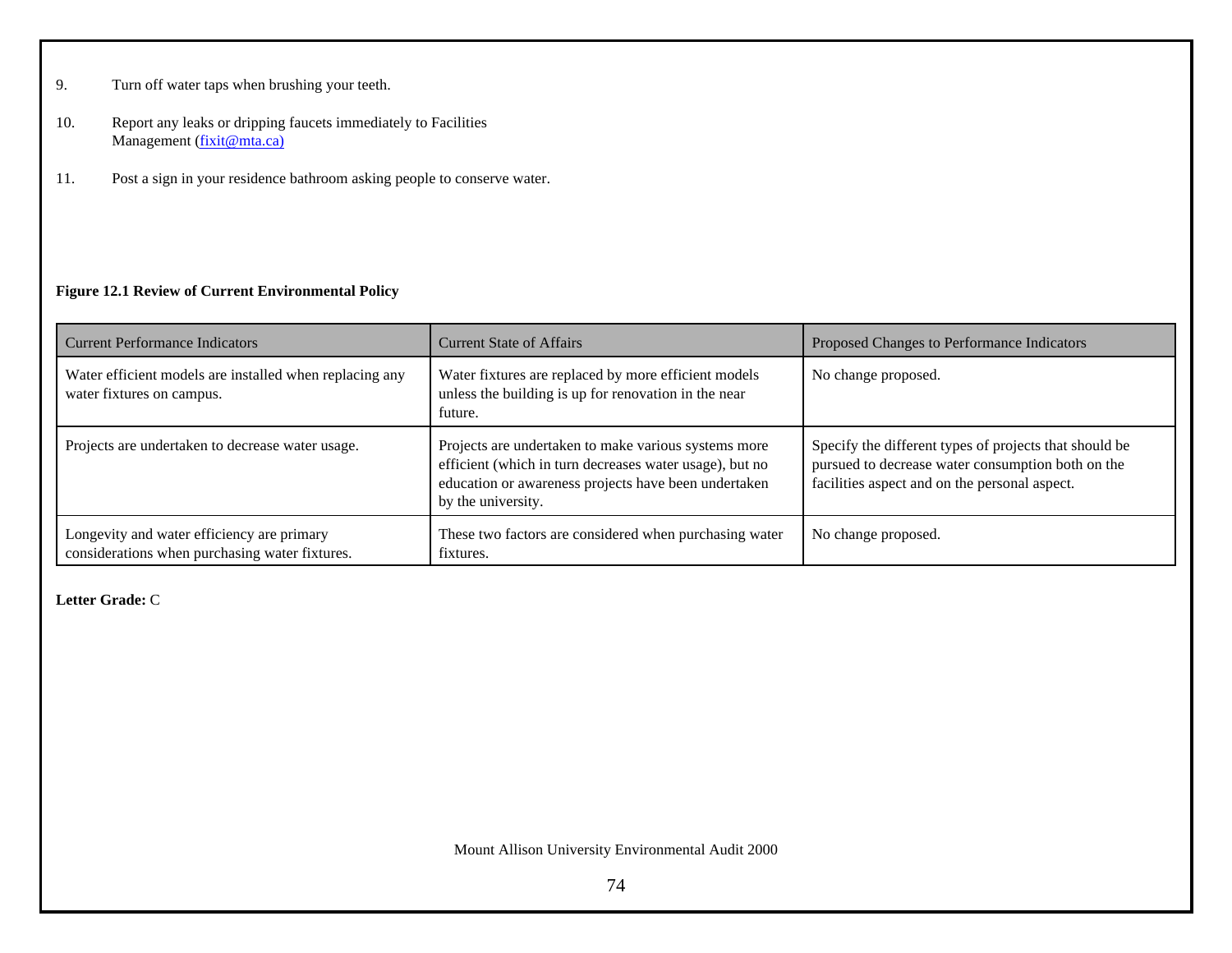9. Turn off water taps when brushing your teeth.

10. Report any leaks or dripping faucets immediately to Facilities Management (fixit@mta.ca)

11. Post a sign in your residence bathroom asking people to conserve water.

**Figure 12.1 Review of Current Environmental Policy**

| Current Performance Indicators | Current State of Affairs | Proposed Changes to Performance Indicators |
|---|---|---|
| Water efficient models are installed when replacing any water fixtures on campus. | Water fixtures are replaced by more efficient models unless the building is up for renovation in the near future. | No change proposed. |
| Projects are undertaken to decrease water usage. | Projects are undertaken to make various systems more efficient (which in turn decreases water usage), but no education or awareness projects have been undertaken by the university. | Specify the different types of projects that should be pursued to decrease water consumption both on the facilities aspect and on the personal aspect. |
| Longevity and water efficiency are primary considerations when purchasing water fixtures. | These two factors are considered when purchasing water fixtures. | No change proposed. |

**Letter Grade:** C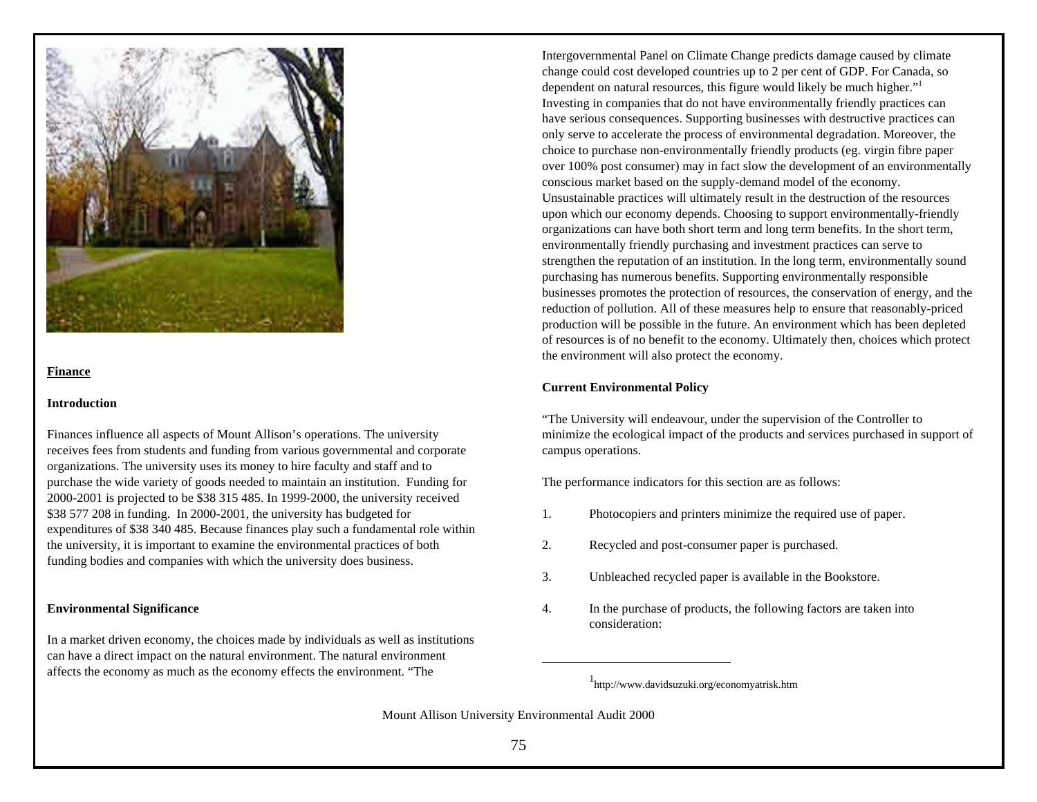## Finance

### Introduction

Finances influence all aspects of Mount Allison's operations. The university receives fees from students and funding from various governmental and corporate organizations. The university uses its money to hire faculty and staff and to purchase the wide variety of goods needed to maintain an institution. Funding for 2000-2001 is projected to be $38 315 485. In 1999-2000, the university received $38 577 208 in funding. In 2000-2001, the university has budgeted for expenditures of $38 340 485. Because finances play such a fundamental role within the university, it is important to examine the environmental practices of both funding bodies and companies with which the university does business.

### Environmental Significance

In a market driven economy, the choices made by individuals as well as institutions can have a direct impact on the natural environment. The natural environment affects the economy as much as the economy effects the environment. "The Intergovernmental Panel on Climate Change predicts damage caused by climate change could cost developed countries up to 2 per cent of GDP. For Canada, so dependent on natural resources, this figure would likely be much higher."[1] Investing in companies that do not have environmentally friendly practices can have serious consequences. Supporting businesses with destructive practices can only serve to accelerate the process of environmental degradation. Moreover, the choice to purchase non-environmentally friendly products (eg. virgin fibre paper over 100% post consumer) may in fact slow the development of an environmentally conscious market based on the supply-demand model of the economy. Unsustainable practices will ultimately result in the destruction of the resources upon which our economy depends. Choosing to support environmentally-friendly organizations can have both short term and long term benefits. In the short term, environmentally friendly purchasing and investment practices can serve to strengthen the reputation of an institution. In the long term, environmentally sound purchasing has numerous benefits. Supporting environmentally responsible businesses promotes the protection of resources, the conservation of energy, and the reduction of pollution. All of these measures help to ensure that reasonably-priced production will be possible in the future. An environment which has been depleted of resources is of no benefit to the economy. Ultimately then, choices which protect the environment will also protect the economy.

### Current Environmental Policy

"The University will endeavour, under the supervision of the Controller to minimize the ecological impact of the products and services purchased in support of campus operations.

The performance indicators for this section are as follows:

1. Photocopiers and printers minimize the required use of paper.
2. Recycled and post-consumer paper is purchased.
3. Unbleached recycled paper is available in the Bookstore.
4. In the purchase of products, the following factors are taken into consideration:

---

[1] http://www.davidsuzuki.org/economyatrisk.htm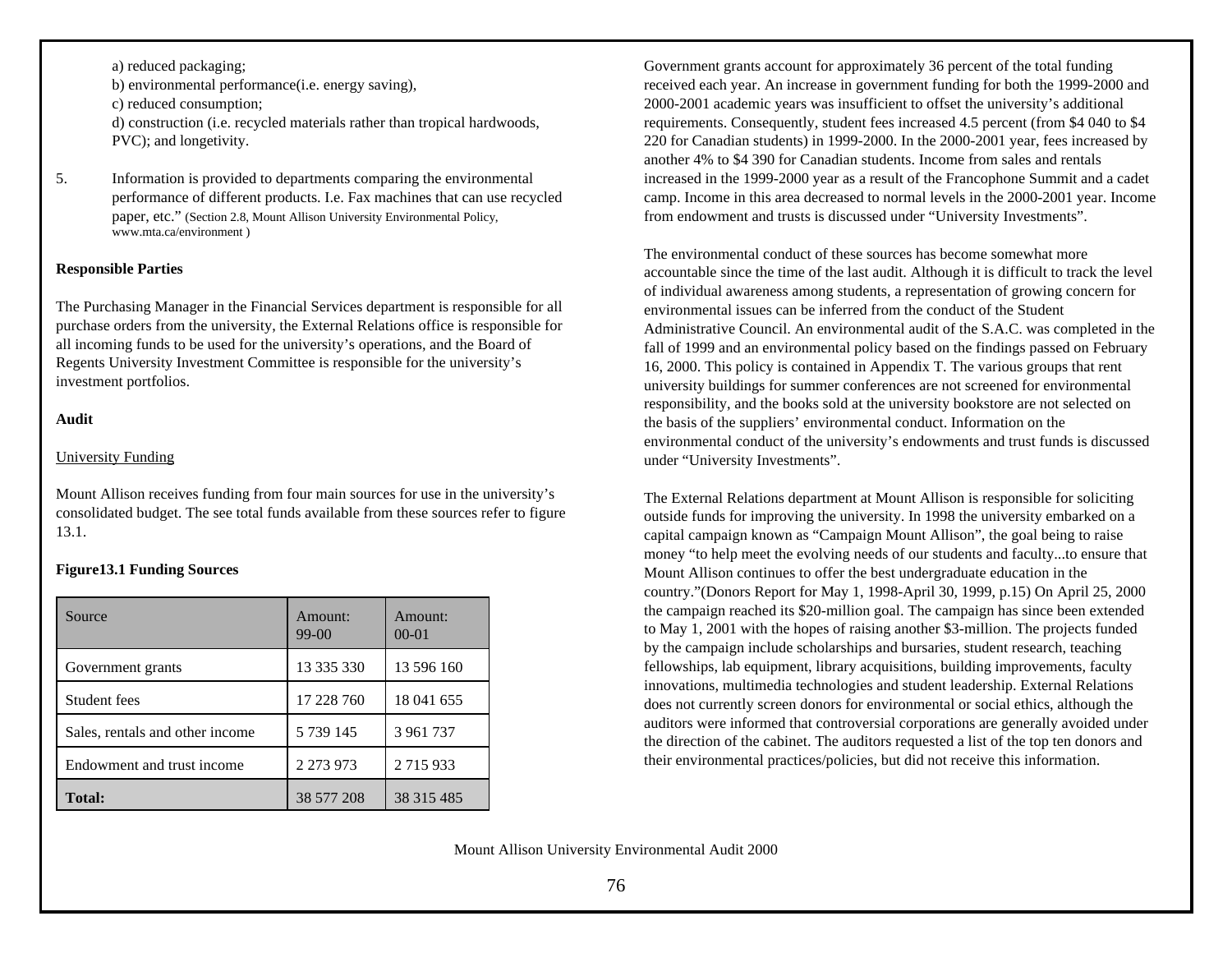a) reduced packaging;
b) environmental performance(i.e. energy saving),
c) reduced consumption;
d) construction (i.e. recycled materials rather than tropical hardwoods, PVC); and longevity.

5. Information is provided to departments comparing the environmental performance of different products. I.e. Fax machines that can use recycled paper, etc." (Section 2.8, Mount Allison University Environmental Policy, www.mta.ca/environment )

**Responsible Parties**

The Purchasing Manager in the Financial Services department is responsible for all purchase orders from the university, the External Relations office is responsible for all incoming funds to be used for the university's operations, and the Board of Regents University Investment Committee is responsible for the university's investment portfolios.

**Audit**

University Funding

Mount Allison receives funding from four main sources for use in the university's consolidated budget. The see total funds available from these sources refer to figure 13.1.

**Figure13.1 Funding Sources**

| Source | Amount: 99-00 | Amount: 00-01 |
|---|---|---|
| Government grants | 13 335 330 | 13 596 160 |
| Student fees | 17 228 760 | 18 041 655 |
| Sales, rentals and other income | 5 739 145 | 3 961 737 |
| Endowment and trust income | 2 273 973 | 2 715 933 |
| **Total:** | 38 577 208 | 38 315 485 |

Government grants account for approximately 36 percent of the total funding received each year. An increase in government funding for both the 1999-2000 and 2000-2001 academic years was insufficient to offset the university's additional requirements. Consequently, student fees increased 4.5 percent (from $4 040 to $4 220 for Canadian students) in 1999-2000. In the 2000-2001 year, fees increased by another 4% to $4 390 for Canadian students. Income from sales and rentals increased in the 1999-2000 year as a result of the Francophone Summit and a cadet camp. Income in this area decreased to normal levels in the 2000-2001 year. Income from endowment and trusts is discussed under "University Investments".

The environmental conduct of these sources has become somewhat more accountable since the time of the last audit. Although it is difficult to track the level of individual awareness among students, a representation of growing concern for environmental issues can be inferred from the conduct of the Student Administrative Council. An environmental audit of the S.A.C. was completed in the fall of 1999 and an environmental policy based on the findings passed on February 16, 2000. This policy is contained in Appendix T. The various groups that rent university buildings for summer conferences are not screened for environmental responsibility, and the books sold at the university bookstore are not selected on the basis of the suppliers' environmental conduct. Information on the environmental conduct of the university's endowments and trust funds is discussed under "University Investments".

The External Relations department at Mount Allison is responsible for soliciting outside funds for improving the university. In 1998 the university embarked on a capital campaign known as "Campaign Mount Allison", the goal being to raise money "to help meet the evolving needs of our students and faculty...to ensure that Mount Allison continues to offer the best undergraduate education in the country."(Donors Report for May 1, 1998-April 30, 1999, p.15) On April 25, 2000 the campaign reached its $20-million goal. The campaign has since been extended to May 1, 2001 with the hopes of raising another $3-million. The projects funded by the campaign include scholarships and bursaries, student research, teaching fellowships, lab equipment, library acquisitions, building improvements, faculty innovations, multimedia technologies and student leadership. External Relations does not currently screen donors for environmental or social ethics, although the auditors were informed that controversial corporations are generally avoided under the direction of the cabinet. The auditors requested a list of the top ten donors and their environmental practices/policies, but did not receive this information.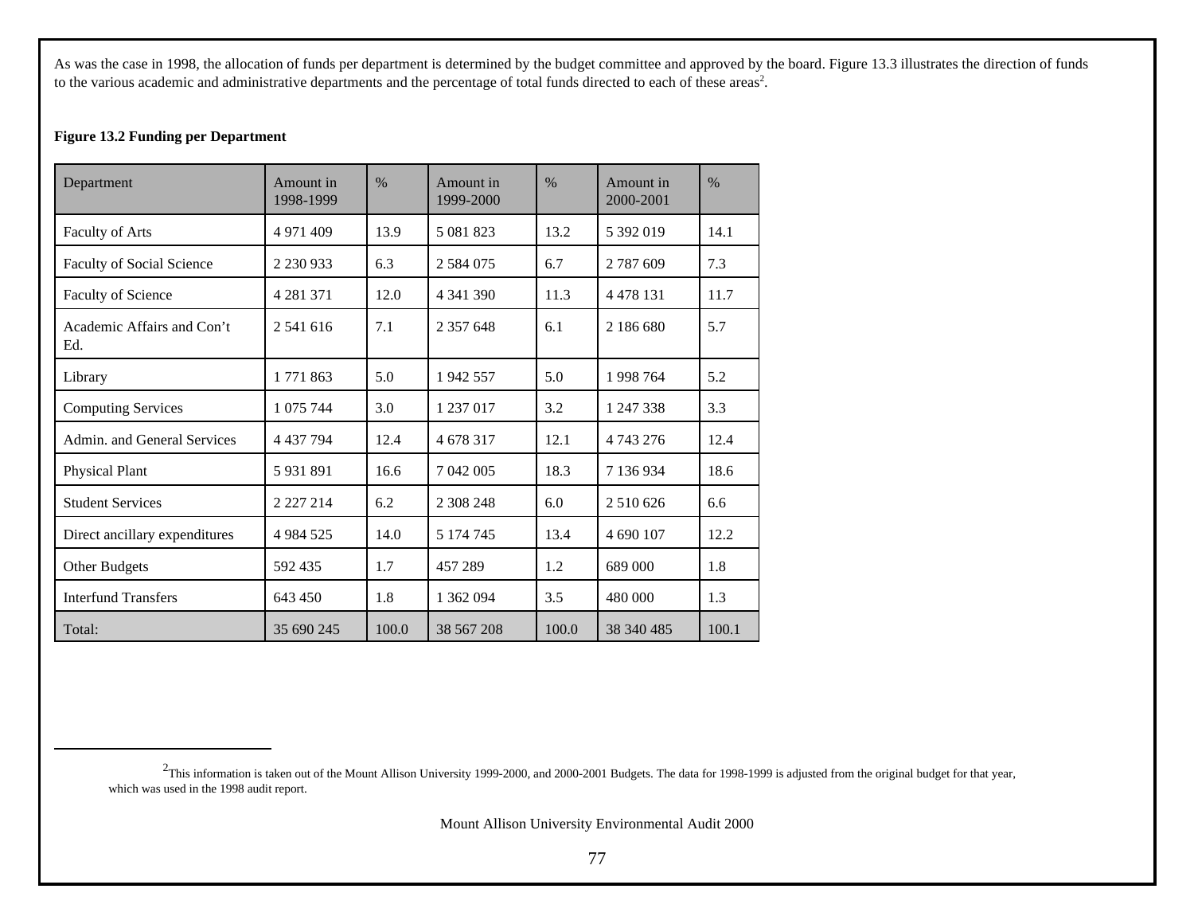As was the case in 1998, the allocation of funds per department is determined by the budget committee and approved by the board. Figure 13.3 illustrates the direction of funds to the various academic and administrative departments and the percentage of total funds directed to each of these areas[2].

**Figure 13.2 Funding per Department**

| Department | Amount in 1998-1999 | % | Amount in 1999-2000 | % | Amount in 2000-2001 | % |
|---|---|---|---|---|---|---|
| Faculty of Arts | 4 971 409 | 13.9 | 5 081 823 | 13.2 | 5 392 019 | 14.1 |
| Faculty of Social Science | 2 230 933 | 6.3 | 2 584 075 | 6.7 | 2 787 609 | 7.3 |
| Faculty of Science | 4 281 371 | 12.0 | 4 341 390 | 11.3 | 4 478 131 | 11.7 |
| Academic Affairs and Con't Ed. | 2 541 616 | 7.1 | 2 357 648 | 6.1 | 2 186 680 | 5.7 |
| Library | 1 771 863 | 5.0 | 1 942 557 | 5.0 | 1 998 764 | 5.2 |
| Computing Services | 1 075 744 | 3.0 | 1 237 017 | 3.2 | 1 247 338 | 3.3 |
| Admin. and General Services | 4 437 794 | 12.4 | 4 678 317 | 12.1 | 4 743 276 | 12.4 |
| Physical Plant | 5 931 891 | 16.6 | 7 042 005 | 18.3 | 7 136 934 | 18.6 |
| Student Services | 2 227 214 | 6.2 | 2 308 248 | 6.0 | 2 510 626 | 6.6 |
| Direct ancillary expenditures | 4 984 525 | 14.0 | 5 174 745 | 13.4 | 4 690 107 | 12.2 |
| Other Budgets | 592 435 | 1.7 | 457 289 | 1.2 | 689 000 | 1.8 |
| Interfund Transfers | 643 450 | 1.8 | 1 362 094 | 3.5 | 480 000 | 1.3 |
| Total: | 35 690 245 | 100.0 | 38 567 208 | 100.0 | 38 340 485 | 100.1 |

---

[2] This information is taken out of the Mount Allison University 1999-2000, and 2000-2001 Budgets. The data for 1998-1999 is adjusted from the original budget for that year, which was used in the 1998 audit report.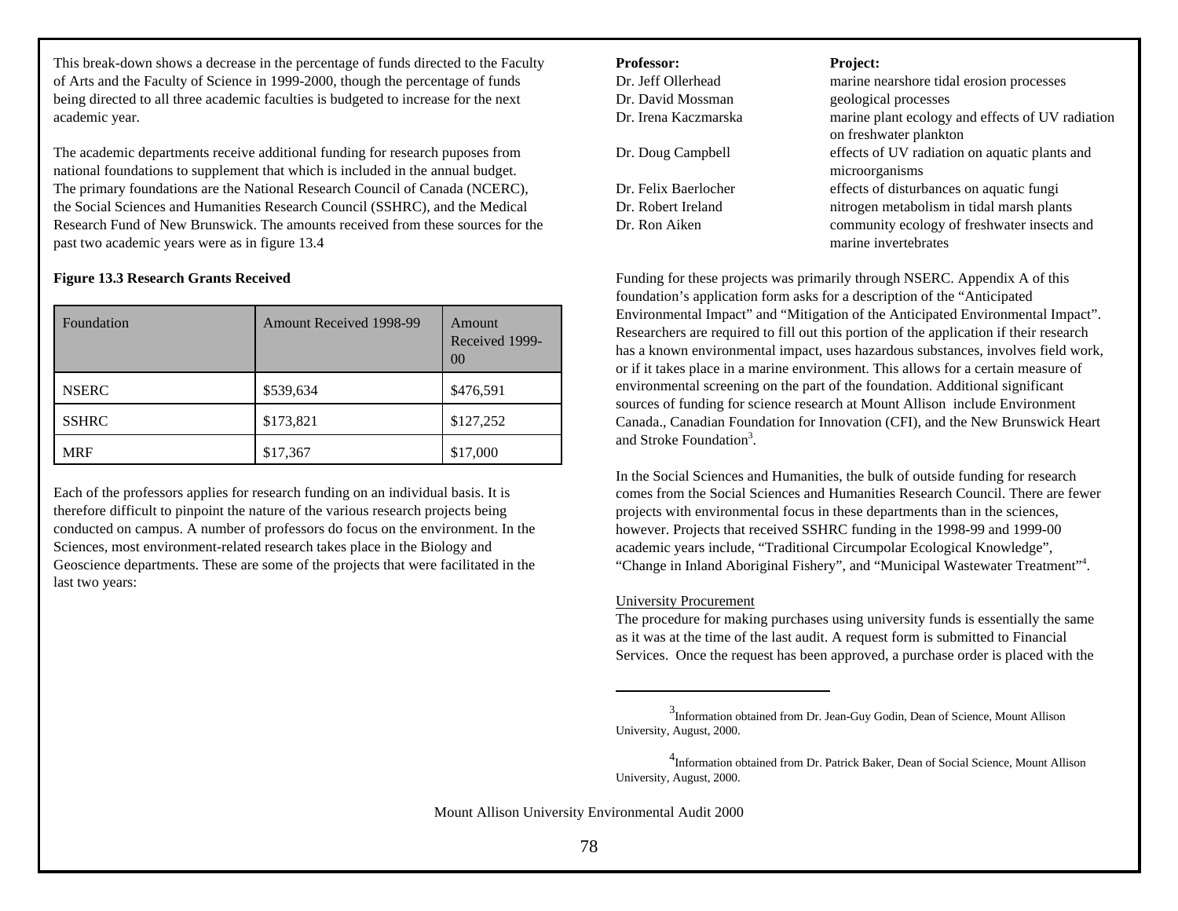This break-down shows a decrease in the percentage of funds directed to the Faculty of Arts and the Faculty of Science in 1999-2000, though the percentage of funds being directed to all three academic faculties is budgeted to increase for the next academic year.

The academic departments receive additional funding for research puposes from national foundations to supplement that which is included in the annual budget. The primary foundations are the National Research Council of Canada (NCERC), the Social Sciences and Humanities Research Council (SSHRC), and the Medical Research Fund of New Brunswick. The amounts received from these sources for the past two academic years were as in figure 13.4

**Figure 13.3 Research Grants Received**

| Foundation | Amount Received 1998-99 | Amount Received 1999-00 |
|---|---|---|
| NSERC | $539,634 | $476,591 |
| SSHRC | $173,821 | $127,252 |
| MRF | $17,367 | $17,000 |

Each of the professors applies for research funding on an individual basis. It is therefore difficult to pinpoint the nature of the various research projects being conducted on campus. A number of professors do focus on the environment. In the Sciences, most environment-related research takes place in the Biology and Geoscience departments. These are some of the projects that were facilitated in the last two years:

| **Professor:** | **Project:** |
|---|---|
| Dr. Jeff Ollerhead | marine nearshore tidal erosion processes |
| Dr. David Mossman | geological processes |
| Dr. Irena Kaczmarska | marine plant ecology and effects of UV radiation on freshwater plankton |
| Dr. Doug Campbell | effects of UV radiation on aquatic plants and microorganisms |
| Dr. Felix Baerlocher | effects of disturbances on aquatic fungi |
| Dr. Robert Ireland | nitrogen metabolism in tidal marsh plants |
| Dr. Ron Aiken | community ecology of freshwater insects and marine invertebrates |

Funding for these projects was primarily through NSERC. Appendix A of this foundation's application form asks for a description of the "Anticipated Environmental Impact" and "Mitigation of the Anticipated Environmental Impact". Researchers are required to fill out this portion of the application if their research has a known environmental impact, uses hazardous substances, involves field work, or if it takes place in a marine environment. This allows for a certain measure of environmental screening on the part of the foundation. Additional significant sources of funding for science research at Mount Allison include Environment Canada., Canadian Foundation for Innovation (CFI), and the New Brunswick Heart and Stroke Foundation[3].

In the Social Sciences and Humanities, the bulk of outside funding for research comes from the Social Sciences and Humanities Research Council. There are fewer projects with environmental focus in these departments than in the sciences, however. Projects that received SSHRC funding in the 1998-99 and 1999-00 academic years include, "Traditional Circumpolar Ecological Knowledge", "Change in Inland Aboriginal Fishery", and "Municipal Wastewater Treatment"[4].

University Procurement

The procedure for making purchases using university funds is essentially the same as it was at the time of the last audit. A request form is submitted to Financial Services. Once the request has been approved, a purchase order is placed with the

[3] Information obtained from Dr. Jean-Guy Godin, Dean of Science, Mount Allison University, August, 2000.

[4] Information obtained from Dr. Patrick Baker, Dean of Social Science, Mount Allison University, August, 2000.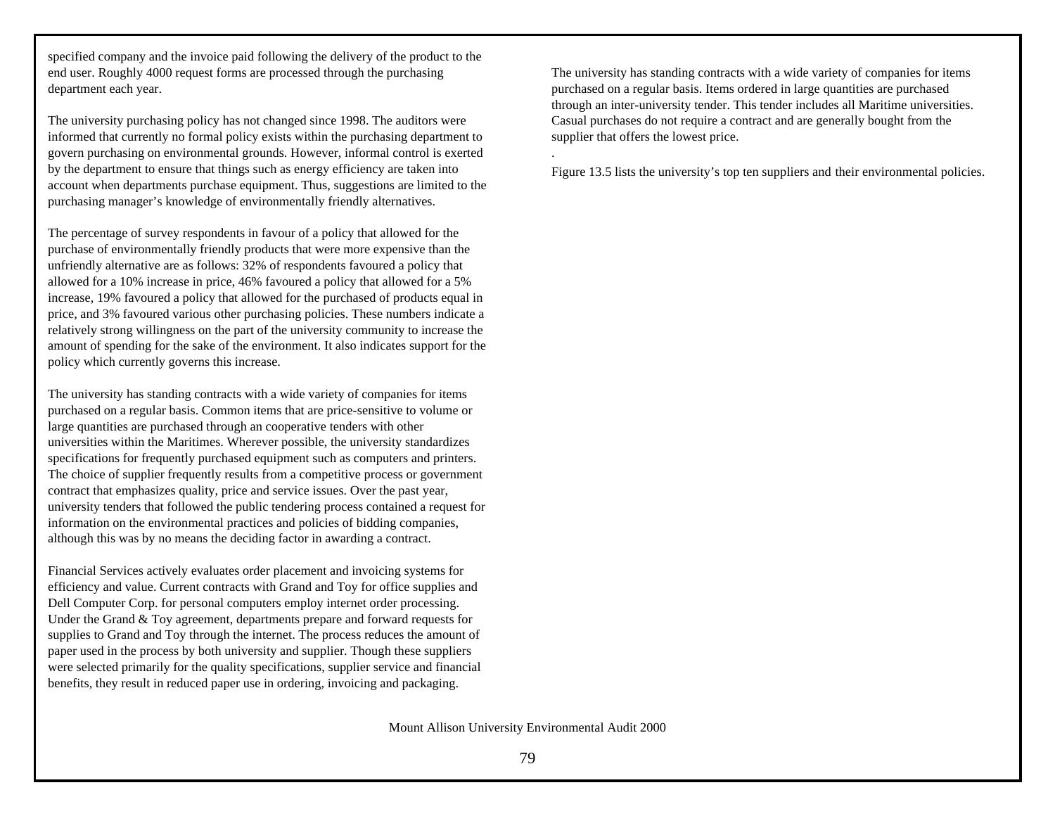specified company and the invoice paid following the delivery of the product to the end user. Roughly 4000 request forms are processed through the purchasing department each year.

The university purchasing policy has not changed since 1998. The auditors were informed that currently no formal policy exists within the purchasing department to govern purchasing on environmental grounds. However, informal control is exerted by the department to ensure that things such as energy efficiency are taken into account when departments purchase equipment. Thus, suggestions are limited to the purchasing manager's knowledge of environmentally friendly alternatives.

The percentage of survey respondents in favour of a policy that allowed for the purchase of environmentally friendly products that were more expensive than the unfriendly alternative are as follows: 32% of respondents favoured a policy that allowed for a 10% increase in price, 46% favoured a policy that allowed for a 5% increase, 19% favoured a policy that allowed for the purchased of products equal in price, and 3% favoured various other purchasing policies. These numbers indicate a relatively strong willingness on the part of the university community to increase the amount of spending for the sake of the environment. It also indicates support for the policy which currently governs this increase.

The university has standing contracts with a wide variety of companies for items purchased on a regular basis. Common items that are price-sensitive to volume or large quantities are purchased through an cooperative tenders with other universities within the Maritimes. Wherever possible, the university standardizes specifications for frequently purchased equipment such as computers and printers. The choice of supplier frequently results from a competitive process or government contract that emphasizes quality, price and service issues. Over the past year, university tenders that followed the public tendering process contained a request for information on the environmental practices and policies of bidding companies, although this was by no means the deciding factor in awarding a contract.

Financial Services actively evaluates order placement and invoicing systems for efficiency and value. Current contracts with Grand and Toy for office supplies and Dell Computer Corp. for personal computers employ internet order processing. Under the Grand & Toy agreement, departments prepare and forward requests for supplies to Grand and Toy through the internet. The process reduces the amount of paper used in the process by both university and supplier. Though these suppliers were selected primarily for the quality specifications, supplier service and financial benefits, they result in reduced paper use in ordering, invoicing and packaging.

The university has standing contracts with a wide variety of companies for items purchased on a regular basis. Items ordered in large quantities are purchased through an inter-university tender. This tender includes all Maritime universities. Casual purchases do not require a contract and are generally bought from the supplier that offers the lowest price.

Figure 13.5 lists the university's top ten suppliers and their environmental policies.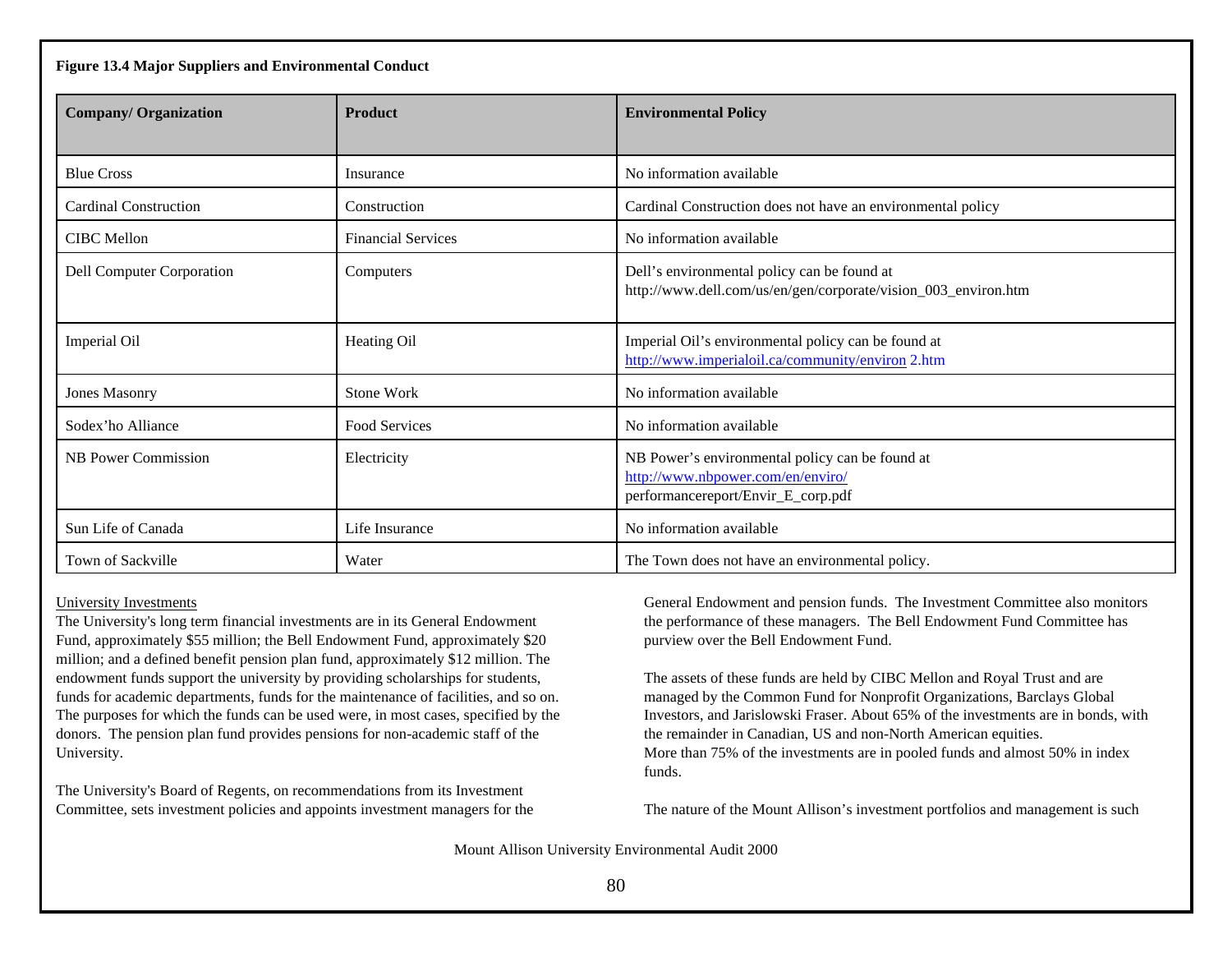**Figure 13.4 Major Suppliers and Environmental Conduct**

| Company/ Organization | Product | Environmental Policy |
|---|---|---|
| Blue Cross | Insurance | No information available |
| Cardinal Construction | Construction | Cardinal Construction does not have an environmental policy |
| CIBC Mellon | Financial Services | No information available |
| Dell Computer Corporation | Computers | Dell's environmental policy can be found at http://www.dell.com/us/en/gen/corporate/vision_003_environ.htm |
| Imperial Oil | Heating Oil | Imperial Oil's environmental policy can be found at http://www.imperialoil.ca/community/environ 2.htm |
| Jones Masonry | Stone Work | No information available |
| Sodex'ho Alliance | Food Services | No information available |
| NB Power Commission | Electricity | NB Power's environmental policy can be found at http://www.nbpower.com/en/enviro/ performancereport/Envir_E_corp.pdf |
| Sun Life of Canada | Life Insurance | No information available |
| Town of Sackville | Water | The Town does not have an environmental policy. |

University Investments

The University's long term financial investments are in its General Endowment Fund, approximately $55 million; the Bell Endowment Fund, approximately $20 million; and a defined benefit pension plan fund, approximately $12 million. The endowment funds support the university by providing scholarships for students, funds for academic departments, funds for the maintenance of facilities, and so on. The purposes for which the funds can be used were, in most cases, specified by the donors. The pension plan fund provides pensions for non-academic staff of the University.

The University's Board of Regents, on recommendations from its Investment Committee, sets investment policies and appoints investment managers for the General Endowment and pension funds. The Investment Committee also monitors the performance of these managers. The Bell Endowment Fund Committee has purview over the Bell Endowment Fund.

The assets of these funds are held by CIBC Mellon and Royal Trust and are managed by the Common Fund for Nonprofit Organizations, Barclays Global Investors, and Jarislowski Fraser. About 65% of the investments are in bonds, with the remainder in Canadian, US and non-North American equities.
More than 75% of the investments are in pooled funds and almost 50% in index funds.

The nature of the Mount Allison's investment portfolios and management is such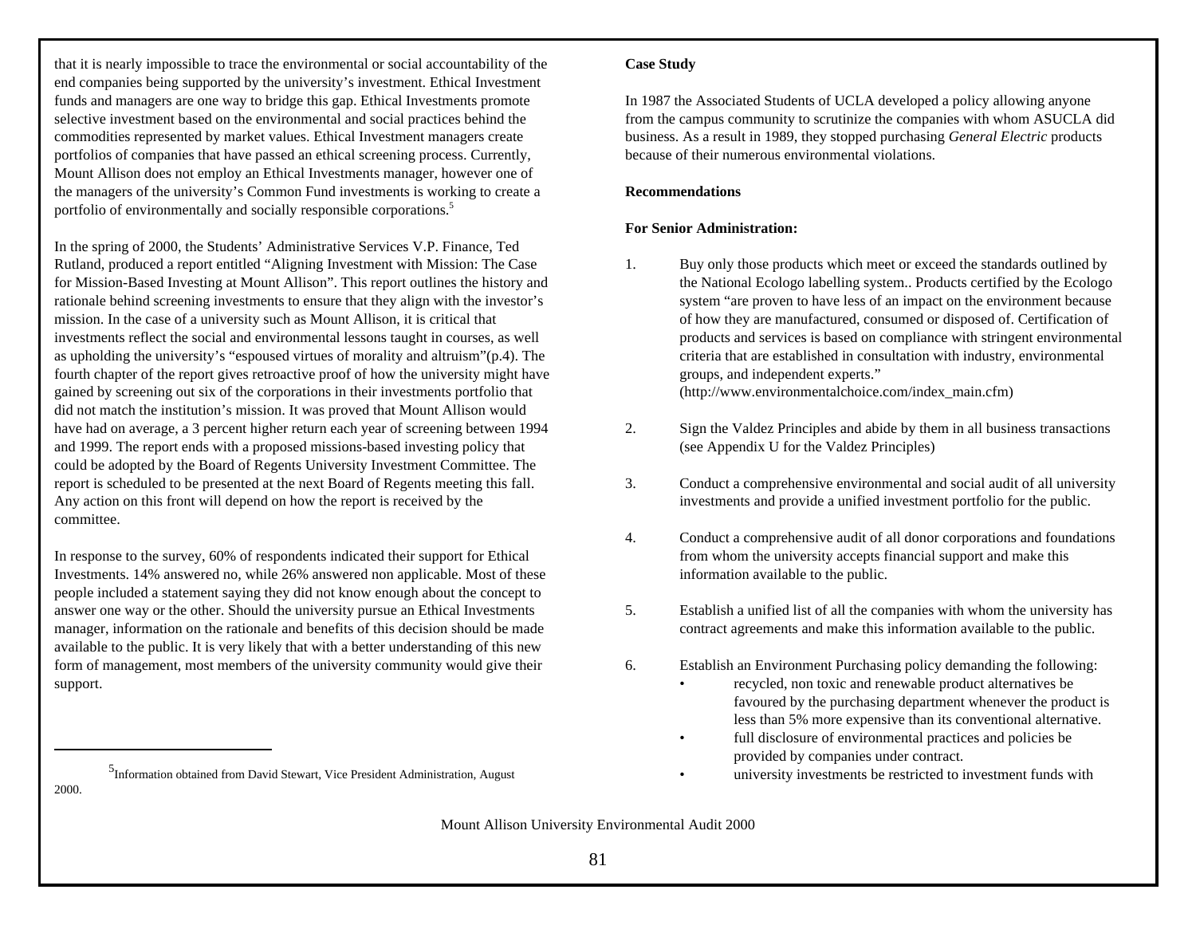that it is nearly impossible to trace the environmental or social accountability of the end companies being supported by the university's investment. Ethical Investment funds and managers are one way to bridge this gap. Ethical Investments promote selective investment based on the environmental and social practices behind the commodities represented by market values. Ethical Investment managers create portfolios of companies that have passed an ethical screening process. Currently, Mount Allison does not employ an Ethical Investments manager, however one of the managers of the university's Common Fund investments is working to create a portfolio of environmentally and socially responsible corporations.[5]

In the spring of 2000, the Students' Administrative Services V.P. Finance, Ted Rutland, produced a report entitled "Aligning Investment with Mission: The Case for Mission-Based Investing at Mount Allison". This report outlines the history and rationale behind screening investments to ensure that they align with the investor's mission. In the case of a university such as Mount Allison, it is critical that investments reflect the social and environmental lessons taught in courses, as well as upholding the university's "espoused virtues of morality and altruism"(p.4). The fourth chapter of the report gives retroactive proof of how the university might have gained by screening out six of the corporations in their investments portfolio that did not match the institution's mission. It was proved that Mount Allison would have had on average, a 3 percent higher return each year of screening between 1994 and 1999. The report ends with a proposed missions-based investing policy that could be adopted by the Board of Regents University Investment Committee. The report is scheduled to be presented at the next Board of Regents meeting this fall. Any action on this front will depend on how the report is received by the committee.

In response to the survey, 60% of respondents indicated their support for Ethical Investments. 14% answered no, while 26% answered non applicable. Most of these people included a statement saying they did not know enough about the concept to answer one way or the other. Should the university pursue an Ethical Investments manager, information on the rationale and benefits of this decision should be made available to the public. It is very likely that with a better understanding of this new form of management, most members of the university community would give their support.

[5] Information obtained from David Stewart, Vice President Administration, August 2000.

**Case Study**

In 1987 the Associated Students of UCLA developed a policy allowing anyone from the campus community to scrutinize the companies with whom ASUCLA did business. As a result in 1989, they stopped purchasing *General Electric* products because of their numerous environmental violations.

**Recommendations**

**For Senior Administration:**

1. Buy only those products which meet or exceed the standards outlined by the National Ecologo labelling system.. Products certified by the Ecologo system "are proven to have less of an impact on the environment because of how they are manufactured, consumed or disposed of. Certification of products and services is based on compliance with stringent environmental criteria that are established in consultation with industry, environmental groups, and independent experts." (http://www.environmentalchoice.com/index_main.cfm)

2. Sign the Valdez Principles and abide by them in all business transactions (see Appendix U for the Valdez Principles)

3. Conduct a comprehensive environmental and social audit of all university investments and provide a unified investment portfolio for the public.

4. Conduct a comprehensive audit of all donor corporations and foundations from whom the university accepts financial support and make this information available to the public.

5. Establish a unified list of all the companies with whom the university has contract agreements and make this information available to the public.

6. Establish an Environment Purchasing policy demanding the following:
   - recycled, non toxic and renewable product alternatives be favoured by the purchasing department whenever the product is less than 5% more expensive than its conventional alternative.
   - full disclosure of environmental practices and policies be provided by companies under contract.
   - university investments be restricted to investment funds with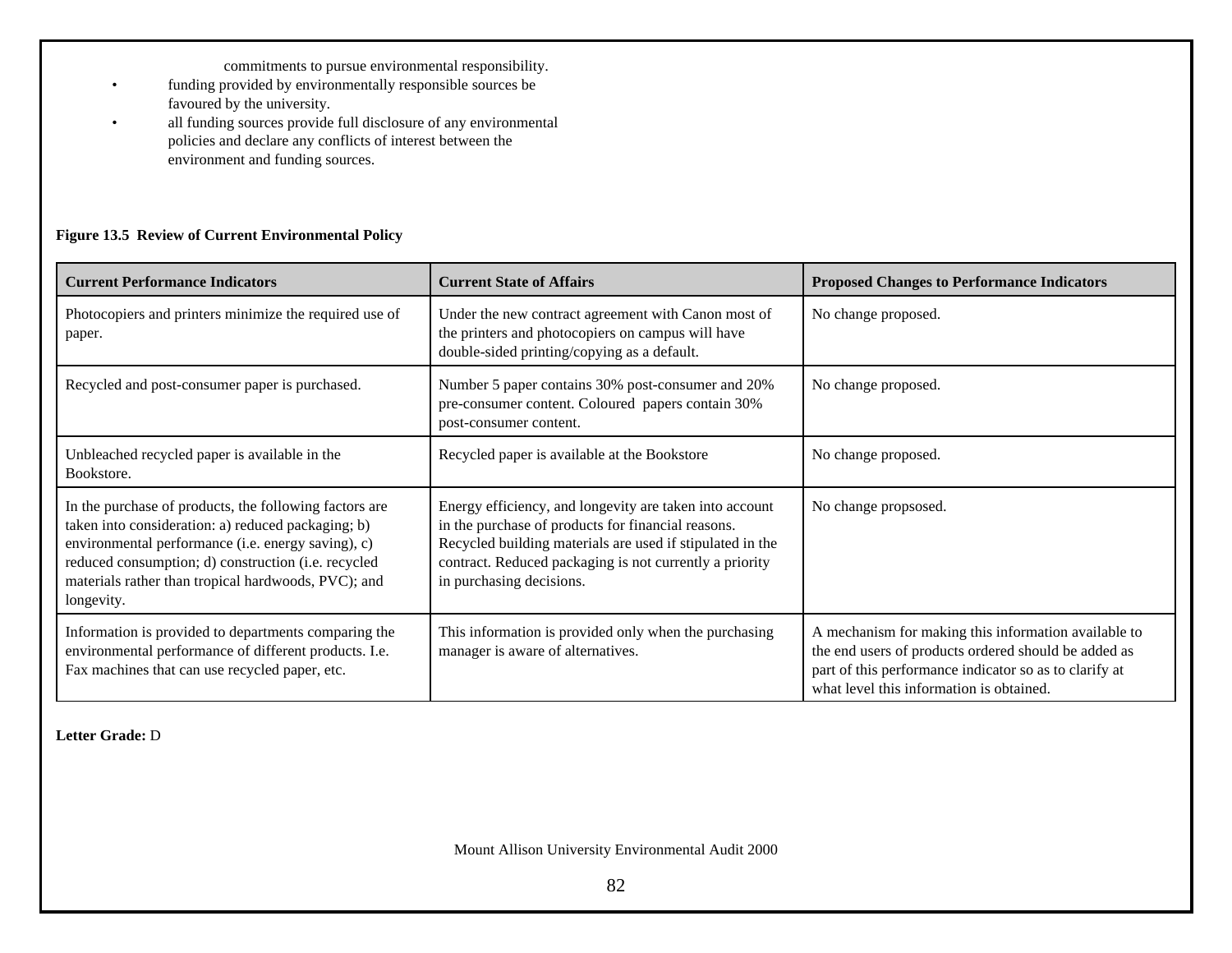commitments to pursue environmental responsibility.

- funding provided by environmentally responsible sources be favoured by the university.
- all funding sources provide full disclosure of any environmental policies and declare any conflicts of interest between the environment and funding sources.

**Figure 13.5 Review of Current Environmental Policy**

| Current Performance Indicators | Current State of Affairs | Proposed Changes to Performance Indicators |
|---|---|---|
| Photocopiers and printers minimize the required use of paper. | Under the new contract agreement with Canon most of the printers and photocopiers on campus will have double-sided printing/copying as a default. | No change proposed. |
| Recycled and post-consumer paper is purchased. | Number 5 paper contains 30% post-consumer and 20% pre-consumer content. Coloured papers contain 30% post-consumer content. | No change proposed. |
| Unbleached recycled paper is available in the Bookstore. | Recycled paper is available at the Bookstore | No change proposed. |
| In the purchase of products, the following factors are taken into consideration: a) reduced packaging; b) environmental performance (i.e. energy saving), c) reduced consumption; d) construction (i.e. recycled materials rather than tropical hardwoods, PVC); and longevity. | Energy efficiency, and longevity are taken into account in the purchase of products for financial reasons. Recycled building materials are used if stipulated in the contract. Reduced packaging is not currently a priority in purchasing decisions. | No change propsosed. |
| Information is provided to departments comparing the environmental performance of different products. I.e. Fax machines that can use recycled paper, etc. | This information is provided only when the purchasing manager is aware of alternatives. | A mechanism for making this information available to the end users of products ordered should be added as part of this performance indicator so as to clarify at what level this information is obtained. |

**Letter Grade:** D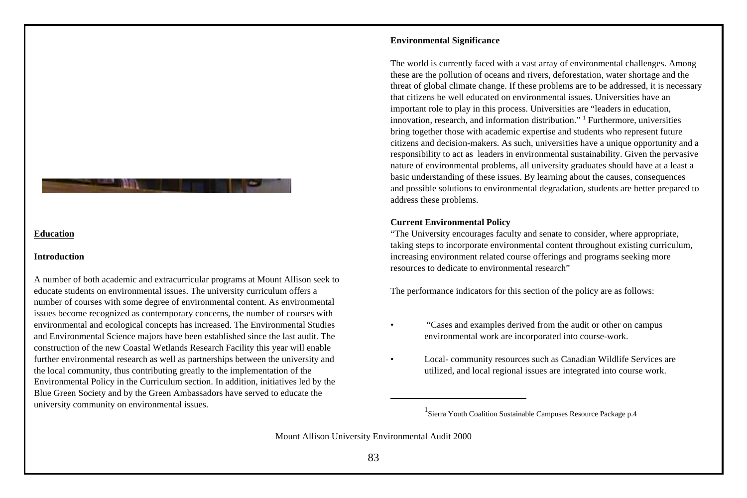## Education

### Introduction

A number of both academic and extracurricular programs at Mount Allison seek to educate students on environmental issues. The university curriculum offers a number of courses with some degree of environmental content. As environmental issues become recognized as contemporary concerns, the number of courses with environmental and ecological concepts has increased. The Environmental Studies and Environmental Science majors have been established since the last audit. The construction of the new Coastal Wetlands Research Facility this year will enable further environmental research as well as partnerships between the university and the local community, thus contributing greatly to the implementation of the Environmental Policy in the Curriculum section. In addition, initiatives led by the Blue Green Society and by the Green Ambassadors have served to educate the university community on environmental issues.

### Environmental Significance

The world is currently faced with a vast array of environmental challenges. Among these are the pollution of oceans and rivers, deforestation, water shortage and the threat of global climate change. If these problems are to be addressed, it is necessary that citizens be well educated on environmental issues. Universities have an important role to play in this process. Universities are "leaders in education, innovation, research, and information distribution." [1] Furthermore, universities bring together those with academic expertise and students who represent future citizens and decision-makers. As such, universities have a unique opportunity and a responsibility to act as leaders in environmental sustainability. Given the pervasive nature of environmental problems, all university graduates should have at a least a basic understanding of these issues. By learning about the causes, consequences and possible solutions to environmental degradation, students are better prepared to address these problems.

### Current Environmental Policy

"The University encourages faculty and senate to consider, where appropriate, taking steps to incorporate environmental content throughout existing curriculum, increasing environment related course offerings and programs seeking more resources to dedicate to environmental research"

The performance indicators for this section of the policy are as follows:

- "Cases and examples derived from the audit or other on campus environmental work are incorporated into course-work.
- Local- community resources such as Canadian Wildlife Services are utilized, and local regional issues are integrated into course work.

[1] Sierra Youth Coalition Sustainable Campuses Resource Package p.4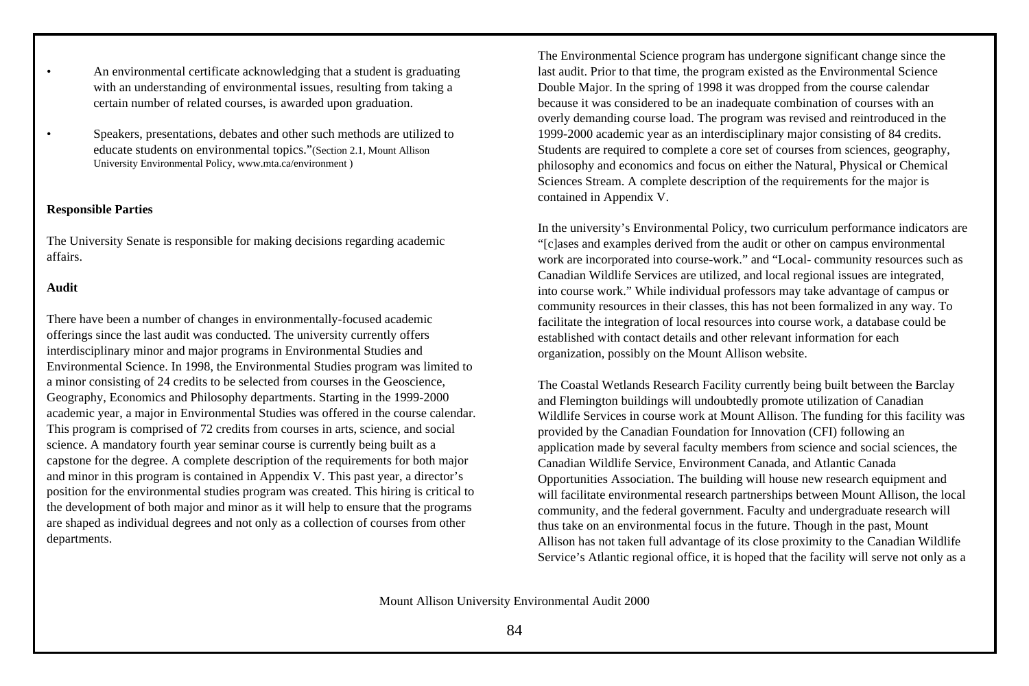- An environmental certificate acknowledging that a student is graduating with an understanding of environmental issues, resulting from taking a certain number of related courses, is awarded upon graduation.

- Speakers, presentations, debates and other such methods are utilized to educate students on environmental topics."(Section 2.1, Mount Allison University Environmental Policy, www.mta.ca/environment )

**Responsible Parties**

The University Senate is responsible for making decisions regarding academic affairs.

**Audit**

There have been a number of changes in environmentally-focused academic offerings since the last audit was conducted. The university currently offers interdisciplinary minor and major programs in Environmental Studies and Environmental Science. In 1998, the Environmental Studies program was limited to a minor consisting of 24 credits to be selected from courses in the Geoscience, Geography, Economics and Philosophy departments. Starting in the 1999-2000 academic year, a major in Environmental Studies was offered in the course calendar. This program is comprised of 72 credits from courses in arts, science, and social science. A mandatory fourth year seminar course is currently being built as a capstone for the degree. A complete description of the requirements for both major and minor in this program is contained in Appendix V. This past year, a director's position for the environmental studies program was created. This hiring is critical to the development of both major and minor as it will help to ensure that the programs are shaped as individual degrees and not only as a collection of courses from other departments.

The Environmental Science program has undergone significant change since the last audit. Prior to that time, the program existed as the Environmental Science Double Major. In the spring of 1998 it was dropped from the course calendar because it was considered to be an inadequate combination of courses with an overly demanding course load. The program was revised and reintroduced in the 1999-2000 academic year as an interdisciplinary major consisting of 84 credits. Students are required to complete a core set of courses from sciences, geography, philosophy and economics and focus on either the Natural, Physical or Chemical Sciences Stream. A complete description of the requirements for the major is contained in Appendix V.

In the university's Environmental Policy, two curriculum performance indicators are "[c]ases and examples derived from the audit or other on campus environmental work are incorporated into course-work." and "Local- community resources such as Canadian Wildlife Services are utilized, and local regional issues are integrated, into course work." While individual professors may take advantage of campus or community resources in their classes, this has not been formalized in any way. To facilitate the integration of local resources into course work, a database could be established with contact details and other relevant information for each organization, possibly on the Mount Allison website.

The Coastal Wetlands Research Facility currently being built between the Barclay and Flemington buildings will undoubtedly promote utilization of Canadian Wildlife Services in course work at Mount Allison. The funding for this facility was provided by the Canadian Foundation for Innovation (CFI) following an application made by several faculty members from science and social sciences, the Canadian Wildlife Service, Environment Canada, and Atlantic Canada Opportunities Association. The building will house new research equipment and will facilitate environmental research partnerships between Mount Allison, the local community, and the federal government. Faculty and undergraduate research will thus take on an environmental focus in the future. Though in the past, Mount Allison has not taken full advantage of its close proximity to the Canadian Wildlife Service's Atlantic regional office, it is hoped that the facility will serve not only as a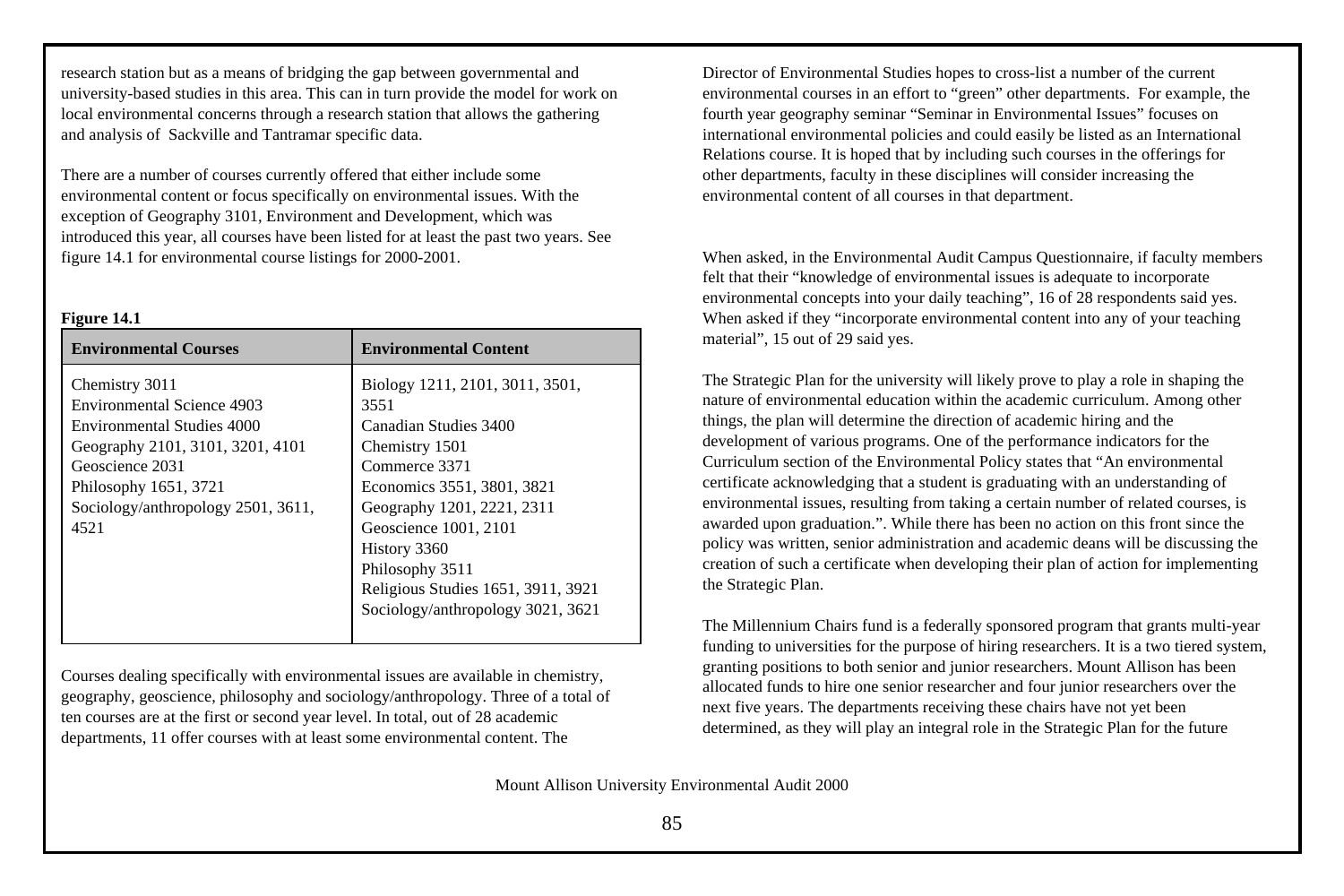research station but as a means of bridging the gap between governmental and university-based studies in this area. This can in turn provide the model for work on local environmental concerns through a research station that allows the gathering and analysis of Sackville and Tantramar specific data.

There are a number of courses currently offered that either include some environmental content or focus specifically on environmental issues. With the exception of Geography 3101, Environment and Development, which was introduced this year, all courses have been listed for at least the past two years. See figure 14.1 for environmental course listings for 2000-2001.

**Figure 14.1**

| Environmental Courses | Environmental Content |
|---|---|
| Chemistry 3011<br>Environmental Science 4903<br>Environmental Studies 4000<br>Geography 2101, 3101, 3201, 4101<br>Geoscience 2031<br>Philosophy 1651, 3721<br>Sociology/anthropology 2501, 3611, 4521 | Biology 1211, 2101, 3011, 3501, 3551<br>Canadian Studies 3400<br>Chemistry 1501<br>Commerce 3371<br>Economics 3551, 3801, 3821<br>Geography 1201, 2221, 2311<br>Geoscience 1001, 2101<br>History 3360<br>Philosophy 3511<br>Religious Studies 1651, 3911, 3921<br>Sociology/anthropology 3021, 3621 |

Courses dealing specifically with environmental issues are available in chemistry, geography, geoscience, philosophy and sociology/anthropology. Three of a total of ten courses are at the first or second year level. In total, out of 28 academic departments, 11 offer courses with at least some environmental content. The Director of Environmental Studies hopes to cross-list a number of the current environmental courses in an effort to "green" other departments. For example, the fourth year geography seminar "Seminar in Environmental Issues" focuses on international environmental policies and could easily be listed as an International Relations course. It is hoped that by including such courses in the offerings for other departments, faculty in these disciplines will consider increasing the environmental content of all courses in that department.

When asked, in the Environmental Audit Campus Questionnaire, if faculty members felt that their "knowledge of environmental issues is adequate to incorporate environmental concepts into your daily teaching", 16 of 28 respondents said yes. When asked if they "incorporate environmental content into any of your teaching material", 15 out of 29 said yes.

The Strategic Plan for the university will likely prove to play a role in shaping the nature of environmental education within the academic curriculum. Among other things, the plan will determine the direction of academic hiring and the development of various programs. One of the performance indicators for the Curriculum section of the Environmental Policy states that "An environmental certificate acknowledging that a student is graduating with an understanding of environmental issues, resulting from taking a certain number of related courses, is awarded upon graduation.". While there has been no action on this front since the policy was written, senior administration and academic deans will be discussing the creation of such a certificate when developing their plan of action for implementing the Strategic Plan.

The Millennium Chairs fund is a federally sponsored program that grants multi-year funding to universities for the purpose of hiring researchers. It is a two tiered system, granting positions to both senior and junior researchers. Mount Allison has been allocated funds to hire one senior researcher and four junior researchers over the next five years. The departments receiving these chairs have not yet been determined, as they will play an integral role in the Strategic Plan for the future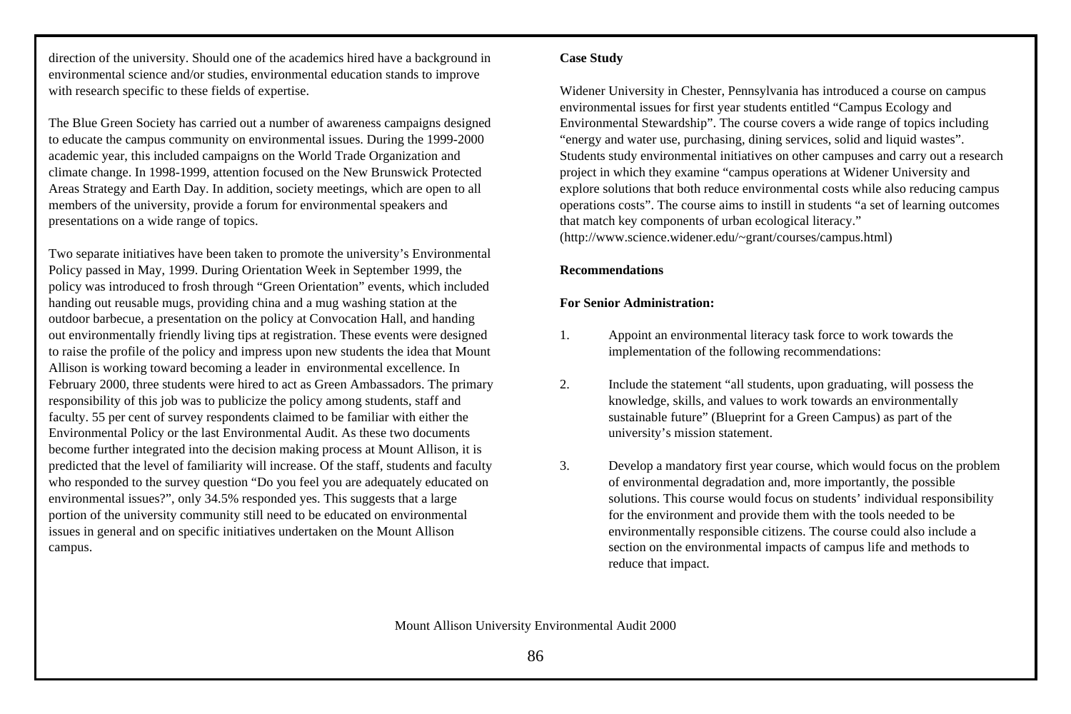direction of the university. Should one of the academics hired have a background in environmental science and/or studies, environmental education stands to improve with research specific to these fields of expertise.

The Blue Green Society has carried out a number of awareness campaigns designed to educate the campus community on environmental issues. During the 1999-2000 academic year, this included campaigns on the World Trade Organization and climate change. In 1998-1999, attention focused on the New Brunswick Protected Areas Strategy and Earth Day. In addition, society meetings, which are open to all members of the university, provide a forum for environmental speakers and presentations on a wide range of topics.

Two separate initiatives have been taken to promote the university's Environmental Policy passed in May, 1999. During Orientation Week in September 1999, the policy was introduced to frosh through "Green Orientation" events, which included handing out reusable mugs, providing china and a mug washing station at the outdoor barbecue, a presentation on the policy at Convocation Hall, and handing out environmentally friendly living tips at registration. These events were designed to raise the profile of the policy and impress upon new students the idea that Mount Allison is working toward becoming a leader in environmental excellence. In February 2000, three students were hired to act as Green Ambassadors. The primary responsibility of this job was to publicize the policy among students, staff and faculty. 55 per cent of survey respondents claimed to be familiar with either the Environmental Policy or the last Environmental Audit. As these two documents become further integrated into the decision making process at Mount Allison, it is predicted that the level of familiarity will increase. Of the staff, students and faculty who responded to the survey question "Do you feel you are adequately educated on environmental issues?", only 34.5% responded yes. This suggests that a large portion of the university community still need to be educated on environmental issues in general and on specific initiatives undertaken on the Mount Allison campus.

**Case Study**

Widener University in Chester, Pennsylvania has introduced a course on campus environmental issues for first year students entitled "Campus Ecology and Environmental Stewardship". The course covers a wide range of topics including "energy and water use, purchasing, dining services, solid and liquid wastes". Students study environmental initiatives on other campuses and carry out a research project in which they examine "campus operations at Widener University and explore solutions that both reduce environmental costs while also reducing campus operations costs". The course aims to instill in students "a set of learning outcomes that match key components of urban ecological literacy." (http://www.science.widener.edu/~grant/courses/campus.html)

**Recommendations**

**For Senior Administration:**

1. Appoint an environmental literacy task force to work towards the implementation of the following recommendations:

2. Include the statement "all students, upon graduating, will possess the knowledge, skills, and values to work towards an environmentally sustainable future" (Blueprint for a Green Campus) as part of the university's mission statement.

3. Develop a mandatory first year course, which would focus on the problem of environmental degradation and, more importantly, the possible solutions. This course would focus on students' individual responsibility for the environment and provide them with the tools needed to be environmentally responsible citizens. The course could also include a section on the environmental impacts of campus life and methods to reduce that impact.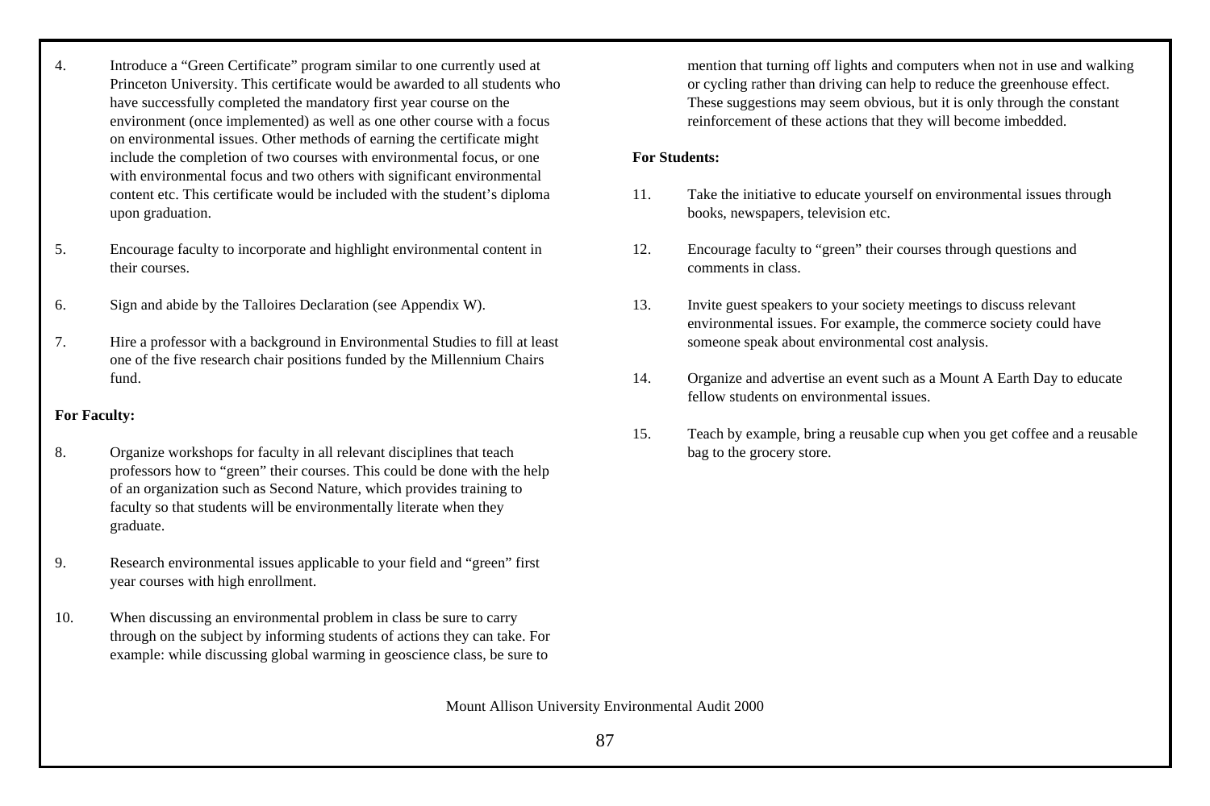4. Introduce a "Green Certificate" program similar to one currently used at Princeton University. This certificate would be awarded to all students who have successfully completed the mandatory first year course on the environment (once implemented) as well as one other course with a focus on environmental issues. Other methods of earning the certificate might include the completion of two courses with environmental focus, or one with environmental focus and two others with significant environmental content etc. This certificate would be included with the student's diploma upon graduation.

5. Encourage faculty to incorporate and highlight environmental content in their courses.

6. Sign and abide by the Talloires Declaration (see Appendix W).

7. Hire a professor with a background in Environmental Studies to fill at least one of the five research chair positions funded by the Millennium Chairs fund.

**For Faculty:**

8. Organize workshops for faculty in all relevant disciplines that teach professors how to "green" their courses. This could be done with the help of an organization such as Second Nature, which provides training to faculty so that students will be environmentally literate when they graduate.

9. Research environmental issues applicable to your field and "green" first year courses with high enrollment.

10. When discussing an environmental problem in class be sure to carry through on the subject by informing students of actions they can take. For example: while discussing global warming in geoscience class, be sure to mention that turning off lights and computers when not in use and walking or cycling rather than driving can help to reduce the greenhouse effect. These suggestions may seem obvious, but it is only through the constant reinforcement of these actions that they will become imbedded.

**For Students:**

11. Take the initiative to educate yourself on environmental issues through books, newspapers, television etc.

12. Encourage faculty to "green" their courses through questions and comments in class.

13. Invite guest speakers to your society meetings to discuss relevant environmental issues. For example, the commerce society could have someone speak about environmental cost analysis.

14. Organize and advertise an event such as a Mount A Earth Day to educate fellow students on environmental issues.

15. Teach by example, bring a reusable cup when you get coffee and a reusable bag to the grocery store.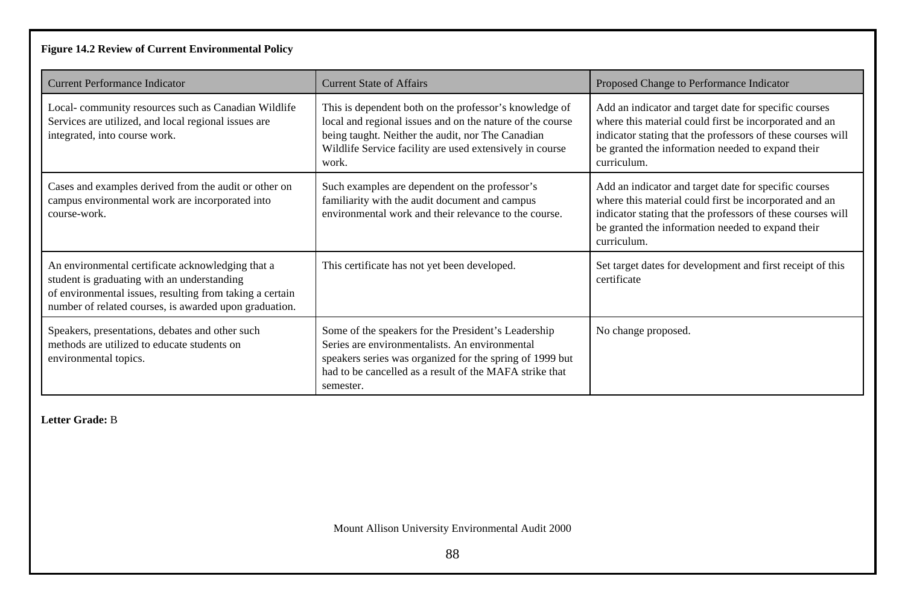**Figure 14.2 Review of Current Environmental Policy**

| Current Performance Indicator | Current State of Affairs | Proposed Change to Performance Indicator |
|---|---|---|
| Local- community resources such as Canadian Wildlife Services are utilized, and local regional issues are integrated, into course work. | This is dependent both on the professor's knowledge of local and regional issues and on the nature of the course being taught. Neither the audit, nor The Canadian Wildlife Service facility are used extensively in course work. | Add an indicator and target date for specific courses where this material could first be incorporated and an indicator stating that the professors of these courses will be granted the information needed to expand their curriculum. |
| Cases and examples derived from the audit or other on campus environmental work are incorporated into course-work. | Such examples are dependent on the professor's familiarity with the audit document and campus environmental work and their relevance to the course. | Add an indicator and target date for specific courses where this material could first be incorporated and an indicator stating that the professors of these courses will be granted the information needed to expand their curriculum. |
| An environmental certificate acknowledging that a student is graduating with an understanding of environmental issues, resulting from taking a certain number of related courses, is awarded upon graduation. | This certificate has not yet been developed. | Set target dates for development and first receipt of this certificate |
| Speakers, presentations, debates and other such methods are utilized to educate students on environmental topics. | Some of the speakers for the President's Leadership Series are environmentalists. An environmental speakers series was organized for the spring of 1999 but had to be cancelled as a result of the MAFA strike that semester. | No change proposed. |

**Letter Grade:** B